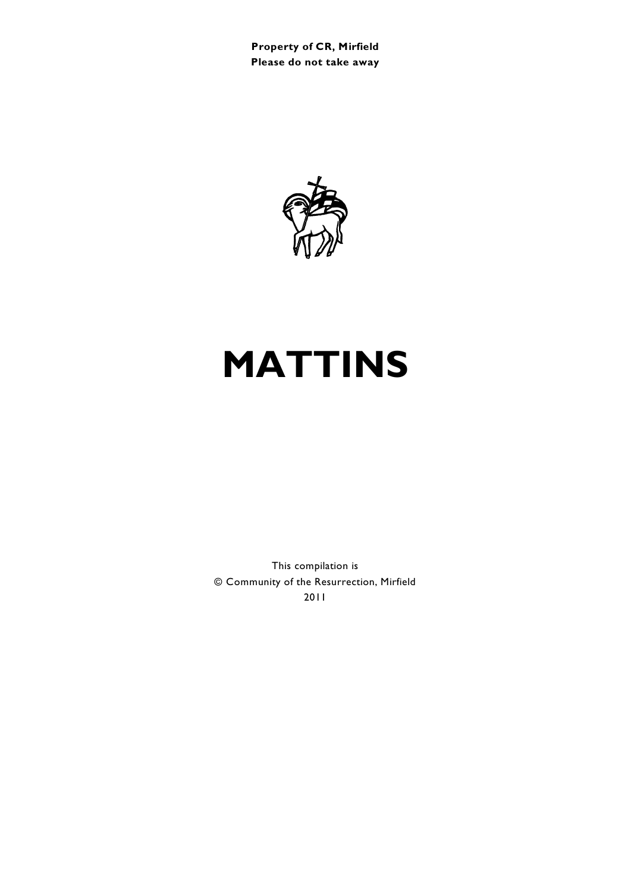**Property of CR, Mirfield**
**Please do not take away**

# MATTINS

This compilation is
© Community of the Resurrection, Mirfield
2011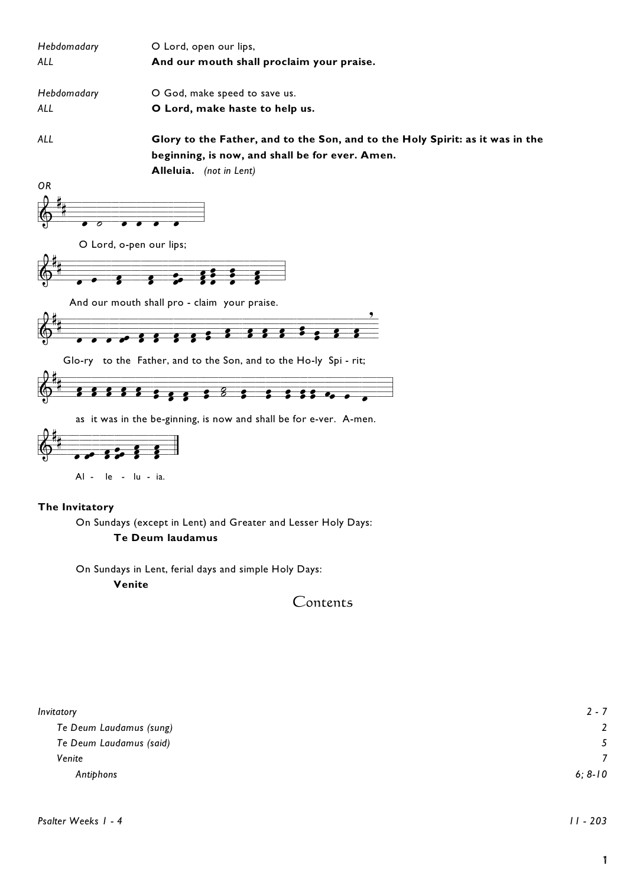| | |
|---|---|
| *Hebdomadary* | O Lord, open our lips, |
| *ALL* | **And our mouth shall proclaim your praise.** |
| *Hebdomadary* | O God, make speed to save us. |
| *ALL* | **O Lord, make haste to help us.** |
| *ALL* | **Glory to the Father, and to the Son, and to the Holy Spirit: as it was in the beginning, is now, and shall be for ever. Amen.** |
| | **Alleluia.** *(not in Lent)* |

*OR*

O Lord, o-pen our lips;

And our mouth shall pro - claim your praise.

Glo-ry to the Father, and to the Son, and to the Ho-ly Spi - rit;

as it was in the be-ginning, is now and shall be for e-ver. A-men.

Al - le - lu - ia.

**The Invitatory**

On Sundays (except in Lent) and Greater and Lesser Holy Days:

**Te Deum laudamus**

On Sundays in Lent, ferial days and simple Holy Days:

**Venite**

# Contents

| | |
|---|---|
| *Invitatory* | *2 - 7* |
| *Te Deum Laudamus (sung)* | *2* |
| *Te Deum Laudamus (said)* | *5* |
| *Venite* | *7* |
| *Antiphons* | *6; 8-10* |
| | |
| *Psalter Weeks 1 - 4* | *11 - 203* |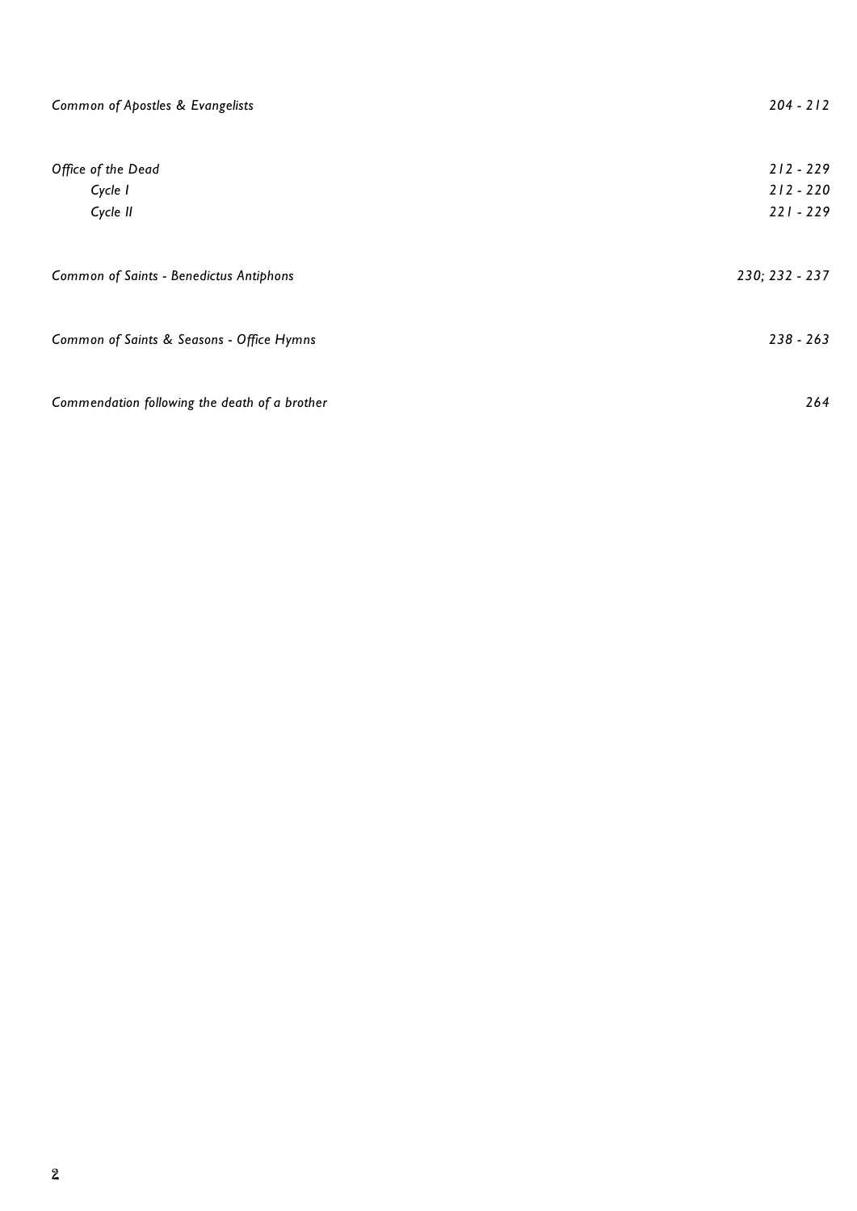| | |
|---|---|
| *Common of Apostles & Evangelists* | *204 - 212* |
| | |
| *Office of the Dead* | *212 - 229* |
| *Cycle I* | *212 - 220* |
| *Cycle II* | *221 - 229* |
| | |
| *Common of Saints - Benedictus Antiphons* | *230; 232 - 237* |
| | |
| *Common of Saints & Seasons - Office Hymns* | *238 - 263* |
| | |
| *Commendation following the death of a brother* | *264* |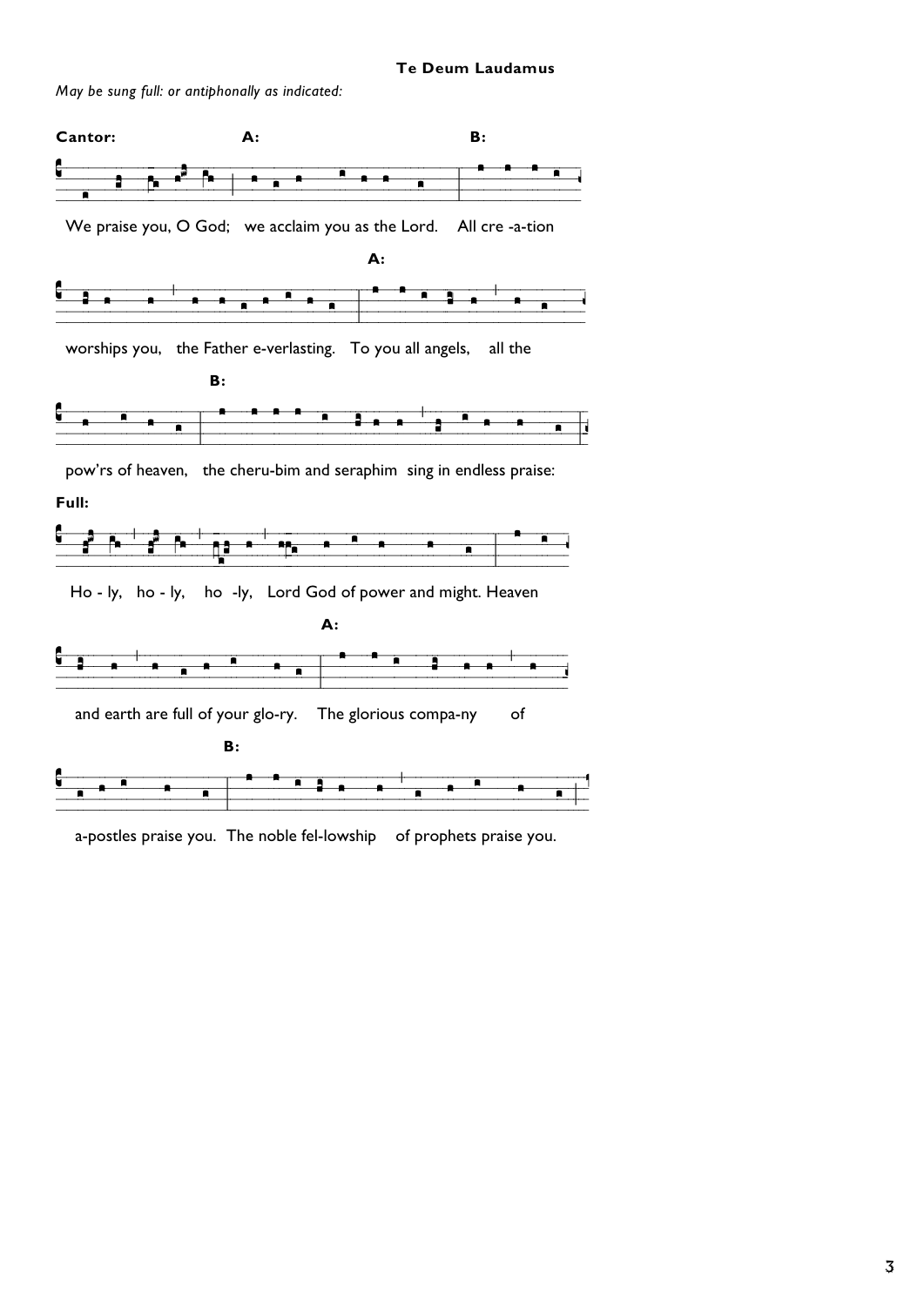### Te Deum Laudamus

*May be sung full: or antiphonally as indicated:*

**Cantor:** We praise you, O God; **A:** we acclaim you as the Lord. **B:** All cre -a-tion worships you, the Father e-verlasting.

**A:** To you all angels, all the pow'rs of heaven, **B:** the cheru-bim and seraphim sing in endless praise:

**Full:** Ho - ly, ho - ly, ho -ly, Lord God of power and might. Heaven and earth are full of your glo-ry.

**A:** The glorious compa-ny of a-postles praise you.

**B:** The noble fel-lowship of prophets praise you.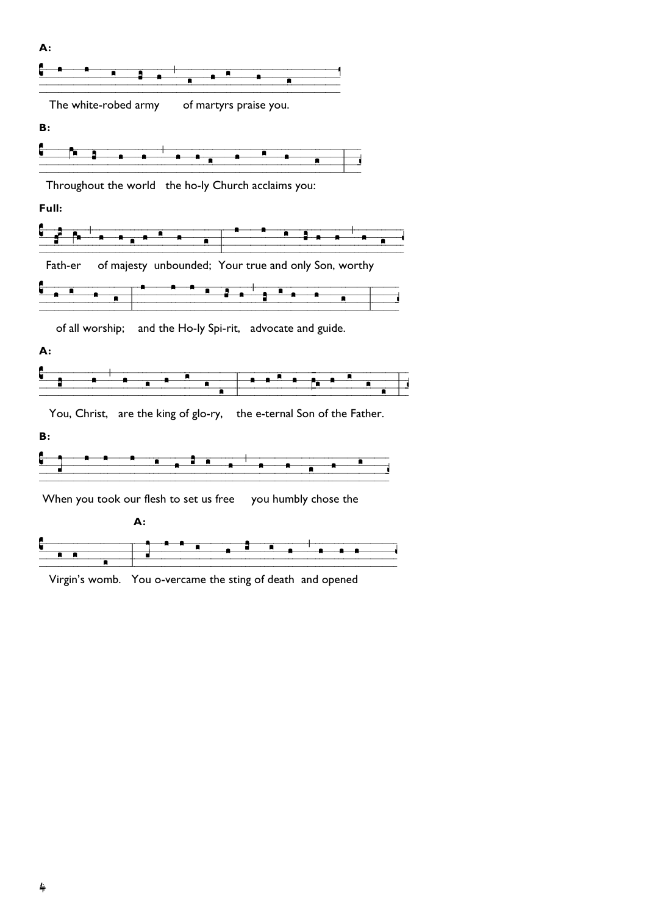**A:**

The white-robed army of martyrs praise you.

**B:**

Throughout the world the ho-ly Church acclaims you:

**Full:**

Fath-er of majesty unbounded; Your true and only Son, worthy

of all worship; and the Ho-ly Spi-rit, advocate and guide.

**A:**

You, Christ, are the king of glo-ry, the e-ternal Son of the Father.

**B:**

When you took our flesh to set us free you humbly chose the

Virgin's womb.

**A:**

You o-vercame the sting of death and opened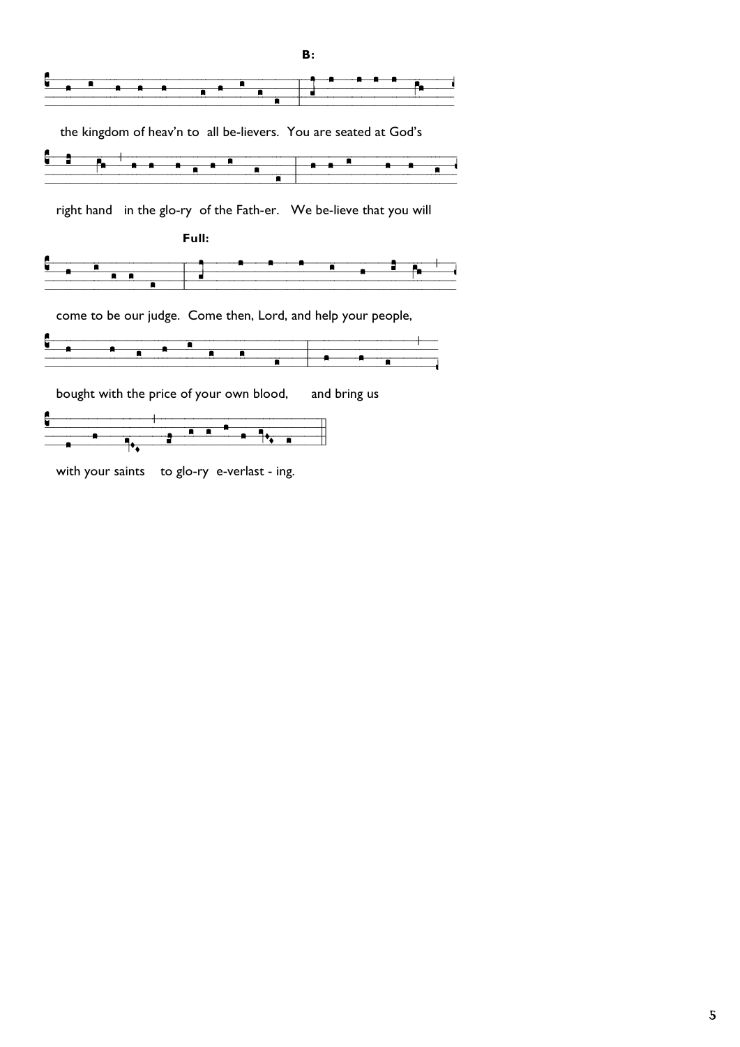**B:**

the kingdom of heav'n to all be-lievers. You are seated at God's

right hand in the glo-ry of the Fath-er. We be-lieve that you will

**Full:**

come to be our judge. Come then, Lord, and help your people,

bought with the price of your own blood, and bring us

with your saints to glo-ry e-verlast - ing.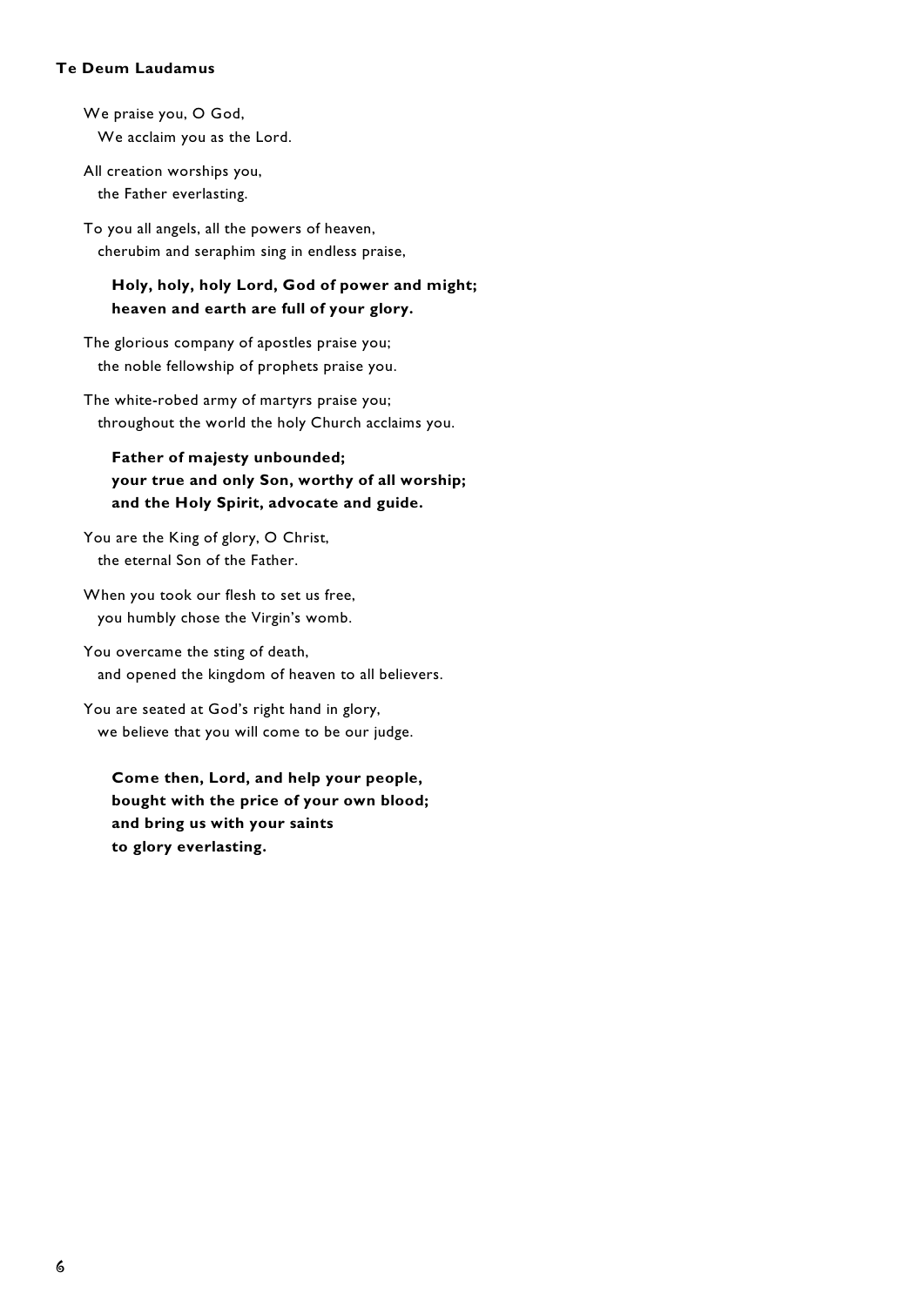**Te Deum Laudamus**

We praise you, O God,
We acclaim you as the Lord.

All creation worships you,
the Father everlasting.

To you all angels, all the powers of heaven,
cherubim and seraphim sing in endless praise,

**Holy, holy, holy Lord, God of power and might;**
**heaven and earth are full of your glory.**

The glorious company of apostles praise you;
the noble fellowship of prophets praise you.

The white-robed army of martyrs praise you;
throughout the world the holy Church acclaims you.

**Father of majesty unbounded;**
**your true and only Son, worthy of all worship;**
**and the Holy Spirit, advocate and guide.**

You are the King of glory, O Christ,
the eternal Son of the Father.

When you took our flesh to set us free,
you humbly chose the Virgin's womb.

You overcame the sting of death,
and opened the kingdom of heaven to all believers.

You are seated at God's right hand in glory,
we believe that you will come to be our judge.

**Come then, Lord, and help your people,**
**bought with the price of your own blood;**
**and bring us with your saints**
**to glory everlasting.**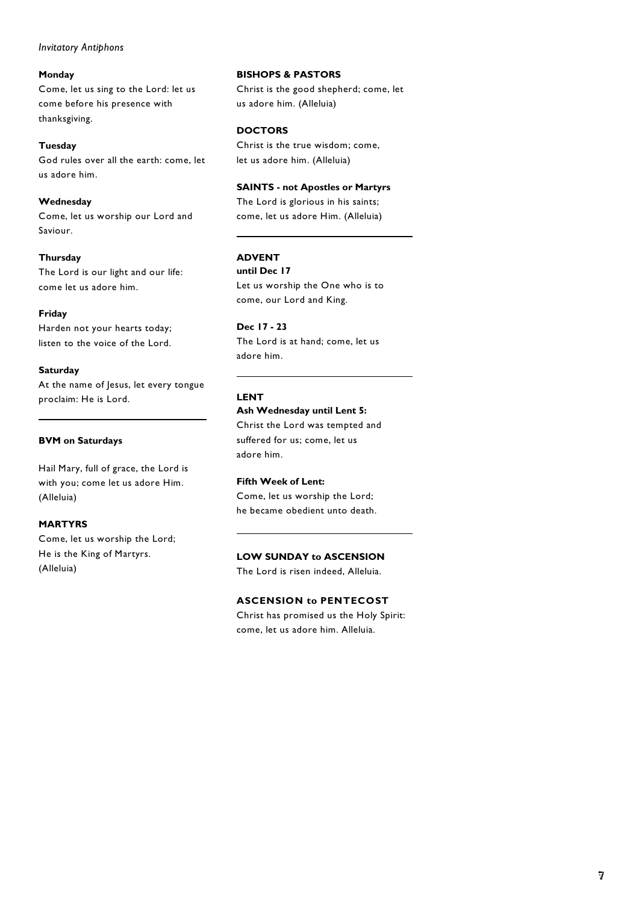*Invitatory Antiphons*

**Monday**

Come, let us sing to the Lord: let us come before his presence with thanksgiving.

**Tuesday**

God rules over all the earth: come, let us adore him.

**Wednesday**

Come, let us worship our Lord and Saviour.

**Thursday**

The Lord is our light and our life: come let us adore him.

**Friday**

Harden not your hearts today; listen to the voice of the Lord.

**Saturday**

At the name of Jesus, let every tongue proclaim: He is Lord.

---

**BVM on Saturdays**

Hail Mary, full of grace, the Lord is with you; come let us adore Him. (Alleluia)

**MARTYRS**

Come, let us worship the Lord; He is the King of Martyrs. (Alleluia)

**BISHOPS & PASTORS**

Christ is the good shepherd; come, let us adore him. (Alleluia)

**DOCTORS**

Christ is the true wisdom; come, let us adore him. (Alleluia)

**SAINTS - not Apostles or Martyrs**

The Lord is glorious in his saints; come, let us adore Him. (Alleluia)

---

**ADVENT**

**until Dec 17**

Let us worship the One who is to come, our Lord and King.

**Dec 17 - 23**

The Lord is at hand; come, let us adore him.

---

**LENT**

**Ash Wednesday until Lent 5:**

Christ the Lord was tempted and suffered for us; come, let us adore him.

**Fifth Week of Lent:**

Come, let us worship the Lord; he became obedient unto death.

---

**LOW SUNDAY to ASCENSION**

The Lord is risen indeed, Alleluia.

**ASCENSION to PENTECOST**

Christ has promised us the Holy Spirit: come, let us adore him. Alleluia.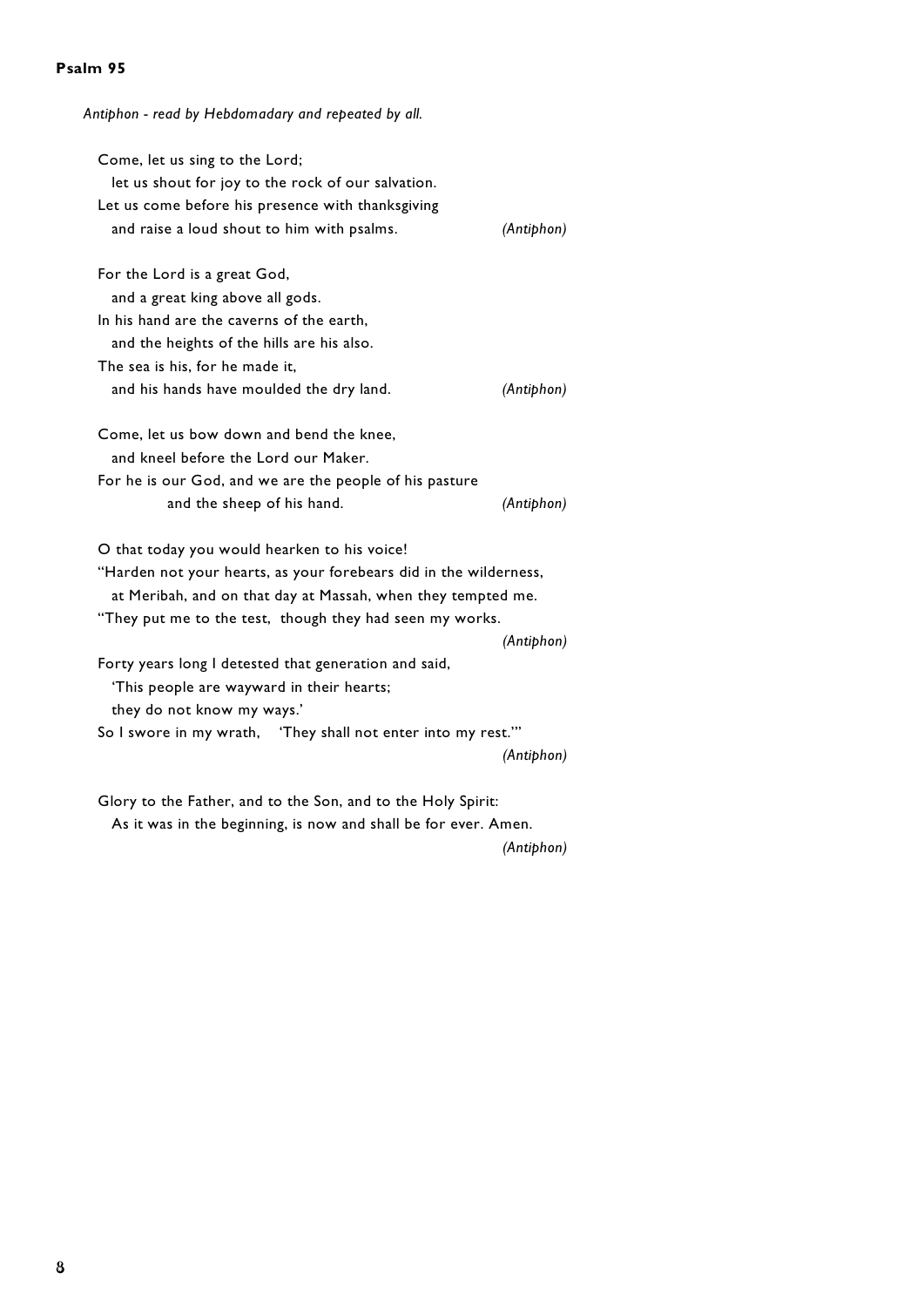**Psalm 95**

*Antiphon - read by Hebdomadary and repeated by all.*

Come, let us sing to the Lord;
let us shout for joy to the rock of our salvation.
Let us come before his presence with thanksgiving
and raise a loud shout to him with psalms. *(Antiphon)*

For the Lord is a great God,
and a great king above all gods.
In his hand are the caverns of the earth,
and the heights of the hills are his also.
The sea is his, for he made it,
and his hands have moulded the dry land. *(Antiphon)*

Come, let us bow down and bend the knee,
and kneel before the Lord our Maker.
For he is our God, and we are the people of his pasture
and the sheep of his hand. *(Antiphon)*

O that today you would hearken to his voice!
"Harden not your hearts, as your forebears did in the wilderness,
at Meribah, and on that day at Massah, when they tempted me.
"They put me to the test, though they had seen my works.
*(Antiphon)*

Forty years long I detested that generation and said,
'This people are wayward in their hearts;
they do not know my ways.'
So I swore in my wrath, 'They shall not enter into my rest.'"
*(Antiphon)*

Glory to the Father, and to the Son, and to the Holy Spirit:
As it was in the beginning, is now and shall be for ever. Amen.
*(Antiphon)*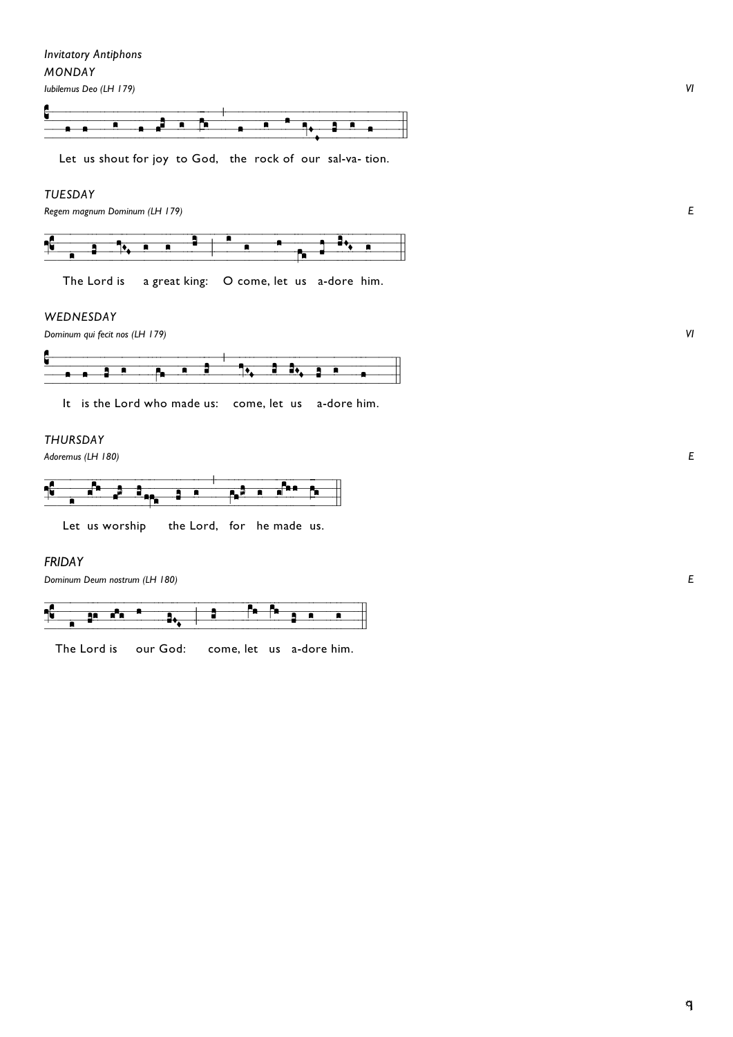*Invitatory Antiphons*

*MONDAY*

*Iubilemus Deo (LH 179)* *VI*

Let us shout for joy to God, the rock of our sal-va- tion.

*TUESDAY*

*Regem magnum Dominum (LH 179)* *E*

The Lord is a great king: O come, let us a-dore him.

*WEDNESDAY*

*Dominum qui fecit nos (LH 179)* *VI*

It is the Lord who made us: come, let us a-dore him.

*THURSDAY*

*Adoremus (LH 180)* *E*

Let us worship the Lord, for he made us.

*FRIDAY*

*Dominum Deum nostrum (LH 180)* *E*

The Lord is our God: come, let us a-dore him.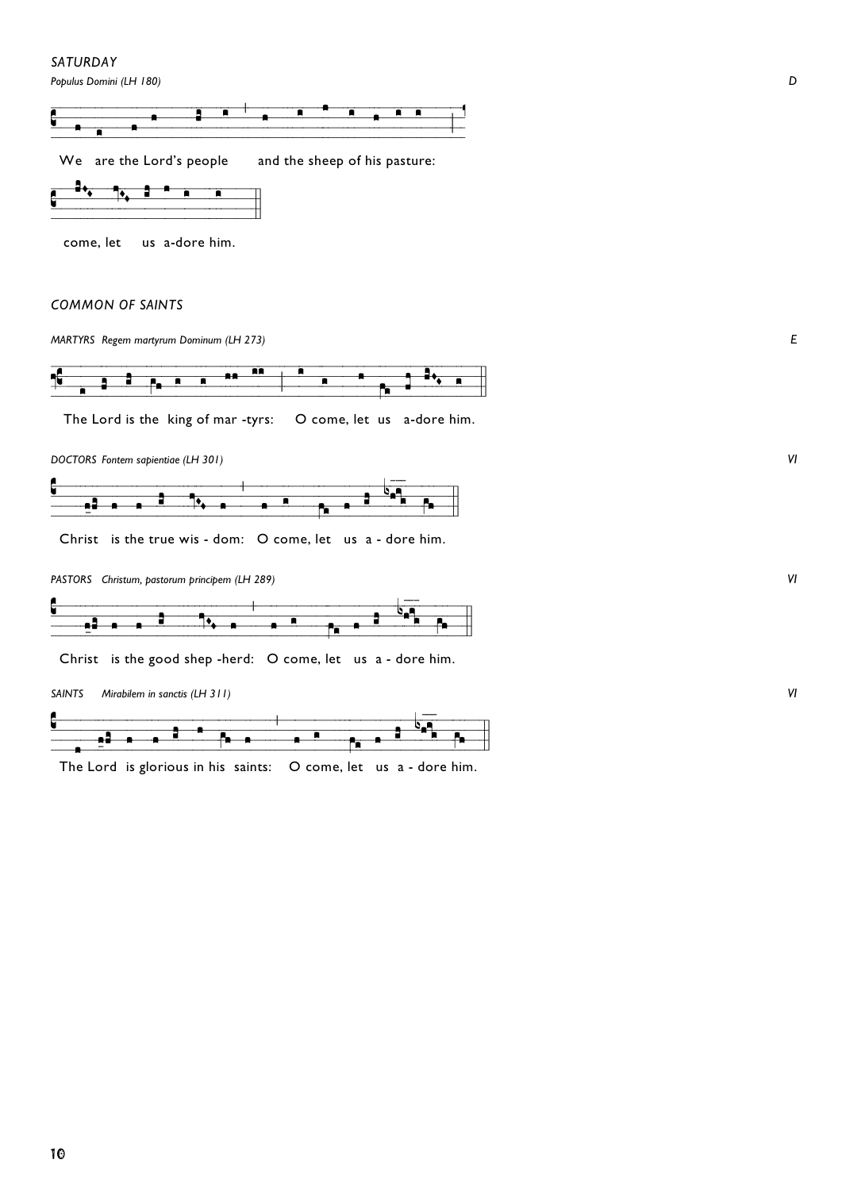*SATURDAY*

*Populus Domini (LH 180)* *D*

We are the Lord's people and the sheep of his pasture:

come, let us a-dore him.

*COMMON OF SAINTS*

*MARTYRS Regem martyrum Dominum (LH 273)* *E*

The Lord is the king of mar -tyrs: O come, let us a-dore him.

*DOCTORS Fontem sapientiae (LH 301)* *VI*

Christ is the true wis - dom: O come, let us a - dore him.

*PASTORS Christum, pastorum principem (LH 289)* *VI*

Christ is the good shep -herd: O come, let us a - dore him.

*SAINTS Mirabilem in sanctis (LH 311)* *VI*

The Lord is glorious in his saints: O come, let us a - dore him.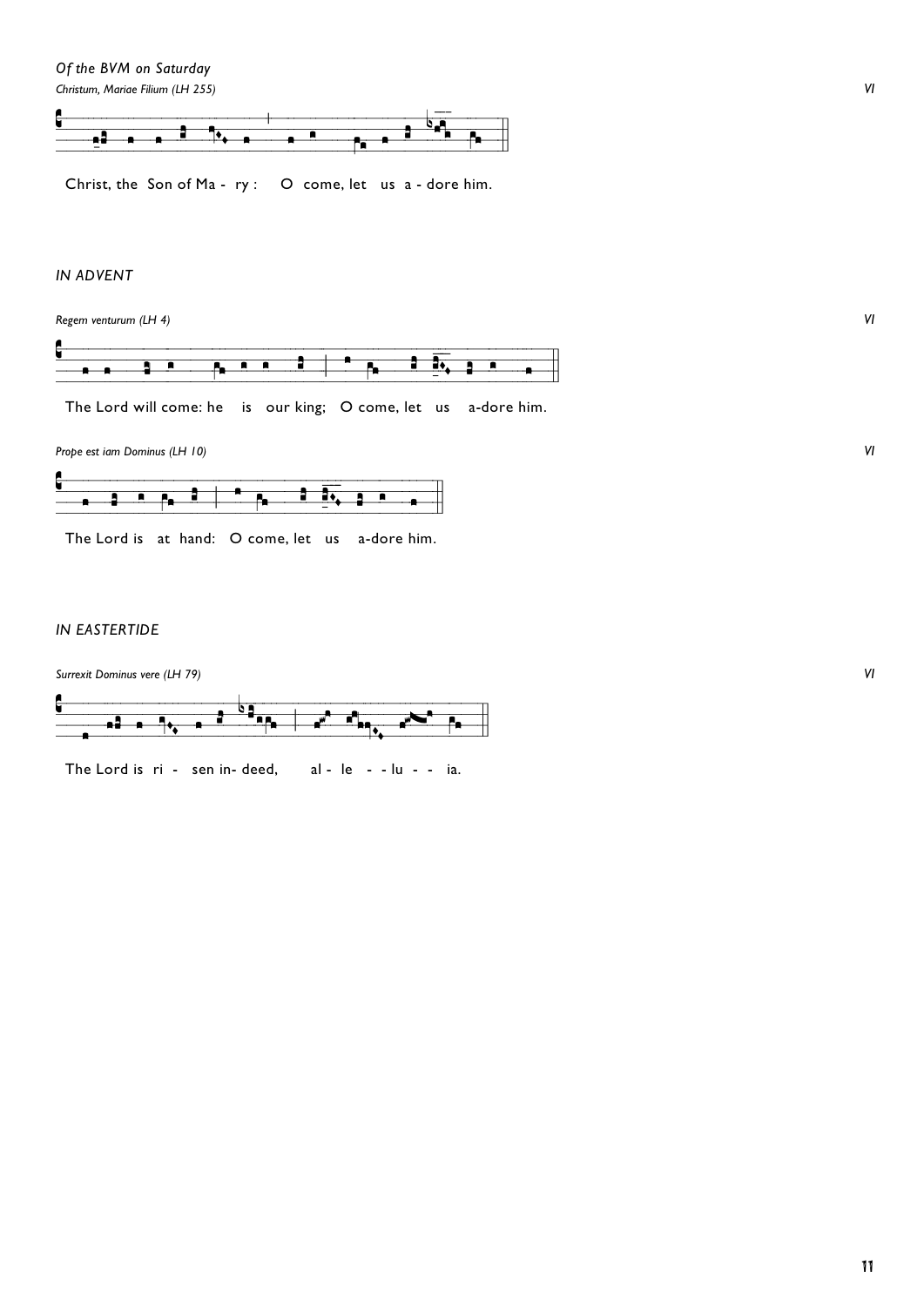*Of the BVM on Saturday*

*Christum, Mariae Filium (LH 255)* VI

Christ, the Son of Ma - ry : O come, let us a - dore him.

*IN ADVENT*

*Regem venturum (LH 4)* VI

The Lord will come: he is our king; O come, let us a-dore him.

*Prope est iam Dominus (LH 10)* VI

The Lord is at hand: O come, let us a-dore him.

*IN EASTERTIDE*

*Surrexit Dominus vere (LH 79)* VI

The Lord is ri - sen in- deed, al - le - - lu - - ia.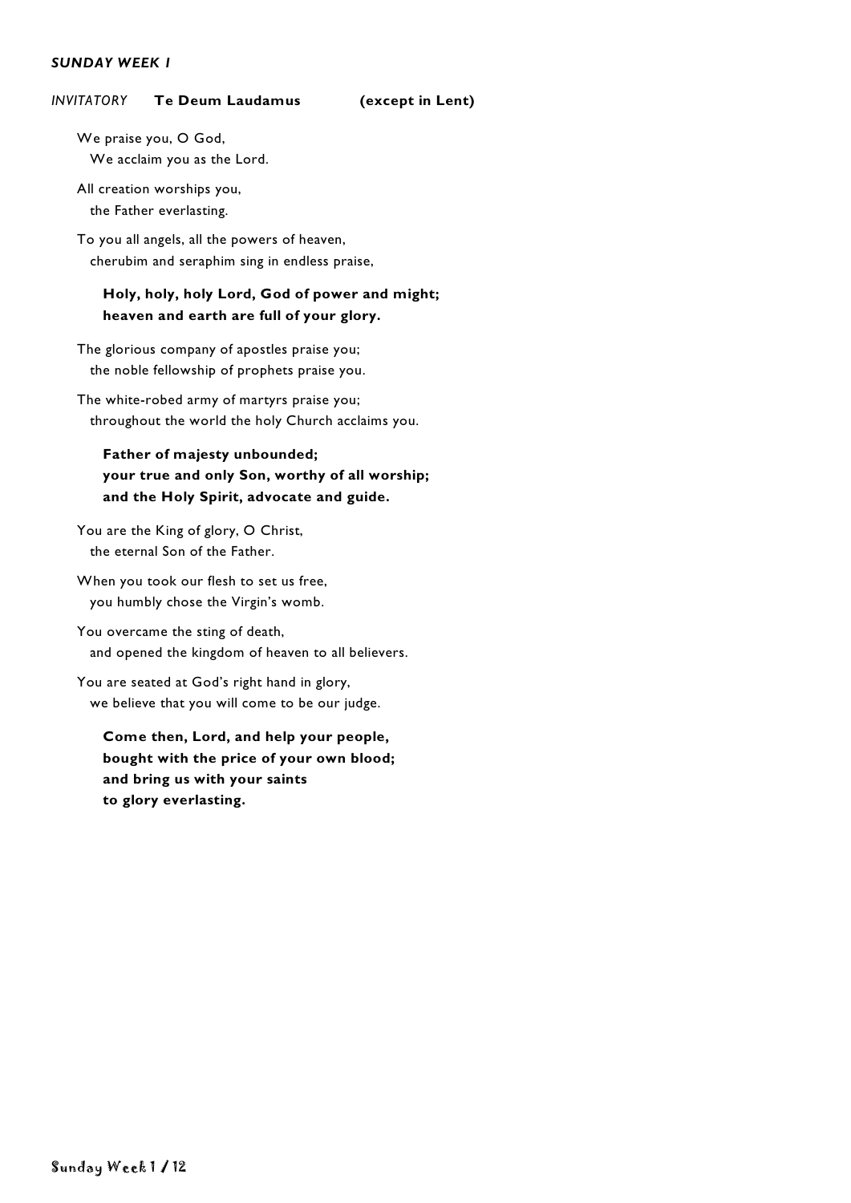***SUNDAY WEEK 1***

*INVITATORY* **Te Deum Laudamus** **(except in Lent)**

We praise you, O God,
We acclaim you as the Lord.

All creation worships you,
the Father everlasting.

To you all angels, all the powers of heaven,
cherubim and seraphim sing in endless praise,

**Holy, holy, holy Lord, God of power and might;**
**heaven and earth are full of your glory.**

The glorious company of apostles praise you;
the noble fellowship of prophets praise you.

The white-robed army of martyrs praise you;
throughout the world the holy Church acclaims you.

**Father of majesty unbounded;**
**your true and only Son, worthy of all worship;**
**and the Holy Spirit, advocate and guide.**

You are the King of glory, O Christ,
the eternal Son of the Father.

When you took our flesh to set us free,
you humbly chose the Virgin's womb.

You overcame the sting of death,
and opened the kingdom of heaven to all believers.

You are seated at God's right hand in glory,
we believe that you will come to be our judge.

**Come then, Lord, and help your people,**
**bought with the price of your own blood;**
**and bring us with your saints**
**to glory everlasting.**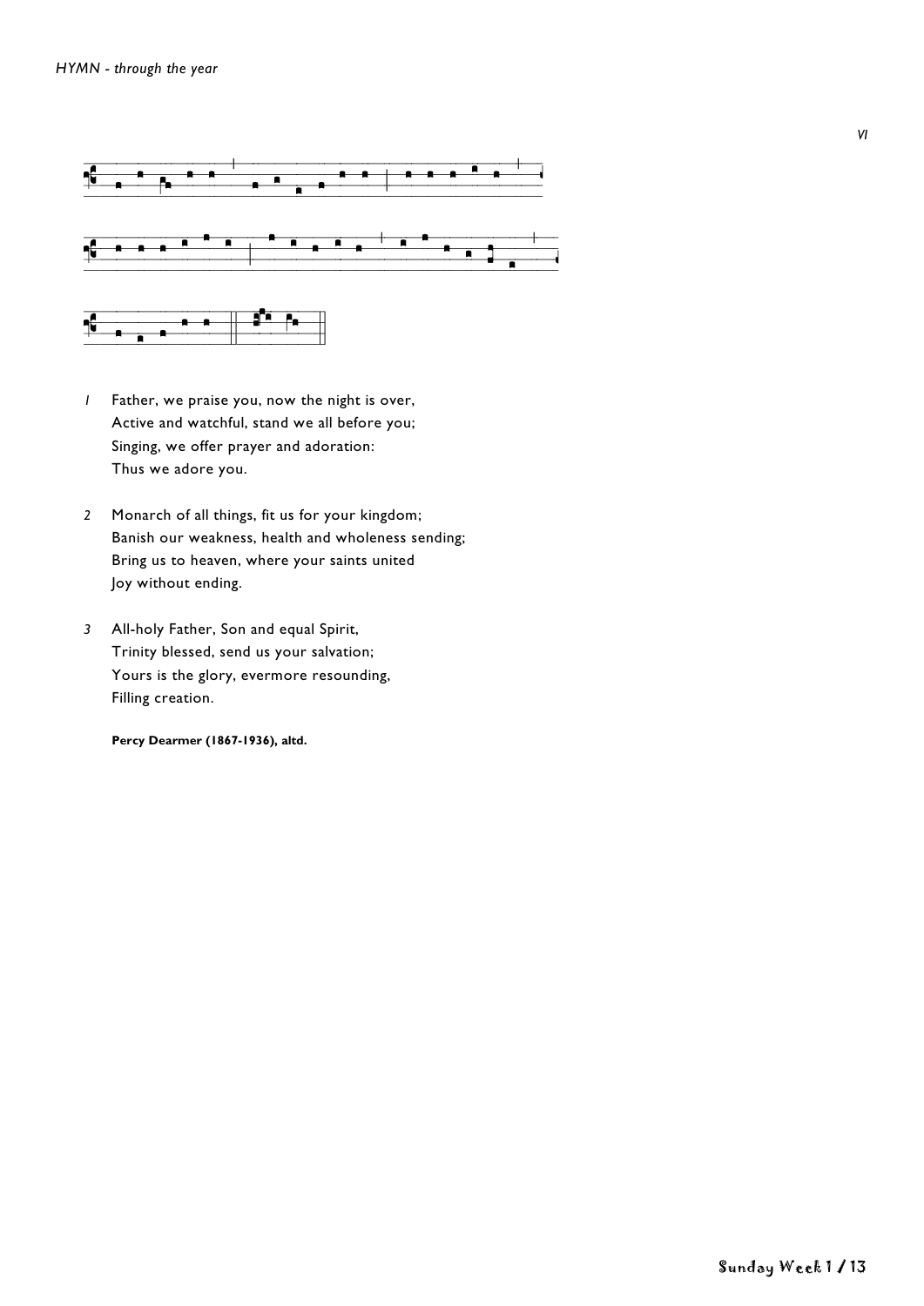*HYMN - through the year*

*VI*

*1* Father, we praise you, now the night is over,
Active and watchful, stand we all before you;
Singing, we offer prayer and adoration:
Thus we adore you.

*2* Monarch of all things, fit us for your kingdom;
Banish our weakness, health and wholeness sending;
Bring us to heaven, where your saints united
Joy without ending.

*3* All-holy Father, Son and equal Spirit,
Trinity blessed, send us your salvation;
Yours is the glory, evermore resounding,
Filling creation.

**Percy Dearmer (1867-1936), altd.**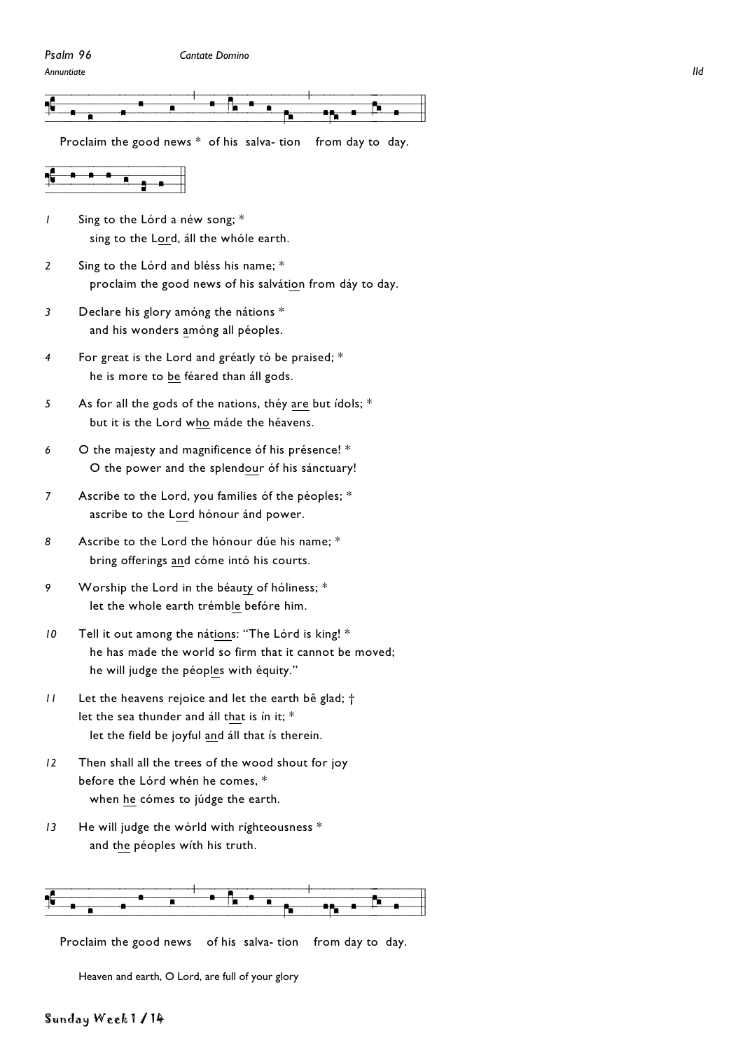*Psalm 96* *Cantate Domino*

*Annuntiate* *IId*

Proclaim the good news * of his salva- tion from day to day.

*1* Sing to the Lórd a néw song; *
sing to the Lord, áll the whóle earth.

*2* Sing to the Lórd and bléss his name; *
proclaim the good news of his salvátion from dáy to day.

*3* Declare his glory amóng the nátions *
and his wonders amóng all péoples.

*4* For great is the Lord and gréatly tó be praised; *
he is more to be féared than áll gods.

*5* As for all the gods of the nations, théy are but ídols; *
but it is the Lord who máde the héavens.

*6* O the majesty and magnificence óf his présence! *
O the power and the splendour óf his sánctuary!

*7* Ascribe to the Lord, you families óf the péoples; *
ascribe to the Lord hónour ánd power.

*8* Ascribe to the Lord the hónour dúe his name; *
bring offerings and cóme intó his courts.

*9* Worship the Lord in the béauty of hóliness; *
let the whole earth trémble befóre him.

*10* Tell it out among the nátions: "The Lórd is king! *
he has made the world so firm that it cannot be moved;
he will judge the péoples with équity."

*11* Let the heavens rejoice and let the earth bê glad; †
let the sea thunder and áll that is ín it; *
let the field be joyful and áll that ís therein.

*12* Then shall all the trees of the wood shout for joy
before the Lórd whén he comes, *
when he cómes to júdge the earth.

*13* He will judge the wórld with ríghteousness *
and the péoples wíth his truth.

Proclaim the good news of his salva- tion from day to day.

Heaven and earth, O Lord, are full of your glory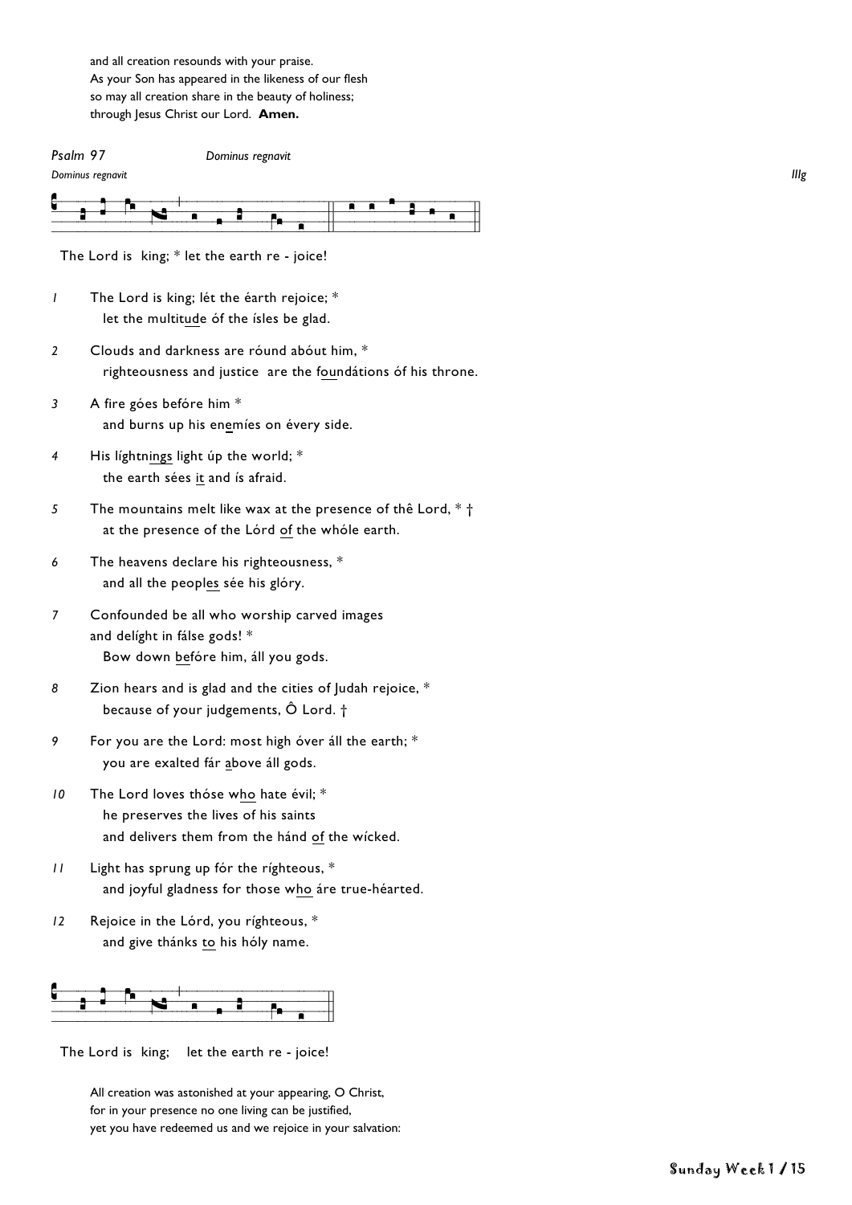and all creation resounds with your praise.
As your Son has appeared in the likeness of our flesh
so may all creation share in the beauty of holiness;
through Jesus Christ our Lord. **Amen.**

*Psalm 97* *Dominus regnavit*

*Dominus regnavit* *IIIg*

The Lord is king; * let the earth re - joice!

*1* The Lord is king; lét the éarth rejoice; *
let the multitude óf the ísles be glad.

*2* Clouds and darkness are róund abóut him, *
righteousness and justice are the foundátions óf his throne.

*3* A fire góes befóre him *
and burns up his enemíes on évery side.

*4* His líghtnings light úp the world; *
the earth sées it and ís afraid.

*5* The mountains melt like wax at the presence of thê Lord, * †
at the presence of the Lórd of the whóle earth.

*6* The heavens declare his righteousness, *
and all the peoples sée his glóry.

*7* Confounded be all who worship carved images
and delíght in fálse gods! *
Bow down befóre him, áll you gods.

*8* Zion hears and is glad and the cities of Judah rejoice, *
because of your judgements, Ô Lord. †

*9* For you are the Lord: most high óver áll the earth; *
you are exalted fár above áll gods.

*10* The Lord loves thóse who hate évil; *
he preserves the lives of his saints
and delivers them from the hánd of the wícked.

*11* Light has sprung up fór the ríghteous, *
and joyful gladness for those who áre true-héarted.

*12* Rejoice in the Lórd, you ríghteous, *
and give thánks to his hóly name.

The Lord is king; let the earth re - joice!

All creation was astonished at your appearing, O Christ,
for in your presence no one living can be justified,
yet you have redeemed us and we rejoice in your salvation: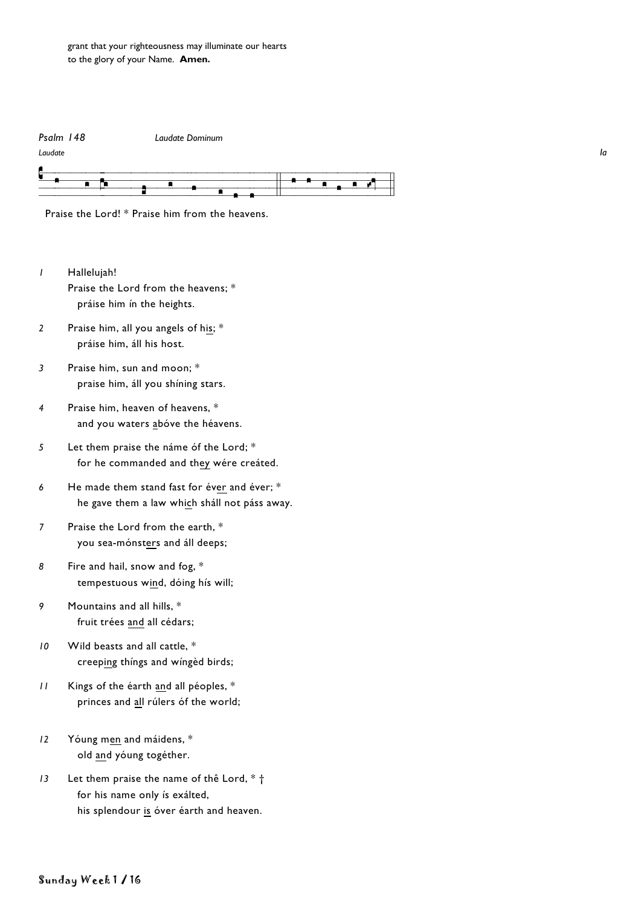grant that your righteousness may illuminate our hearts
to the glory of your Name. **Amen.**

*Psalm 148* *Laudate Dominum*

*Laudate* *Ia*

Praise the Lord! * Praise him from the heavens.

*1* Hallelujah!
Praise the Lord from the heavens; *
  práise him ín the heights.

*2* Praise him, all you angels of his; *
  práise him, áll his host.

*3* Praise him, sun and moon; *
  praise him, áll you shíning stars.

*4* Praise him, heaven of heavens, *
  and you waters abóve the héavens.

*5* Let them praise the náme óf the Lord; *
  for he commanded and they wére creáted.

*6* He made them stand fast for éver and éver; *
  he gave them a law which sháll not páss away.

*7* Praise the Lord from the earth, *
  you sea-mónsters and áll deeps;

*8* Fire and hail, snow and fog, *
  tempestuous wind, dóing hís will;

*9* Mountains and all hills, *
  fruit trées and all cédars;

*10* Wild beasts and all cattle, *
  creeping thíngs and wíngèd birds;

*11* Kings of the éarth and all péoples, *
  princes and all rúlers óf the world;

*12* Yóung men and máidens, *
  old and yóung togéther.

*13* Let them praise the name of thê Lord, * †
  for his name only ís exálted,
  his splendour is óver éarth and heaven.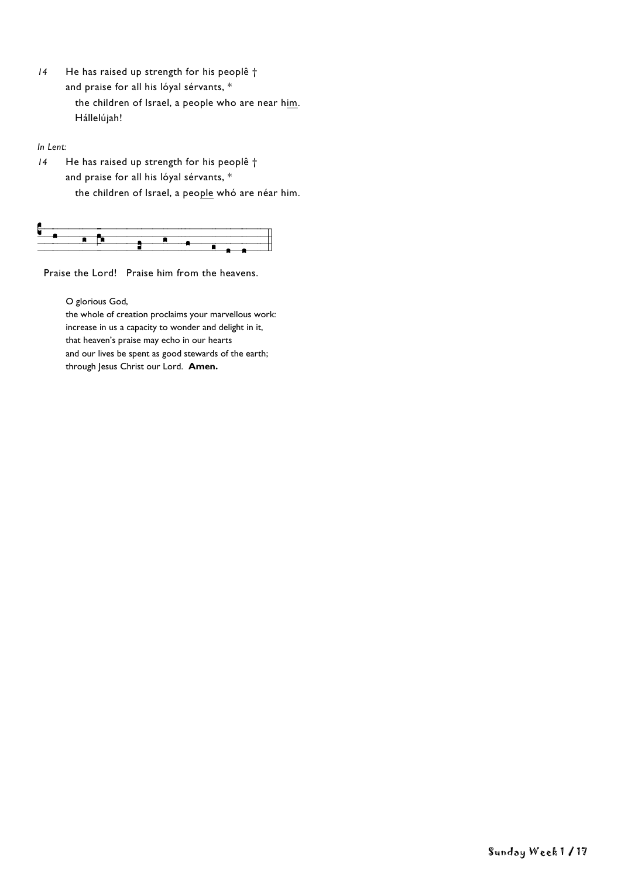14 He has raised up strength for his peoplê †
and praise for all his lóyal sérvants, *
the children of Israel, a people who are near him.
Hállelújah!

*In Lent:*

14 He has raised up strength for his peoplê †
and praise for all his lóyal sérvants, *
the children of Israel, a people whó are néar him.

Praise the Lord! Praise him from the heavens.

O glorious God,
the whole of creation proclaims your marvellous work:
increase in us a capacity to wonder and delight in it,
that heaven's praise may echo in our hearts
and our lives be spent as good stewards of the earth;
through Jesus Christ our Lord. **Amen.**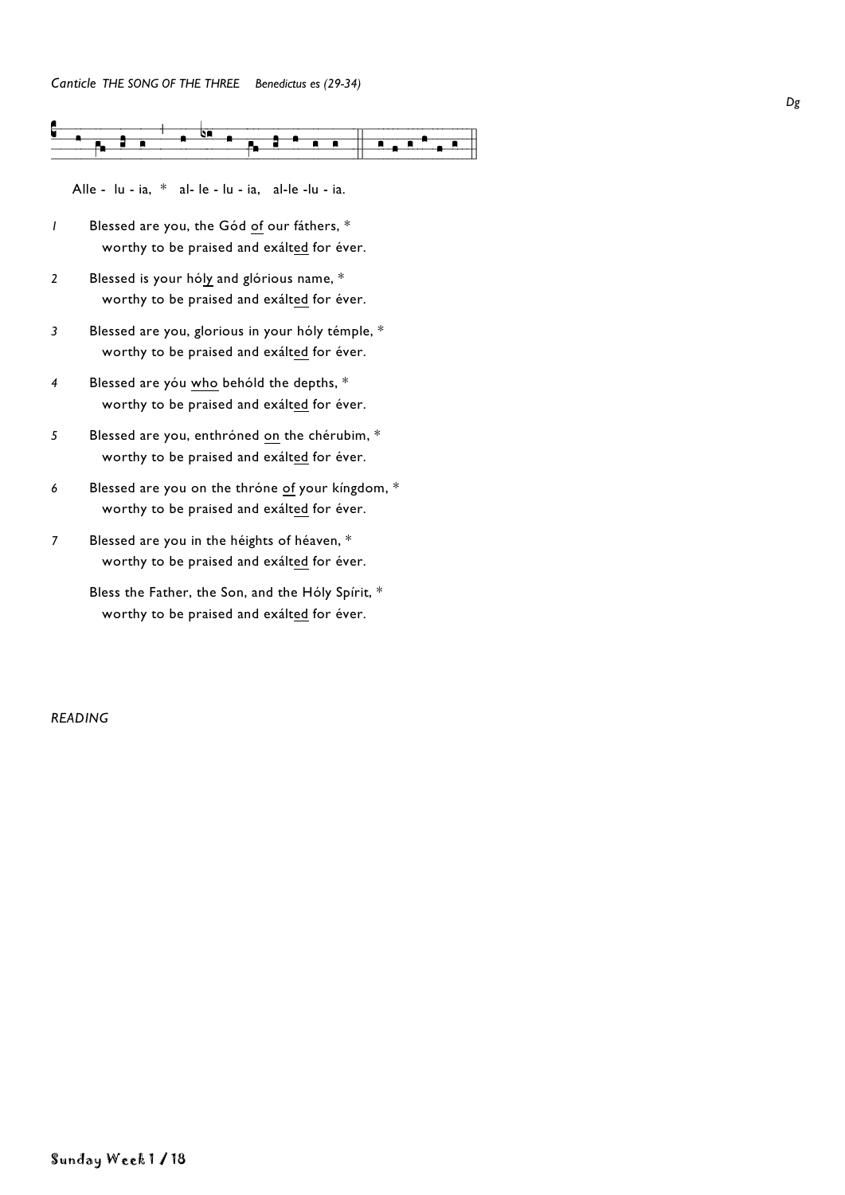*Canticle THE SONG OF THE THREE Benedictus es (29-34)*

*Dg*

Alle - lu - ia, * al- le - lu - ia, al-le -lu - ia.

*1* Blessed are you, the Gód <u>of</u> our fáthers, *
worthy to be praised and exált<u>ed</u> for éver.

*2* Blessed is your hól<u>y</u> and glórious name, *
worthy to be praised and exált<u>ed</u> for éver.

*3* Blessed are you, glorious in your hóly témple, *
worthy to be praised and exált<u>ed</u> for éver.

*4* Blessed are yóu <u>who</u> behóld the depths, *
worthy to be praised and exált<u>ed</u> for éver.

*5* Blessed are you, enthróned <u>on</u> the chérubim, *
worthy to be praised and exált<u>ed</u> for éver.

*6* Blessed are you on the thróne <u>of</u> your kíngdom, *
worthy to be praised and exált<u>ed</u> for éver.

*7* Blessed are you in the héights of héaven, *
worthy to be praised and exált<u>ed</u> for éver.

Bless the Father, the Son, and the Hóly Spírit, *
worthy to be praised and exált<u>ed</u> for éver.

*READING*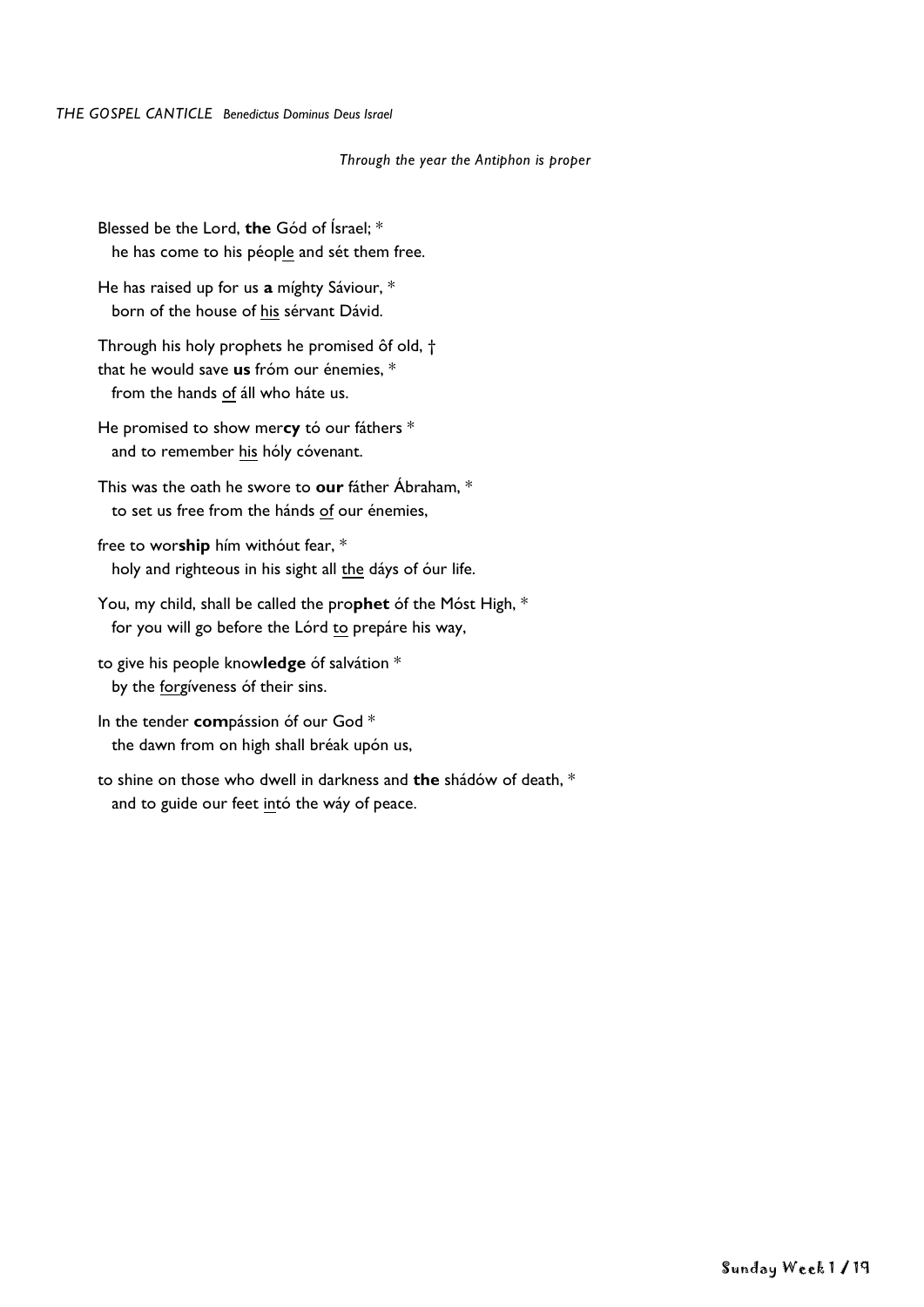*THE GOSPEL CANTICLE Benedictus Dominus Deus Israel*

*Through the year the Antiphon is proper*

Blessed be the Lord, **the** Gód of Ísrael; *
  he has come to his péop<u>le</u> and sét them free.

He has raised up for us **a** míghty Sáviour, *
  born of the house of <u>his</u> sérvant Dávid.

Through his holy prophets he promised ôf old, †
that he would save **us** fróm our énemies, *
  from the hands <u>of</u> áll who háte us.

He promised to show mer**cy** tó our fáthers *
  and to remember <u>his</u> hóly cóvenant.

This was the oath he swore to **our** fáther Ábraham, *
  to set us free from the hánds <u>of</u> our énemies,

free to wor**ship** hím withóut fear, *
  holy and righteous in his sight all <u>the</u> dáys of óur life.

You, my child, shall be called the pro**phet** óf the Móst High, *
  for you will go before the Lórd <u>to</u> prepáre his way,

to give his people know**ledge** óf salvátion *
  by the <u>forg</u>íveness óf their sins.

In the tender **com**pássion óf our God *
  the dawn from on high shall bréak upón us,

to shine on those who dwell in darkness and **the** shádów of death, *
  and to guide our feet <u>in</u>tó the wáy of peace.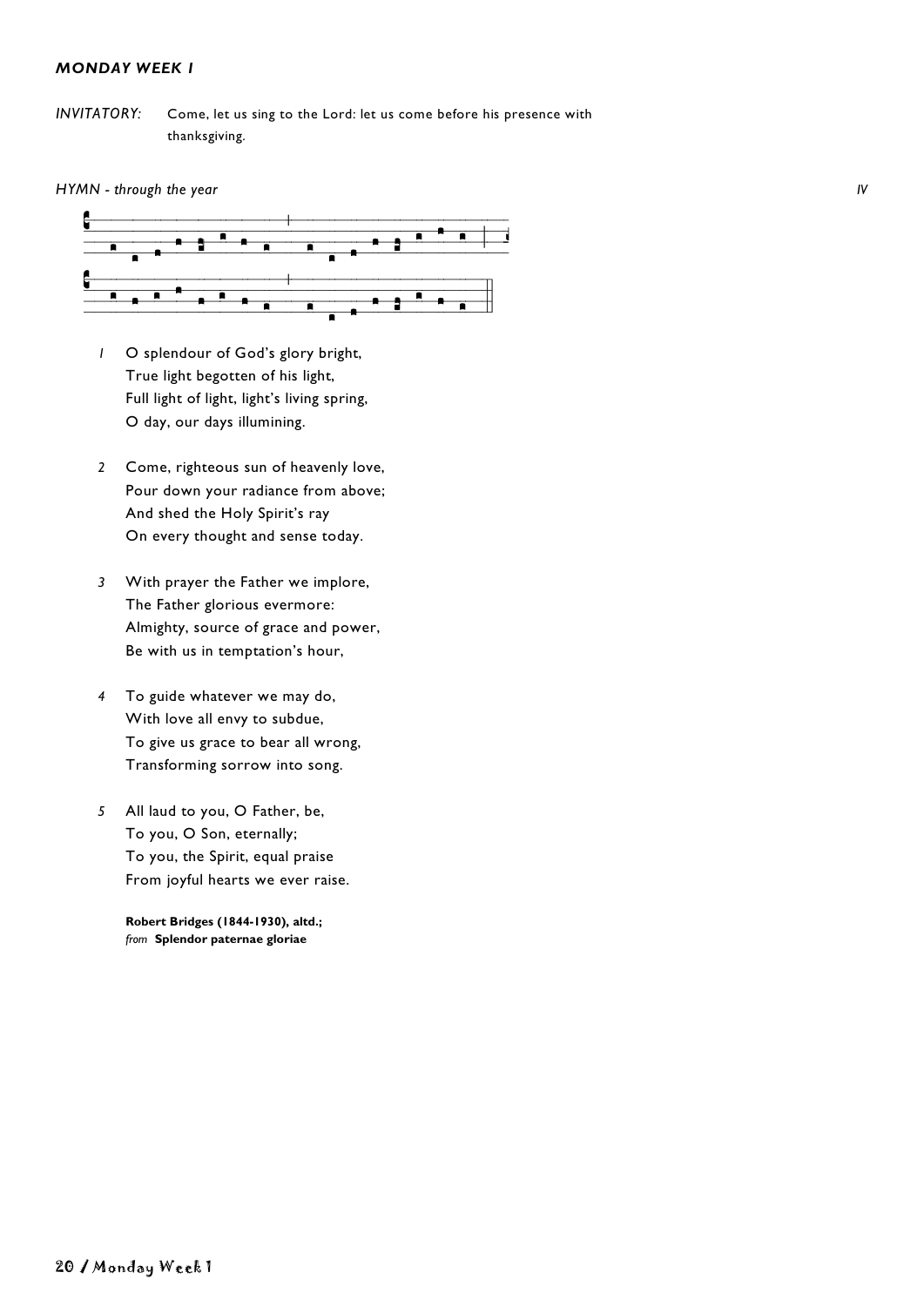## *MONDAY WEEK I*

*INVITATORY:* Come, let us sing to the Lord: let us come before his presence with thanksgiving.

*HYMN - through the year* *IV*

*1* O splendour of God's glory bright,
True light begotten of his light,
Full light of light, light's living spring,
O day, our days illumining.

*2* Come, righteous sun of heavenly love,
Pour down your radiance from above;
And shed the Holy Spirit's ray
On every thought and sense today.

*3* With prayer the Father we implore,
The Father glorious evermore:
Almighty, source of grace and power,
Be with us in temptation's hour,

*4* To guide whatever we may do,
With love all envy to subdue,
To give us grace to bear all wrong,
Transforming sorrow into song.

*5* All laud to you, O Father, be,
To you, O Son, eternally;
To you, the Spirit, equal praise
From joyful hearts we ever raise.

**Robert Bridges (1844-1930), altd.;**
*from* **Splendor paternae gloriae**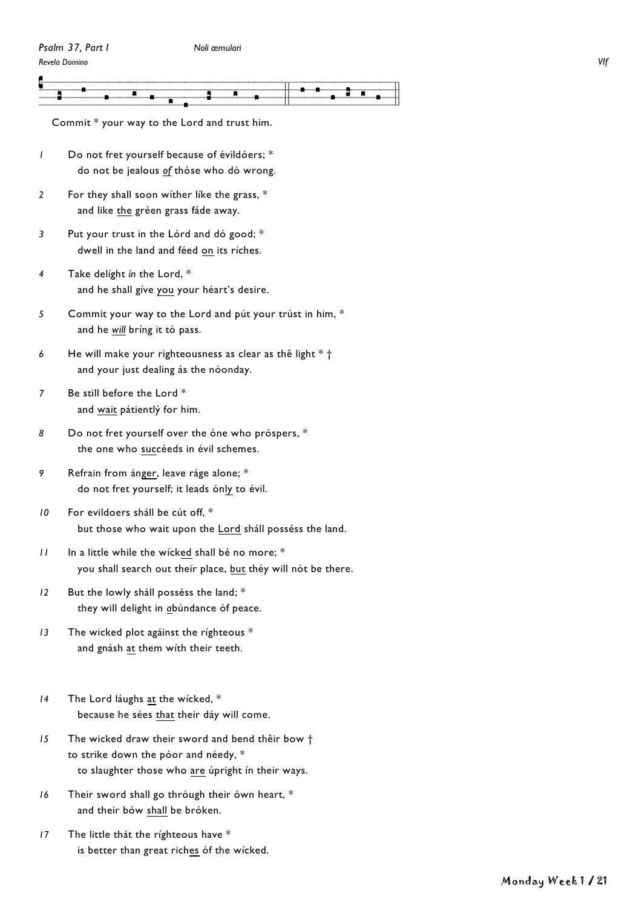*Psalm 37, Part I* *Noli æmulari*

*Revela Domino* *VIf*

Commit * your way to the Lord and trust him.

*1* Do not fret yourself because of évildóers; *
do not be jealous *<u>of</u>* thóse who dó wrong.

*2* For they shall soon wíther líke the grass, *
and like <u>the</u> gréen grass fáde away.

*3* Put your trust in the Lórd and dó good; *
dwell in the land and féed <u>on</u> its ríches.

*4* Take delíght *ín* the Lord, *
and he shall gíve <u>you</u> your héart's desire.

*5* Commit your way to the Lord and pút your trúst in him, *
and he *<u>will</u>* bríng it tó pass.

*6* He will make your righteousness as clear as thê light * †
and your just dealing ás the nóonday.

*7* Be still before the Lord *
and <u>wait</u> pátientlý for him.

*8* Do not fret yourself over the óne who próspers, *
the one who <u>succ</u>éeds in évil schemes.

*9* Refrain from án<u>ger</u>, leave ráge alone; *
do not fret yourself; it leads ón<u>ly</u> to évil.

*10* For evildoers sháll be cút off, *
but those who wait upon the <u>Lord</u> sháll possés the land.

*11* In a little while the wíck<u>ed</u> shall bé no more; *
you shall search out their place, <u>but</u> théy will nót be there.

*12* But the lowly sháll posséss the land; *
they will delight in *<u>a</u>*búndance óf peace.

*13* The wicked plot agáinst the ríghteous *
and gnásh <u>at</u> them wíth their teeth.

*14* The Lord láughs <u>at</u> the wícked, *
because he sées <u>that</u> their dáy will come.

*15* The wicked draw their sword and bend thêir bow †
to strike down the póor and néedy, *
to slaughter those who <u>are</u> úpright ín their ways.

*16* Their sword shall go thróugh their ówn heart, *
and their bów <u>shall</u> be bróken.

*17* The little thát the ríghteous have *
is better than great rich<u>es</u> óf the wícked.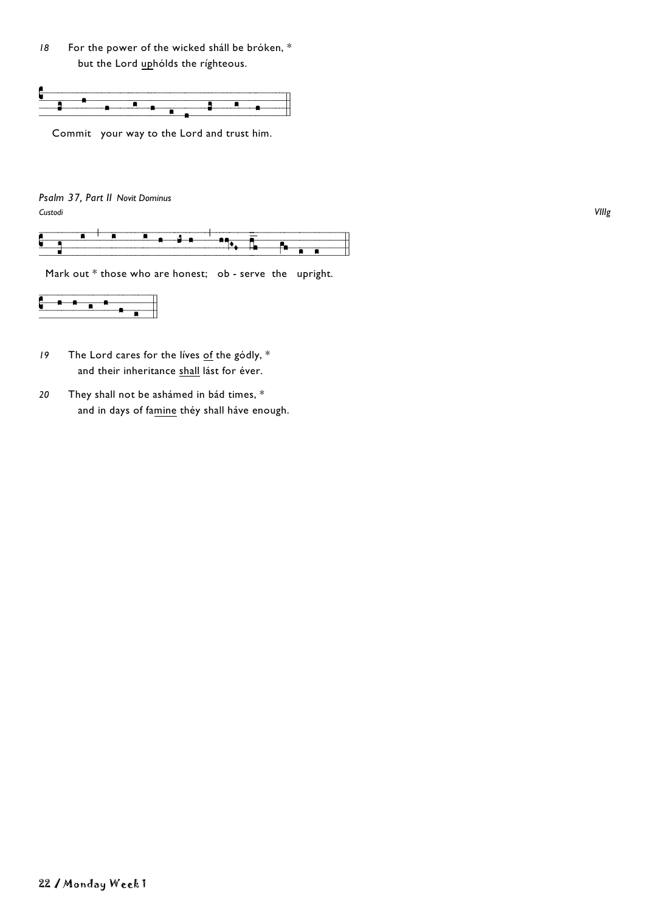18 For the power of the wicked shäll be bróken, *
 but the Lord <u>up</u>hólds the ríghteous.

Commit your way to the Lord and trust him.

*Psalm 37, Part II Novit Dominus*

*Custodi* *VIIIg*

Mark out * those who are honest; ob - serve the upright.

19 The Lord cares for the líves <u>of</u> the gódly, *
 and their inheritance <u>shall</u> lást for éver.

20 They shall not be ashámed in bád times, *
 and in days of fa<u>mine</u> théy shall háve enough.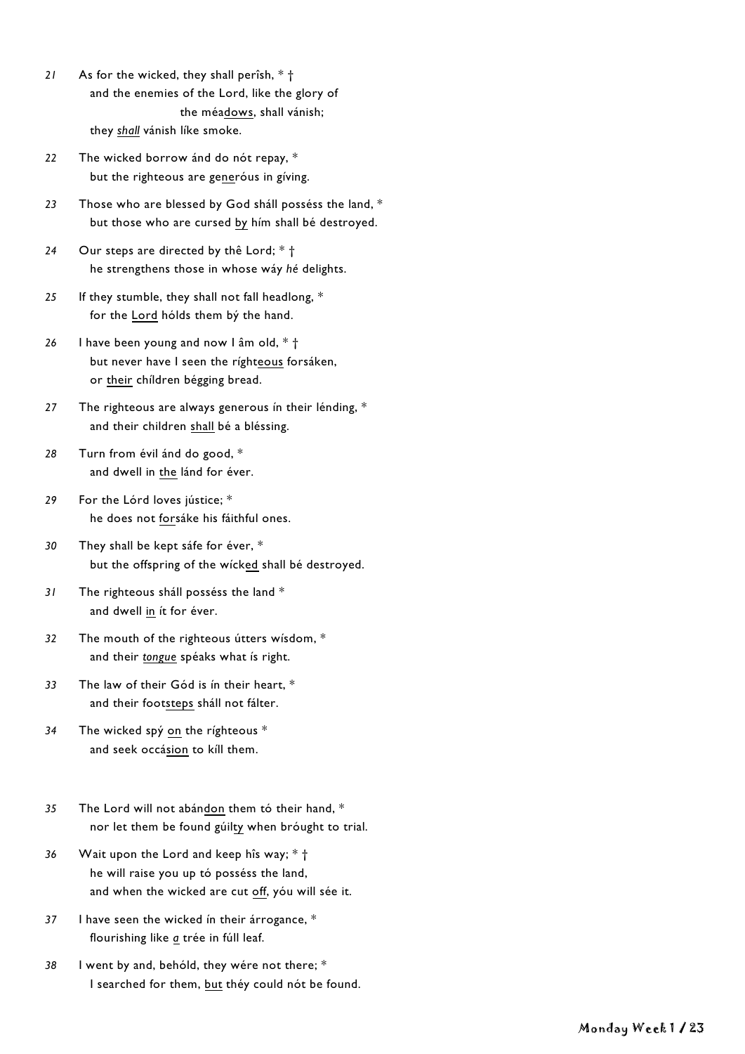21 As for the wicked, they shall perîsh, * †
  and the enemies of the Lord, like the glory of
      the méa<u>dows</u>, shall vánish;
  they *<u>shall</u>* vánish líke smoke.

22 The wicked borrow ánd do nót repay, *
  but the righteous are ge<u>ne</u>róus in gíving.

23 Those who are blessed by God sháll posséss the land, *
  but those who are cursed <u>by</u> hím shall bé destroyed.

24 Our steps are directed by thê Lord; * †
  he strengthens those in whose wáy *hé* delights.

25 If they stumble, they shall not fall headlong, *
  for the <u>Lord</u> hólds them bý the hand.

26 I have been young and now I âm old, * †
  but never have I seen the ríght<u>eous</u> forsáken,
  or <u>their</u> chíldren bégging bread.

27 The righteous are always generous ín their lénding, *
  and their children <u>shall</u> bé a bléssing.

28 Turn from évil ánd do good, *
  and dwell in <u>the</u> lánd for éver.

29 For the Lórd loves jústice; *
  he does not <u>for</u>sáke his fáithful ones.

30 They shall be kept sáfe for éver, *
  but the offspring of the wíck<u>ed</u> shall bé destroyed.

31 The righteous sháll posséss the land *
  and dwell <u>in</u> ít for éver.

32 The mouth of the righteous útters wísdom, *
  and their *<u>tongue</u>* spéaks what ís right.

33 The law of their Gód is ín their heart, *
  and their foot<u>steps</u> sháll not fálter.

34 The wicked spý <u>on</u> the ríghteous *
  and seek occá<u>sion</u> to kíll them.

35 The Lord will not abán<u>don</u> them tó their hand, *
  nor let them be found gúil<u>ty</u> when brought to trial.

36 Wait upon the Lord and keep hîs way; * †
  he will raise you up tó posséss the land,
  and when the wicked are cut <u>off</u>, yóu will sée it.

37 I have seen the wicked ín their árrogance, *
  flourishing like *<u>a</u>* trée in fúll leaf.

38 I went by and, behóld, they wére not there; *
  I searched for them, <u>but</u> théy could nót be found.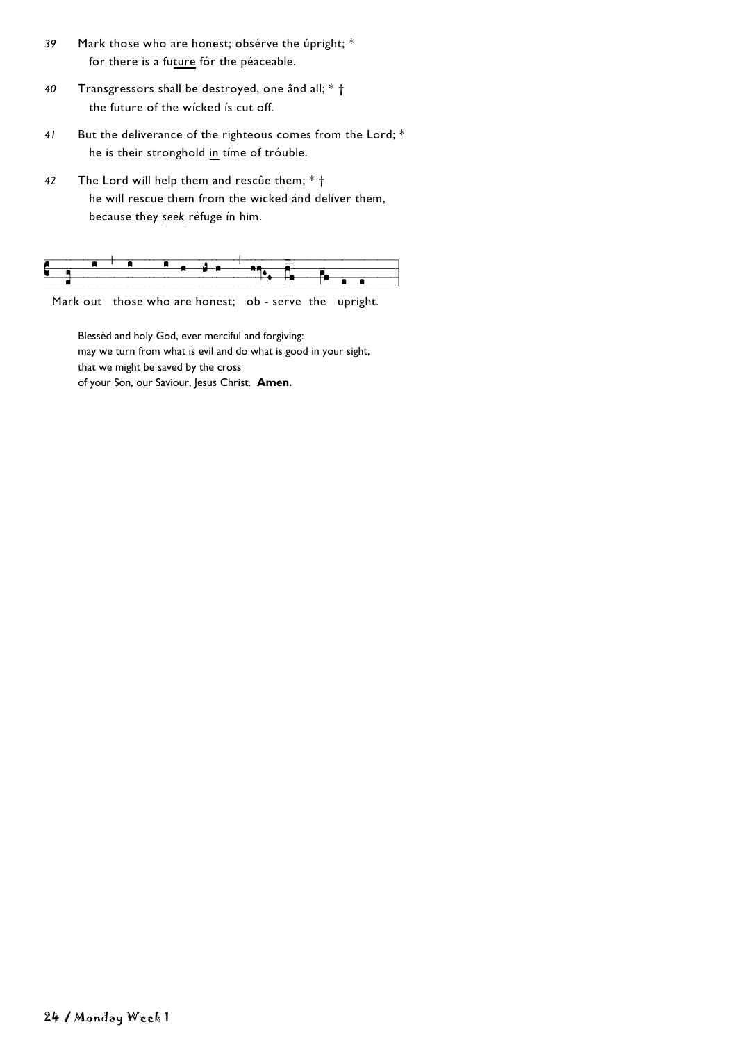*39* Mark those who are honest; obsérve the úpright; *
for there is a fu<u>ture</u> fór the péaceable.

*40* Transgressors shall be destroyed, one ând all; * †
the future of the wícked ís cut off.

*41* But the deliverance of the righteous comes from the Lord; *
he is their stronghold <u>in</u> tíme of tróuble.

*42* The Lord will help them and rescûe them; * †
he will rescue them from the wicked ánd delíver them,
because they *<u>seek</u>* réfuge ín him.

Mark out those who are honest; ob - serve the upright.

Blessèd and holy God, ever merciful and forgiving:
may we turn from what is evil and do what is good in your sight,
that we might be saved by the cross
of your Son, our Saviour, Jesus Christ. **Amen.**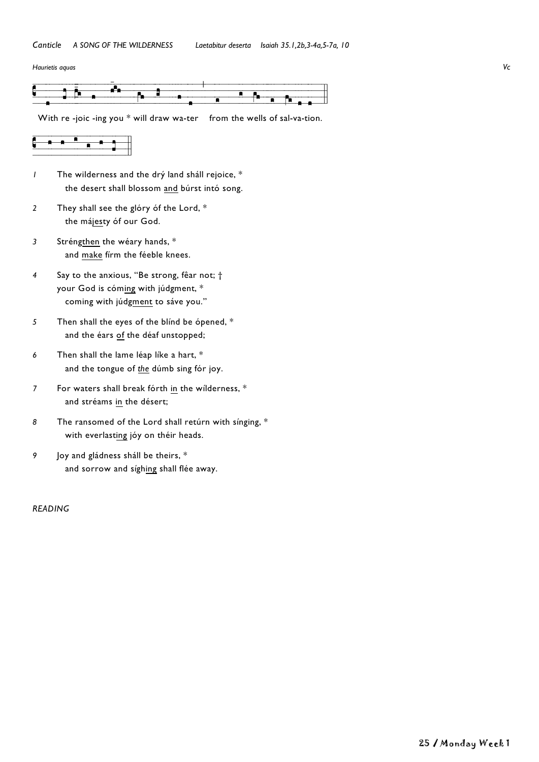*Canticle* *A SONG OF THE WILDERNESS* *Laetabitur deserta* *Isaiah 35.1,2b,3-4a,5-7a, 10*

*Haurietis aquas* *Vc*

With re -joic -ing you * will draw wa-ter from the wells of sal-va-tion.

*1* The wilderness and the drý land sháll rejoice, *
the desert shall blossom <u>and</u> búrst intó song.

*2* They shall see the glóry óf the Lord, *
the má<u>jes</u>ty óf our God.

*3* Stréng<u>then</u> the wéary hands, *
and <u>make</u> fírm the féeble knees.

*4* Say to the anxious, "Be strong, fêar not; †
your God is cóm<u>ing</u> with júdgment, *
coming with júdg<u>ment</u> to sáve you."

*5* Then shall the eyes of the blínd be ópened, *
and the éars <u>of</u> the déaf unstopped;

*6* Then shall the lame léap líke a hart, *
and the tongue of <u>*the*</u> dúmb sing fór joy.

*7* For waters shall break fórth <u>in</u> the wílderness, *
and stréams <u>in</u> the désert;

*8* The ransomed of the Lord shall retúrn with sínging, *
with everlast<u>ing</u> jóy on théir heads.

*9* Joy and gládness sháll be theirs, *
and sorrow and sígh<u>ing</u> shall flée away.

*READING*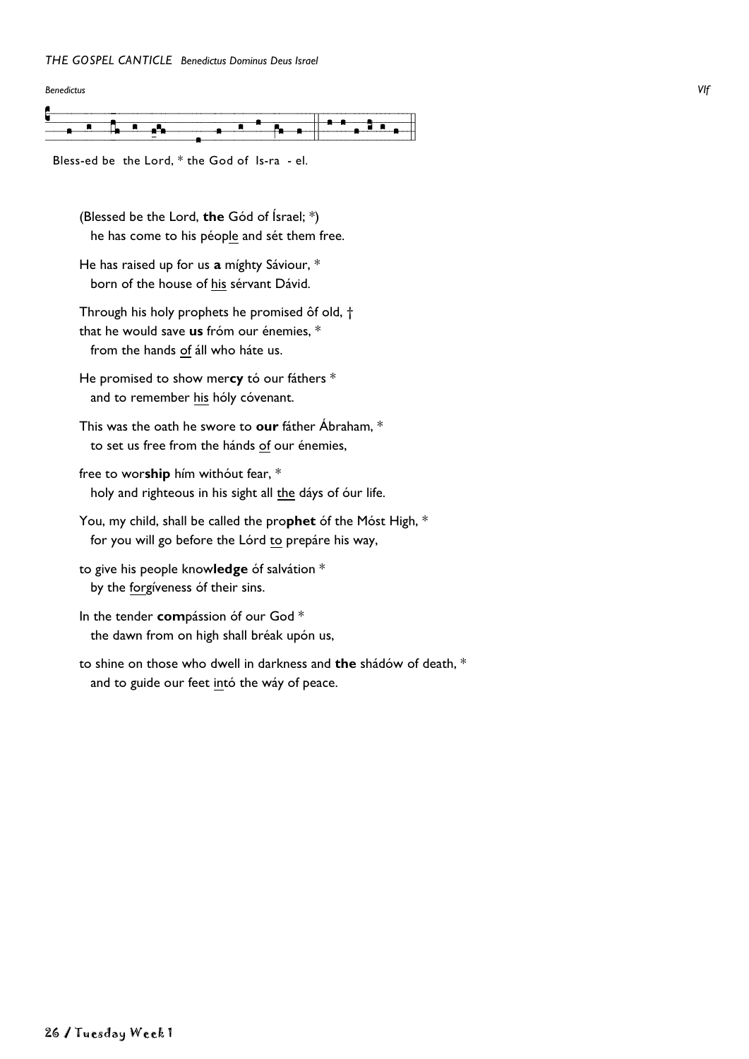*THE GOSPEL CANTICLE* *Benedictus Dominus Deus Israel*

*Benedictus* *VIf*

Bless-ed be the Lord, * the God of Is-ra - el.

(Blessed be the Lord, **the** Gód of Ísrael; *)
he has come to his péop<u>le</u> and sét them free.

He has raised up for us **a** míghty Sáviour, *
born of the house of <u>his</u> sérvant Dávid.

Through his holy prophets he promised ôf old, †
that he would save **us** fróm our énemies, *
from the hands <u>of</u> áll who háte us.

He promised to show mer**cy** tó our fáthers *
and to remember <u>his</u> hóly cóvenant.

This was the oath he swore to **our** fáther Ábraham, *
to set us free from the hánds <u>of</u> our énemies,

free to wor**ship** hím withóut fear, *
holy and righteous in his sight all <u>the</u> dáys of óur life.

You, my child, shall be called the pro**phet** óf the Móst High, *
for you will go before the Lórd <u>to</u> prepáre his way,

to give his people know**ledge** óf salvátion *
by the <u>for</u>gíveness óf their sins.

In the tender **com**pássion óf our God *
the dawn from on high shall bréak upón us,

to shine on those who dwell in darkness and **the** shádów of death, *
and to guide our feet <u>in</u>tó the wáy of peace.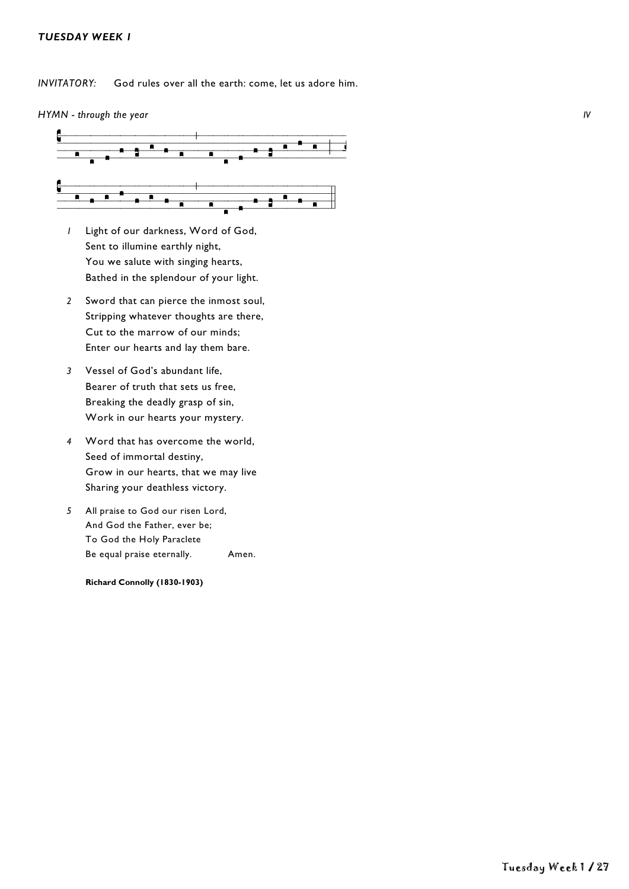***TUESDAY WEEK 1***

*INVITATORY:* God rules over all the earth: come, let us adore him.

*HYMN - through the year* *IV*

*1* Light of our darkness, Word of God,
Sent to illumine earthly night,
You we salute with singing hearts,
Bathed in the splendour of your light.

*2* Sword that can pierce the inmost soul,
Stripping whatever thoughts are there,
Cut to the marrow of our minds;
Enter our hearts and lay them bare.

*3* Vessel of God's abundant life,
Bearer of truth that sets us free,
Breaking the deadly grasp of sin,
Work in our hearts your mystery.

*4* Word that has overcome the world,
Seed of immortal destiny,
Grow in our hearts, that we may live
Sharing your deathless victory.

*5* All praise to God our risen Lord,
And God the Father, ever be;
To God the Holy Paraclete
Be equal praise eternally. Amen.

**Richard Connolly (1830-1903)**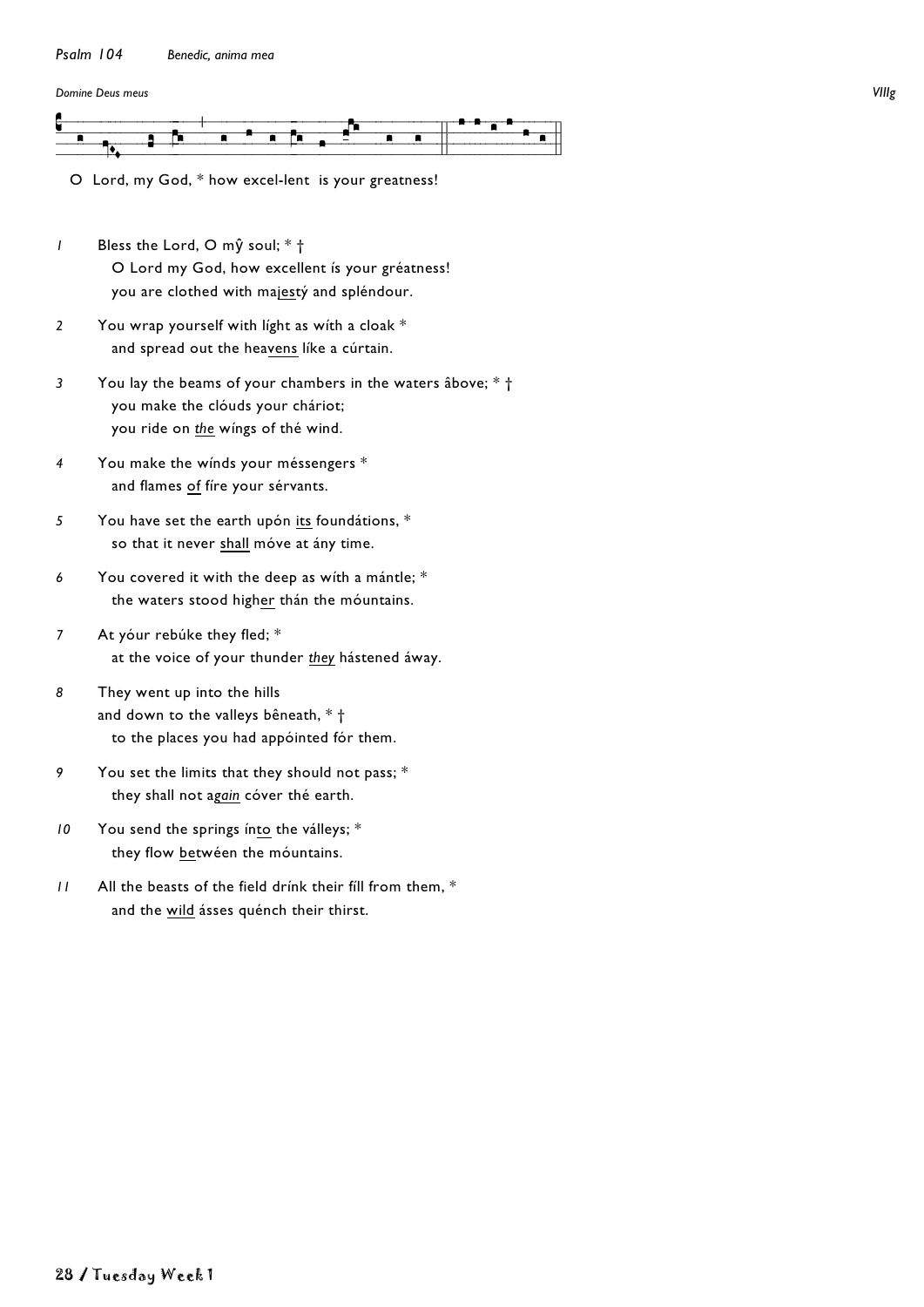*Psalm 104* *Benedic, anima mea*

*Domine Deus meus* *VIIIg*

O Lord, my God, * how excel-lent is your greatness!

*1* Bless the Lord, O mŷ soul; * †
O Lord my God, how excellent ís your gréatness!
you are clothed with ma<u>jest</u>ý and spléndour.

*2* You wrap yourself with líght as wíth a cloak *
and spread out the hea<u>vens</u> líke a cúrtain.

*3* You lay the beams of your chambers in the waters âbove; * †
you make the clóuds your cháriot;
you ride on <u>*the*</u> wíngs of thé wind.

*4* You make the wínds your méssengers *
and flames <u>of</u> fíre your sérvants.

*5* You have set the earth upón <u>its</u> foundátions, *
so that it never <u>shall</u> móve at ány time.

*6* You covered it with the deep as wíth a mántle; *
the waters stood high<u>er</u> thán the móuntains.

*7* At yóur rebúke they fled; *
at the voice of your thunder <u>*they*</u> hástened áway.

*8* They went up into the hills
and down to the valleys bêneath, * †
to the places you had appóinted fór them.

*9* You set the limits that they should not pass; *
they shall not a<u>*gain*</u> cóver thé earth.

*10* You send the springs ín<u>to</u> the válleys; *
they flow <u>be</u>twéen the móuntains.

*11* All the beasts of the field drínk their fíll from them, *
and the <u>wild</u> ásses quénch their thirst.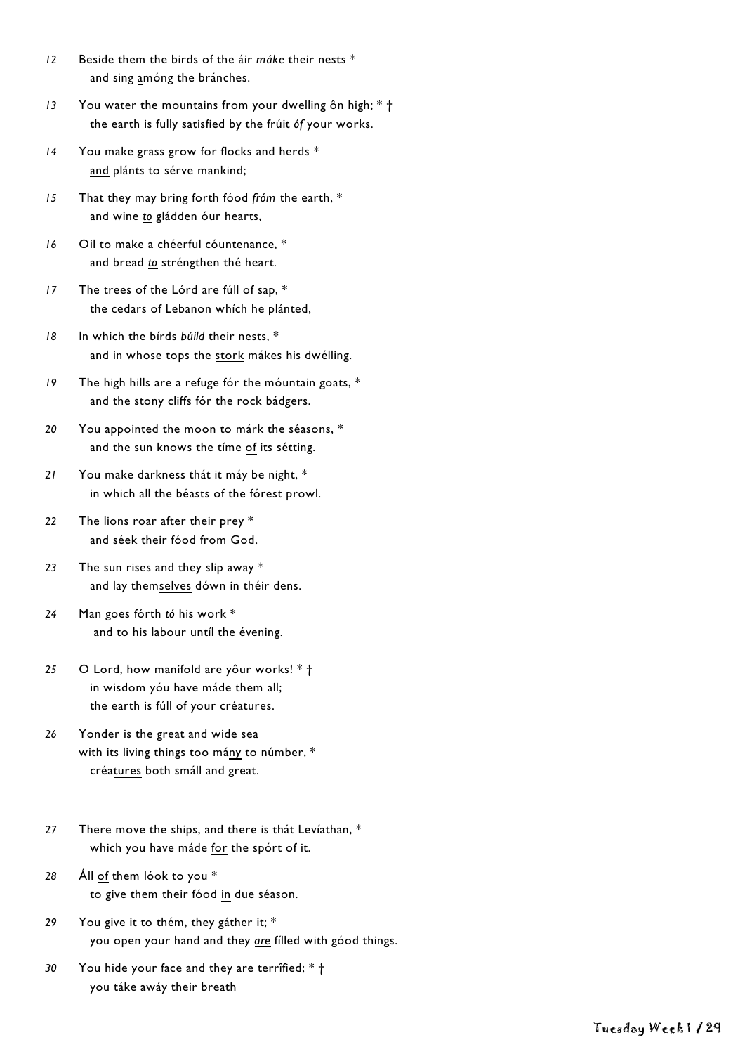12 Beside them the birds of the áir *máke* their nests *
and sing <u>a</u>móng the bránches.

13 You water the mountains from your dwelling ôn high; * †
the earth is fully satisfied by the frúit *óf* your works.

14 You make grass grow for flocks and herds *
<u>and</u> plánts to sérve mankind;

15 That they may bring forth fóod *fróm* the earth, *
and wine <u>*to*</u> gládden óur hearts,

16 Oil to make a chéerful cóuntenance, *
and bread <u>*to*</u> stréngthen thé heart.

17 The trees of the Lórd are fúll of sap, *
the cedars of Leba<u>non</u> whích he plánted,

18 In which the bírds *búild* their nests, *
and in whose tops the <u>stork</u> mákes his dwélling.

19 The high hills are a refuge fór the móuntain goats, *
and the stony cliffs fór <u>the</u> rock bádgers.

20 You appointed the moon to márk the séasons, *
and the sun knows the tíme <u>of</u> its sétting.

21 You make darkness thát it máy be night, *
in which all the béasts <u>of</u> the fórest prowl.

22 The lions roar after their prey *
and séek their fóod from God.

23 The sun rises and they slip away *
and lay them<u>selves</u> dówn in théir dens.

24 Man goes fórth *tó* his work *
and to his labour <u>un</u>tíl the évening.

25 O Lord, how manifold are yôur works! * †
in wisdom yóu have máde them all;
the earth is fúll <u>of</u> your créatures.

26 Yonder is the great and wide sea
with its living things too má<u>ny</u> to númber, *
créa<u>tures</u> both smáll and great.

27 There move the ships, and there is thát Levíathan, *
which you have máde <u>for</u> the spórt of it.

28 Áll <u>of</u> them lóok to you *
to give them their fóod <u>in</u> due séason.

29 You give it to thém, they gáther it; *
you open your hand and they <u>*are*</u> fílled with góod things.

30 You hide your face and they are terrîfied; * †
you táke awáy their breath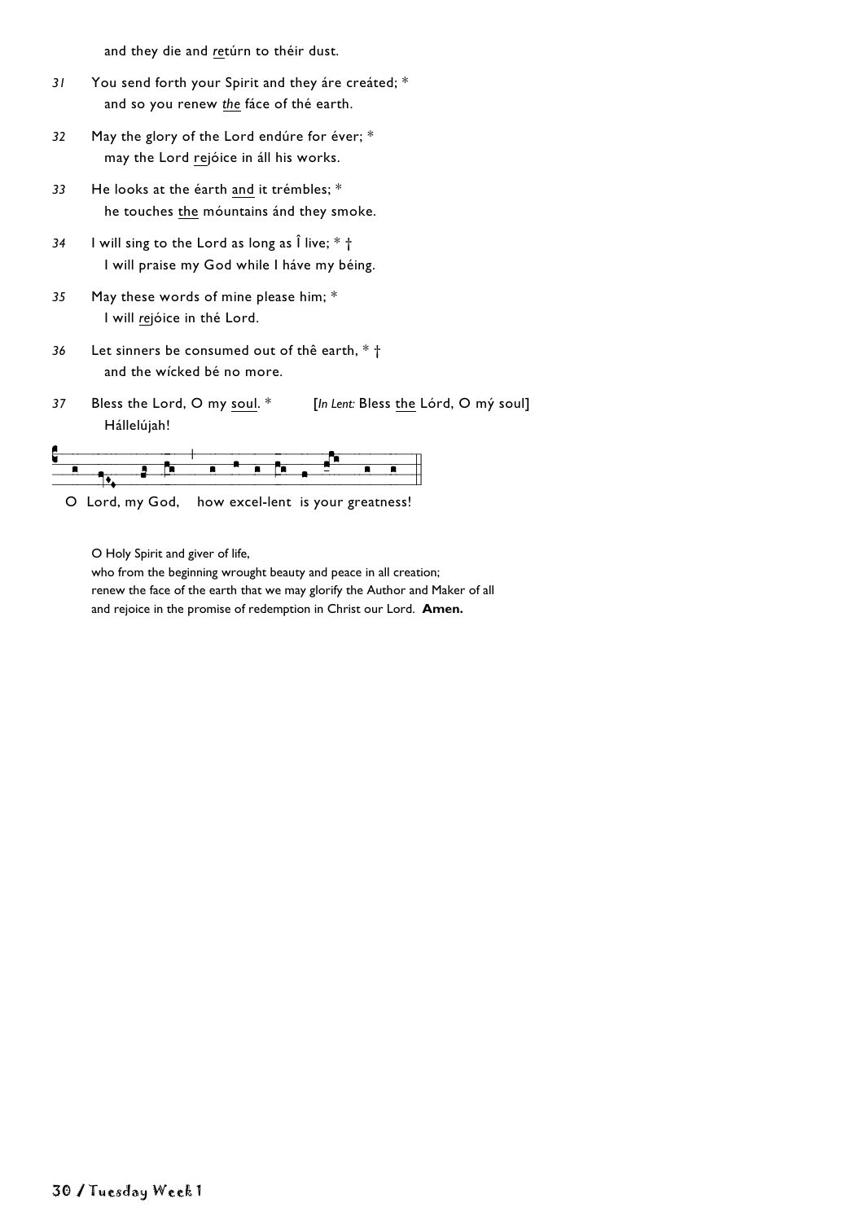and they die and *re*túrn to théir dust.

31 You send forth your Spirit and they áre creáted; *
and so you renew *the* fáce of thé earth.

32 May the glory of the Lord endúre for éver; *
may the Lord rejóice in áll his works.

33 He looks at the éarth and it trémbles; *
he touches the móuntains ánd they smoke.

34 I will sing to the Lord as long as Î live; * †
I will praise my God while I háve my béing.

35 May these words of mine please him; *
I will *re*jóice in thé Lord.

36 Let sinners be consumed out of thê earth, * †
and the wícked bé no more.

37 Bless the Lord, O my soul. * [*In Lent:* Bless the Lórd, O mý soul]
Hállelújah!

O Lord, my God, how excel-lent is your greatness!

O Holy Spirit and giver of life,
who from the beginning wrought beauty and peace in all creation;
renew the face of the earth that we may glorify the Author and Maker of all
and rejoice in the promise of redemption in Christ our Lord. **Amen.**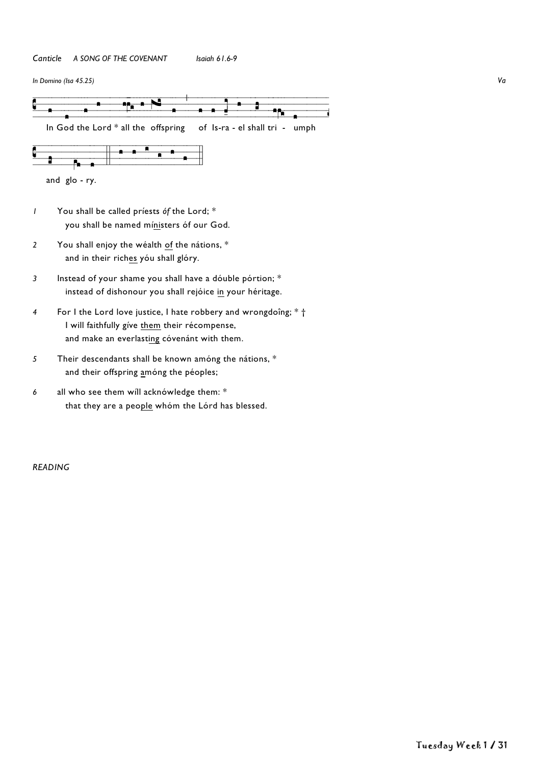*Canticle* *A SONG OF THE COVENANT* *Isaiah 61.6-9*

*In Domino (Isa 45.25)* *Va*

In God the Lord * all the offspring of Is-ra - el shall tri - umph

and glo - ry.

*1* You shall be called príests *óf* the Lord; *
you shall be named mí<u>ni</u>sters óf our God.

*2* You shall enjoy the wéalth <u>of</u> the nátions, *
and in their rich<u>es</u> yóu shall glóry.

*3* Instead of your shame you shall have a dóuble pórtion; *
instead of dishonour you shall rejóice <u>in</u> your héritage.

*4* For I the Lord love justice, I hate robbery and wrongdoîng; * †
I will faithfully *gíve* <u>them</u> their récompense,
and make an everlast<u>ing</u> cóvenánt with them.

*5* Their descendants shall be known amóng the nátions, *
and their offspring <u>a</u>móng the péoples;

*6* all who see them wíll acknówledge them: *
that they are a peo<u>ple</u> whóm the Lórd has blessed.

*READING*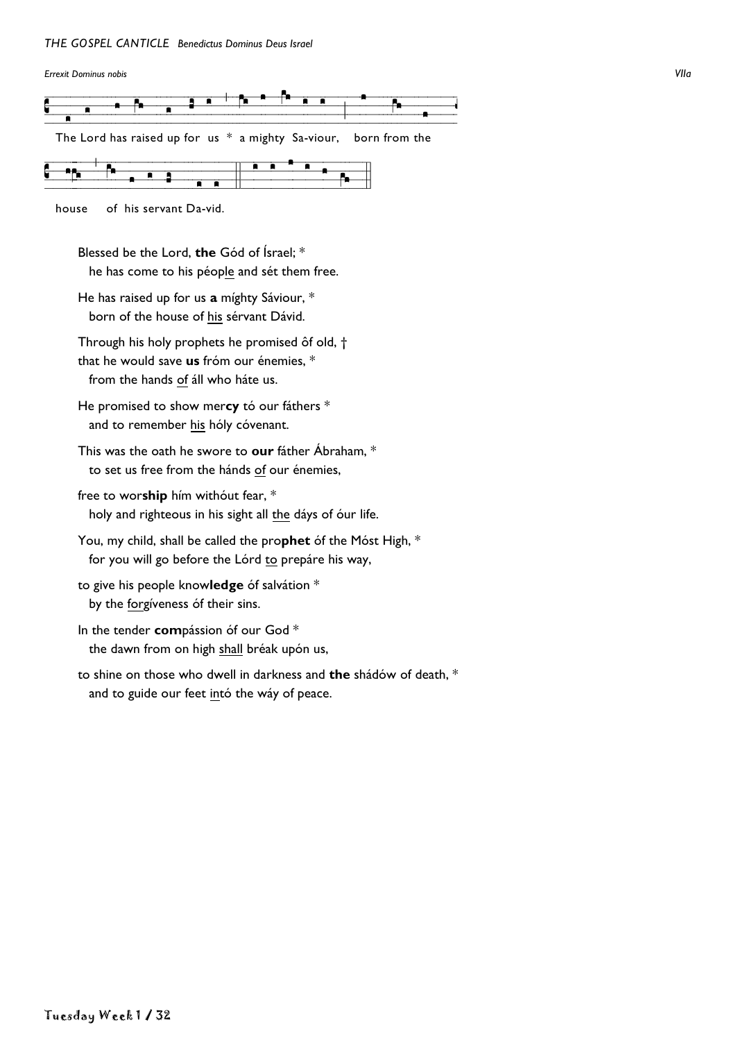*THE GOSPEL CANTICLE* *Benedictus Dominus Deus Israel*

*Errexit Dominus nobis* *VIIa*

The Lord has raised up for us * a mighty Sa-viour, born from the house of his servant Da-vid.

Blessed be the Lord, **the** Gód of Ísrael; *
he has come to his péop<u>le</u> and sét them free.

He has raised up for us **a** míghty Sáviour, *
born of the house of <u>his</u> sérvant Dávid.

Through his holy prophets he promised ôf old, †
that he would save **us** fróm our énemies, *
from the hands <u>of</u> áll who háte us.

He promised to show mer**cy** tó our fáthers *
and to remember <u>his</u> hóly cóvenant.

This was the oath he swore to **our** fáther Ábraham, *
to set us free from the hánds <u>of</u> our énemies,

free to wor**ship** hím withóut fear, *
holy and righteous in his sight all <u>the</u> dáys of óur life.

You, my child, shall be called the pro**phet** óf the Móst High, *
for you will go before the Lórd <u>to</u> prepáre his way,

to give his people know**ledge** óf salvátion *
by the <u>for</u>gíveness óf their sins.

In the tender **com**pássion óf our God *
the dawn from on high <u>shall</u> bréak upón us,

to shine on those who dwell in darkness and **the** shádów of death, *
and to guide our feet <u>in</u>tó the wáy of peace.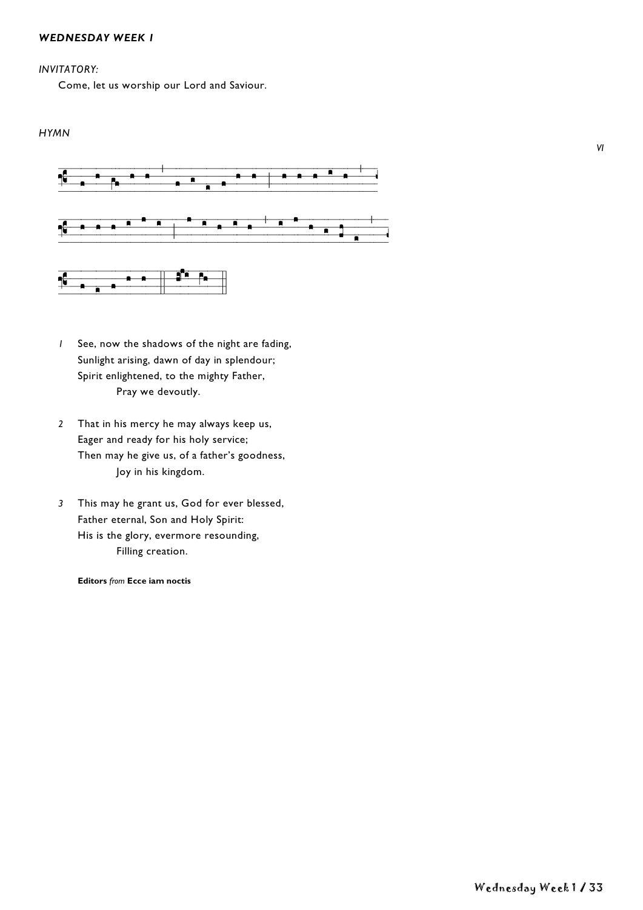***WEDNESDAY WEEK 1***

*INVITATORY:*

Come, let us worship our Lord and Saviour.

*HYMN*

*VI*

*1* See, now the shadows of the night are fading,
Sunlight arising, dawn of day in splendour;
Spirit enlightened, to the mighty Father,
Pray we devoutly.

*2* That in his mercy he may always keep us,
Eager and ready for his holy service;
Then may he give us, of a father's goodness,
Joy in his kingdom.

*3* This may he grant us, God for ever blessed,
Father eternal, Son and Holy Spirit:
His is the glory, evermore resounding,
Filling creation.

**Editors** *from* **Ecce iam noctis**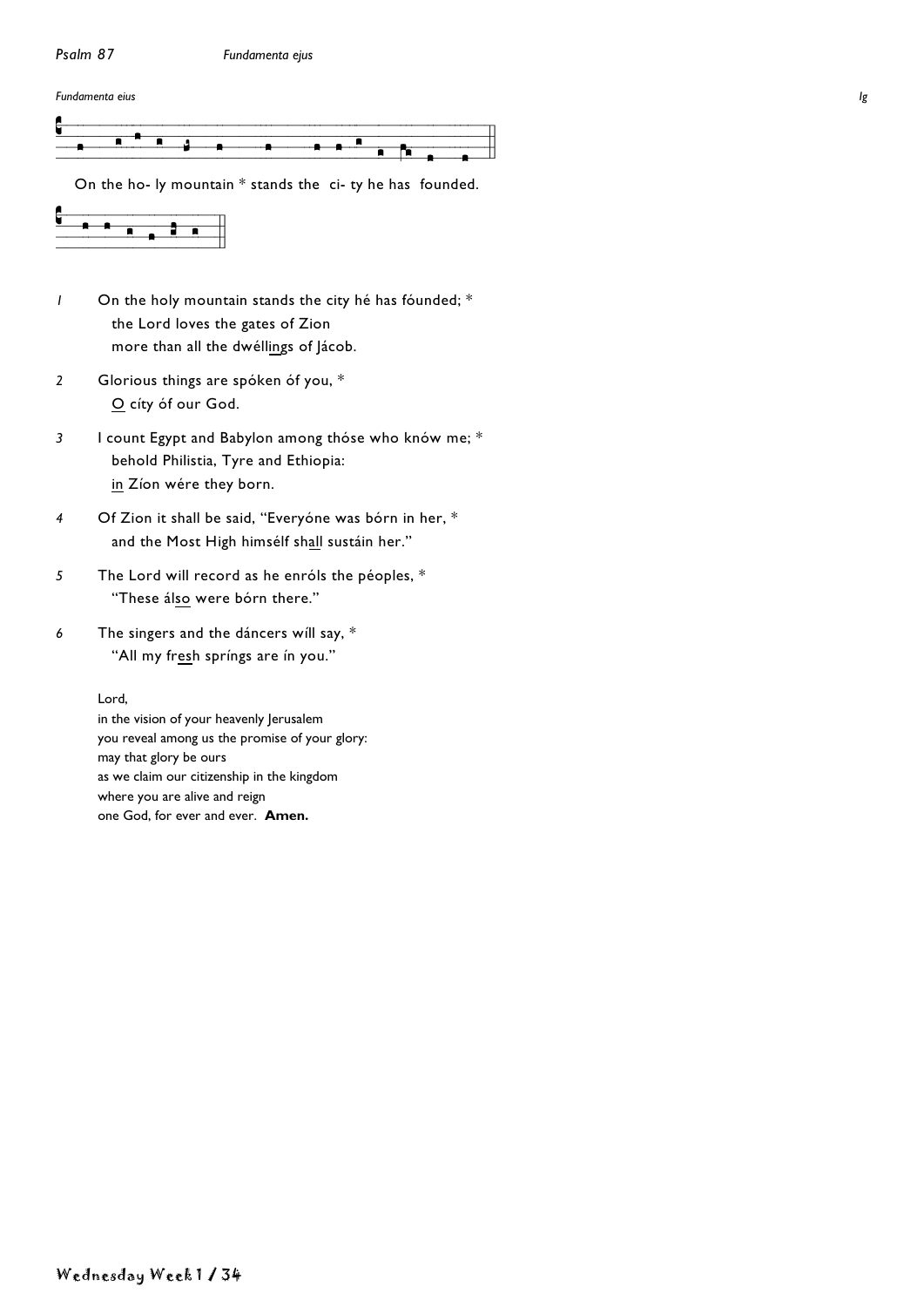*Psalm 87* *Fundamenta ejus*

*Fundamenta eius* *Ig*

On the ho- ly mountain * stands the ci- ty he has founded.

1 On the holy mountain stands the city hé has fóunded; *
the Lord loves the gates of Zion
more than all the dwéllings of Jácob.

2 Glorious things are spóken óf you, *
O cíty óf our God.

3 I count Egypt and Babylon among thóse who knów me; *
behold Philistia, Tyre and Ethiopia:
in Zíon wére they born.

4 Of Zion it shall be said, "Everyóne was bórn in her, *
and the Most High himsélf shall sustáin her."

5 The Lord will record as he enróls the péoples, *
"These álso were bórn there."

6 The singers and the dáncers wíll say, *
"All my fresh spríngs are ín you."

Lord,
in the vision of your heavenly Jerusalem
you reveal among us the promise of your glory:
may that glory be ours
as we claim our citizenship in the kingdom
where you are alive and reign
one God, for ever and ever. **Amen.**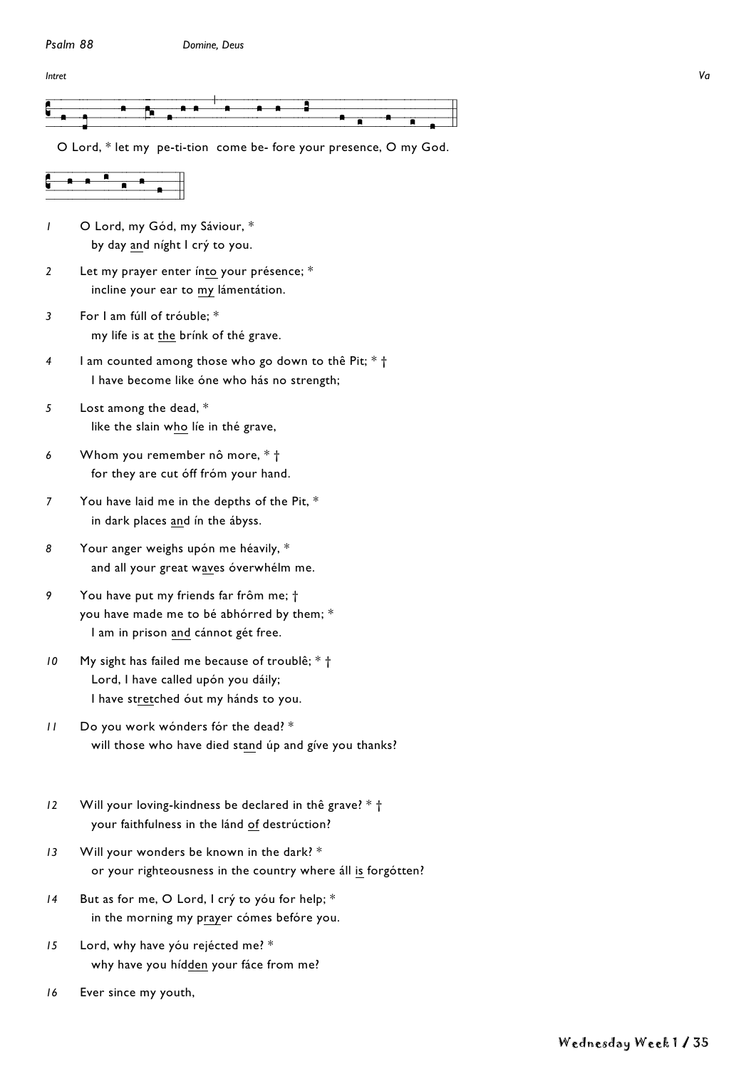*Psalm 88* *Domine, Deus*

*Intret* *Va*

O Lord, * let my pe-ti-tion come be- fore your presence, O my God.

1 O Lord, my Gód, my Sáviour, *
   by day <u>and</u> níght I crý to you.

2 Let my prayer enter ín<u>to</u> your présence; *
   incline your ear to <u>my</u> lámentátion.

3 For I am fúll of tróuble; *
   my life is at <u>the</u> brínk of thé grave.

4 I am counted among those who go down to thê Pit; * †
   I have become like óne who hás no strength;

5 Lost among the dead, *
   like the slain <u>who</u> líe in thé grave,

6 Whom you remember nô more, * †
   for they are cut óff fróm your hand.

7 You have laid me in the depths of the Pit, *
   in dark places <u>and</u> ín the ábyss.

8 Your anger weighs upón me héavily, *
   and all your great <u>wav</u>es óverwhélm me.

9 You have put my friends far frôm me; †
   you have made me to bé abhórred by them; *
   I am in prison <u>and</u> cánnot gét free.

10 My sight has failed me because of troublê; * †
   Lord, I have called upón you dáily;
   I have st<u>ret</u>ched óut my hánds to you.

11 Do you work wónders fór the dead? *
   will those who have died st<u>an</u>d úp and gíve you thanks?

12 Will your loving-kindness be declared in thê grave? * †
   your faithfulness in the lánd <u>of</u> destrúction?

13 Will your wonders be known in the dark? *
   or your righteousness in the country where áll <u>is</u> forgótten?

14 But as for me, O Lord, I crý to yóu for help; *
   in the morning my p<u>ray</u>er cómes befóre you.

15 Lord, why have yóu rejécted me? *
   why have you híd<u>den</u> your fáce from me?

16 Ever since my youth,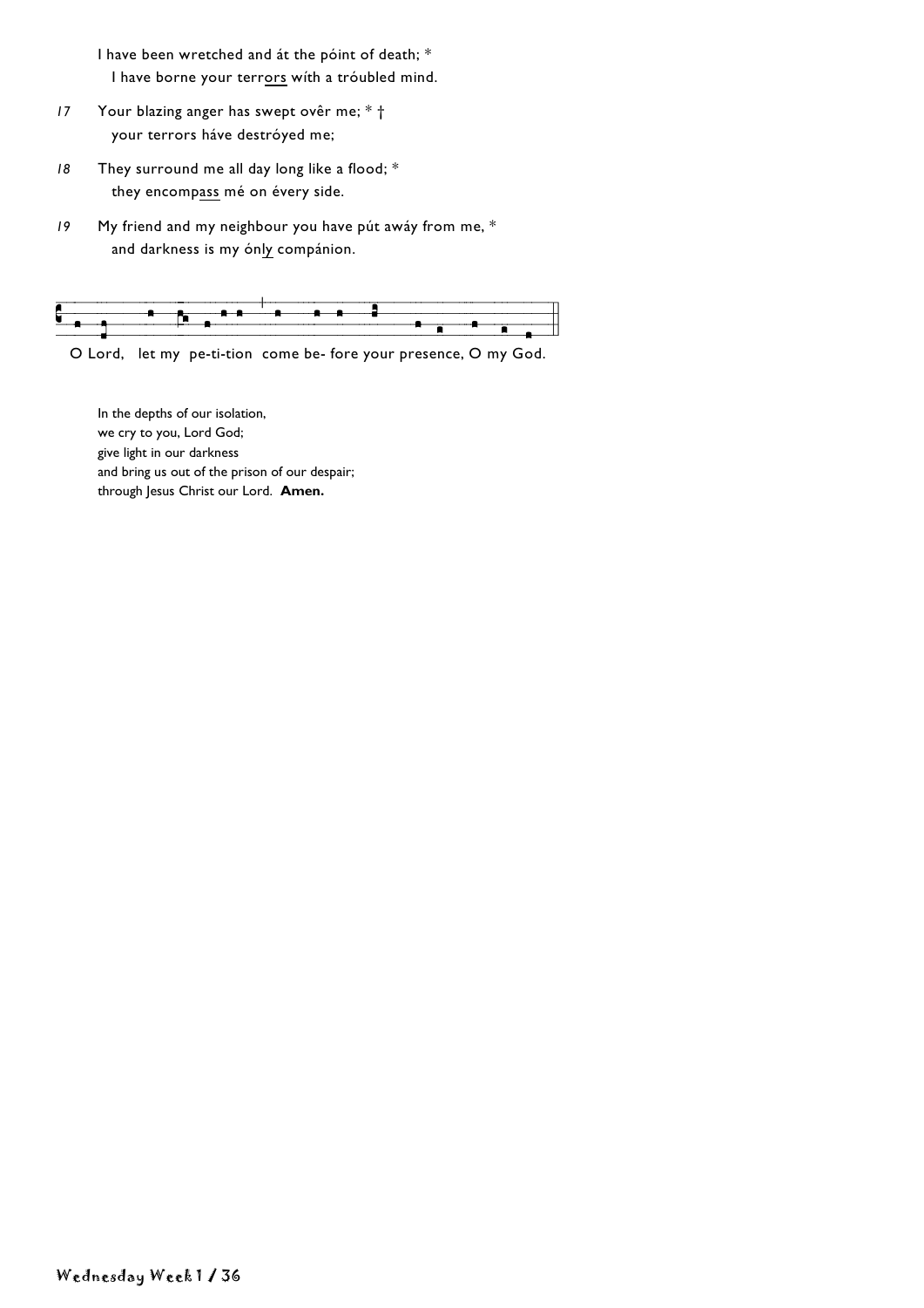I have been wretched and át the póint of death; *
  I have borne your terr<u>ors</u> wíth a tróubled mind.

*17* Your blazing anger has swept ovêr me; * †
  your terrors háve destróyed me;

*18* They surround me all day long like a flood; *
  they encomp<u>ass</u> mé on évery side.

*19* My friend and my neighbour you have pút awáy from me, *
  and darkness is my ón<u>ly</u> compánion.

O Lord, let my pe-ti-tion come be- fore your presence, O my God.

In the depths of our isolation,
we cry to you, Lord God;
give light in our darkness
and bring us out of the prison of our despair;
through Jesus Christ our Lord. **Amen.**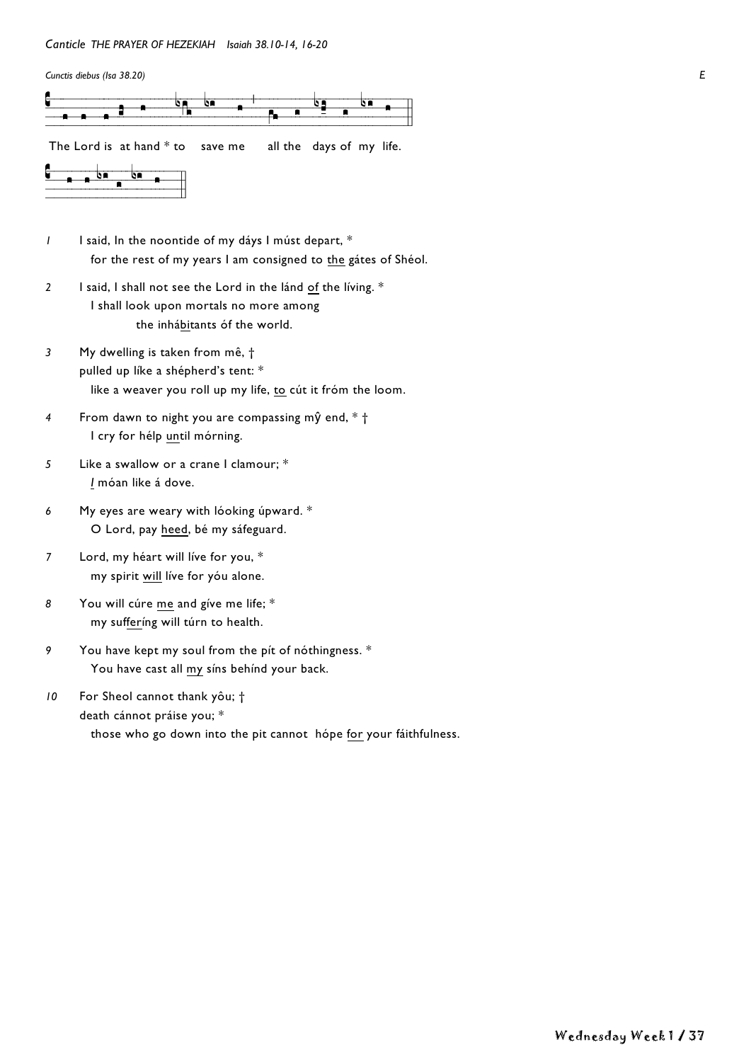*Canticle THE PRAYER OF HEZEKIAH Isaiah 38.10-14, 16-20*

*Cunctis diebus (Isa 38.20)* *E*

The Lord is at hand * to save me all the days of my life.

*1* I said, In the noontide of my dáys I múst depart, *
for the rest of my years I am consigned to the gátes of Shéol.

*2* I said, I shall not see the Lord in the lánd of the líving. *
I shall look upon mortals no more among
the inhábitants óf the world.

*3* My dwelling is taken from mê, †
pulled up líke a shépherd's tent: *
like a weaver you roll up my life, to cút it fróm the loom.

*4* From dawn to night you are compassing mŷ end, * †
I cry for hélp until mórning.

*5* Like a swallow or a crane I clamour; *
*I* móan like á dove.

*6* My eyes are weary with lóoking úpward. *
O Lord, pay heed, bé my sáfeguard.

*7* Lord, my héart will líve for you, *
my spirit will líve for yóu alone.

*8* You will cúre me and gíve me life; *
my sufferíng will túrn to health.

*9* You have kept my soul from the pít of nóthingness. *
You have cast all my síns behínd your back.

*10* For Sheol cannot thank yôu; †
death cánnot práise you; *
those who go down into the pit cannot hópe for your fáithfulness.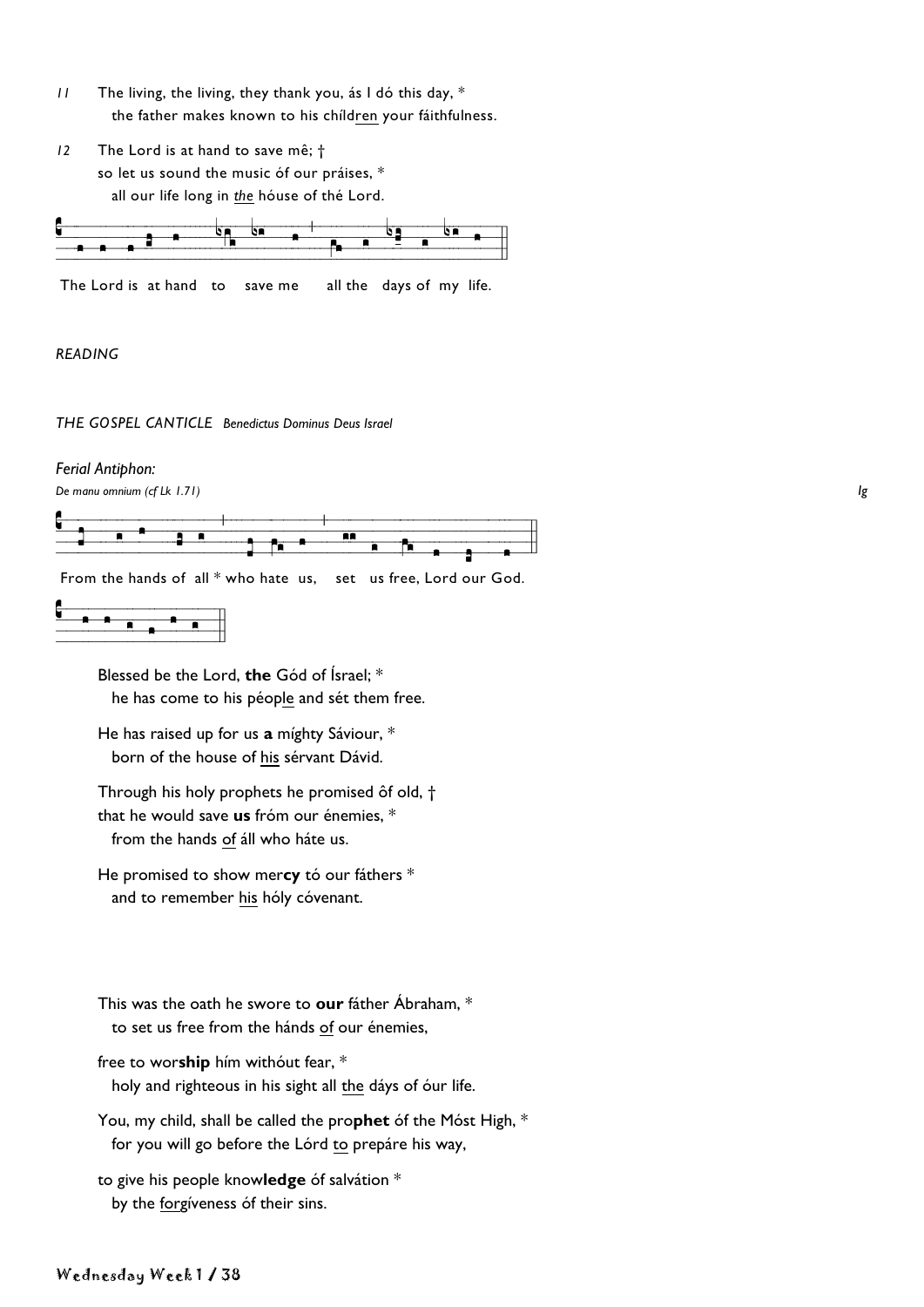*11* The living, the living, they thank you, ás I dó this day, *
 the father makes known to his chíldren your fáithfulness.

*12* The Lord is at hand to save mê; †
so let us sound the music óf our práises, *
 all our life long in *the* hóuse of thé Lord.

The Lord is at hand to save me all the days of my life.

*READING*

*THE GOSPEL CANTICLE Benedictus Dominus Deus Israel*

*Ferial Antiphon:*

*De manu omnium (cf Lk 1.71)* *Ig*

From the hands of all * who hate us, set us free, Lord our God.

Blessed be the Lord, **the** Gód of Ísrael; *
 he has come to his péople and sét them free.

He has raised up for us **a** míghty Sáviour, *
 born of the house of his sérvant Dávid.

Through his holy prophets he promised ôf old, †
that he would save **us** fróm our énemies, *
 from the hands of áll who háte us.

He promised to show mer**cy** tó our fáthers *
 and to remember his hóly cóvenant.

This was the oath he swore to **our** fáther Ábraham, *
 to set us free from the hánds of our énemies,

free to wor**ship** hím withóut fear, *
 holy and righteous in his sight all the dáys of óur life.

You, my child, shall be called the pro**phet** óf the Móst High, *
 for you will go before the Lórd to prepáre his way,

to give his people know**ledge** óf salvátion *
 by the forgíveness óf their sins.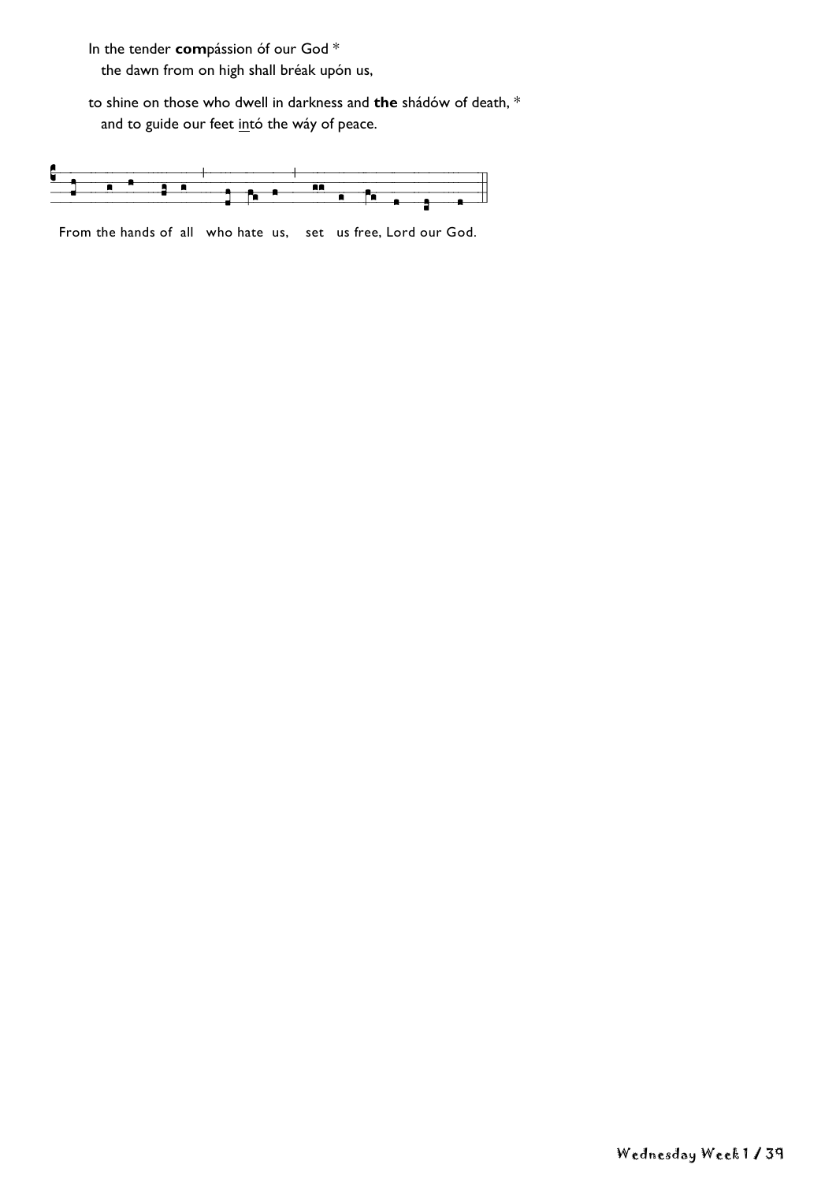In the tender **com**pássion óf our God *
  the dawn from on high shall bréak upón us,

to shine on those who dwell in darkness and **the** shádów of death, *
  and to guide our feet intó the wáy of peace.

From the hands of all who hate us, set us free, Lord our God.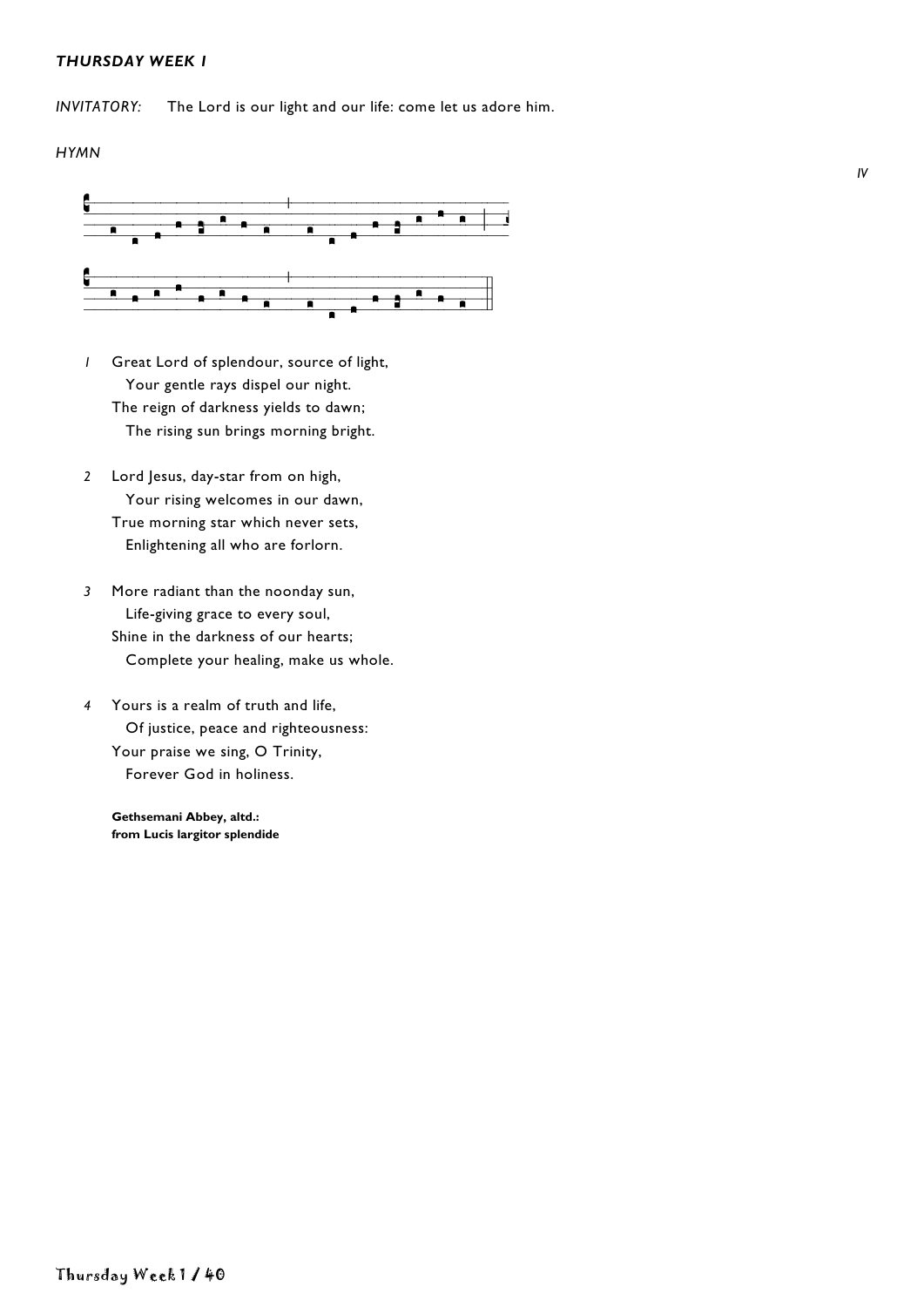***THURSDAY WEEK 1***

*INVITATORY:* The Lord is our light and our life: come let us adore him.

*HYMN*

*IV*

*1* Great Lord of splendour, source of light,
Your gentle rays dispel our night.
The reign of darkness yields to dawn;
The rising sun brings morning bright.

*2* Lord Jesus, day-star from on high,
Your rising welcomes in our dawn,
True morning star which never sets,
Enlightening all who are forlorn.

*3* More radiant than the noonday sun,
Life-giving grace to every soul,
Shine in the darkness of our hearts;
Complete your healing, make us whole.

*4* Yours is a realm of truth and life,
Of justice, peace and righteousness:
Your praise we sing, O Trinity,
Forever God in holiness.

**Gethsemani Abbey, altd.:**
**from Lucis largitor splendide**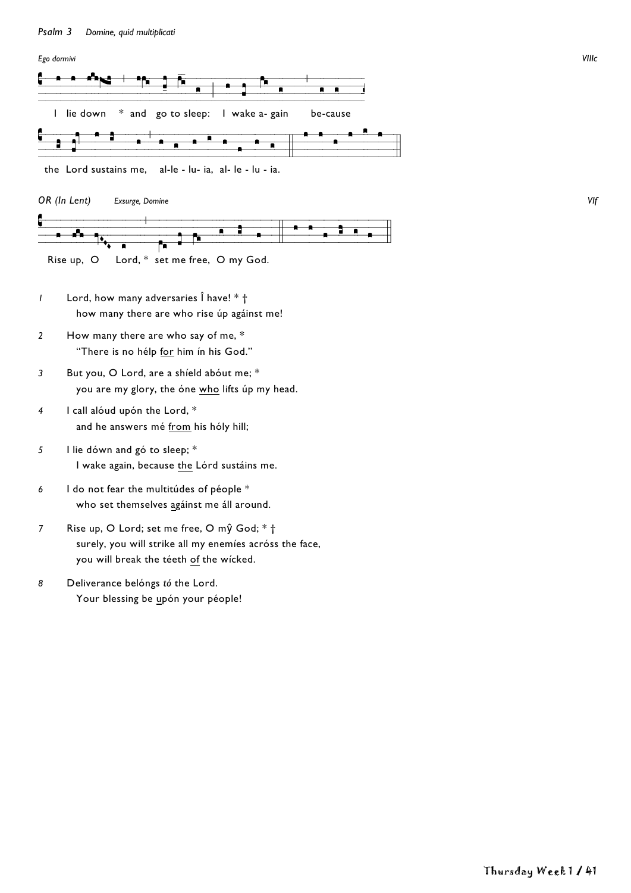*Psalm 3* *Domine, quid multiplicati*

*Ego dormivi* — VIIIc

I lie down * and go to sleep: I wake a- gain be-cause

the Lord sustains me, al-le - lu- ia, al- le - lu - ia.

*OR (In Lent)* *Exsurge, Domine* — VIf

Rise up, O Lord, * set me free, O my God.

*1* Lord, how many adversaries Î have! * †
how many there are who rise úp agáinst me!

*2* How many there are who say of me, *
"There is no hélp for him ín his God."

*3* But you, O Lord, are a shíeld abóut me; *
you are my glory, the óne who lifts úp my head.

*4* I call alóud upón the Lord, *
and he answers mé from his hóly hill;

*5* I lie dówn and gó to sleep; *
I wake again, because the Lórd sustáins me.

*6* I do not fear the multitúdes of péople *
who set themselves agáinst me áll around.

*7* Rise up, O Lord; set me free, O mŷ God; * †
surely, you will strike all my enemíes acróss the face,
you will break the téeth of the wícked.

*8* Deliverance belóngs *tó* the Lord.
Your blessing be upón your péople!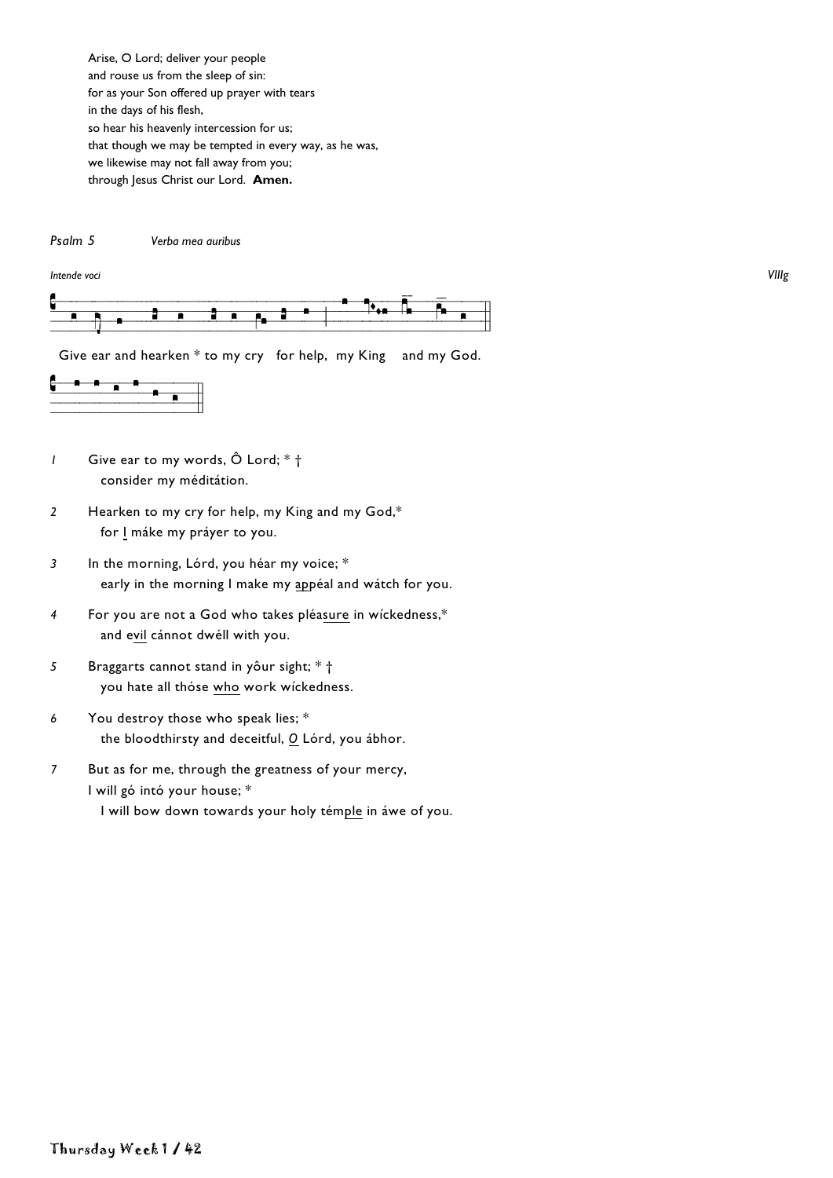Arise, O Lord; deliver your people
and rouse us from the sleep of sin:
for as your Son offered up prayer with tears
in the days of his flesh,
so hear his heavenly intercession for us;
that though we may be tempted in every way, as he was,
we likewise may not fall away from you;
through Jesus Christ our Lord.  **Amen.**

*Psalm 5* *Verba mea auribus*

*Intende voci* *VIIIg*

Give ear and hearken * to my cry for help, my King and my God.

*1* Give ear to my words, Ô Lord; * †
consider my méditátion.

*2* Hearken to my cry for help, my King and my God,*
for I máke my práyer to you.

*3* In the morning, Lórd, you héar my voice; *
early in the morning I make my appéal and wátch for you.

*4* For you are not a God who takes pléasure in wíckedness,*
and evil cánnot dwéll with you.

*5* Braggarts cannot stand in yôur sight; * †
you hate all thóse who work wíckedness.

*6* You destroy those who speak lies; *
the bloodthirsty and deceitful, *O* Lórd, you ábhor.

*7* But as for me, through the greatness of your mercy,
I will gó intó your house; *
I will bow down towards your holy témple in áwe of you.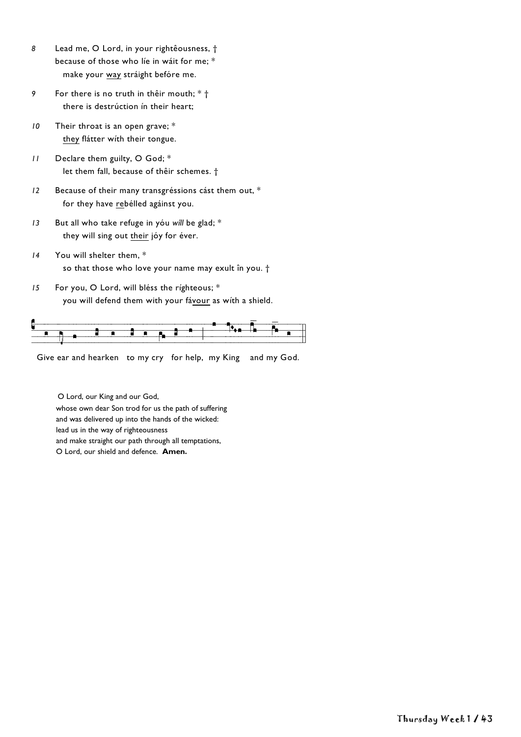8 Lead me, O Lord, in your rightêousness, †
because of those who líe in wáit for me; *
  make your <u>way</u> stráight befóre me.

9 For there is no truth in thêir mouth; * †
  there is destrúction ín their heart;

10 Their throat is an open grave; *
  <u>they</u> flátter wíth their tongue.

11 Declare them guilty, O God; *
  let them fall, because of thêir schemes. †

12 Because of their many transgréssions cást them out, *
  for they have <u>re</u>bélled agáinst you.

13 But all who take refuge in yóu *will* be glad; *
  they will sing out <u>their</u> jóy for éver.

14 You will shelter them, *
  so that those who love your name may exult în you. †

15 For you, O Lord, will bléss the ríghteous; *
  you will defend them with your fá<u>vour</u> as wíth a shield.

Give ear and hearken to my cry for help, my King and my God.

O Lord, our King and our God,
whose own dear Son trod for us the path of suffering
and was delivered up into the hands of the wicked:
lead us in the way of righteousness
and make straight our path through all temptations,
O Lord, our shield and defence. **Amen.**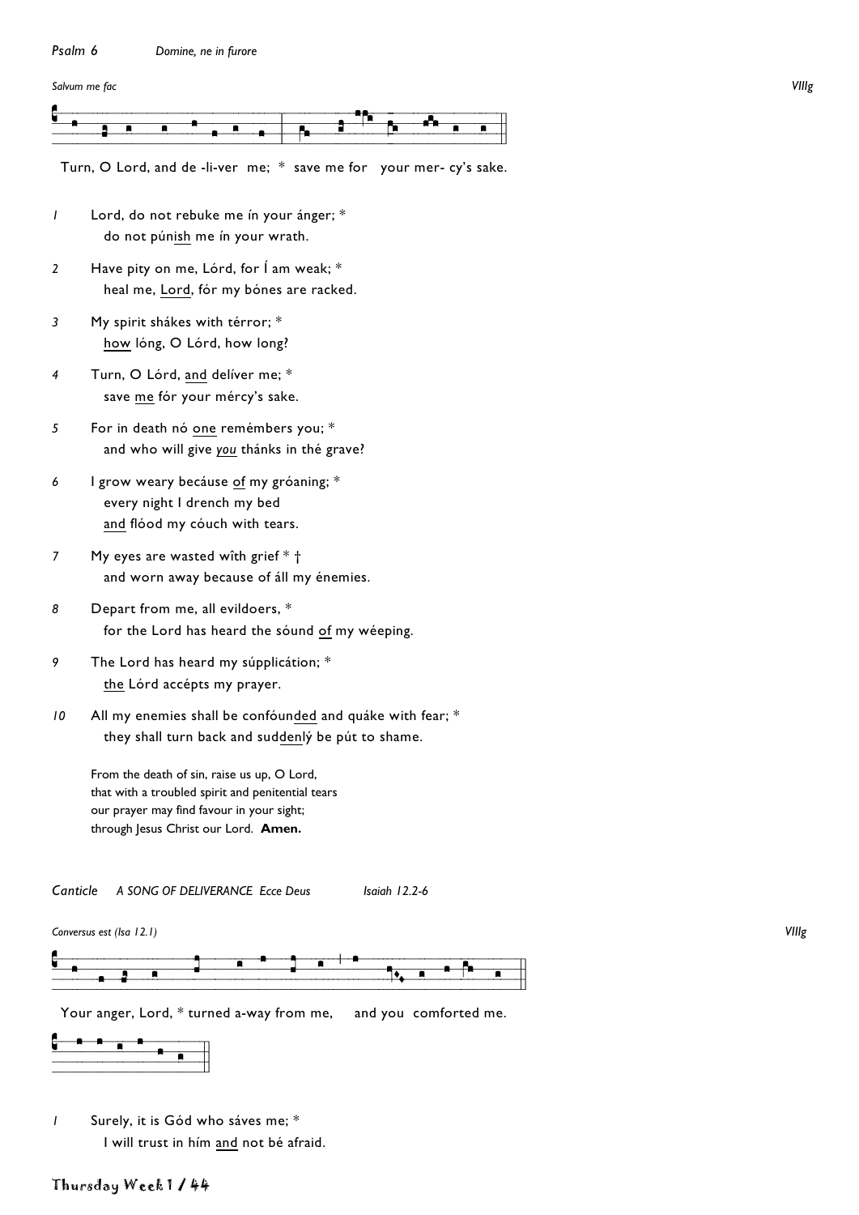*Psalm 6* *Domine, ne in furore*

*Salvum me fac* *VIIIg*

Turn, O Lord, and de -li-ver me; * save me for your mer- cy's sake.

*1* Lord, do not rebuke me ín your ánger; *
do not púnish me ín your wrath.

*2* Have pity on me, Lórd, for Í am weak; *
heal me, Lord, fór my bónes are racked.

*3* My spirit shákes with térror; *
how lóng, O Lórd, how long?

*4* Turn, O Lórd, and delíver me; *
save me fór your mércy's sake.

*5* For in death nó one remémbers you; *
and who will give *you* thánks in thé grave?

*6* I grow weary becáuse of my gróaning; *
every night I drench my bed
and flóod my cóuch with tears.

*7* My eyes are wasted wîth grief * †
and worn away because of áll my énemies.

*8* Depart from me, all evildoers, *
for the Lord has heard the sóund of my wéeping.

*9* The Lord has heard my súpplicátion; *
the Lórd accépts my prayer.

*10* All my enemies shall be confóunded and quáke with fear; *
they shall turn back and suddenlý be pút to shame.

From the death of sin, raise us up, O Lord,
that with a troubled spirit and penitential tears
our prayer may find favour in your sight;
through Jesus Christ our Lord. **Amen.**

*Canticle* *A SONG OF DELIVERANCE Ecce Deus* *Isaiah 12.2-6*

*Conversus est (Isa 12.1)* *VIIIg*

Your anger, Lord, * turned a-way from me, and you comforted me.

*1* Surely, it is Gód who sáves me; *
I will trust in hím and not bé afraid.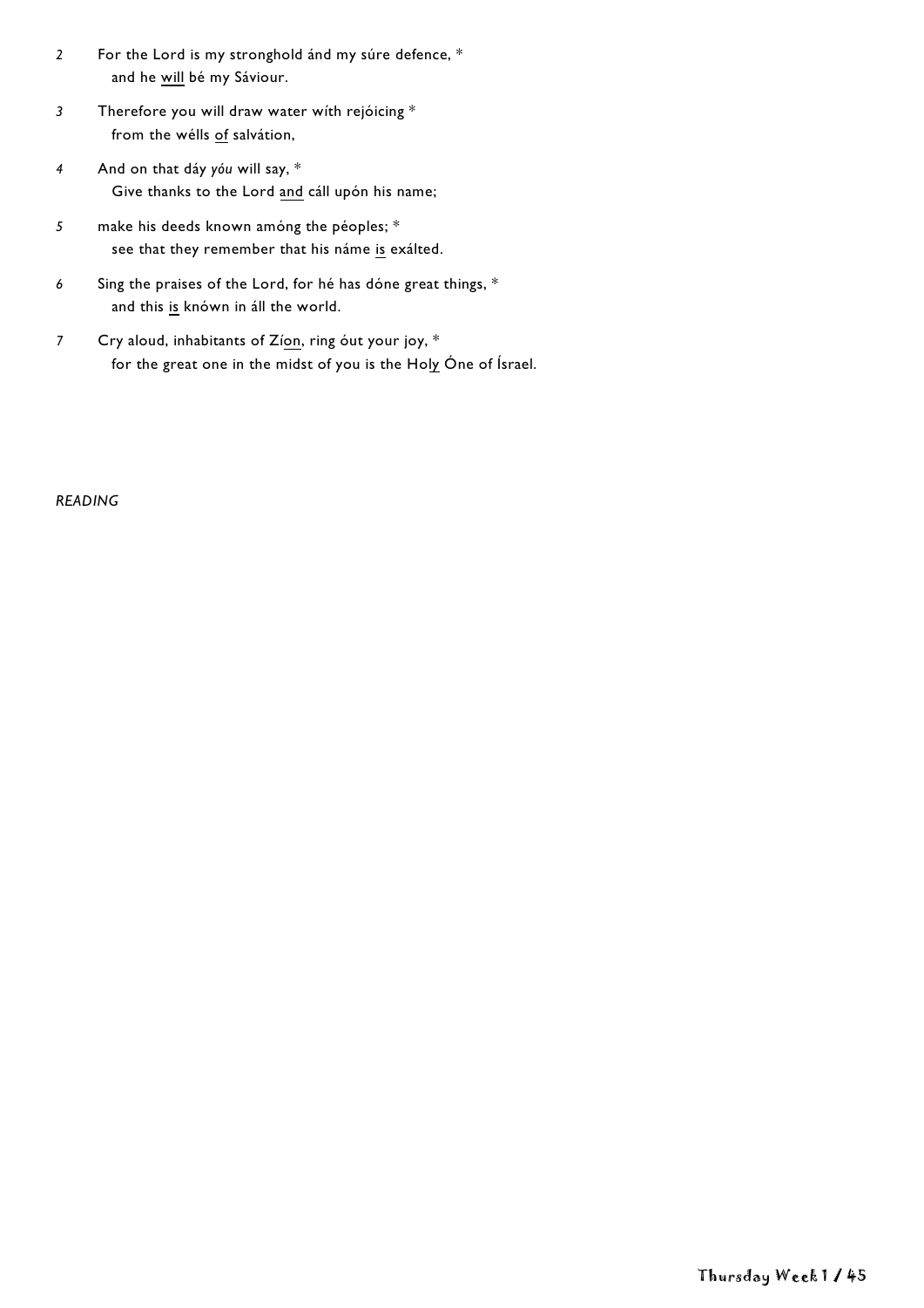*2* For the Lord is my stronghold ánd my súre defence, *
  and he <u>will</u> bé my Sáviour.

*3* Therefore you will draw water wíth rejóicing *
  from the wélls <u>of</u> salvátion,

*4* And on that dáy *yóu* will say, *
  Give thanks to the Lord <u>and</u> cáll upón his name;

*5* make his deeds known amóng the péoples; *
  see that they remember that his náme <u>is</u> exálted.

*6* Sing the praises of the Lord, for hé has dóne great things, *
  and this <u>is</u> knówn in áll the world.

*7* Cry aloud, inhabitants of Zí<u>on</u>, ring óut your joy, *
  for the great one in the midst of you is the Ho<u>ly</u> Óne of Ísrael.

*READING*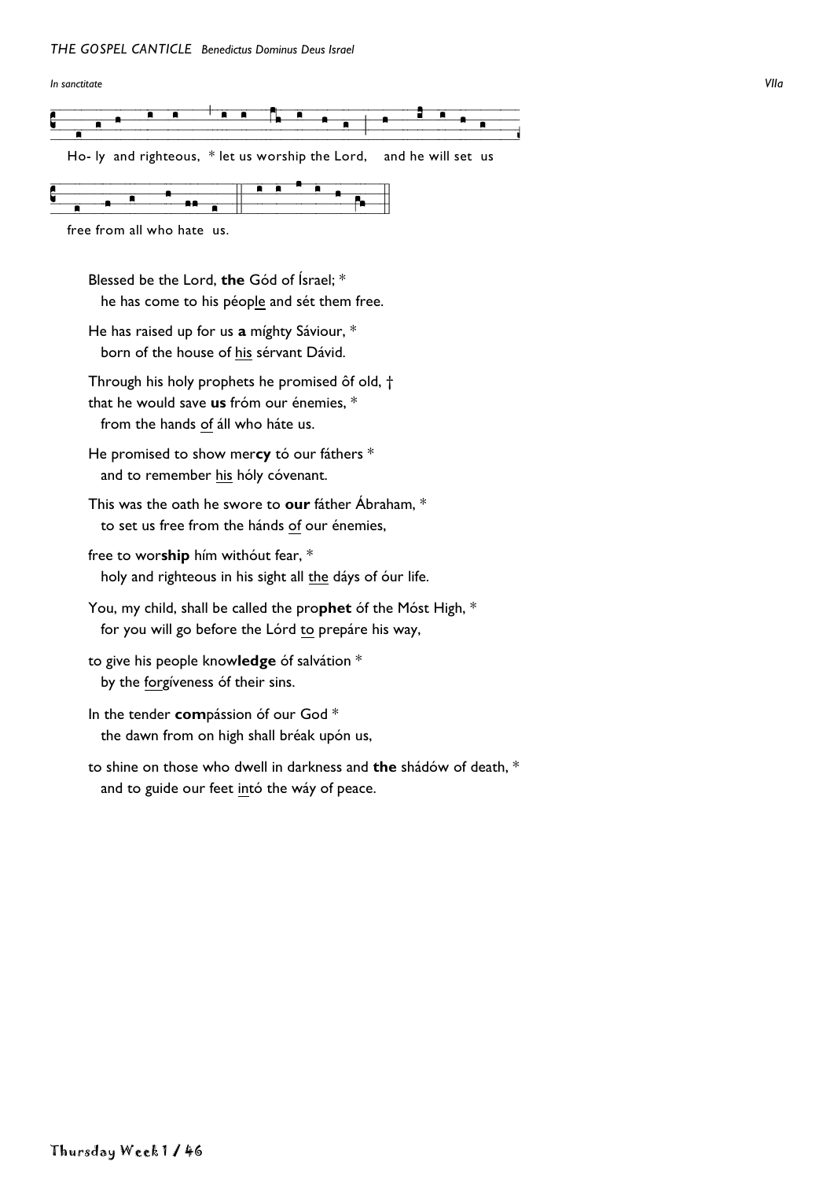*THE GOSPEL CANTICLE* *Benedictus Dominus Deus Israel*

*In sanctitate* *VIIa*

Ho- ly and righteous, * let us worship the Lord, and he will set us free from all who hate us.

Blessed be the Lord, **the** Gód of Ísrael; *
he has come to his péop_le and sét them free.

He has raised up for us **a** míghty Sáviour, *
born of the house of _his_ sérvant Dávid.

Through his holy prophets he promised ôf old, †
that he would save **us** fróm our énemies, *
from the hands _of_ áll who háte us.

He promised to show mer**cy** tó our fáthers *
and to remember _his_ hóly cóvenant.

This was the oath he swore to **our** fáther Ábraham, *
to set us free from the hánds _of_ our énemies,

free to wor**ship** hím withóut fear, *
holy and righteous in his sight all _the_ dáys of óur life.

You, my child, shall be called the pro**phet** óf the Móst High, *
for you will go before the Lórd _to_ prepáre his way,

to give his people know**ledge** óf salvátion *
by the _for_gíveness óf their sins.

In the tender **com**pássion óf our God *
the dawn from on high shall bréak upón us,

to shine on those who dwell in darkness and **the** shádów of death, *
and to guide our feet _in_tó the wáy of peace.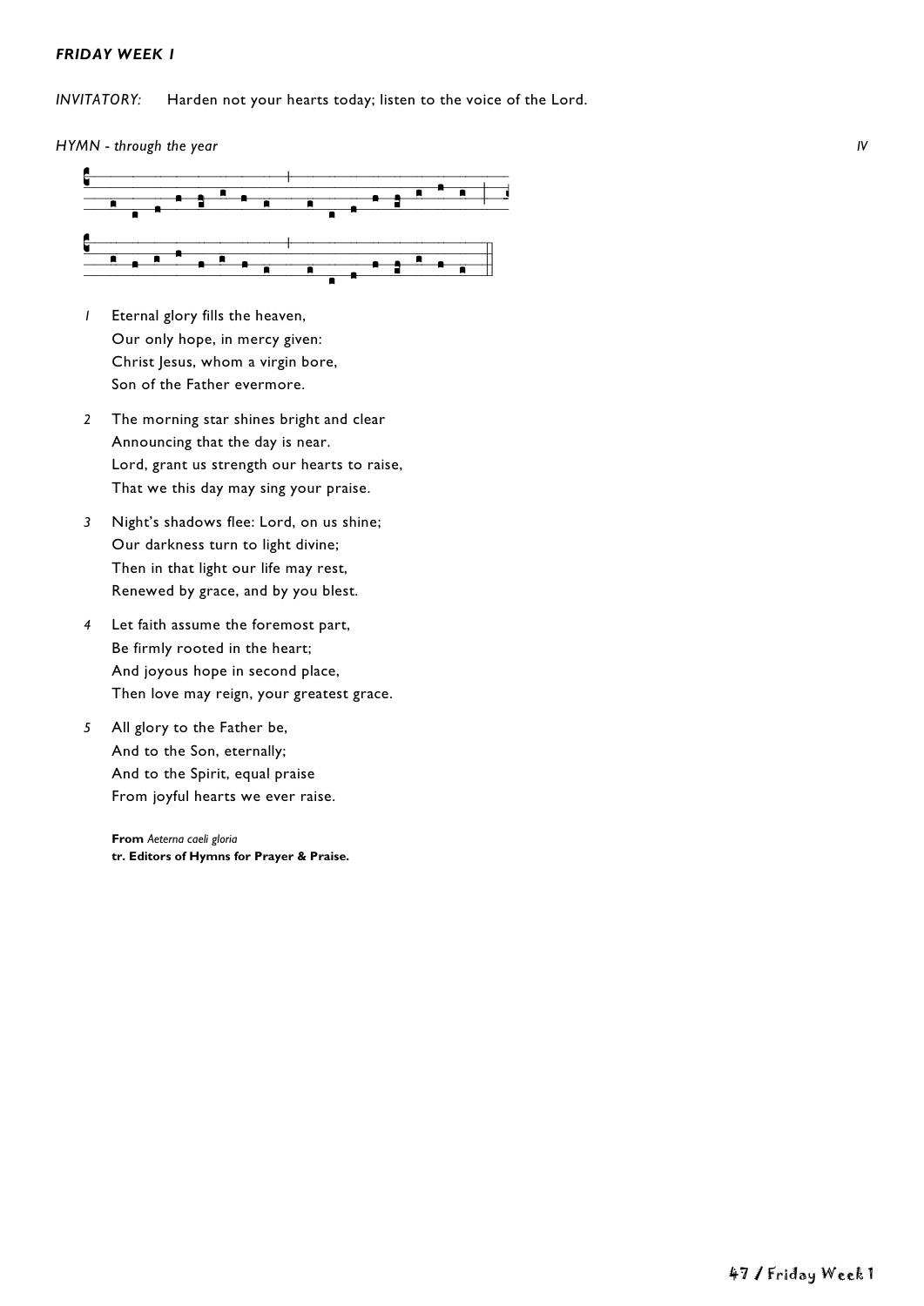***FRIDAY WEEK 1***

*INVITATORY:* Harden not your hearts today; listen to the voice of the Lord.

*HYMN - through the year* *IV*

1. Eternal glory fills the heaven,
Our only hope, in mercy given:
Christ Jesus, whom a virgin bore,
Son of the Father evermore.

2. The morning star shines bright and clear
Announcing that the day is near.
Lord, grant us strength our hearts to raise,
That we this day may sing your praise.

3. Night's shadows flee: Lord, on us shine;
Our darkness turn to light divine;
Then in that light our life may rest,
Renewed by grace, and by you blest.

4. Let faith assume the foremost part,
Be firmly rooted in the heart;
And joyous hope in second place,
Then love may reign, your greatest grace.

5. All glory to the Father be,
And to the Son, eternally;
And to the Spirit, equal praise
From joyful hearts we ever raise.

**From** *Aeterna caeli gloria*
**tr. Editors of Hymns for Prayer & Praise.**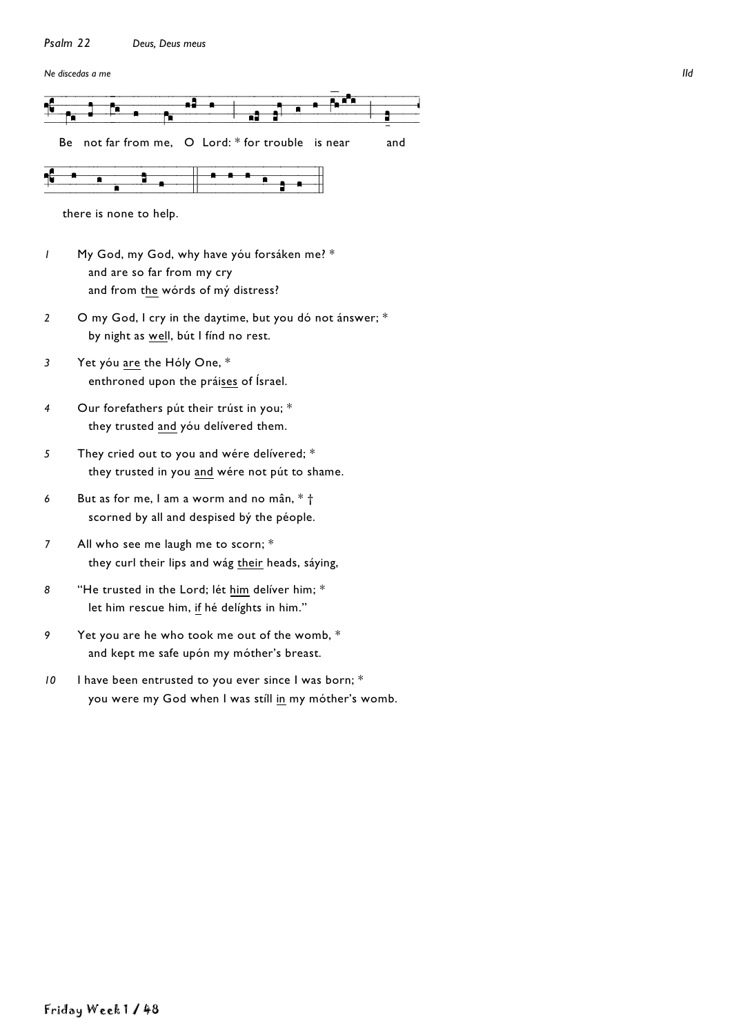*Psalm 22* *Deus, Deus meus*

*Ne discedas a me* *IId*

Be not far from me, O Lord: * for trouble is near and there is none to help.

1 My God, my God, why have yóu forsáken me? *
  and are so far from my cry
  and from the wórds of mý distress?

2 O my God, I cry in the daytime, but you dó not ánswer; *
  by night as well, bút I fínd no rest.

3 Yet yóu are the Hóly One, *
  enthroned upon the práises of Ísrael.

4 Our forefathers pút their trúst in you; *
  they trusted and yóu delívered them.

5 They cried out to you and wére delívered; *
  they trusted in you and wére not pút to shame.

6 But as for me, I am a worm and no mân, * †
  scorned by all and despised bý the péople.

7 All who see me laugh me to scorn; *
  they curl their lips and wág their heads, sáying,

8 "He trusted in the Lord; lét him delíver him; *
  let him rescue him, if hé delíghts in him."

9 Yet you are he who took me out of the womb, *
  and kept me safe upón my móther's breast.

10 I have been entrusted to you ever since I was born; *
  you were my God when I was stíll in my móther's womb.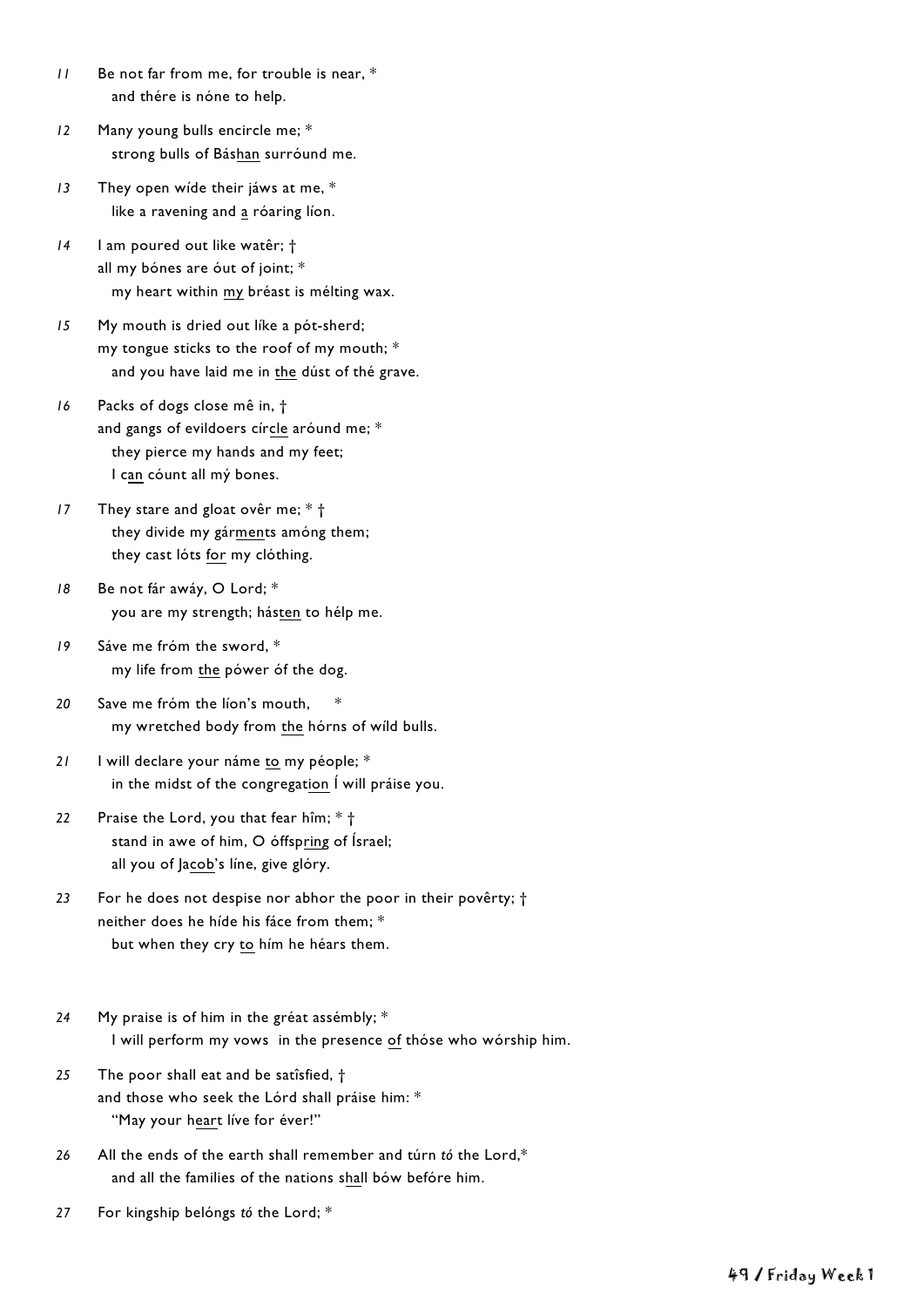*11* Be not far from me, for trouble is near, *
  and thére is nóne to help.

*12* Many young bulls encircle me; *
  strong bulls of Bás<u>han</u> surróund me.

*13* They open wíde their jáws at me, *
  like a ravening and <u>a</u> róaring líon.

*14* I am poured out like watêr; †
all my bónes are óut of joint; *
  my heart within <u>my</u> bréast is mélting wax.

*15* My mouth is dried out líke a pót-sherd;
my tongue sticks to the roof of my mouth; *
  and you have laid me in <u>the</u> dúst of thé grave.

*16* Packs of dogs close mê in, †
and gangs of evildoers círc<u>le</u> aróund me; *
  they pierce my hands and my feet;
  I c<u>an</u> cóunt all mý bones.

*17* They stare and gloat ovêr me; * †
  they divide my gár<u>men</u>ts amóng them;
  they cast lóts <u>for</u> my clóthing.

*18* Be not fár awáy, O Lord; *
  you are my strength; hás<u>ten</u> to hélp me.

*19* Sáve me fróm the sword, *
  my life from <u>the</u> pówer óf the dog.

*20* Save me fróm the líon's mouth, *
  my wretched body from <u>the</u> hórns of wíld bulls.

*21* I will declare your náme <u>to</u> my péople; *
  in the midst of the congregat<u>ion</u> Í will práise you.

*22* Praise the Lord, you that fear hîm; * †
  stand in awe of him, O óffsp<u>ring</u> of Ísrael;
  all you of <u>Jacob</u>'s líne, give glóry.

*23* For he does not despise nor abhor the poor in their povêrty; †
neither does he híde his fáce from them; *
  but when they cry <u>to</u> hím he héars them.

*24* My praise is of him in the gréat assémbly; *
  I will perform my vows in the presence <u>of</u> thóse who wórship him.

*25* The poor shall eat and be satîsfied, †
and those who seek the Lórd shall práise him: *
  "May your h<u>ear</u>t líve for éver!"

*26* All the ends of the earth shall remember and túrn *tó* the Lord,*
  and all the families of the nations s<u>ha</u>ll bów befóre him.

*27* For kingship belóngs *tó* the Lord; *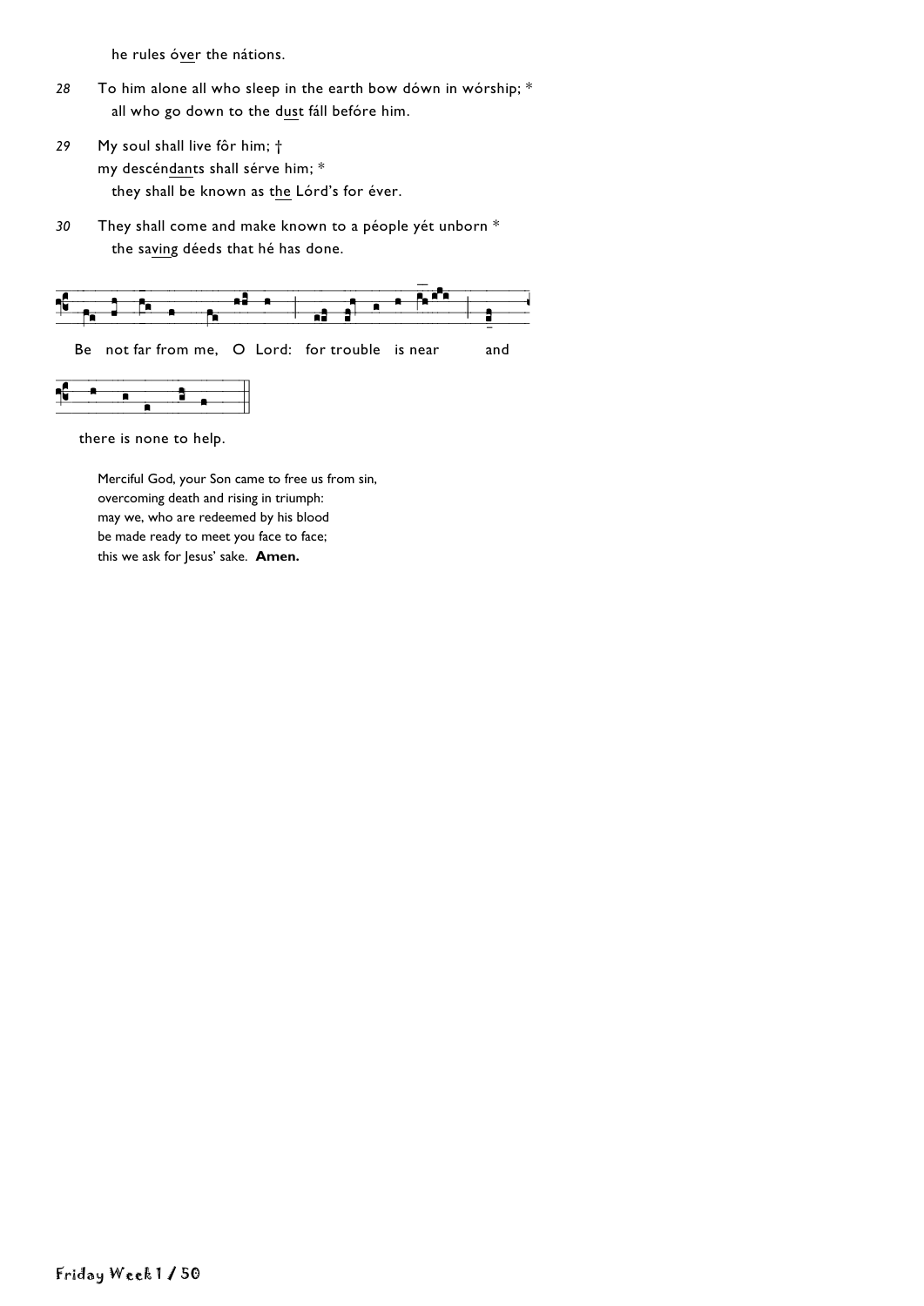he rules óver the nátions.

*28* To him alone all who sleep in the earth bow dówn in wórship; *
all who go down to the dust fáll befóre him.

*29* My soul shall live fôr him; †
my descéndants shall sérve him; *
they shall be known as the Lórd's for éver.

*30* They shall come and make known to a péople yét unborn *
the saving déeds that hé has done.

Be not far from me, O Lord: for trouble is near and

there is none to help.

Merciful God, your Son came to free us from sin,
overcoming death and rising in triumph:
may we, who are redeemed by his blood
be made ready to meet you face to face;
this we ask for Jesus' sake. **Amen.**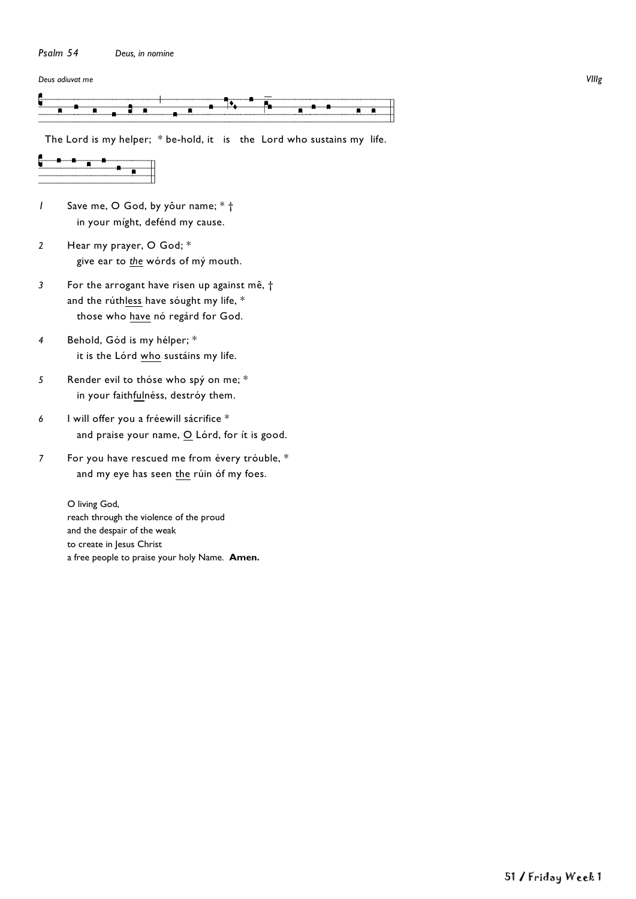*Psalm 54* *Deus, in nomine*

*Deus adiuvat me* *VIIIg*

The Lord is my helper; * be-hold, it is the Lord who sustains my life.

*1* Save me, O God, by yôur name; * †
in your míght, defénd my cause.

*2* Hear my prayer, O God; *
give ear to *the* wórds of mý mouth.

*3* For the arrogant have risen up against mê, †
and the rúthless have sóught my life, *
those who have nó regárd for God.

*4* Behold, Gód is my hélper; *
it is the Lórd who sustáins my life.

*5* Render evil to thóse who spý on me; *
in your faithfulnéss, destróy them.

*6* I will offer you a fréewill sácrifice *
and praise your name, O Lórd, for ít is good.

*7* For you have rescued me from évery tróuble, *
and my eye has seen the rúin óf my foes.

O living God,
reach through the violence of the proud
and the despair of the weak
to create in Jesus Christ
a free people to praise your holy Name. **Amen.**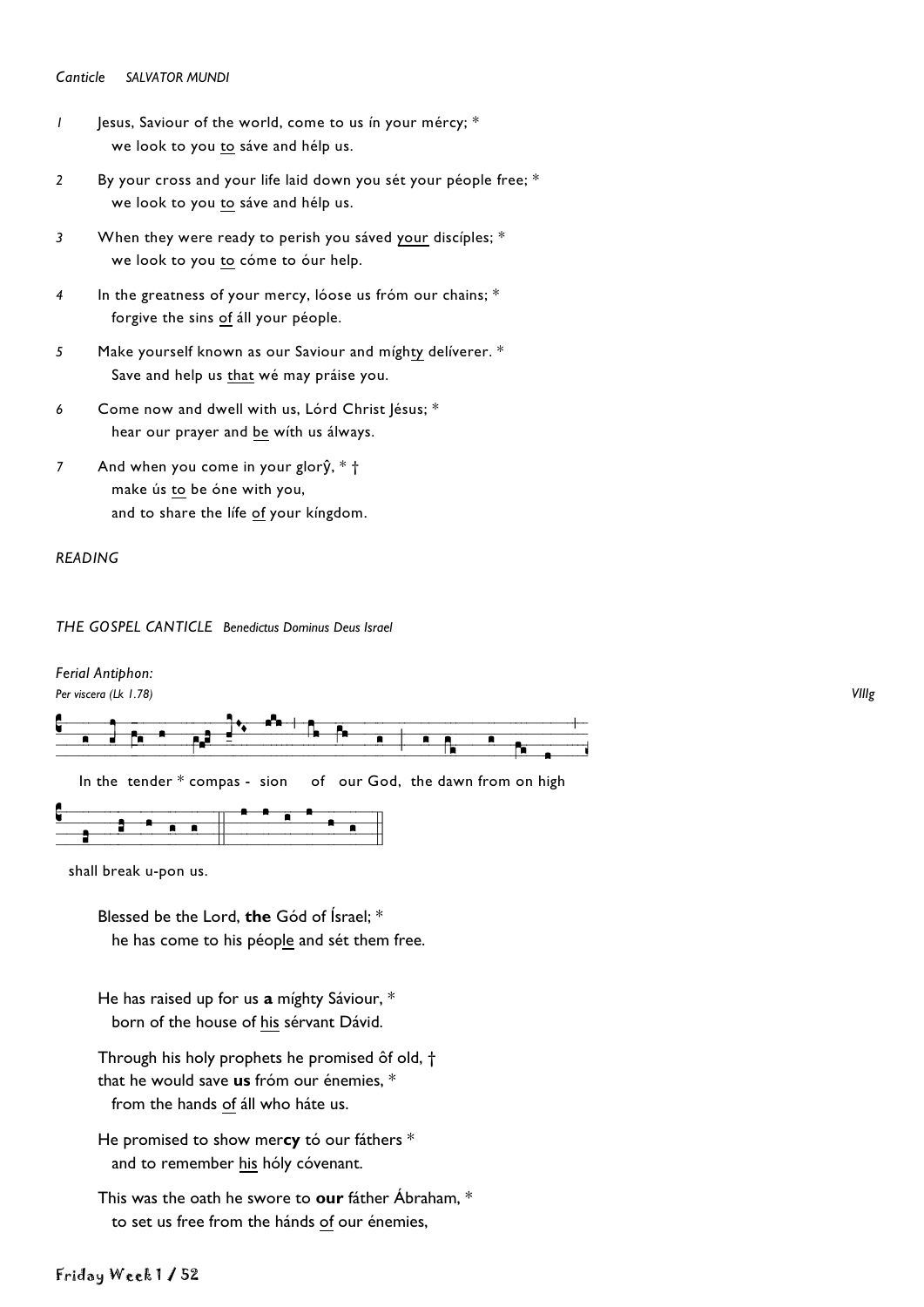*Canticle* *SALVATOR MUNDI*

*1* Jesus, Saviour of the world, come to us ín your mércy; *
we look to you to sáve and hélp us.

*2* By your cross and your life laid down you sét your péople free; *
we look to you to sáve and hélp us.

*3* When they were ready to perish you sáved your discíples; *
we look to you to cóme to óur help.

*4* In the greatness of your mercy, lóose us fróm our chains; *
forgive the sins of áll your péople.

*5* Make yourself known as our Saviour and míghty delíverer. *
Save and help us that wé may práise you.

*6* Come now and dwell with us, Lórd Christ Jésus; *
hear our prayer and be wíth us álways.

*7* And when you come in your glorŷ, * †
make ús to be óne with you,
and to share the lífe of your kíngdom.

*READING*

*THE GOSPEL CANTICLE* *Benedictus Dominus Deus Israel*

*Ferial Antiphon:*
*Per viscera (Lk 1.78)* *VIIIg*

In the tender * compas - sion of our God, the dawn from on high shall break u-pon us.

Blessed be the Lord, **the** Gód of Ísrael; *
he has come to his péople and sét them free.

He has raised up for us **a** míghty Sáviour, *
born of the house of his sérvant Dávid.

Through his holy prophets he promised ôf old, †
that he would save **us** fróm our énemies, *
from the hands of áll who háte us.

He promised to show mer**cy** tó our fáthers *
and to remember his hóly cóvenant.

This was the oath he swore to **our** fáther Ábraham, *
to set us free from the hánds of our énemies,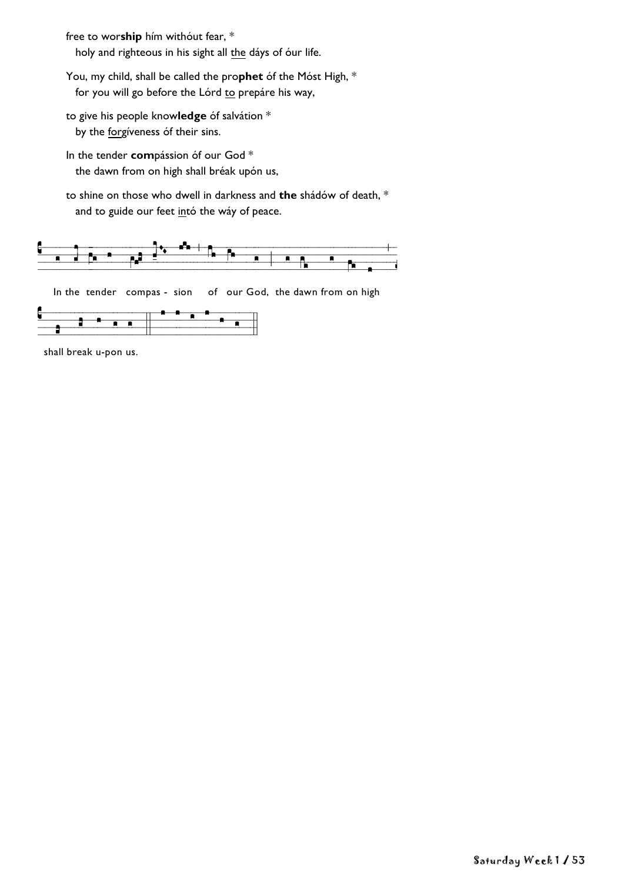free to wor**ship** hím withóut fear, *
  holy and righteous in his sight all <u>the</u> dáys of óur life.

You, my child, shall be called the pro**phet** óf the Móst High, *
  for you will go before the Lórd <u>to</u> prepáre his way,

to give his people know**ledge** óf salvátion *
  by the <u>for</u>gíveness óf their sins.

In the tender **com**pássion óf our God *
  the dawn from on high shall bréak upón us,

to shine on those who dwell in darkness and **the** shádów of death, *
  and to guide our feet <u>in</u>tó the wáy of peace.

In the tender compas - sion of our God, the dawn from on high

shall break u-pon us.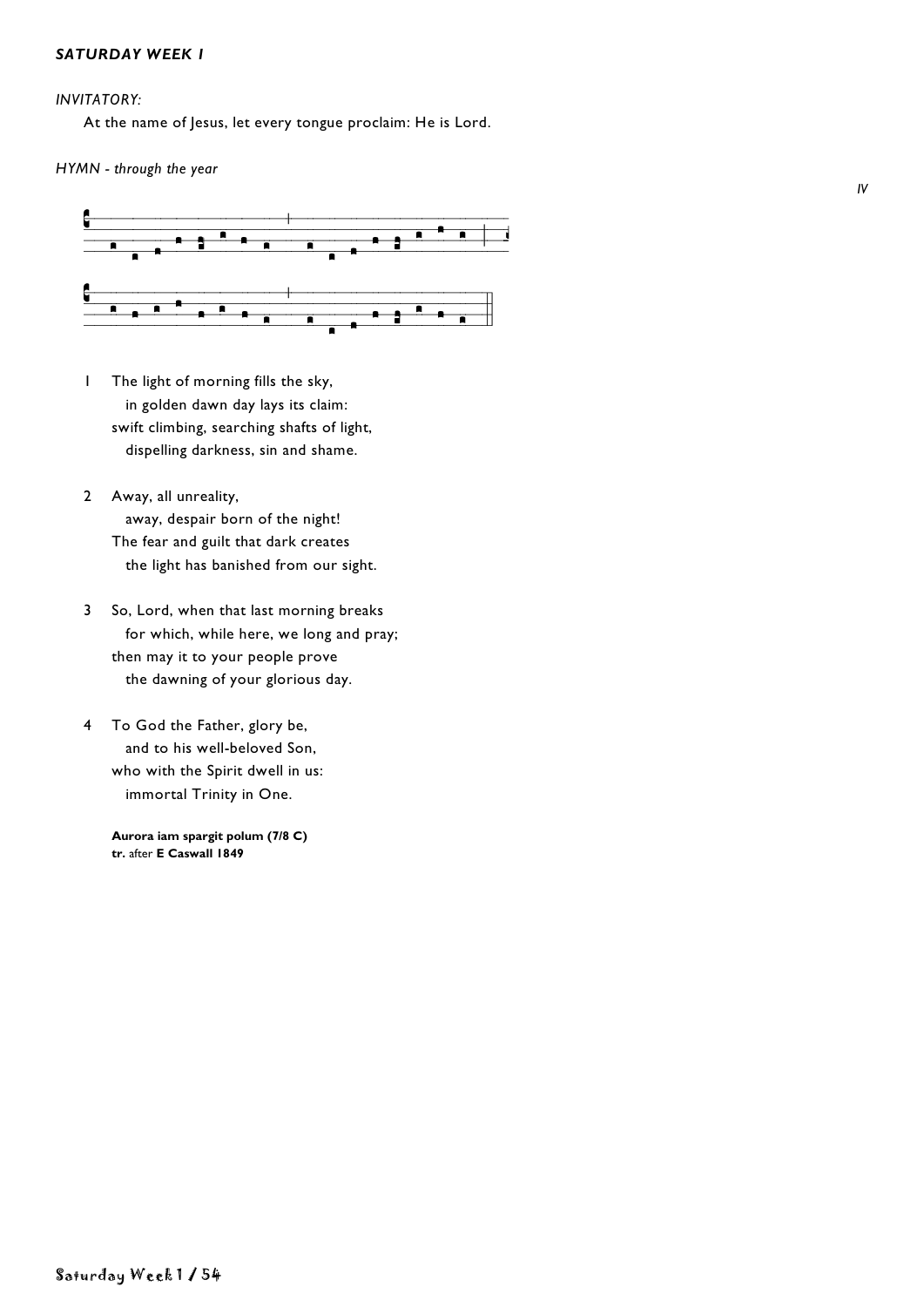***SATURDAY WEEK 1***

*INVITATORY:*

At the name of Jesus, let every tongue proclaim: He is Lord.

*HYMN - through the year*

*IV*

1 The light of morning fills the sky,
  in golden dawn day lays its claim:
swift climbing, searching shafts of light,
  dispelling darkness, sin and shame.

2 Away, all unreality,
  away, despair born of the night!
The fear and guilt that dark creates
  the light has banished from our sight.

3 So, Lord, when that last morning breaks
  for which, while here, we long and pray;
then may it to your people prove
  the dawning of your glorious day.

4 To God the Father, glory be,
  and to his well-beloved Son,
who with the Spirit dwell in us:
  immortal Trinity in One.

**Aurora iam spargit polum (7/8 C)**
**tr.** after **E Caswall 1849**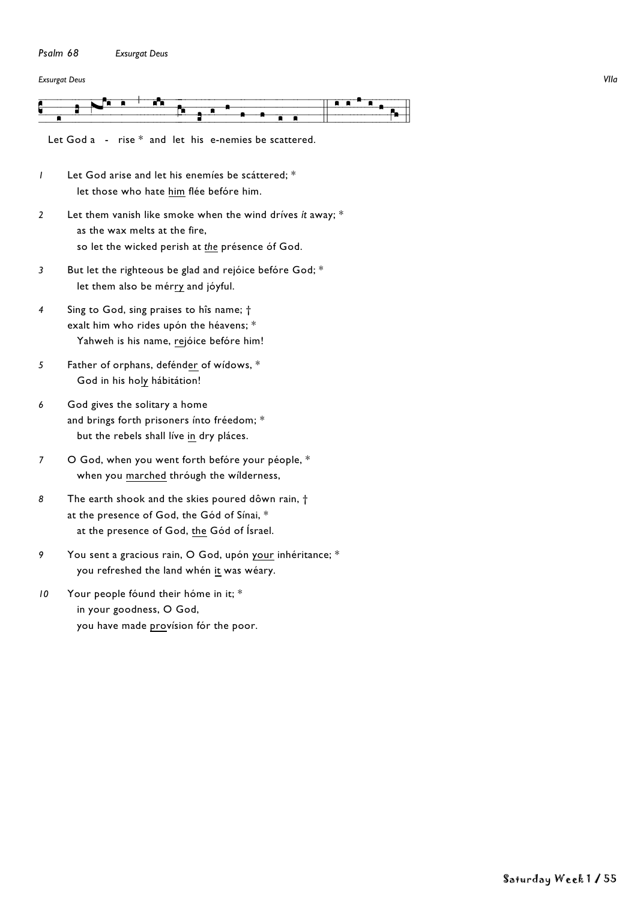*Psalm 68* *Exsurgat Deus*

*Exsurgat Deus* *VIIa*

Let God a - rise * and let his e-nemies be scattered.

*1* Let God arise and let his enemíes be scáttered; *
let those who hate <u>him</u> flée befóre him.

*2* Let them vanish like smoke when the wind dríves *ít* away; *
as the wax melts at the fire,
so let the wicked perish at <u>*the*</u> présence óf God.

*3* But let the righteous be glad and rejóice befóre God; *
let them also be mér<u>ry</u> and jóyful.

*4* Sing to God, sing praises to hîs name; †
exalt him who rides upón the héavens; *
Yahweh is his name, <u>re</u>jóice befóre him!

*5* Father of orphans, defénd<u>er</u> of wídows, *
God in his ho<u>ly</u> hábitátion!

*6* God gives the solitary a home
and brings forth prisoners ínto fréedom; *
but the rebels shall líve <u>in</u> dry pláces.

*7* O God, when you went forth befóre your péople, *
when you <u>marched</u> thróugh the wílderness,

*8* The earth shook and the skies poured dôwn rain, †
at the presence of God, the Gód of Sínai, *
at the presence of God, <u>the</u> Gód of Ísrael.

*9* You sent a gracious rain, O God, upón <u>your</u> inhéritance; *
you refreshed the land whén <u>it</u> was wéary.

*10* Your people fóund their hóme in it; *
in your goodness, O God,
you have made <u>pro</u>vísion fór the poor.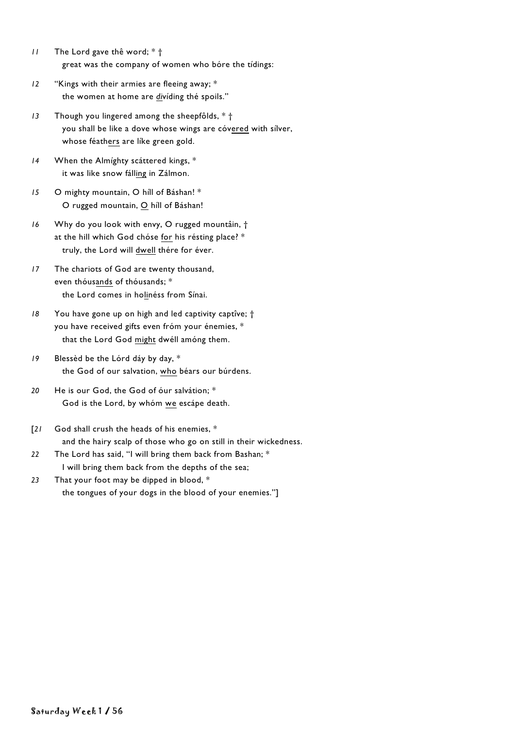11 The Lord gave thê word; * †
great was the company of women who bóre the tídings:

12 "Kings with their armies are fleeing away; *
the women at home are *di*víding thé spoils."

13 Though you lingered among the sheepfôlds, * †
you shall be like a dove whose wings are cóv<u>ered</u> with sílver,
whose féath<u>ers</u> are líke green gold.

14 When the Almíghty scáttered kings, *
it was like snow fáll<u>ing</u> in Zálmon.

15 O mighty mountain, O híll of Báshan! *
O rugged mountain, <u>O</u> híll of Báshan!

16 Why do you look with envy, O rugged mountâin, †
at the hill which God chóse <u>for</u> his résting place? *
truly, the Lord will <u>dwell</u> thére for éver.

17 The chariots of God are twenty thousand,
even thóus<u>ands</u> of thóusands; *
the Lord comes in ho<u>li</u>néss from Sínai.

18 You have gone up on high and led captivity captîve; †
you have received gifts even fróm your énemies, *
that the Lord God <u>might</u> dwéll amóng them.

19 Blessèd be the Lórd dáy by day, *
the God of our salvation, <u>who</u> béars our búrdens.

20 He is our God, the God of óur salvátion; *
God is the Lord, by whóm <u>we</u> escápe death.

[21 God shall crush the heads of his enemies, *
and the hairy scalp of those who go on still in their wickedness.

22 The Lord has said, "I will bring them back from Bashan; *
I will bring them back from the depths of the sea;

23 That your foot may be dipped in blood, *
the tongues of your dogs in the blood of your enemies."]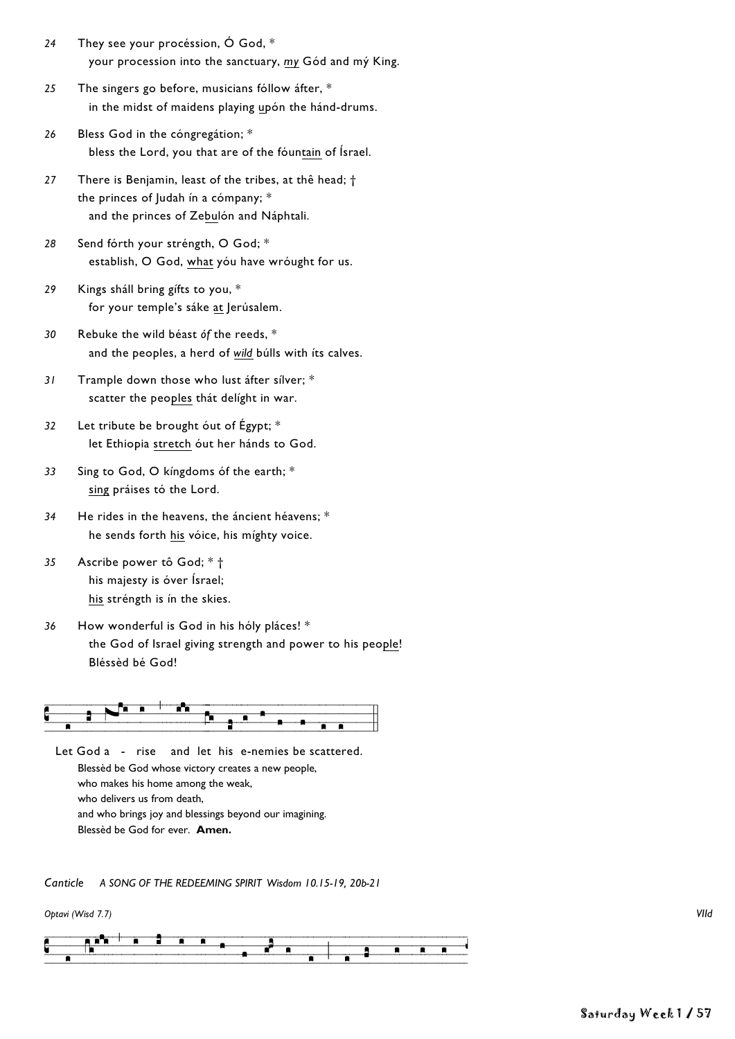24 They see your procéssion, Ó God, *
your procession into the sanctuary, <u>*my*</u> Gód and mý King.

25 The singers go before, musicians fóllow áfter, *
in the midst of maidens playing <u>u</u>pón the hánd-drums.

26 Bless God in the cóngregátion; *
bless the Lord, you that are of the fóun<u>tain</u> of Ísrael.

27 There is Benjamin, least of the tribes, at thê head; †
the princes of Judah ín a cómpany; *
and the princes of Ze<u>bu</u>lón and Náphtali.

28 Send fórth your stréngth, O God; *
establish, O God, <u>what</u> yóu have wróught for us.

29 Kings sháll bring gífts to you, *
for your temple's sáke <u>at</u> Jerúsalem.

30 Rebuke the wild béast *óf* the reeds, *
and the peoples, a herd of <u>*wild*</u> búlls with íts calves.

31 Trample down those who lust áfter sílver; *
scatter the peo<u>ples</u> thát delíght in war.

32 Let tribute be brought óut of Égypt; *
let Ethiopia <u>stretch</u> óut her hánds to God.

33 Sing to God, O kíngdoms óf the earth; *
<u>sing</u> práises tó the Lord.

34 He rides in the heavens, the áncient héavens; *
he sends forth <u>his</u> vóice, his míghty voice.

35 Ascribe power tô God; * †
his majesty is óver Ísrael;
<u>his</u> stréngth is ín the skies.

36 How wonderful is God in his hóly pláces! *
the God of Israel giving strength and power to his peo<u>ple</u>!
Bléssèd bé God!

Let God a - rise and let his e-nemies be scattered.

Blessèd be God whose victory creates a new people,
who makes his home among the weak,
who delivers us from death,
and who brings joy and blessings beyond our imagining.
Blessèd be God for ever. **Amen.**

*Canticle* *A SONG OF THE REDEEMING SPIRIT* *Wisdom 10.15-19, 20b-21*

*Optavi (Wisd 7.7)* *VIId*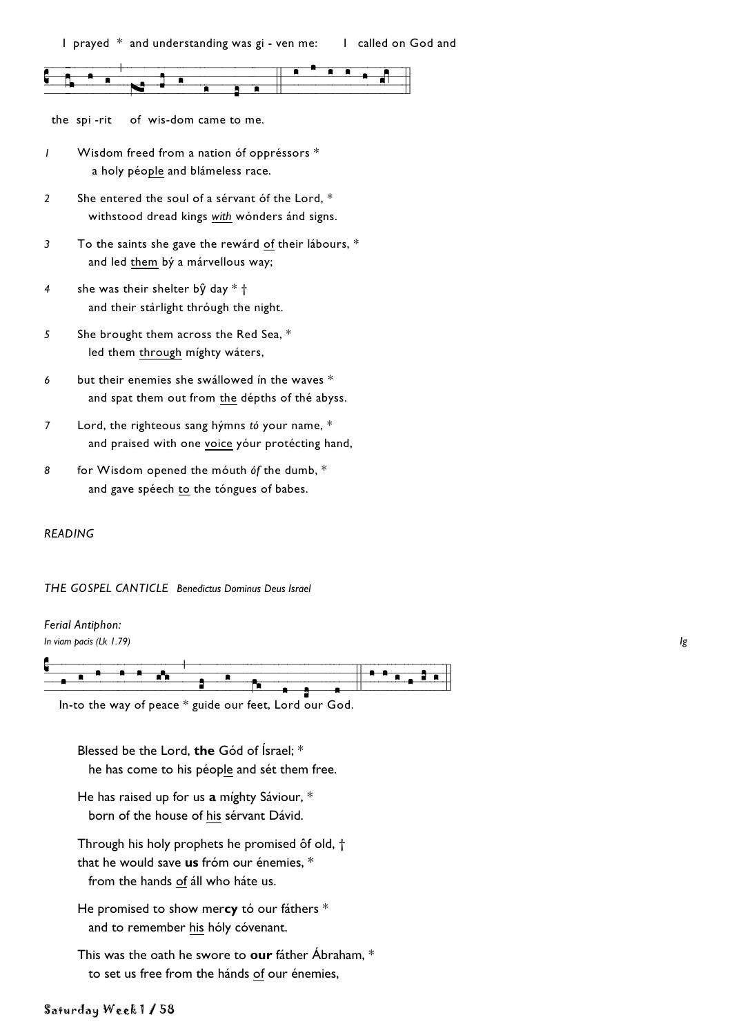I prayed * and understanding was gi - ven me: I called on God and

the spi -rit of wis-dom came to me.

*1* Wisdom freed from a nation óf oppréssors *
a holy péople and blámeless race.

*2* She entered the soul of a sérvant óf the Lord, *
withstood dread kings *with* wónders ánd signs.

*3* To the saints she gave the rewárd of their lábours, *
and led them bý a márvellous way;

*4* she was their shelter bŷ day * †
and their stárlight thróugh the night.

*5* She brought them across the Red Sea, *
led them through míghty wáters,

*6* but their enemies she swállowed ín the waves *
and spat them out from the dépths of thé abyss.

*7* Lord, the righteous sang hýmns *tó* your name, *
and praised with one voice yóur protécting hand,

*8* for Wisdom opened the móuth *óf* the dumb, *
and gave spéech to the tóngues of babes.

*READING*

*THE GOSPEL CANTICLE Benedictus Dominus Deus Israel*

*Ferial Antiphon:*
*In viam pacis (Lk 1.79)* *Ig*

In-to the way of peace * guide our feet, Lord our God.

Blessed be the Lord, **the** Gód of Ísrael; *
he has come to his péople and sét them free.

He has raised up for us **a** míghty Sáviour, *
born of the house of his sérvant Dávid.

Through his holy prophets he promised ôf old, †
that he would save **us** fróm our énemies, *
from the hands of áll who háte us.

He promised to show mer**cy** tó our fáthers *
and to remember his hóly cóvenant.

This was the oath he swore to **our** fáther Ábraham, *
to set us free from the hánds of our énemies,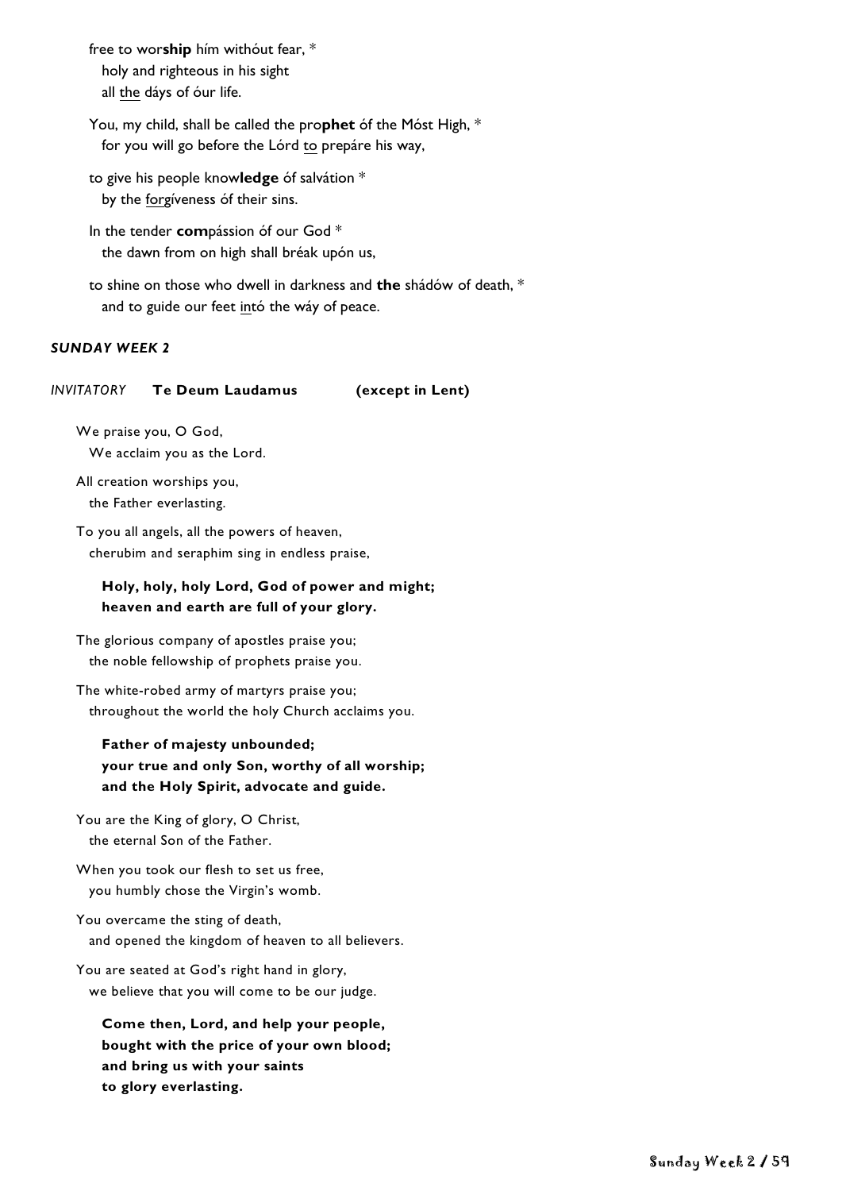free to wor**ship** hím withóut fear, *
  holy and righteous in his sight
  all <u>the</u> dáys of óur life.

You, my child, shall be called the pro**phet** óf the Móst High, *
  for you will go before the Lórd <u>to</u> prepáre his way,

to give his people know**ledge** óf salvátion *
  by the <u>forg</u>íveness óf their sins.

In the tender **com**pássion óf our God *
  the dawn from on high shall bréak upón us,

to shine on those who dwell in darkness and **the** shádów of death, *
  and to guide our feet <u>in</u>tó the wáy of peace.

***SUNDAY WEEK 2***

*INVITATORY* **Te Deum Laudamus** **(except in Lent)**

We praise you, O God,
  We acclaim you as the Lord.

All creation worships you,
  the Father everlasting.

To you all angels, all the powers of heaven,
  cherubim and seraphim sing in endless praise,

**Holy, holy, holy Lord, God of power and might;**
**heaven and earth are full of your glory.**

The glorious company of apostles praise you;
  the noble fellowship of prophets praise you.

The white-robed army of martyrs praise you;
  throughout the world the holy Church acclaims you.

**Father of majesty unbounded;**
**your true and only Son, worthy of all worship;**
**and the Holy Spirit, advocate and guide.**

You are the King of glory, O Christ,
  the eternal Son of the Father.

When you took our flesh to set us free,
  you humbly chose the Virgin's womb.

You overcame the sting of death,
  and opened the kingdom of heaven to all believers.

You are seated at God's right hand in glory,
  we believe that you will come to be our judge.

**Come then, Lord, and help your people,**
**bought with the price of your own blood;**
**and bring us with your saints**
**to glory everlasting.**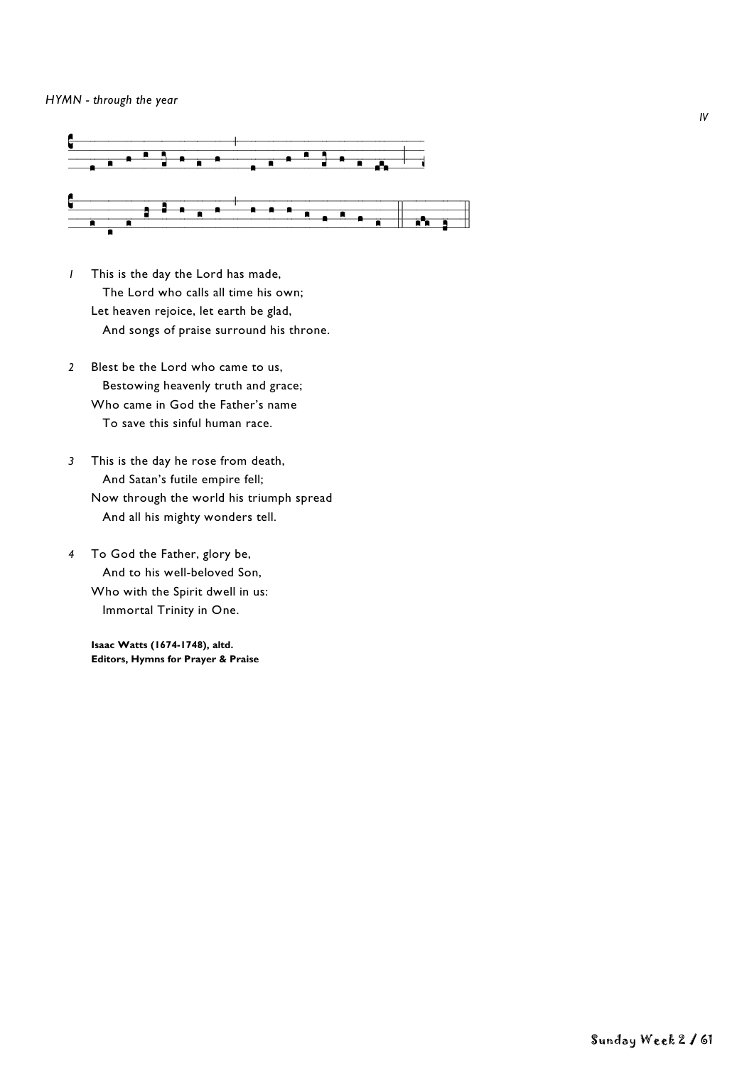*HYMN - through the year*

*IV*

*1* This is the day the Lord has made,
The Lord who calls all time his own;
Let heaven rejoice, let earth be glad,
And songs of praise surround his throne.

*2* Blest be the Lord who came to us,
Bestowing heavenly truth and grace;
Who came in God the Father's name
To save this sinful human race.

*3* This is the day he rose from death,
And Satan's futile empire fell;
Now through the world his triumph spread
And all his mighty wonders tell.

*4* To God the Father, glory be,
And to his well-beloved Son,
Who with the Spirit dwell in us:
Immortal Trinity in One.

**Isaac Watts (1674-1748), altd.**
**Editors, Hymns for Prayer & Praise**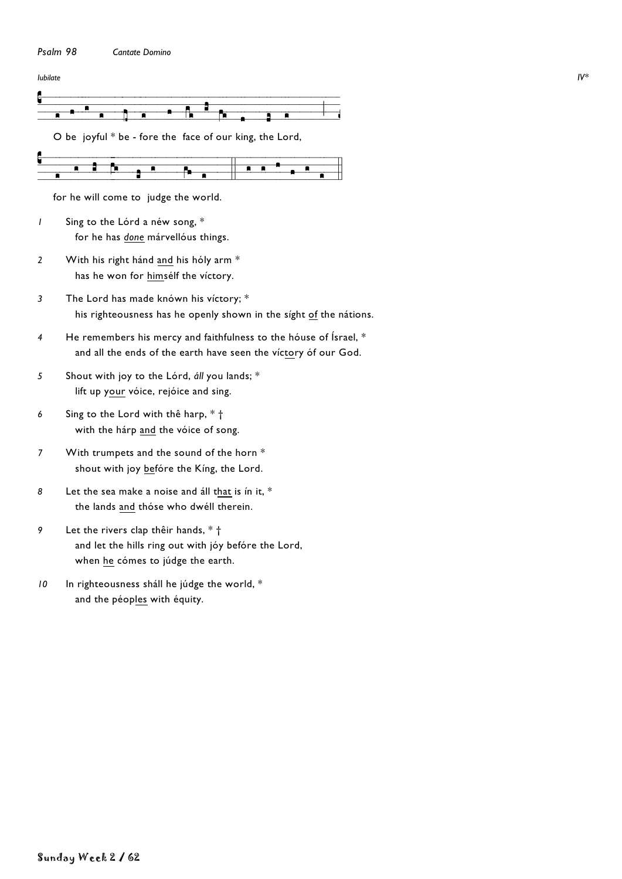*Psalm 98* *Cantate Domino*

*Iubilate* *IV**

O be joyful * be - fore the face of our king, the Lord,

for he will come to judge the world.

*1* Sing to the Lórd a néw song, *
for he has *done* márvellóus things.

*2* With his right hánd and his hóly arm *
has he won for himsélf the víctory.

*3* The Lord has made knówn his víctory; *
his righteousness has he openly shown in the síght of the nátions.

*4* He remembers his mercy and faithfulness to the hóuse of Ísrael, *
and all the ends of the earth have seen the víctory óf our God.

*5* Shout with joy to the Lórd, *áll* you lands; *
lift up your vóice, rejóice and sing.

*6* Sing to the Lord with thê harp, * †
with the hárp and the vóice of song.

*7* With trumpets and the sound of the horn *
shout with joy befóre the Kíng, the Lord.

*8* Let the sea make a noise and áll that is ín it, *
the lands and thóse who dwéll therein.

*9* Let the rivers clap thêir hands, * †
and let the hills ring out with jóy befóre the Lord,
when he cómes to júdge the earth.

*10* In righteousness shál he júdge the world, *
and the péoples with équity.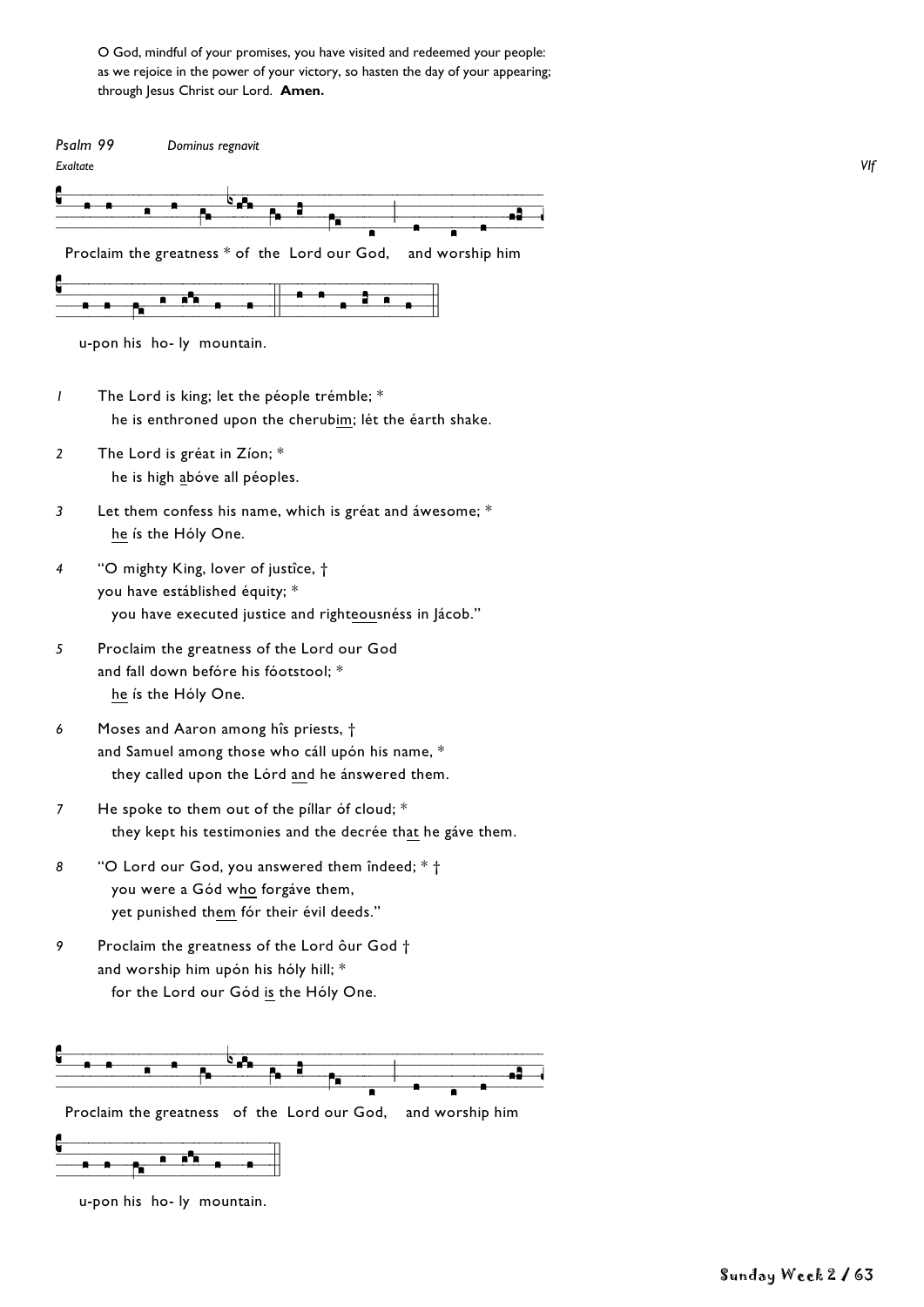O God, mindful of your promises, you have visited and redeemed your people: as we rejoice in the power of your victory, so hasten the day of your appearing; through Jesus Christ our Lord. **Amen.**

*Psalm 99* *Dominus regnavit*

*Exaltate* *VIf*

Proclaim the greatness * of the Lord our God, and worship him

u-pon his ho- ly mountain.

*1* The Lord is king; let the péople trémble; *
he is enthroned upon the cherubim; lét the éarth shake.

*2* The Lord is gréat in Zíon; *
he is high abóve all péoples.

*3* Let them confess his name, which is gréat and áwesome; *
he ís the Hóly One.

*4* "O mighty King, lover of justîce, †
you have estáblished équity; *
you have executed justice and righteousnéss in Jácob."

*5* Proclaim the greatness of the Lord our God
and fall down befóre his fóotstool; *
he ís the Hóly One.

*6* Moses and Aaron among hîs priests, †
and Samuel among those who cáll upón his name, *
they called upon the Lórd and he ánswered them.

*7* He spoke to them out of the píllar óf cloud; *
they kept his testimonies and the decrée that he gáve them.

*8* "O Lord our God, you answered them îndeed; * †
you were a Gód who forgáve them,
yet punished them fór their évil deeds."

*9* Proclaim the greatness of the Lord ôur God †
and worship him upón his hóly hill; *
for the Lord our Gód is the Hóly One.

Proclaim the greatness of the Lord our God, and worship him

u-pon his ho- ly mountain.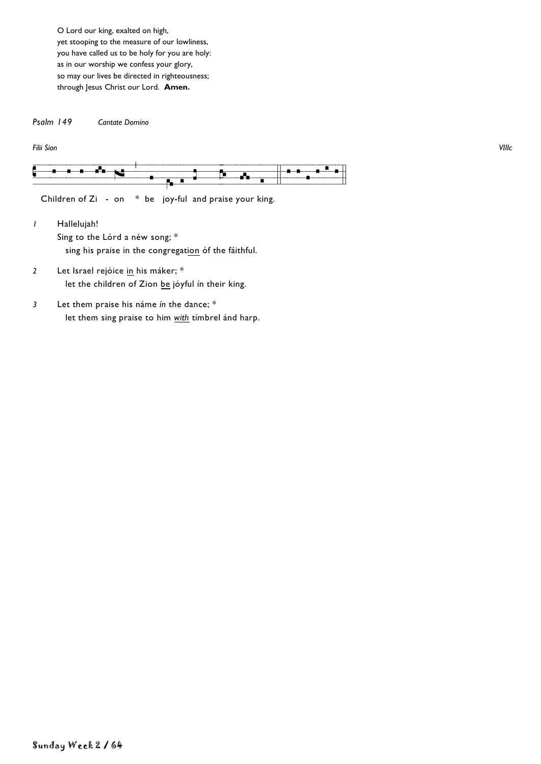O Lord our king, exalted on high,
yet stooping to the measure of our lowliness,
you have called us to be holy for you are holy:
as in our worship we confess your glory,
so may our lives be directed in righteousness;
through Jesus Christ our Lord. **Amen.**

*Psalm 149* *Cantate Domino*

*Filii Sion* *VIIIc*

Children of Zi - on * be joy-ful and praise your king.

*1* Hallelujah!
Sing to the Lórd a néw song; *
sing his praise in the congregat<u>ion</u> óf the fáithful.

*2* Let Israel rejóice <u>in</u> his máker; *
let the children of Zion <u>be</u> jóyful ín their king.

*3* Let them praise his náme *ín* the dance; *
let them sing praise to him <u>*with*</u> tímbrel ánd harp.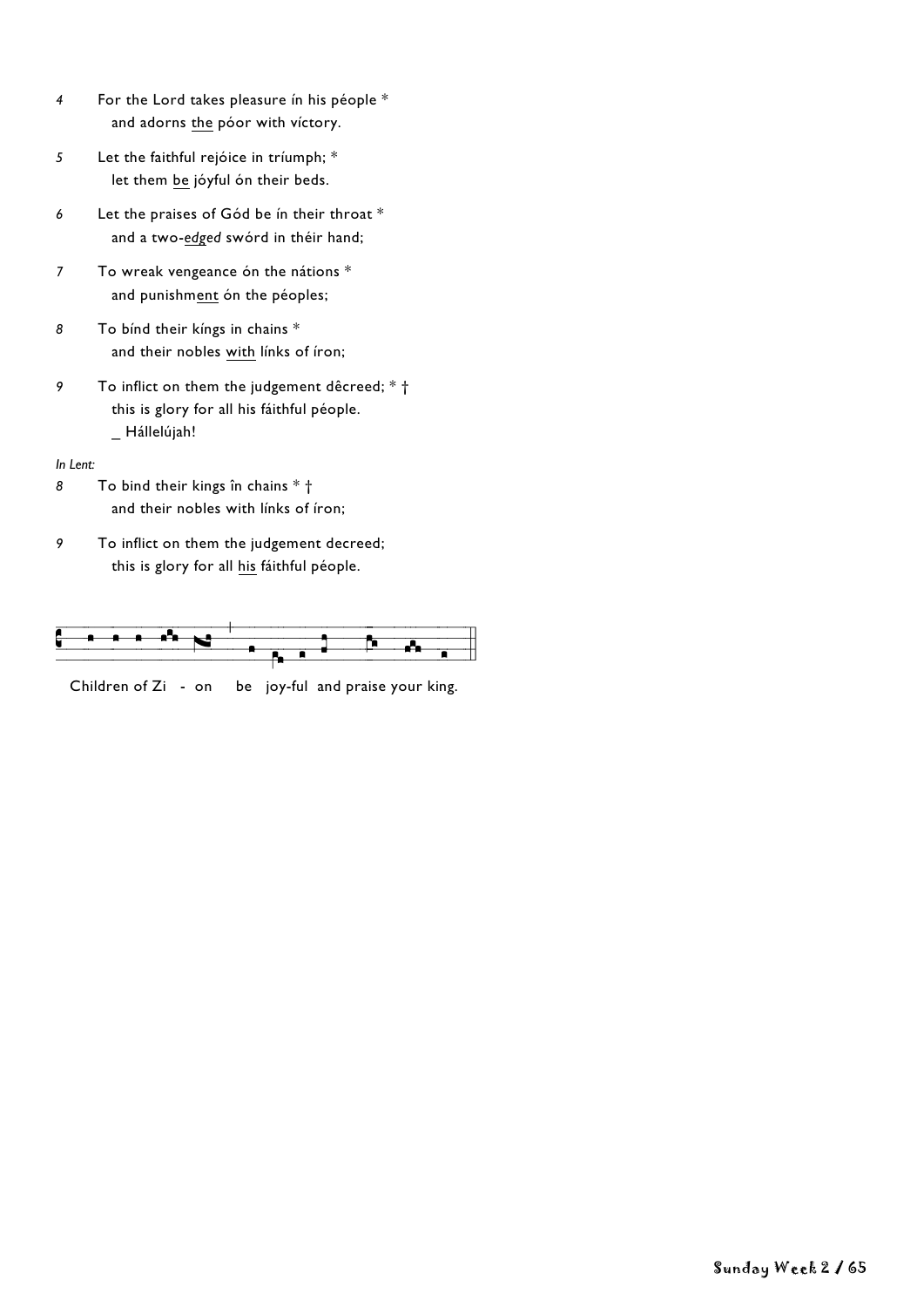*4*	For the Lord takes pleasure ín his péople *
	and adorns <u>the</u> póor with víctory.

*5*	Let the faithful rejóice in tríumph; *
	let them <u>be</u> jóyful ón their beds.

*6*	Let the praises of Gód be ín their throat *
	and a two-*<u>edged</u>* swórd in théir hand;

7	To wreak vengeance ón the nátions *
	and punishm<u>ent</u> ón the péoples;

*8*	To bínd their kíngs in chains *
	and their nobles <u>with</u> línks of íron;

*9*	To inflict on them the judgement dêcreed; * †
	this is glory for all his fáithful péople.
	_ Hállelújah!

*In Lent:*

*8*	To bind their kings în chains * †
	and their nobles with línks of íron;

*9*	To inflict on them the judgement decreed;
	this is glory for all <u>his</u> fáithful péople.

Children of Zi - on be joy-ful and praise your king.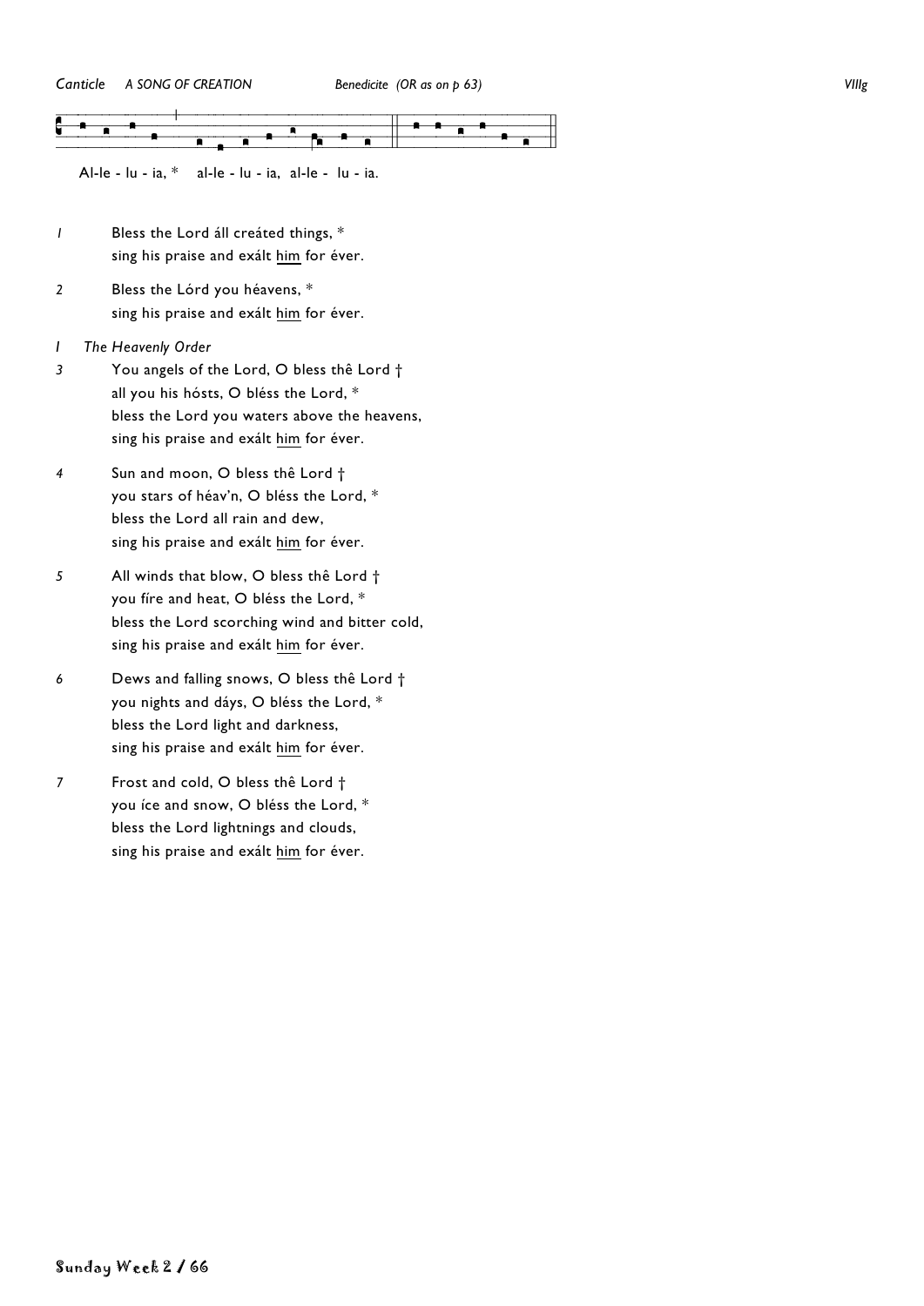*Canticle* *A SONG OF CREATION* *Benedicite (OR as on p 63)* *VIIIg*

Al-le - lu - ia, * al-le - lu - ia, al-le - lu - ia.

*1* Bless the Lord áll creáted things, *
sing his praise and exált him for éver.

*2* Bless the Lórd you héavens, *
sing his praise and exált him for éver.

*I The Heavenly Order*

*3* You angels of the Lord, O bless thê Lord †
all you his hósts, O bléss the Lord, *
bless the Lord you waters above the heavens,
sing his praise and exált him for éver.

*4* Sun and moon, O bless thê Lord †
you stars of héav'n, O bléss the Lord, *
bless the Lord all rain and dew,
sing his praise and exált him for éver.

*5* All winds that blow, O bless thê Lord †
you fíre and heat, O bléss the Lord, *
bless the Lord scorching wind and bitter cold,
sing his praise and exált him for éver.

*6* Dews and falling snows, O bless thê Lord †
you nights and dáys, O bléss the Lord, *
bless the Lord light and darkness,
sing his praise and exált him for éver.

7 Frost and cold, O bless thê Lord †
you íce and snow, O bléss the Lord, *
bless the Lord lightnings and clouds,
sing his praise and exált him for éver.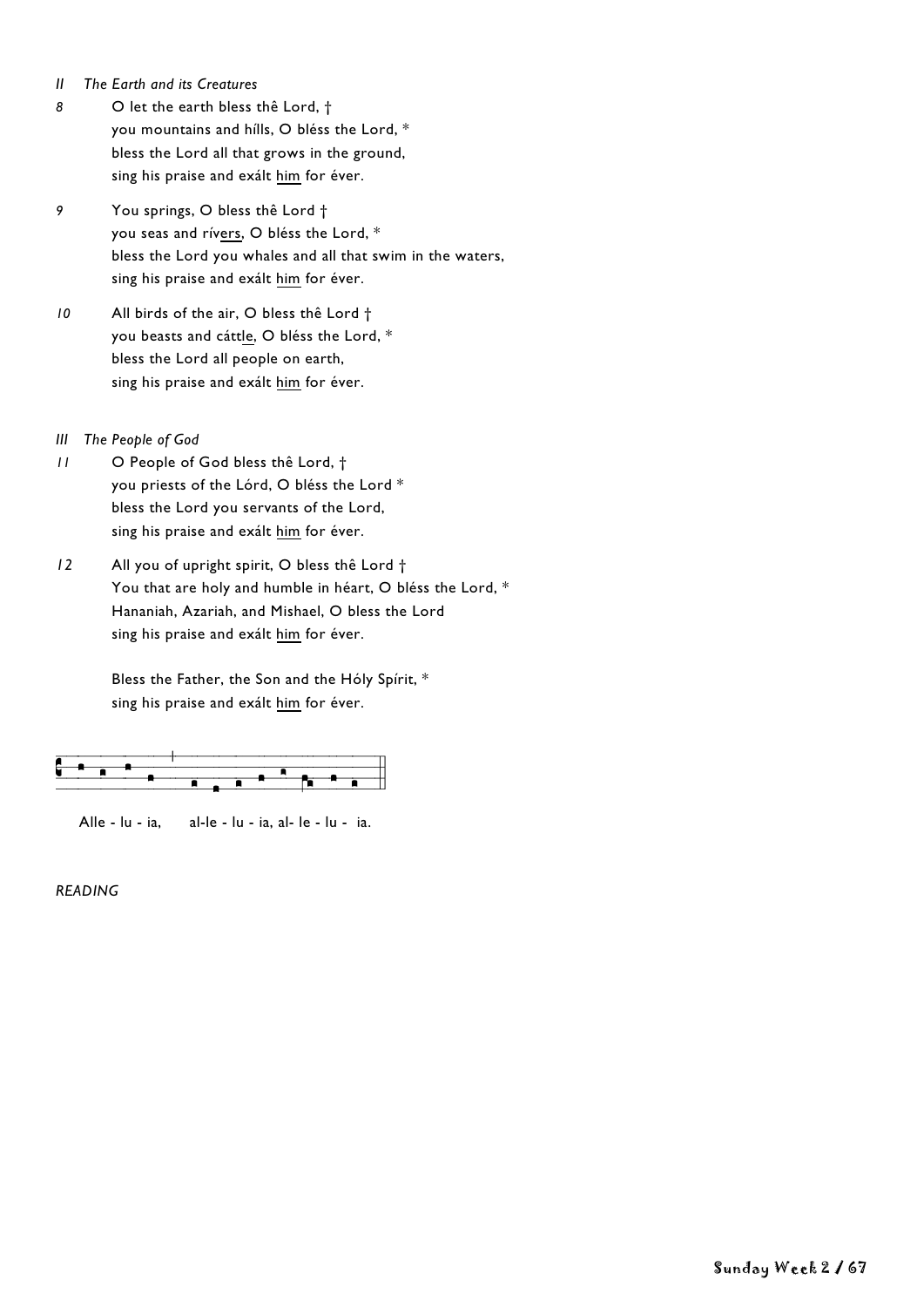*II The Earth and its Creatures*

*8* O let the earth bless thê Lord, †
you mountains and hílls, O bléss the Lord, *
bless the Lord all that grows in the ground,
sing his praise and exált him for éver.

*9* You springs, O bless thê Lord †
you seas and rívers, O bléss the Lord, *
bless the Lord you whales and all that swim in the waters,
sing his praise and exált him for éver.

*10* All birds of the air, O bless thê Lord †
you beasts and cáttle, O bléss the Lord, *
bless the Lord all people on earth,
sing his praise and exált him for éver.

*III The People of God*

*11* O People of God bless thê Lord, †
you priests of the Lórd, O bléss the Lord *
bless the Lord you servants of the Lord,
sing his praise and exált him for éver.

*12* All you of upright spirit, O bless thê Lord †
You that are holy and humble in héart, O bléss the Lord, *
Hananiah, Azariah, and Mishael, O bless the Lord
sing his praise and exált him for éver.

Bless the Father, the Son and the Hóly Spírit, *
sing his praise and exált him for éver.

Alle - lu - ia, al-le - lu - ia, al- le - lu - ia.

*READING*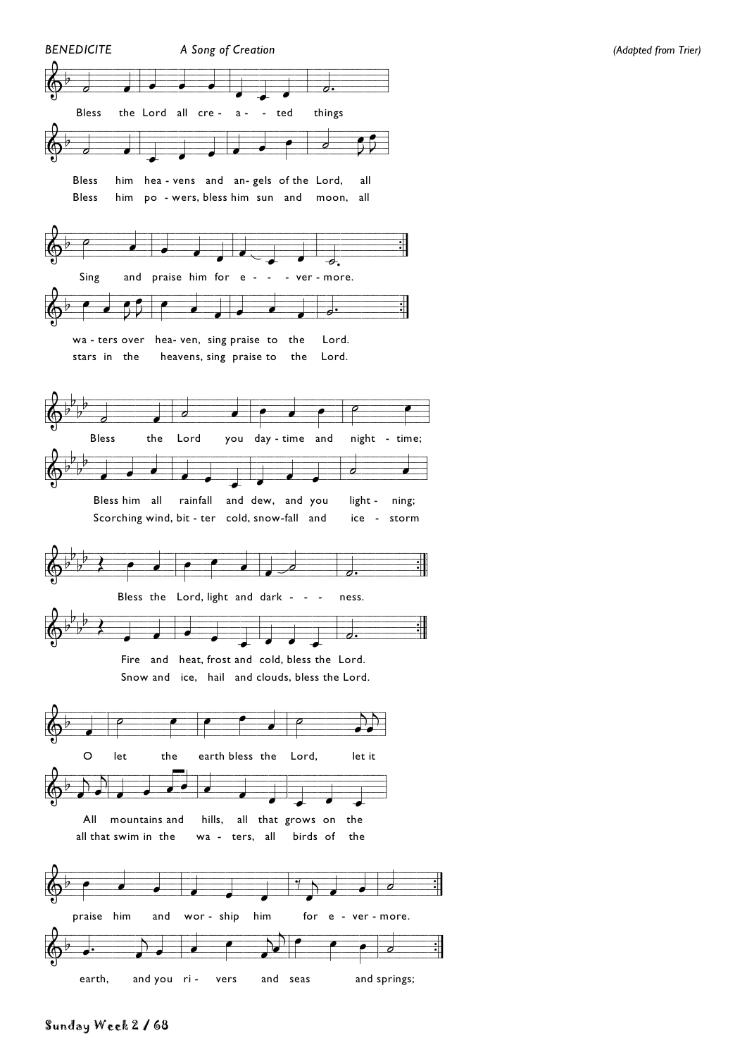*BENEDICITE* *A Song of Creation* *(Adapted from Trier)*

Bless the Lord all cre - a - - ted things

Bless him hea - vens and an- gels of the Lord, all
Bless him po - wers, bless him sun and moon, all

Sing and praise him for e - - - ver - more.

wa - ters over hea- ven, sing praise to the Lord.
stars in the heavens, sing praise to the Lord.

Bless the Lord you day - time and night - time;

Bless him all rainfall and dew, and you light - ning;
Scorching wind, bit - ter cold, snow-fall and ice - storm

Bless the Lord, light and dark - - - ness.

Fire and heat, frost and cold, bless the Lord.
Snow and ice, hail and clouds, bless the Lord.

O let the earth bless the Lord, let it

All mountains and hills, all that grows on the
all that swim in the wa - ters, all birds of the

praise him and wor - ship him for e - ver - more.

earth, and you ri - vers and seas and springs;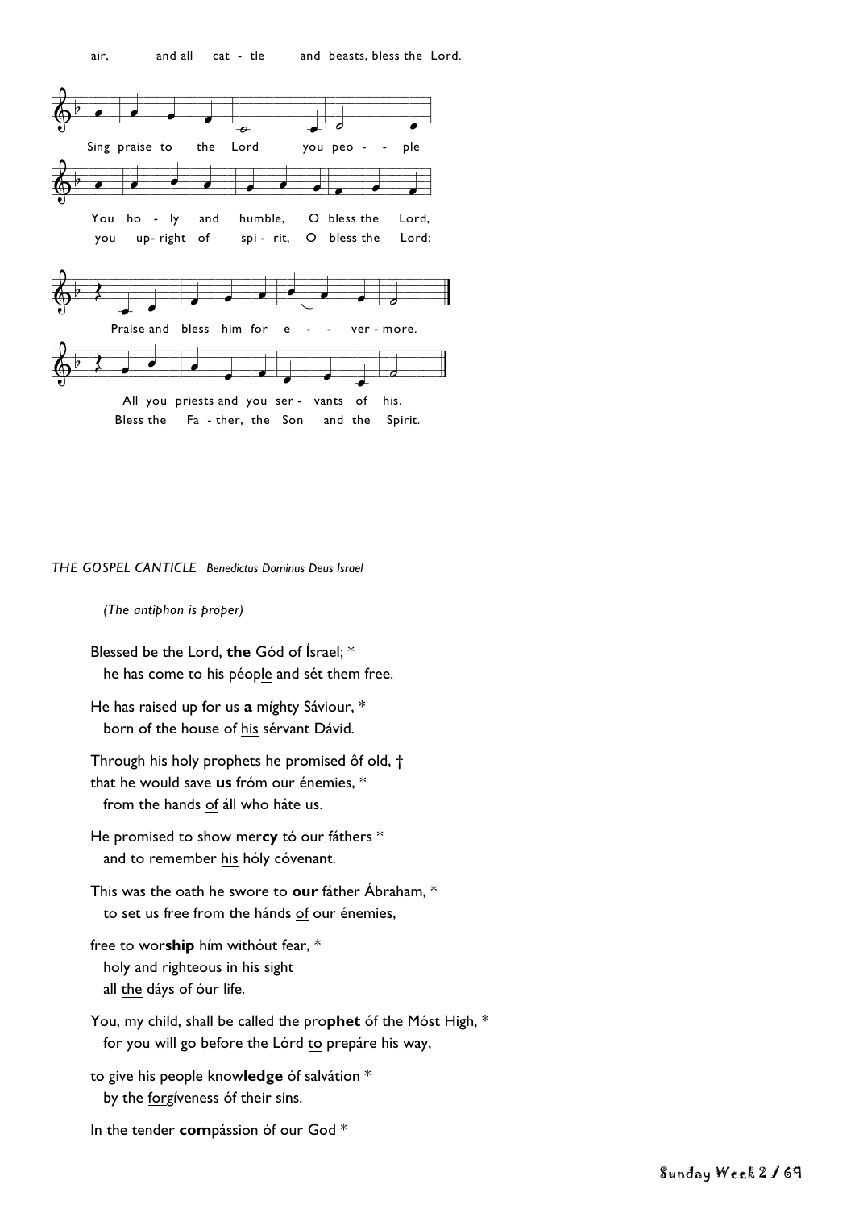air, and all cat - tle and beasts, bless the Lord.

Sing praise to the Lord you peo - - ple

You ho - ly and humble, O bless the Lord,
you up- right of spi - rit, O bless the Lord:

Praise and bless him for e - - ver - more.

All you priests and you ser - vants of his.
Bless the Fa - ther, the Son and the Spirit.

*THE GOSPEL CANTICLE* *Benedictus Dominus Deus Israel*

*(The antiphon is proper)*

Blessed be the Lord, **the** Gód of Ísrael; *
he has come to his péople and sét them free.

He has raised up for us **a** míghty Sáviour, *
born of the house of his sérvant Dávid.

Through his holy prophets he promised ôf old, †
that he would save **us** fróm our énemies, *
from the hands of áll who háte us.

He promised to show mer**cy** tó our fáthers *
and to remember his hóly cóvenant.

This was the oath he swore to **our** fáther Ábraham, *
to set us free from the hánds of our énemies,

free to wor**ship** hím withóut fear, *
holy and righteous in his sight
all the dáys of óur life.

You, my child, shall be called the pro**phet** óf the Móst High, *
for you will go before the Lórd to prepáre his way,

to give his people know**ledge** óf salvátion *
by the forgíveness óf their sins.

In the tender **com**pássion óf our God *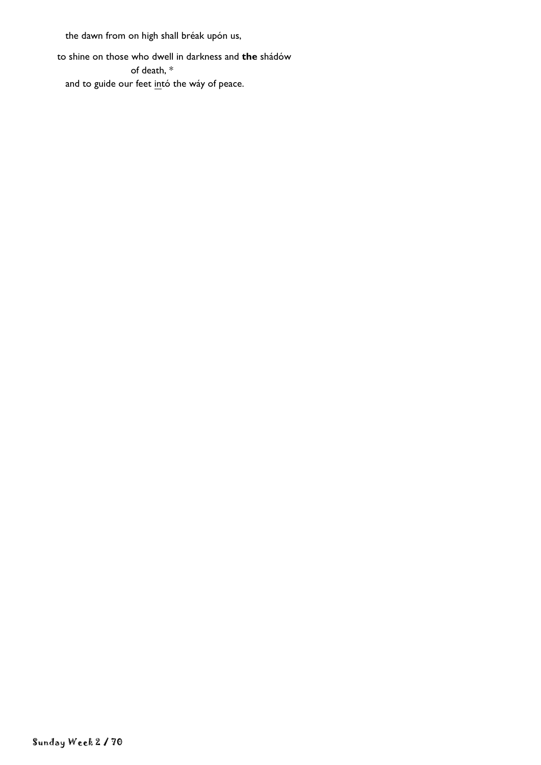the dawn from on high shall bréak upón us,

to shine on those who dwell in darkness and **the** shádów of death, *
and to guide our feet <u>in</u>tó the wáy of peace.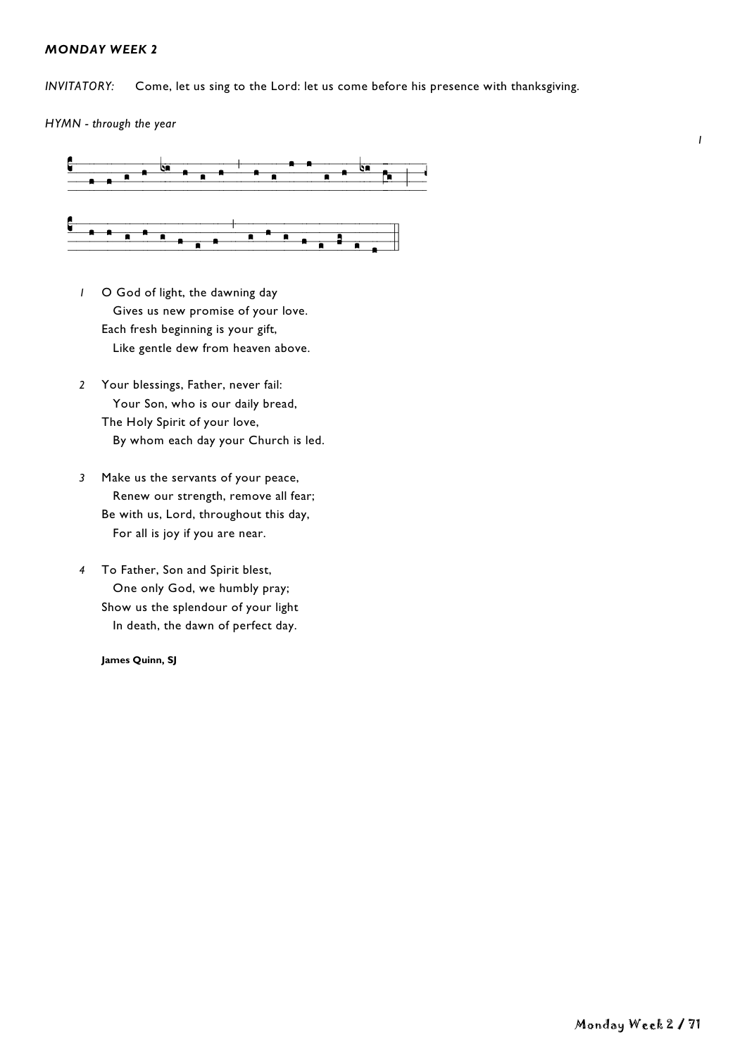## *MONDAY WEEK 2*

*INVITATORY:* Come, let us sing to the Lord: let us come before his presence with thanksgiving.

*HYMN - through the year*

*I*

*1* O God of light, the dawning day
   Gives us new promise of your love.
Each fresh beginning is your gift,
   Like gentle dew from heaven above.

*2* Your blessings, Father, never fail:
   Your Son, who is our daily bread,
The Holy Spirit of your love,
   By whom each day your Church is led.

*3* Make us the servants of your peace,
   Renew our strength, remove all fear;
Be with us, Lord, throughout this day,
   For all is joy if you are near.

*4* To Father, Son and Spirit blest,
   One only God, we humbly pray;
Show us the splendour of your light
   In death, the dawn of perfect day.

**James Quinn, SJ**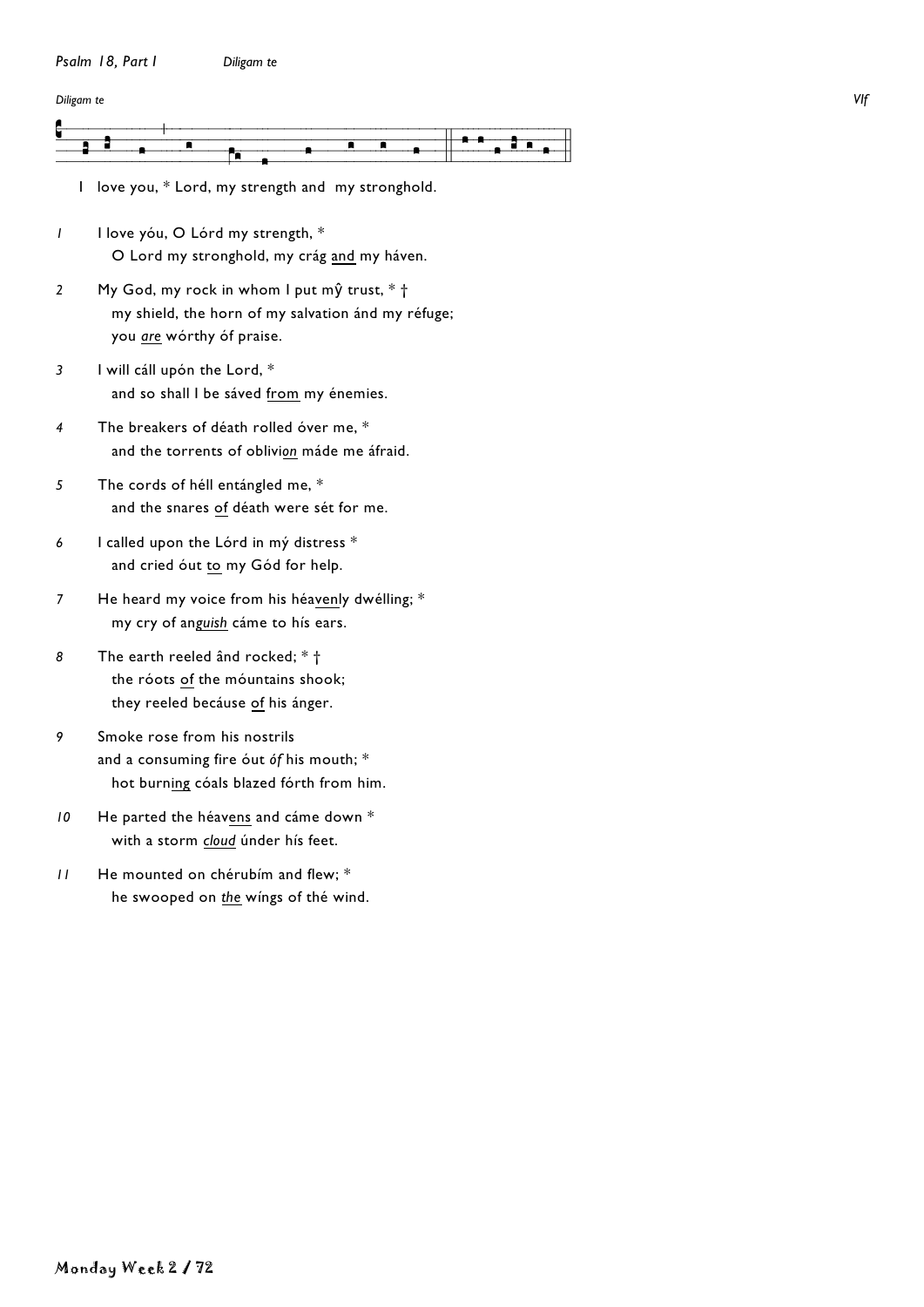*Psalm 18, Part I* *Diligam te*

*Diligam te* *VIf*

I love you, * Lord, my strength and my stronghold.

*1* I love yóu, O Lórd my strength, *
O Lord my stronghold, my crág <u>and</u> my háven.

*2* My God, my rock in whom I put mŷ trust, * †
my shield, the horn of my salvation ánd my réfuge;
you <u>*are*</u> wórthy óf praise.

*3* I will cáll upón the Lord, *
and so shall I be sáved <u>from</u> my énemies.

*4* The breakers of déath rolled óver me, *
and the torrents of obliv<u>*ion*</u> máde me áfraid.

*5* The cords of héll entángled me, *
and the snares <u>of</u> déath were sét for me.

*6* I called upon the Lórd in mý distress *
and cried óut <u>to</u> my Gód for help.

*7* He heard my voice from his héa<u>ven</u>ly dwélling; *
my cry of an<u>*guish*</u> cáme to hís ears.

*8* The earth reeled ând rocked; * †
the róots <u>of</u> the móuntains shook;
they reeled becáuse <u>of</u> his ánger.

*9* Smoke rose from his nostrils
and a consuming fire óut *óf* his mouth; *
hot burn<u>ing</u> cóals blazed fórth from him.

*10* He parted the héav<u>ens</u> and cáme down *
with a storm <u>*cloud*</u> únder hís feet.

*11* He mounted on chérubím and flew; *
he swooped on <u>*the*</u> wíngs of thé wind.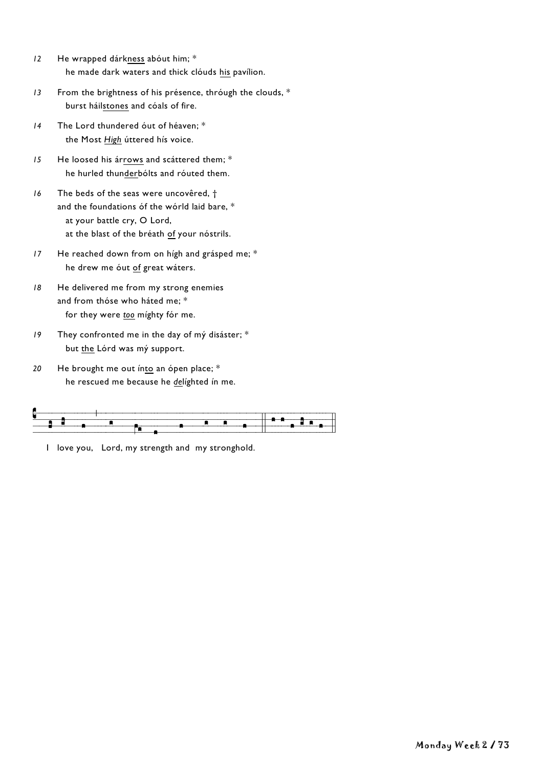12 He wrapped dárkness abóut him; *
   he made dark waters and thick clóuds his pavílion.

13 From the brightness of his présence, thróugh the clouds, *
   burst háilstones and cóals of fire.

14 The Lord thundered óut of héaven; *
   the Most *High* úttered hís voice.

15 He loosed his árrows and scáttered them; *
   he hurled thunderbólts and róuted them.

16 The beds of the seas were uncovêred, †
and the foundations óf the wórld laid bare, *
   at your battle cry, O Lord,
   at the blast of the bréath of your nóstrils.

17 He reached down from on hígh and grásped me; *
   he drew me óut of great wáters.

18 He delivered me from my strong enemies
and from thóse who háted me; *
   for they were *too* míghty fór me.

19 They confronted me in the day of mý disáster; *
   but the Lórd was mý support.

20 He brought me out ínto an ópen place; *
   he rescued me because he *de*líghted ín me.

I love you, Lord, my strength and my stronghold.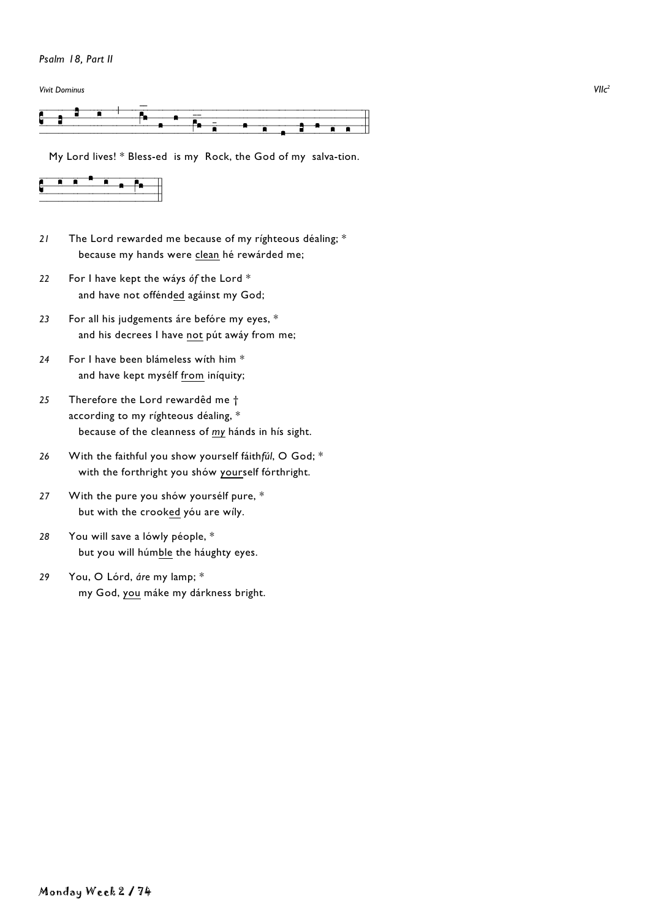*Psalm 18, Part II*

*Vivit Dominus* *VIIc²*

My Lord lives! * Bless-ed is my Rock, the God of my salva-tion.

21 The Lord rewarded me because of my ríghteous déaling; *
because my hands were <u>clean</u> hé rewárded me;

22 For I have kept the wáys *óf* the Lord *
and have not offénd<u>ed</u> agáinst my God;

23 For all his judgements áre befóre my eyes, *
and his decrees I have <u>not</u> pút awáy from me;

24 For I have been blámeless wíth him *
and have kept mysélf <u>from</u> iníquity;

25 Therefore the Lord rewardêd me †
according to my ríghteous déaling, *
because of the cleanness of <u>*my*</u> hánds in hís sight.

26 With the faithful you show yourself fáith*fúl*, O God; *
with the forthright you shów <u>your</u>self fórthright.

27 With the pure you shów yoursélf pure, *
but with the crook<u>ed</u> yóu are wíly.

28 You will save a lówly péople, *
but you will húm<u>ble</u> the háughty eyes.

29 You, O Lórd, *áre* my lamp; *
my God, <u>you</u> máke my dárkness bright.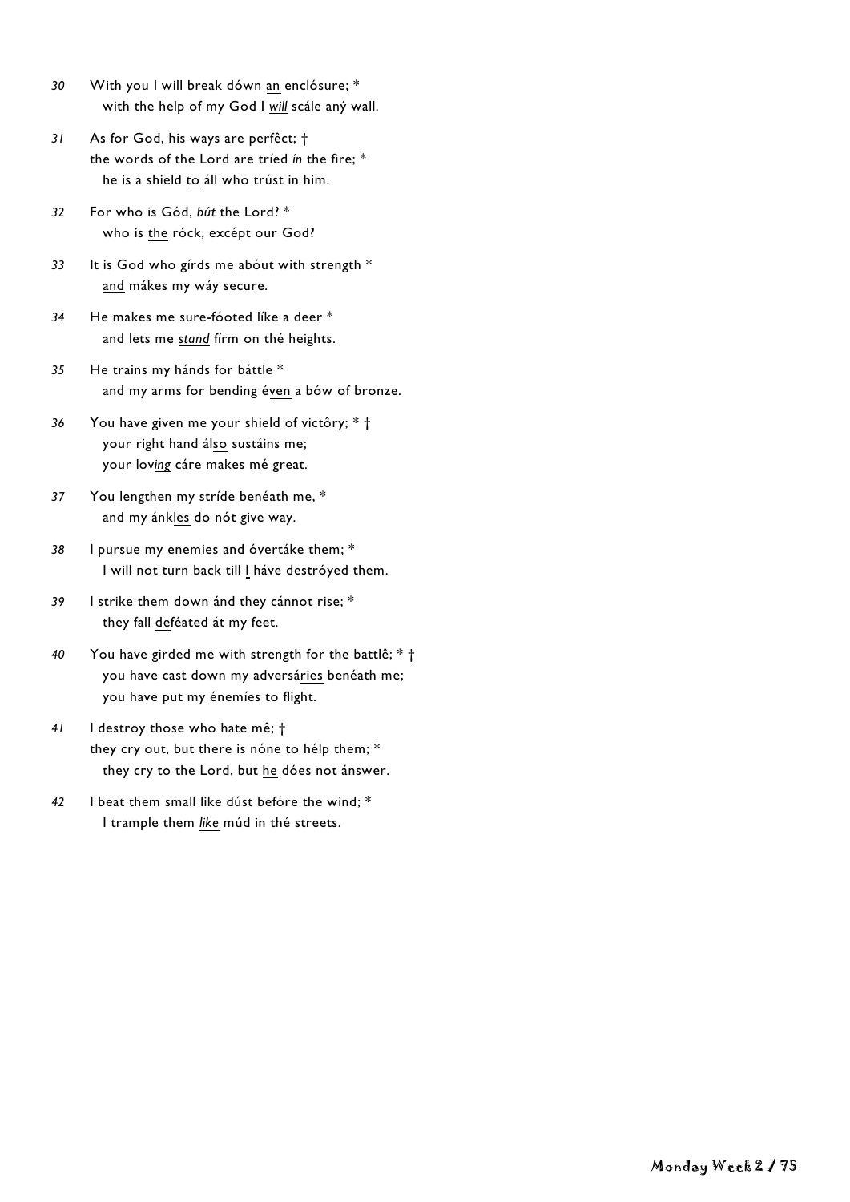30 With you I will break dówn <u>an</u> enclósure; *
with the help of my God I <u>*will*</u> scále aný wall.

31 As for God, his ways are perfêct; †
the words of the Lord are tríed *ín* the fire; *
he is a shield <u>to</u> áll who trúst in him.

32 For who is Gód, *bút* the Lord? *
who is <u>the</u> róck, excépt our God?

33 It is God who gírds <u>me</u> abóut with strength *
<u>and</u> mákes my wáy secure.

34 He makes me sure-fóoted líke a deer *
and lets me <u>*stand*</u> fírm on thé heights.

35 He trains my hánds for báttle *
and my arms for bending é<u>ven</u> a bów of bronze.

36 You have given me your shield of victôry; * †
your right hand ál<u>so</u> sustáins me;
your lov<u>*ing*</u> cáre makes mé great.

37 You lengthen my stríde benéath me, *
and my ánk<u>les</u> do nót give way.

38 I pursue my enemies and óvertáke them; *
I will not turn back till <u>I</u> háve destróyed them.

39 I strike them down ánd they cánnot rise; *
they fall <u>de</u>féated át my feet.

40 You have girded me with strength for the battlê; * †
you have cast down my adversá<u>ries</u> benéath me;
you have put <u>my</u> énemíes to flight.

41 I destroy those who hate mê; †
they cry out, but there is nóne to hélp them; *
they cry to the Lord, but <u>he</u> dóes not ánswer.

42 I beat them small like dúst befóre the wind; *
I trample them <u>*like*</u> múd in thé streets.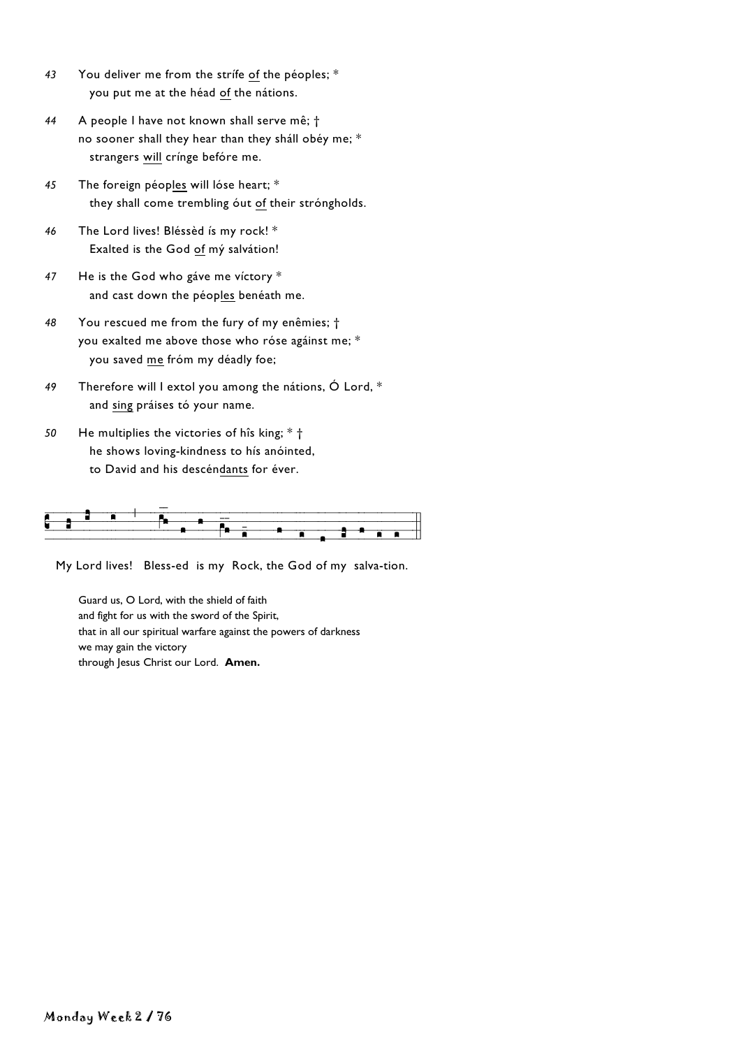43 You deliver me from the strífe of the péoples; *
  you put me at the héad of the nátions.

44 A people I have not known shall serve mê; †
no sooner shall they hear than they sháll obéy me; *
  strangers will crínge befóre me.

45 The foreign péoples will lóse heart; *
  they shall come trembling óut of their stróngholds.

46 The Lord lives! Bléssèd ís my rock! *
  Exalted is the God of mý salvátion!

47 He is the God who gáve me víctory *
  and cast down the péoples benéath me.

48 You rescued me from the fury of my enêmies; †
you exalted me above those who róse agáinst me; *
  you saved me fróm my déadly foe;

49 Therefore will I extol you among the nátions, Ó Lord, *
  and sing práises tó your name.

50 He multiplies the victories of hîs king; * †
  he shows loving-kindness to hís anóinted,
  to David and his descéndants for éver.

My Lord lives! Bless-ed is my Rock, the God of my salva-tion.

Guard us, O Lord, with the shield of faith
and fight for us with the sword of the Spirit,
that in all our spiritual warfare against the powers of darkness
we may gain the victory
through Jesus Christ our Lord. **Amen.**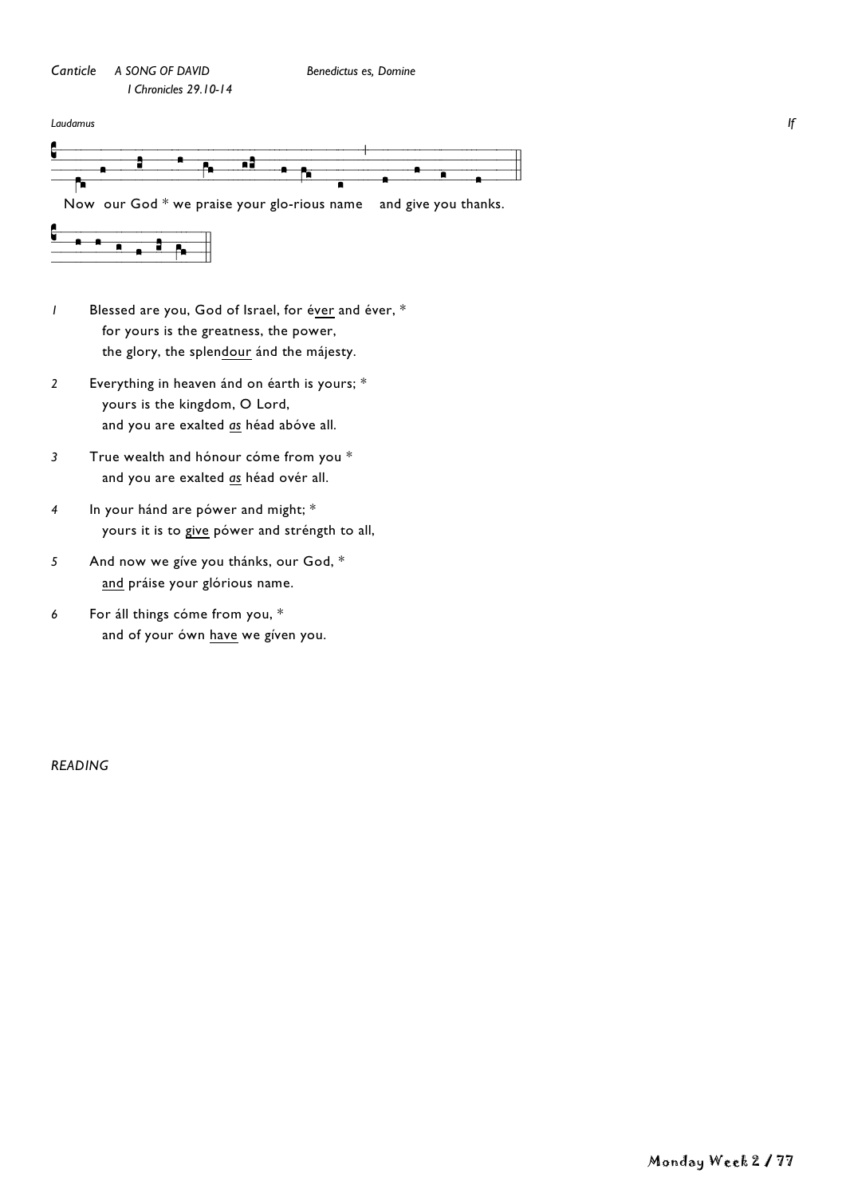*Canticle* *A SONG OF DAVID* *Benedictus es, Domine*
*I Chronicles 29.10-14*

*Laudamus* *If*

Now our God * we praise your glo-rious name and give you thanks.

*1* Blessed are you, God of Israel, for év<u>er</u> and éver, *
for yours is the greatness, the power,
the glory, the splen<u>dour</u> ánd the májesty.

*2* Everything in heaven ánd on éarth is yours; *
yours is the kingdom, O Lord,
and you are exalted <u>*as*</u> héad abóve all.

*3* True wealth and hónour cóme from you *
and you are exalted <u>*as*</u> héad ovér all.

*4* In your hánd are pówer and might; *
yours it is to <u>give</u> pówer and stréngth to all,

*5* And now we gíve you thánks, our God, *
<u>and</u> práise your glórious name.

*6* For áll things cóme from you, *
and of your ówn <u>have</u> we gíven you.

*READING*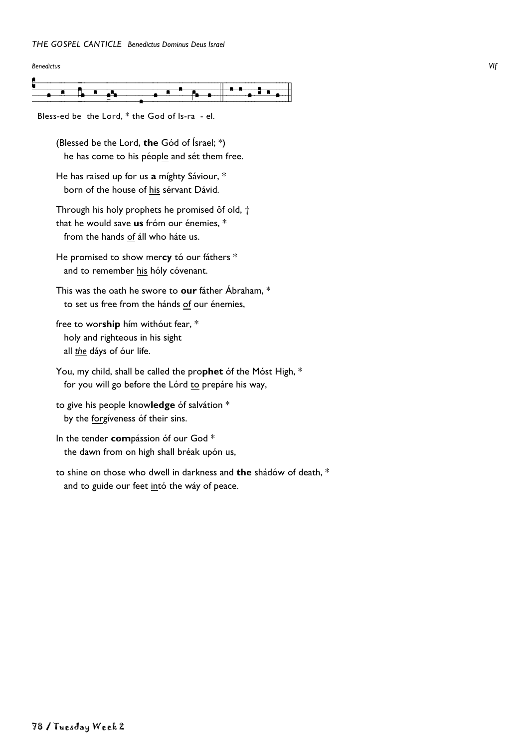*THE GOSPEL CANTICLE Benedictus Dominus Deus Israel*

*Benedictus* *VIf*

Bless-ed be the Lord, * the God of Is-ra - el.

(Blessed be the Lord, **the** Gód of Ísrael; *)
he has come to his péop<u>le</u> and sét them free.

He has raised up for us **a** míghty Sáviour, *
born of the house of <u>his</u> sérvant Dávid.

Through his holy prophets he promised ôf old, †
that he would save **us** fróm our énemies, *
from the hands <u>of</u> áll who háte us.

He promised to show mer**cy** tó our fáthers *
and to remember <u>his</u> hóly cóvenant.

This was the oath he swore to **our** fáther Ábraham, *
to set us free from the hánds <u>of</u> our énemies,

free to wor**ship** hím withóut fear, *
holy and righteous in his sight
all <u>*the*</u> dáys of óur life.

You, my child, shall be called the pro**phet** óf the Móst High, *
for you will go before the Lórd <u>to</u> prepáre his way,

to give his people know**ledge** óf salvátion *
by the <u>forg</u>íveness óf their sins.

In the tender **com**pássion óf our God *
the dawn from on high shall bréak upón us,

to shine on those who dwell in darkness and **the** shádów of death, *
and to guide our feet <u>in</u>tó the wáy of peace.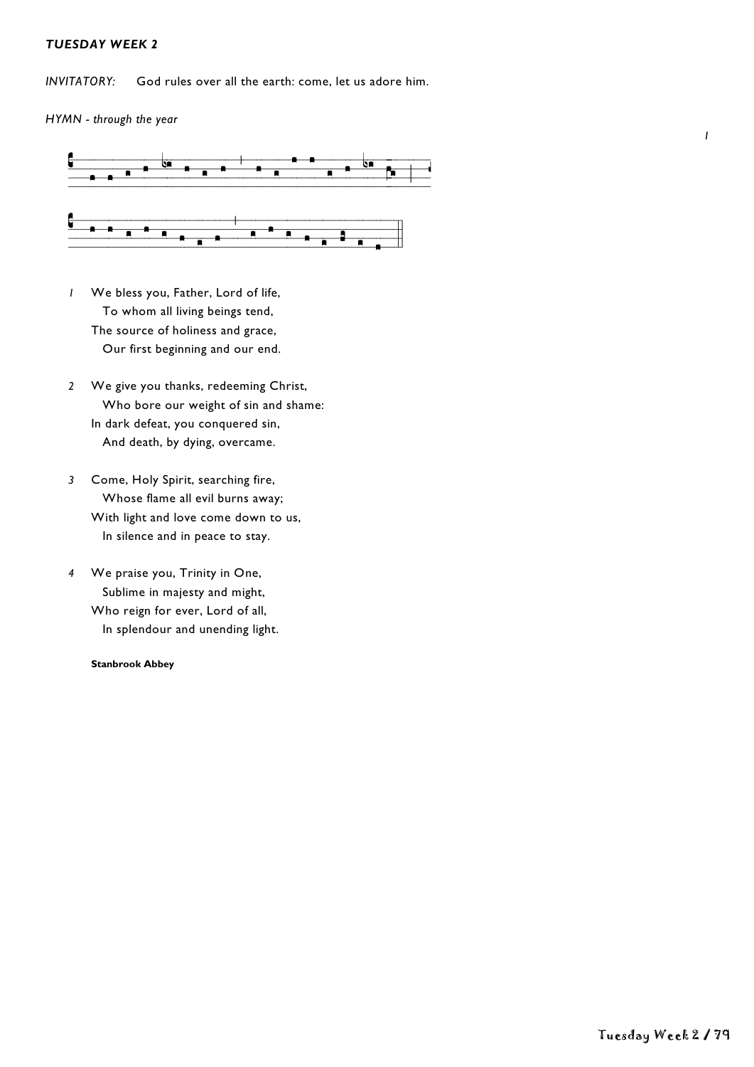***TUESDAY WEEK 2***

*INVITATORY:* God rules over all the earth: come, let us adore him.

*HYMN - through the year*

*I*

*1* We bless you, Father, Lord of life,
To whom all living beings tend,
The source of holiness and grace,
Our first beginning and our end.

*2* We give you thanks, redeeming Christ,
Who bore our weight of sin and shame:
In dark defeat, you conquered sin,
And death, by dying, overcame.

*3* Come, Holy Spirit, searching fire,
Whose flame all evil burns away;
With light and love come down to us,
In silence and in peace to stay.

*4* We praise you, Trinity in One,
Sublime in majesty and might,
Who reign for ever, Lord of all,
In splendour and unending light.

**Stanbrook Abbey**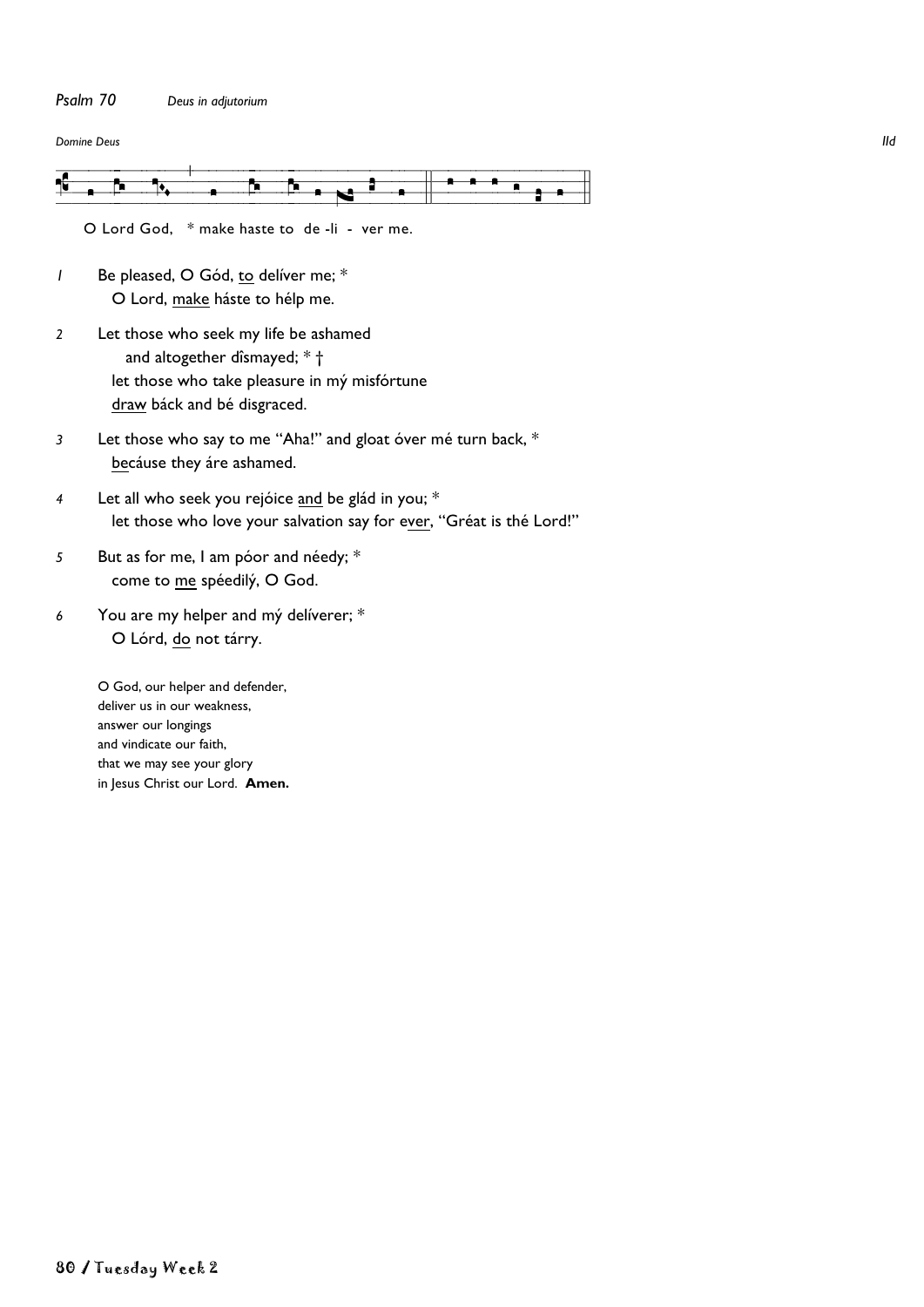*Psalm 70* *Deus in adjutorium*

*Domine Deus* *IId*

O Lord God, * make haste to de -li - ver me.

*1* Be pleased, O Gód, to delíver me; *
O Lord, make háste to hélp me.

*2* Let those who seek my life be ashamed
and altogether dîsmayed; * †
let those who take pleasure in mý misfórtune
draw báck and bé disgraced.

*3* Let those who say to me "Aha!" and gloat óver mé turn back, *
becáuse they áre ashamed.

*4* Let all who seek you rejóice and be glád in you; *
let those who love your salvation say for ever, "Gréat is thé Lord!"

*5* But as for me, I am póor and néedy; *
come to me spéedilý, O God.

*6* You are my helper and mý delíverer; *
O Lórd, do not tárry.

O God, our helper and defender,
deliver us in our weakness,
answer our longings
and vindicate our faith,
that we may see your glory
in Jesus Christ our Lord. **Amen.**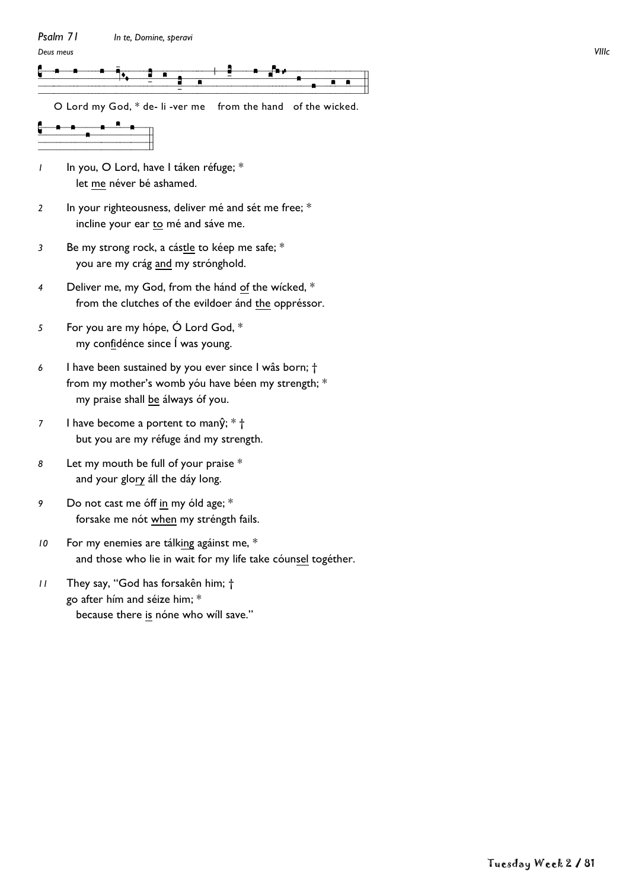*Psalm 71* *In te, Domine, speravi*

*Deus meus* *VIIIc*

O Lord my God, * de- li -ver me from the hand of the wicked.

*1* In you, O Lord, have I táken réfuge; *
let me néver bé ashamed.

*2* In your righteousness, deliver mé and sét me free; *
incline your ear to mé and sáve me.

*3* Be my strong rock, a cástle to kéep me safe; *
you are my crág and my strónghold.

*4* Deliver me, my God, from the hánd of the wícked, *
from the clutches of the evildoer ánd the oppréssor.

*5* For you are my hópe, Ó Lord God, *
my confidénce since Í was young.

*6* I have been sustained by you ever since I wâs born; †
from my mother's womb yóu have béen my strength; *
my praise shall be álways óf you.

*7* I have become a portent to manŷ; * †
but you are my réfuge ánd my strength.

*8* Let my mouth be full of your praise *
and your glory áll the dáy long.

*9* Do not cast me óff in my óld age; *
forsake me nót when my stréngth fails.

*10* For my enemies are tálking agáinst me, *
and those who lie in wait for my life take cóunsel togéther.

*11* They say, "God has forsakên him; †
go after hím and séize him; *
because there is nóne who wíll save."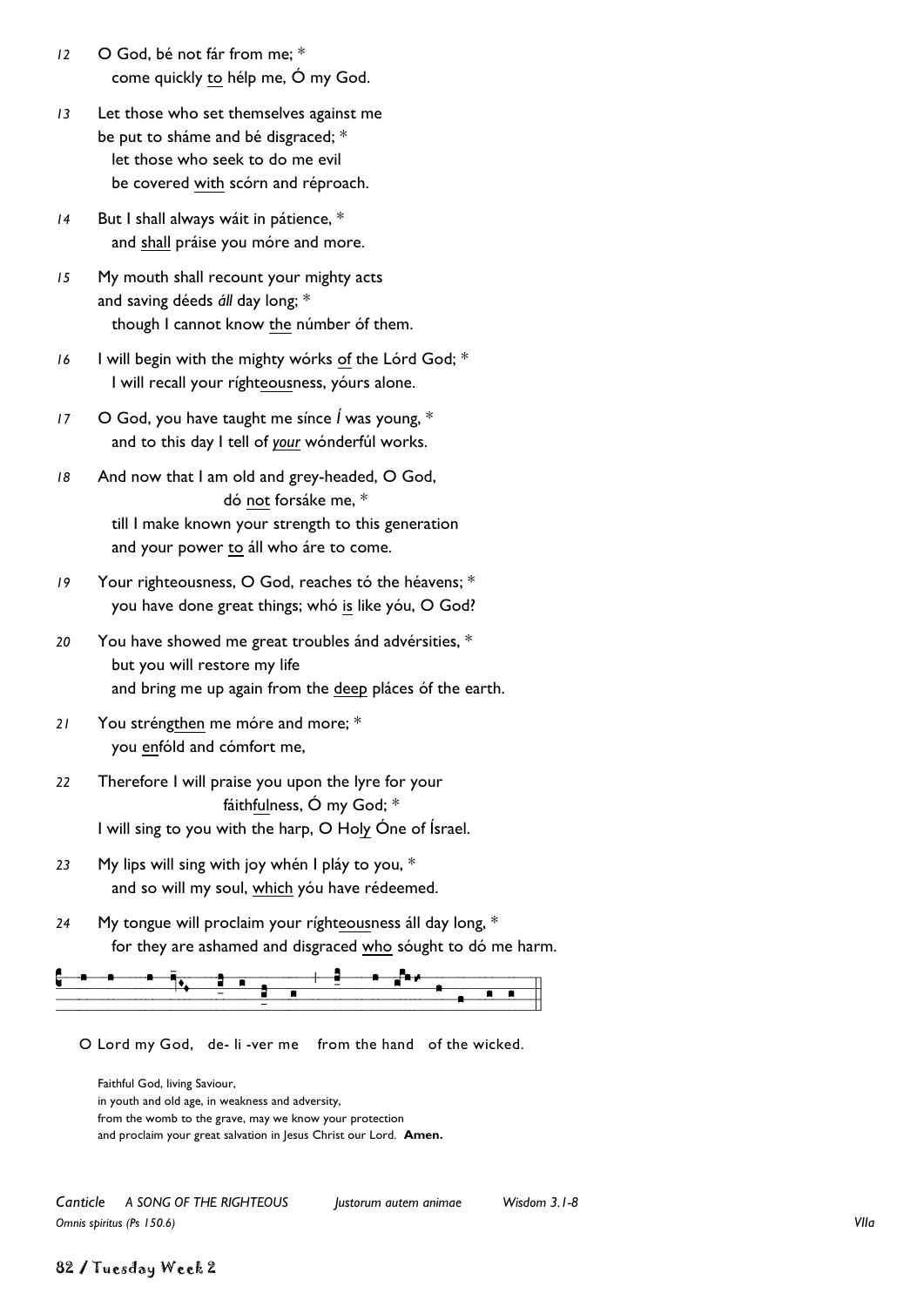12 O God, bé not fár from me; *
  come quickly to hélp me, Ó my God.

13 Let those who set themselves against me
be put to sháme and bé disgraced; *
  let those who seek to do me evil
  be covered with scórn and réproach.

14 But I shall always wáit in pátience, *
  and shall práise you móre and more.

15 My mouth shall recount your mighty acts
and saving déeds *áll* day long; *
  though I cannot know the númber óf them.

16 I will begin with the mighty wórks of the Lórd God; *
  I will recall your ríghteousness, yóurs alone.

17 O God, you have taught me sínce *Í* was young, *
  and to this day I tell of *your* wónderfúl works.

18 And now that I am old and grey-headed, O God,
          dó not forsáke me, *
  till I make known your strength to this generation
  and your power to áll who áre to come.

19 Your righteousness, O God, reaches tó the héavens; *
  you have done great things; whó is like yóu, O God?

20 You have showed me great troubles ánd advérsities, *
  but you will restore my life
  and bring me up again from the deep pláces óf the earth.

21 You stréngthen me móre and more; *
  you enfóld and cómfort me,

22 Therefore I will praise you upon the lyre for your
          fáithfulness, Ó my God; *
I will sing to you with the harp, O Holy Óne of Ísrael.

23 My lips will sing with joy whén I pláy to you, *
  and so will my soul, which yóu have rédeemed.

24 My tongue will proclaim your ríghteousness áll day long, *
  for they are ashamed and disgraced who sóught to dó me harm.

O Lord my God, de- li -ver me  from the hand  of the wicked.

Faithful God, living Saviour,
in youth and old age, in weakness and adversity,
from the womb to the grave, may we know your protection
and proclaim your great salvation in Jesus Christ our Lord. **Amen.**

*Canticle  A SONG OF THE RIGHTEOUS  Justorum autem animae  Wisdom 3.1-8*
*Omnis spiritus (Ps 150.6)*  VIIa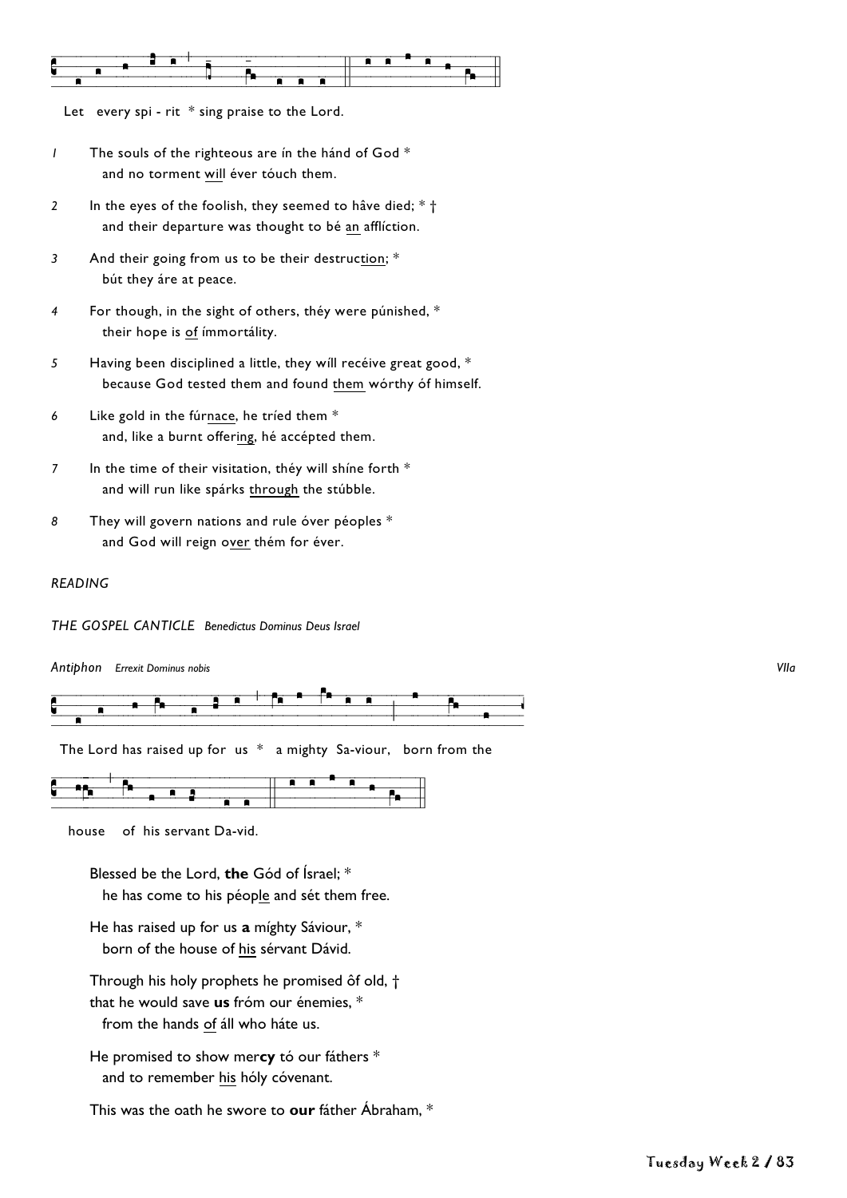Let every spi - rit * sing praise to the Lord.

*1* The souls of the righteous are ín the hánd of God *
  and no torment will éver tóuch them.

*2* In the eyes of the foolish, they seemed to hâve died; * †
  and their departure was thought to bé an afflíction.

*3* And their going from us to be their destruction; *
  bút they áre at peace.

*4* For though, in the sight of others, théy were púnished, *
  their hope is of ímmortálity.

*5* Having been disciplined a little, they wíll recéive great good, *
  because God tested them and found them wórthy óf himself.

*6* Like gold in the fúrnace, he tríed them *
  and, like a burnt offering, hé accépted them.

*7* In the time of their visitation, théy will shíne forth *
  and will run like spárks through the stúbble.

*8* They will govern nations and rule óver péoples *
  and God will reign over thém for éver.

*READING*

*THE GOSPEL CANTICLE* *Benedictus Dominus Deus Israel*

*Antiphon* *Errexit Dominus nobis* VIIa

The Lord has raised up for us * a mighty Sa-viour, born from the house of his servant Da-vid.

Blessed be the Lord, **the** Gód of Ísrael; *
  he has come to his péople and sét them free.

He has raised up for us **a** míghty Sáviour, *
  born of the house of his sérvant Dávid.

Through his holy prophets he promised ôf old, †
that he would save **us** fróm our énemies, *
  from the hands of áll who háte us.

He promised to show mer**cy** tó our fáthers *
  and to remember his hóly cóvenant.

This was the oath he swore to **our** fáther Ábraham, *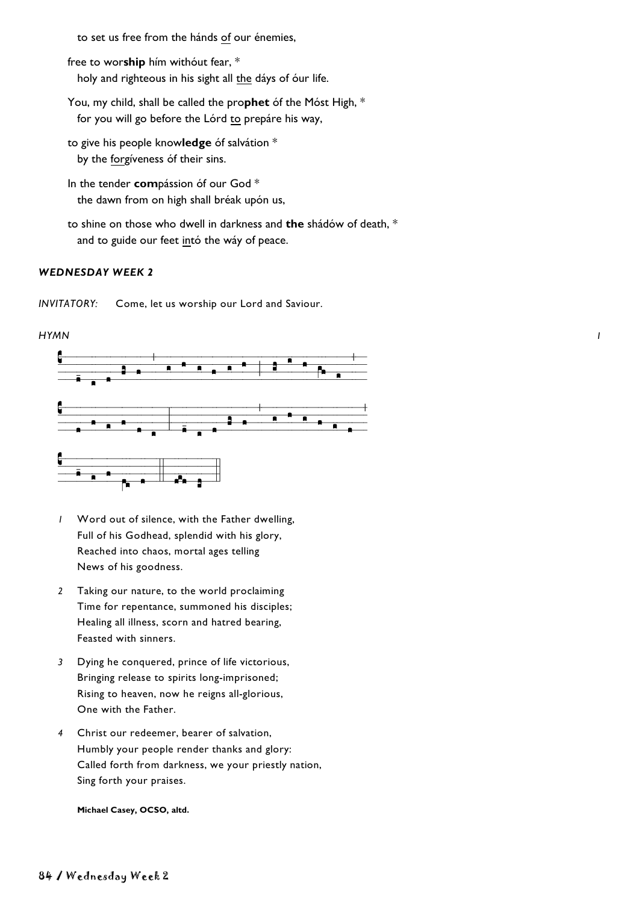to set us free from the hánds <u>of</u> our énemies,

free to wor**ship** hím withóut fear, *
holy and righteous in his sight all <u>the</u> dáys of óur life.

You, my child, shall be called the pro**phet** óf the Móst High, *
for you will go before the Lórd <u>to</u> prepáre his way,

to give his people know**ledge** óf salvátion *
by the <u>for</u>gíveness óf their sins.

In the tender **com**pássion óf our God *
the dawn from on high shall bréak upón us,

to shine on those who dwell in darkness and **the** shádów of death, *
and to guide our feet <u>in</u>tó the wáy of peace.

### *WEDNESDAY WEEK 2*

*INVITATORY:* Come, let us worship our Lord and Saviour.

*HYMN* *I*

1 Word out of silence, with the Father dwelling,
Full of his Godhead, splendid with his glory,
Reached into chaos, mortal ages telling
News of his goodness.

2 Taking our nature, to the world proclaiming
Time for repentance, summoned his disciples;
Healing all illness, scorn and hatred bearing,
Feasted with sinners.

3 Dying he conquered, prince of life victorious,
Bringing release to spirits long-imprisoned;
Rising to heaven, now he reigns all-glorious,
One with the Father.

4 Christ our redeemer, bearer of salvation,
Humbly your people render thanks and glory:
Called forth from darkness, we your priestly nation,
Sing forth your praises.

**Michael Casey, OCSO, altd.**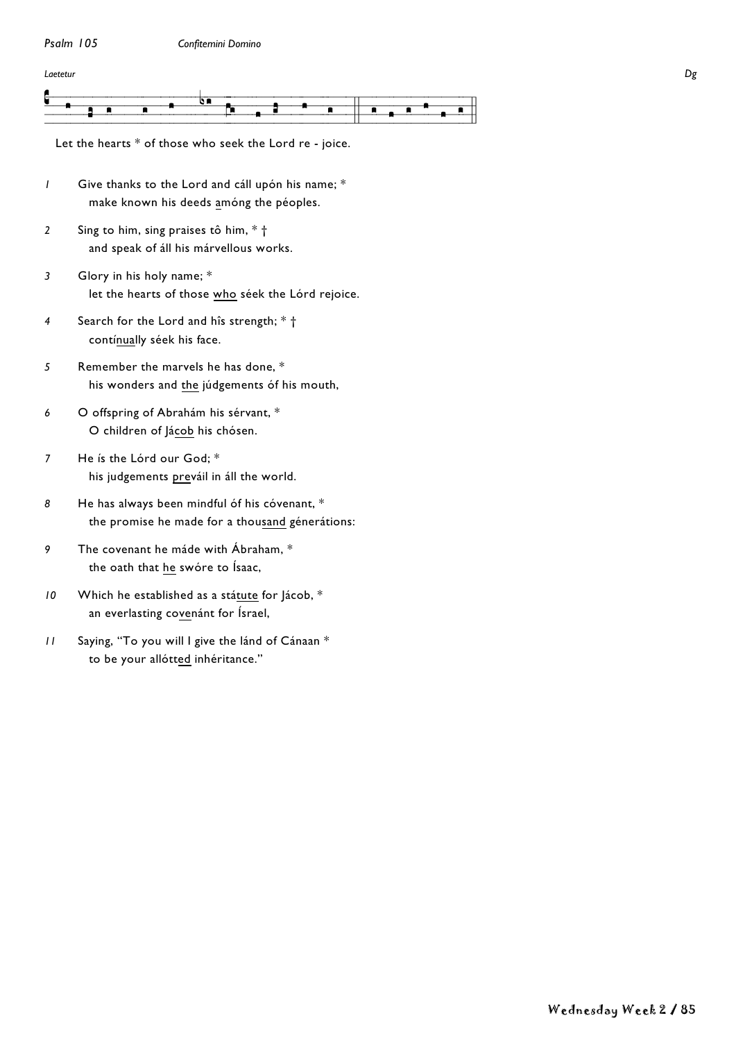*Psalm 105* *Confitemini Domino*

*Laetetur* *Dg*

Let the hearts * of those who seek the Lord re - joice.

*1* Give thanks to the Lord and cáll upón his name; *
make known his deeds <u>a</u>móng the péoples.

*2* Sing to him, sing praises tô him, * †
and speak of áll his márvellous works.

*3* Glory in his holy name; *
let the hearts of those <u>who</u> séek the Lórd rejoice.

*4* Search for the Lord and hîs strength; * †
contí<u>nua</u>lly séek his face.

*5* Remember the marvels he has done, *
his wonders and <u>the</u> júdgements óf his mouth,

*6* O offspring of Abrahám his sérvant, *
O children of Já<u>cob</u> his chósen.

*7* He ís the Lórd our God; *
his judgements <u>pre</u>váil in áll the world.

*8* He has always been mindful óf his cóvenant, *
the promise he made for a thou<u>sand</u> génerátions:

*9* The covenant he máde with Ábraham, *
the oath that <u>he</u> swóre to Ísaac,

*10* Which he established as a stá<u>tute</u> for Jácob, *
an everlasting co<u>ve</u>nánt for Ísrael,

*11* Saying, "To you will I give the lánd of Cánaan *
to be your allót<u>ted</u> inhéritance."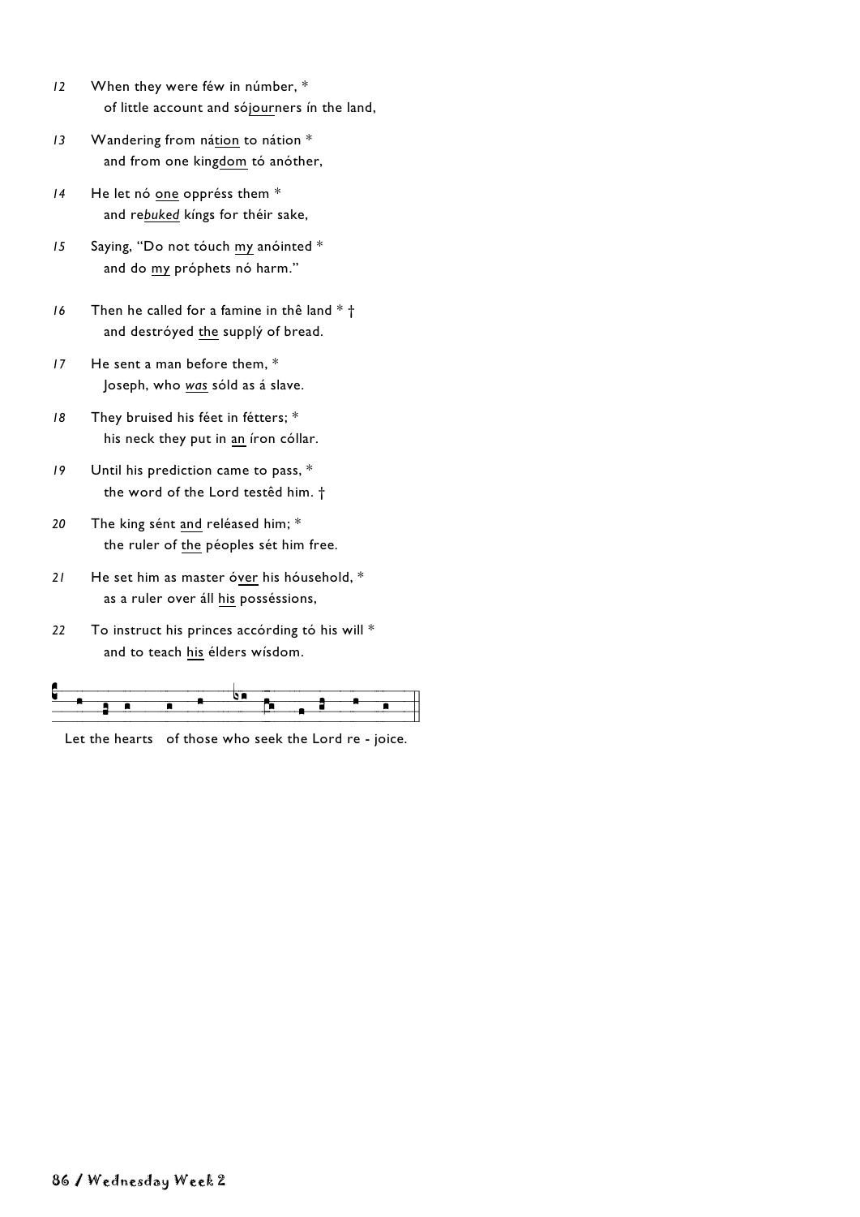*12* When they were féw in númber, *
of little account and sójourners ín the land,

*13* Wandering from nátion to nátion *
and from one kingdom tó anóther,

*14* He let nó one oppréss them *
and re*buked* kíngs for théir sake,

*15* Saying, "Do not tóuch my anóinted *
and do my próphets nó harm."

*16* Then he called for a famine in thê land * †
and destróyed the supplý of bread.

*17* He sent a man before them, *
Joseph, who *was* sóld as á slave.

*18* They bruised his féet in fétters; *
his neck they put in an íron cóllar.

*19* Until his prediction came to pass, *
the word of the Lord testêd him. †

*20* The king sént and reléased him; *
the ruler of the péoples sét him free.

*21* He set him as master óver his hóusehold, *
as a ruler over áll his posséssions,

*22* To instruct his princes accórding tó his will *
and to teach his élders wísdom.

Let the hearts of those who seek the Lord re - joice.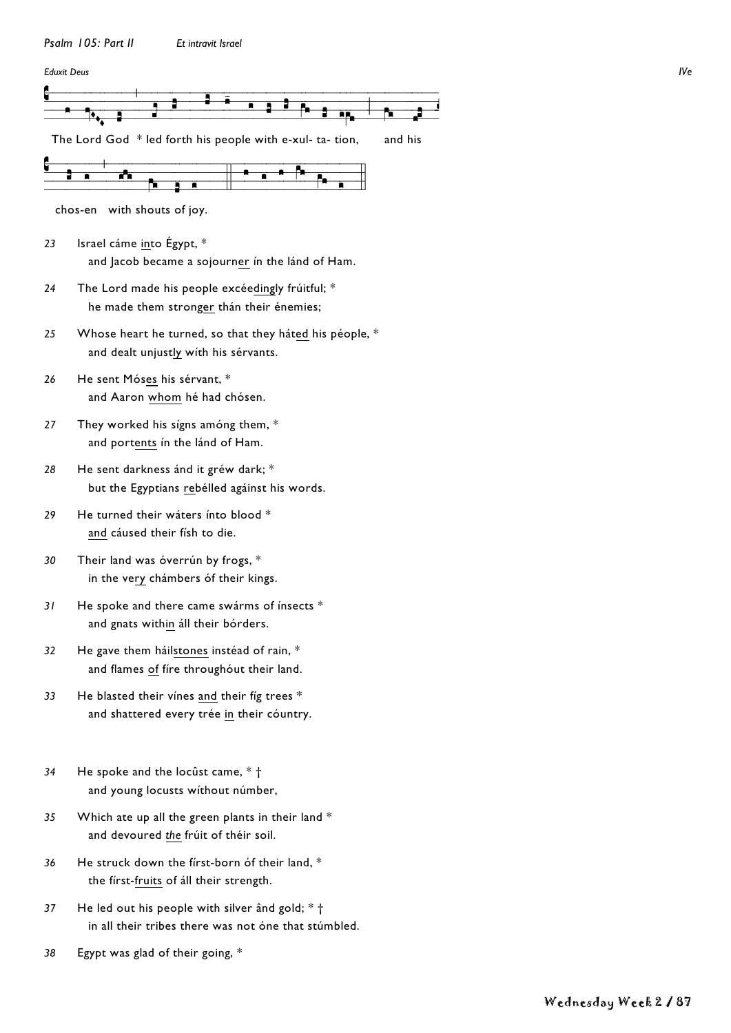*Psalm 105: Part II* *Et intravit Israel*

*Eduxit Deus* IVe

The Lord God * led forth his people with e-xul- ta- tion, and his chos-en with shouts of joy.

23 Israel cáme <u>in</u>to Égypt, *
and Jacob became a sojour<u>ner</u> ín the lánd of Ham.

24 The Lord made his people excée<u>ding</u>ly frúitful; *
he made them stron<u>ger</u> thán their énemies;

25 Whose heart he turned, so that they há<u>ted</u> his péople, *
and dealt unjust<u>ly</u> wíth his sérvants.

26 He sent Mó<u>ses</u> his sérvant, *
and Aaron <u>whom</u> hé had chósen.

27 They worked his sígns amóng them, *
and port<u>ents</u> ín the lánd of Ham.

28 He sent darkness ánd it gréw dark; *
but the Egyptians <u>re</u>bélled agáinst his words.

29 He turned their wáters ínto blood *
<u>and</u> cáused their físh to die.

30 Their land was óverrún by frogs, *
in the ve<u>ry</u> chámbers óf their kings.

31 He spoke and there came swárms of ínsects *
and gnats with<u>in</u> áll their bórders.

32 He gave them háil<u>stones</u> instéad of rain, *
and flames <u>of</u> fíre throughóut their land.

33 He blasted their vínes <u>and</u> their fíg trees *
and shattered every trée <u>in</u> their cóuntry.

34 He spoke and the locûst came, * †
and young locusts wíthout númber,

35 Which ate up all the green plants in their land *
and devoured *<u>the</u>* frúit of théir soil.

36 He struck down the fírst-born óf their land, *
the fírst-<u>fruits</u> of áll their strength.

37 He led out his people with silver ând gold; * †
in all their tribes there was not óne that stúmbled.

38 Egypt was glad of their going, *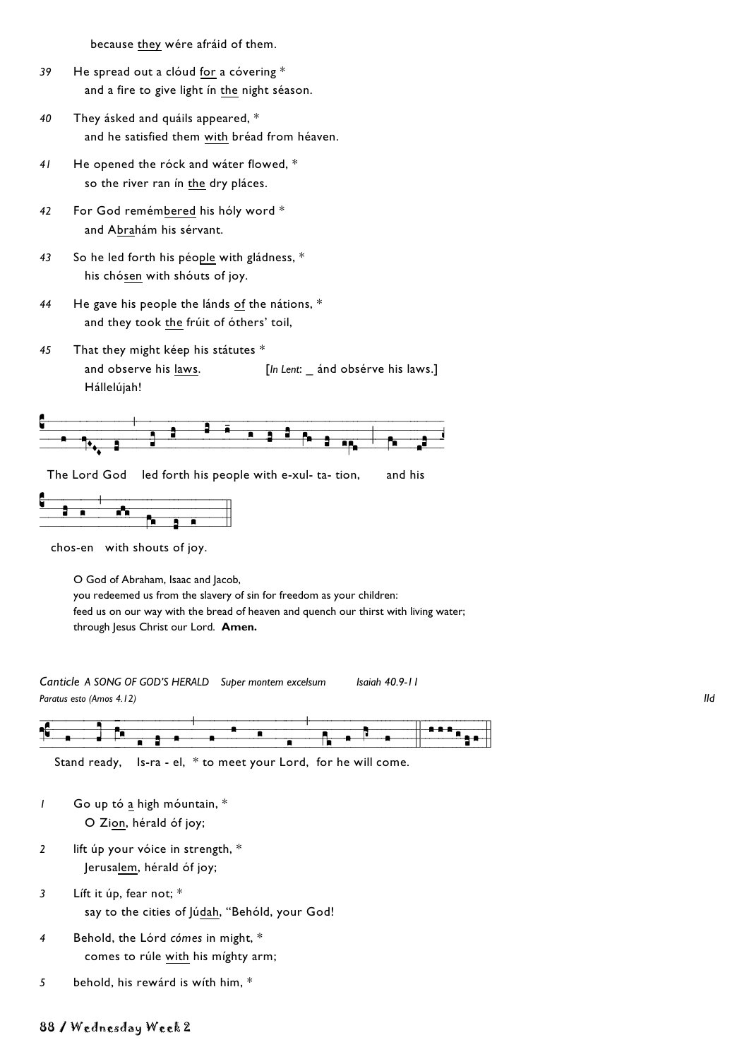because they wére afráid of them.

*39* He spread out a clóud for a cóvering *
and a fire to give light ín the night séason.

*40* They ásked and quáils appeared, *
and he satisfied them with bréad from héaven.

*41* He opened the róck and wáter flowed, *
so the river ran ín the dry pláces.

*42* For God remémbered his hóly word *
and Abrahám his sérvant.

*43* So he led forth his péople with gládness, *
his chósen with shóuts of joy.

*44* He gave his people the lánds of the nátions, *
and they took the frúit of óthers' toil,

*45* That they might kéep his státutes *
and observe his laws. [*In Lent*: _ ánd obsérve his laws.]
Hállelújah!

The Lord God led forth his people with e-xul- ta- tion, and his chos-en with shouts of joy.

O God of Abraham, Isaac and Jacob,
you redeemed us from the slavery of sin for freedom as your children:
feed us on our way with the bread of heaven and quench our thirst with living water;
through Jesus Christ our Lord. **Amen.**

*Canticle A SONG OF GOD'S HERALD Super montem excelsum Isaiah 40.9-11*
*Paratus esto (Amos 4.12)* *IId*

Stand ready, Is-ra - el, * to meet your Lord, for he will come.

*1* Go up tó a high móuntain, *
O Zion, hérald óf joy;

*2* lift úp your vóice in strength, *
Jerusalem, hérald óf joy;

*3* Líft it úp, fear not; *
say to the cities of Júdah, "Behóld, your God!

*4* Behold, the Lórd *cómes* in might, *
comes to rúle with his míghty arm;

*5* behold, his rewárd is wíth him, *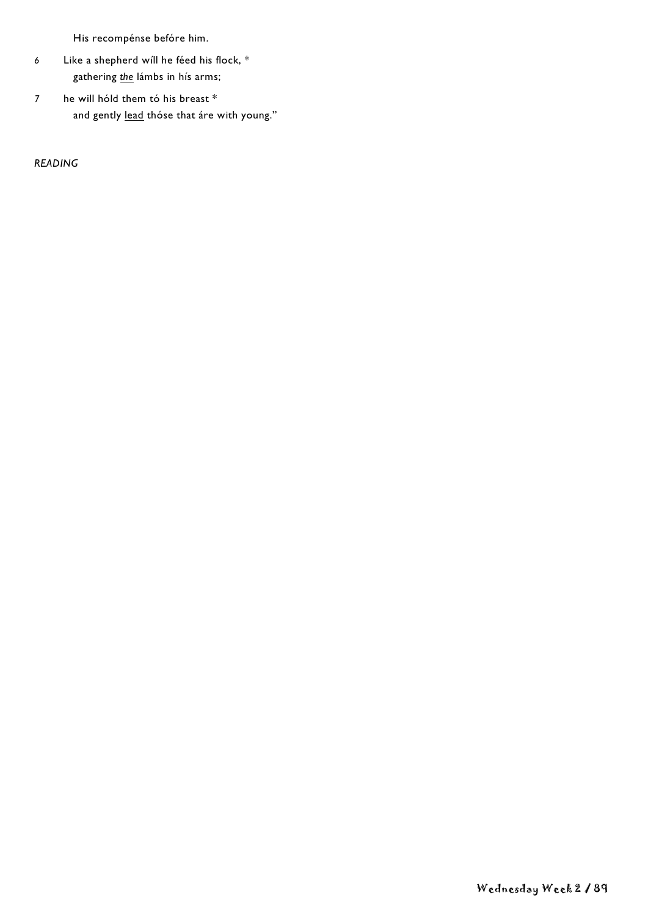His recompénse befóre him.

6 Like a shepherd wíll he féed his flock, *
gathering *the* lámbs in hís arms;

7 he will hóld them tó his breast *
and gently lead thóse that áre with young."

*READING*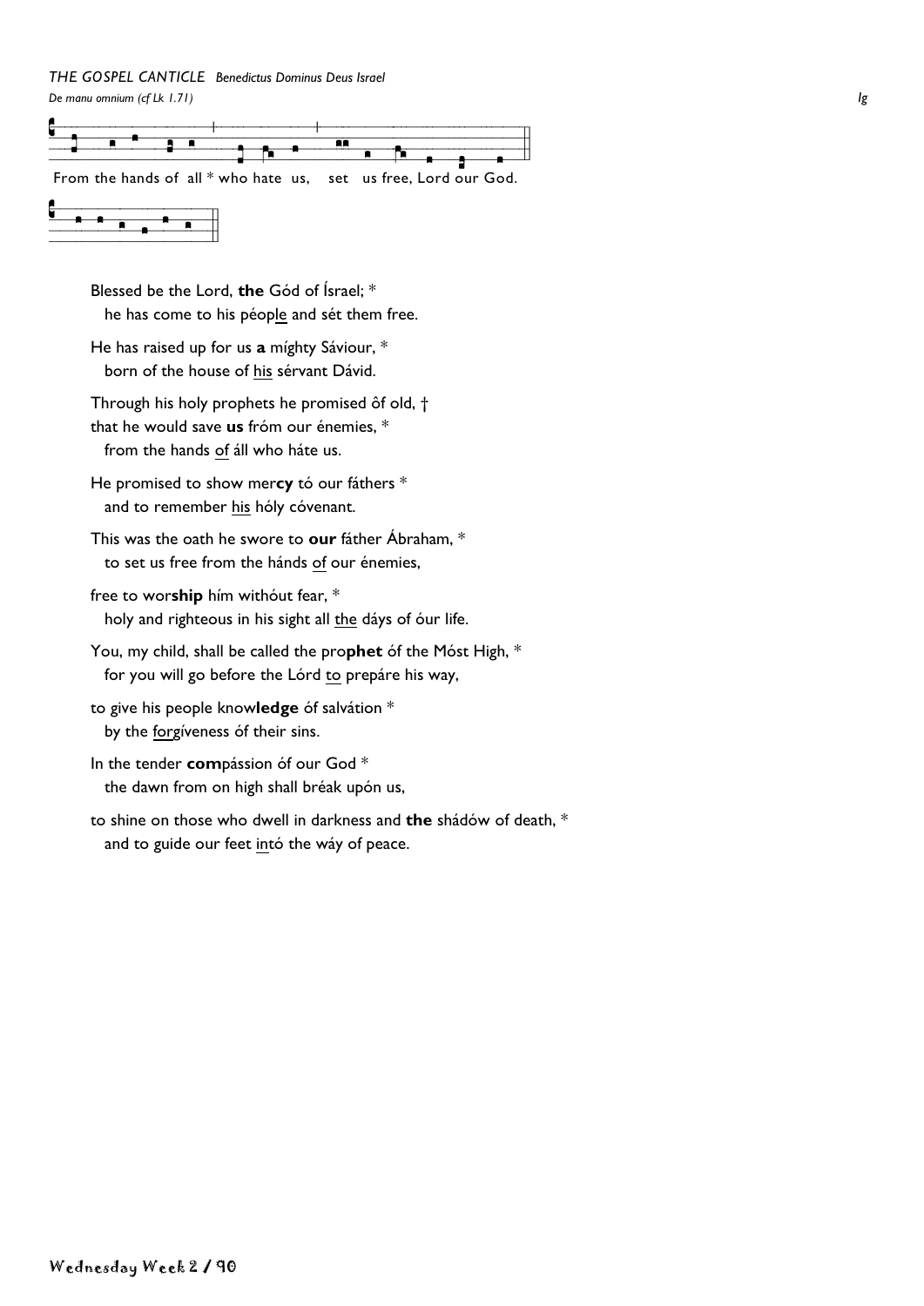*THE GOSPEL CANTICLE* *Benedictus Dominus Deus Israel*

*De manu omnium (cf Lk 1.71)* *Ig*

From the hands of all * who hate us, set us free, Lord our God.

Blessed be the Lord, **the** Gód of Ísrael; *
he has come to his péop<u>le</u> and sét them free.

He has raised up for us **a** míghty Sáviour, *
born of the house of <u>his</u> sérvant Dávid.

Through his holy prophets he promised ôf old, †
that he would save **us** fróm our énemies, *
from the hands <u>of</u> áll who háte us.

He promised to show mer**cy** tó our fáthers *
and to remember <u>his</u> hóly cóvenant.

This was the oath he swore to **our** fáther Ábraham, *
to set us free from the hánds <u>of</u> our énemies,

free to wor**ship** hím withóut fear, *
holy and righteous in his sight all <u>the</u> dáys of óur life.

You, my child, shall be called the pro**phet** óf the Móst High, *
for you will go before the Lórd <u>to</u> prepáre his way,

to give his people know**ledge** óf salvátion *
by the <u>forg</u>íveness óf their sins.

In the tender **com**pássion óf our God *
the dawn from on high shall bréak upón us,

to shine on those who dwell in darkness and **the** shádów of death, *
and to guide our feet <u>int</u>ó the wáy of peace.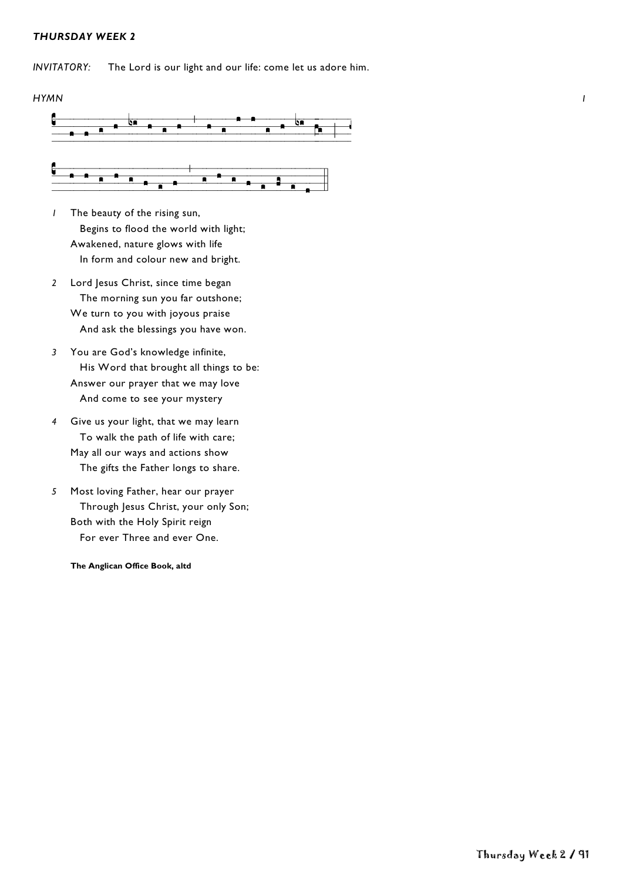### *THURSDAY WEEK 2*

*INVITATORY:* The Lord is our light and our life: come let us adore him.

*HYMN* *I*

1. The beauty of the rising sun,
   Begins to flood the world with light;
   Awakened, nature glows with life
   In form and colour new and bright.

2. Lord Jesus Christ, since time began
   The morning sun you far outshone;
   We turn to you with joyous praise
   And ask the blessings you have won.

3. You are God's knowledge infinite,
   His Word that brought all things to be:
   Answer our prayer that we may love
   And come to see your mystery

4. Give us your light, that we may learn
   To walk the path of life with care;
   May all our ways and actions show
   The gifts the Father longs to share.

5. Most loving Father, hear our prayer
   Through Jesus Christ, your only Son;
   Both with the Holy Spirit reign
   For ever Three and ever One.

**The Anglican Office Book, altd**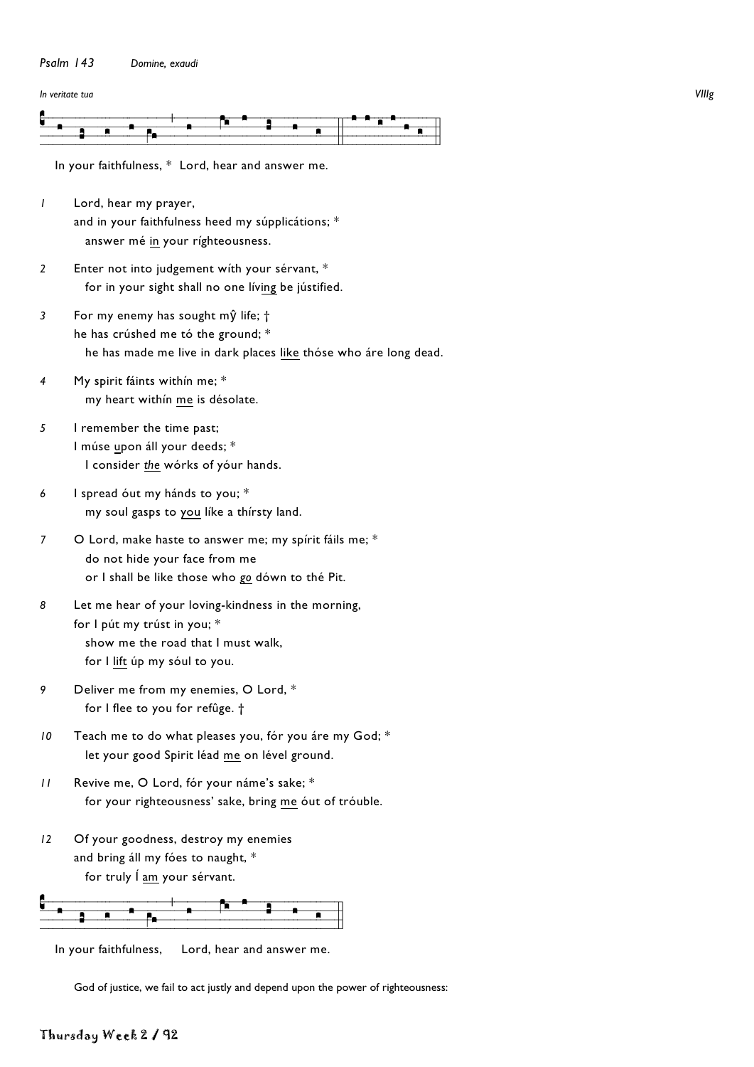*Psalm 143* *Domine, exaudi*

*In veritate tua* *VIIIg*

In your faithfulness, * Lord, hear and answer me.

*1* Lord, hear my prayer,
and in your faithfulness heed my súpplicátions; *
answer mé <u>in</u> your ríghteousness.

*2* Enter not into judgement wíth your sérvant, *
for in your sight shall no one lív<u>ing</u> be jústified.

*3* For my enemy has sought mŷ life; †
he has crúshed me tó the ground; *
he has made me live in dark places <u>like</u> thóse who áre long dead.

*4* My spirit fáints withín me; *
my heart withín <u>me</u> is désolate.

*5* I remember the time past;
I múse <u>u</u>pon áll your deeds; *
I consider <u>*the*</u> wórks of yóur hands.

*6* I spread óut my hánds to you; *
my soul gasps to <u>you</u> líke a thírsty land.

*7* O Lord, make haste to answer me; my spírit fáils me; *
do not hide your face from me
or I shall be like those who <u>*go*</u> dówn to thé Pit.

*8* Let me hear of your loving-kindness in the morning,
for I pút my trúst in you; *
show me the road that I must walk,
for I <u>lift</u> úp my sóul to you.

*9* Deliver me from my enemies, O Lord, *
for I flee to you for refûge. †

*10* Teach me to do what pleases you, fór you áre my God; *
let your good Spirit léad <u>me</u> on lével ground.

*11* Revive me, O Lord, fór your náme's sake; *
for your righteousness' sake, bring <u>me</u> óut of tróuble.

*12* Of your goodness, destroy my enemies
and bring áll my fóes to naught, *
for truly Í <u>am</u> your sérvant.

In your faithfulness, Lord, hear and answer me.

God of justice, we fail to act justly and depend upon the power of righteousness: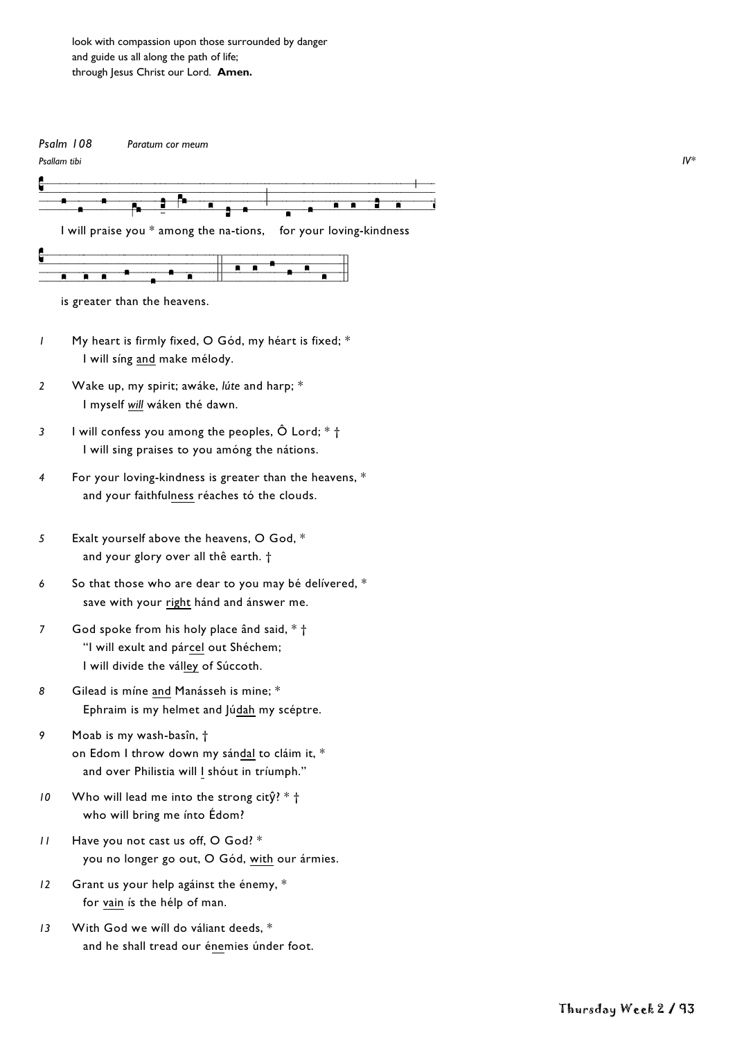look with compassion upon those surrounded by danger
and guide us all along the path of life;
through Jesus Christ our Lord. **Amen.**

*Psalm 108* *Paratum cor meum*

*Psallam tibi* *IV\**

I will praise you * among the na-tions, for your loving-kindness

is greater than the heavens.

*1* My heart is firmly fixed, O Gód, my héart is fixed; *
I will síng <u>and</u> make mélody.

*2* Wake up, my spirit; awáke, *lúte* and harp; *
I myself <u>*will*</u> wáken thé dawn.

*3* I will confess you among the peoples, Ô Lord; * †
I will sing praises to you amóng the nátions.

*4* For your loving-kindness is greater than the heavens, *
and your faithful<u>ness</u> réaches tó the clouds.

*5* Exalt yourself above the heavens, O God, *
and your glory over all thê earth. †

*6* So that those who are dear to you may bé delívered, *
save with your <u>right</u> hánd and ánswer me.

*7* God spoke from his holy place ând said, * †
"I will exult and pár<u>cel</u> out Shéchem;
I will divide the vál<u>ley</u> of Súccoth.

*8* Gilead is míne <u>and</u> Manásseh is mine; *
Ephraim is my helmet and Jú<u>dah</u> my scéptre.

*9* Moab is my wash-basîn, †
on Edom I throw down my sán<u>dal</u> to cláim it, *
and over Philistia will <u>I</u> shóut in tríumph."

*10* Who will lead me into the strong citŷ? * †
who will bring me ínto Édom?

*11* Have you not cast us off, O God? *
you no longer go out, O Gód, <u>with</u> our ármies.

*12* Grant us your help agáinst the énemy, *
for <u>vain</u> ís the hélp of man.

*13* With God we wíll do váliant deeds, *
and he shall tread our é<u>ne</u>mies únder foot.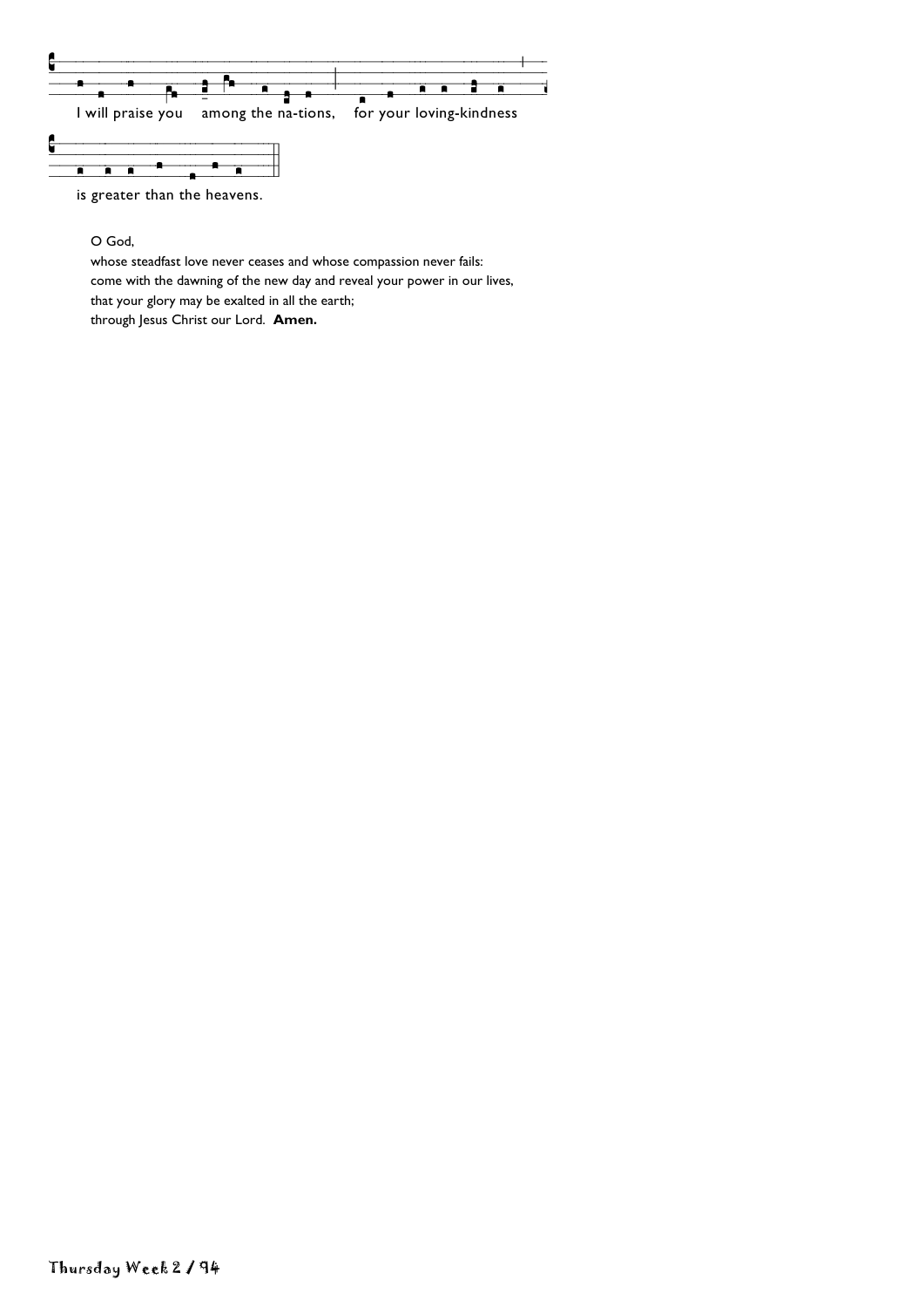I will praise you among the na-tions, for your loving-kindness

is greater than the heavens.

O God,
whose steadfast love never ceases and whose compassion never fails:
come with the dawning of the new day and reveal your power in our lives,
that your glory may be exalted in all the earth;
through Jesus Christ our Lord. **Amen.**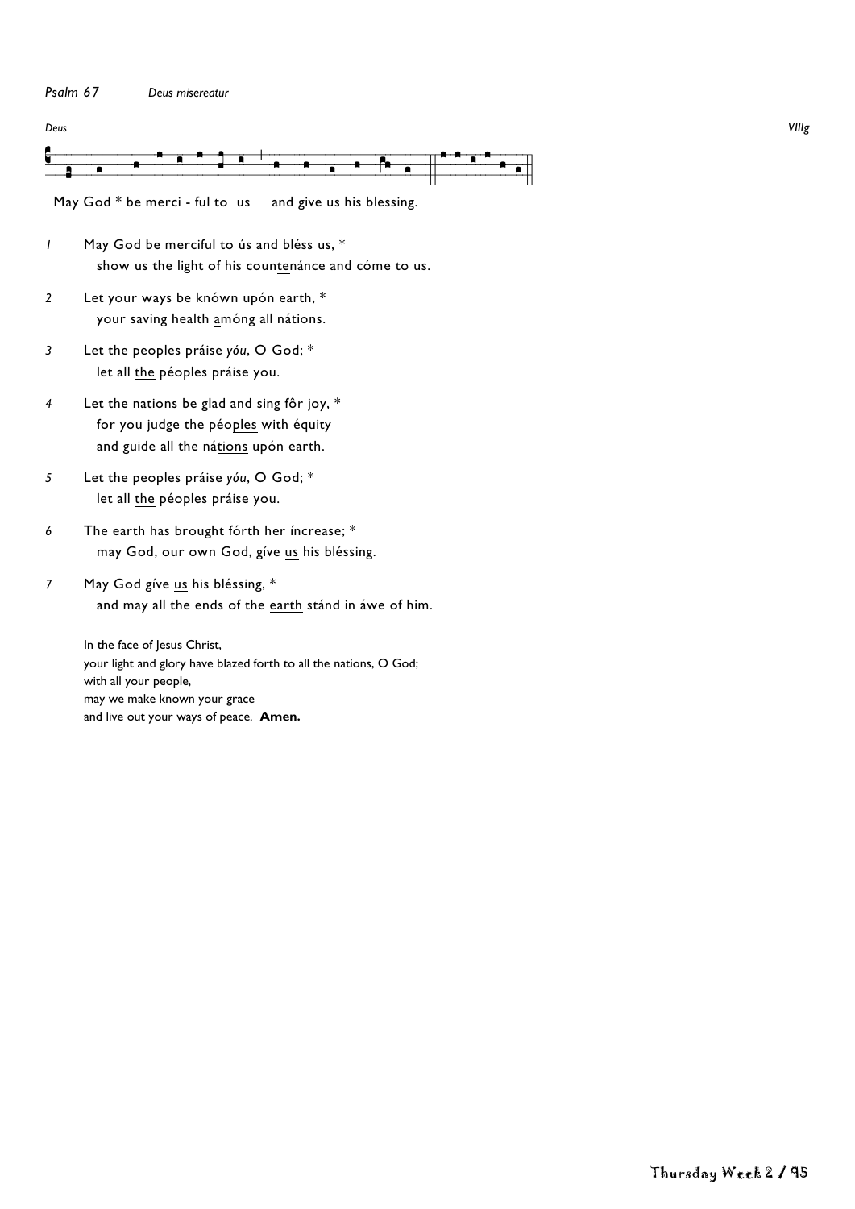*Psalm 67* *Deus misereatur*

*Deus* *VIIIg*

May God * be merci - ful to us and give us his blessing.

1 May God be merciful to ús and bléss us, *
show us the light of his coun<u>te</u>nánce and cóme to us.

2 Let your ways be knówn upón earth, *
your saving health <u>a</u>móng all nátions.

3 Let the peoples práise *yóu*, O God; *
let all <u>the</u> péoples práise you.

4 Let the nations be glad and sing fôr joy, *
for you judge the péo<u>ples</u> with équity
and guide all the ná<u>tions</u> upón earth.

5 Let the peoples práise *yóu*, O God; *
let all <u>the</u> péoples práise you.

6 The earth has brought fórth her íncrease; *
may God, our own God, gíve <u>us</u> his bléssing.

7 May God gíve <u>us</u> his bléssing, *
and may all the ends of the <u>earth</u> stánd in áwe of him.

In the face of Jesus Christ,
your light and glory have blazed forth to all the nations, O God;
with all your people,
may we make known your grace
and live out your ways of peace. **Amen.**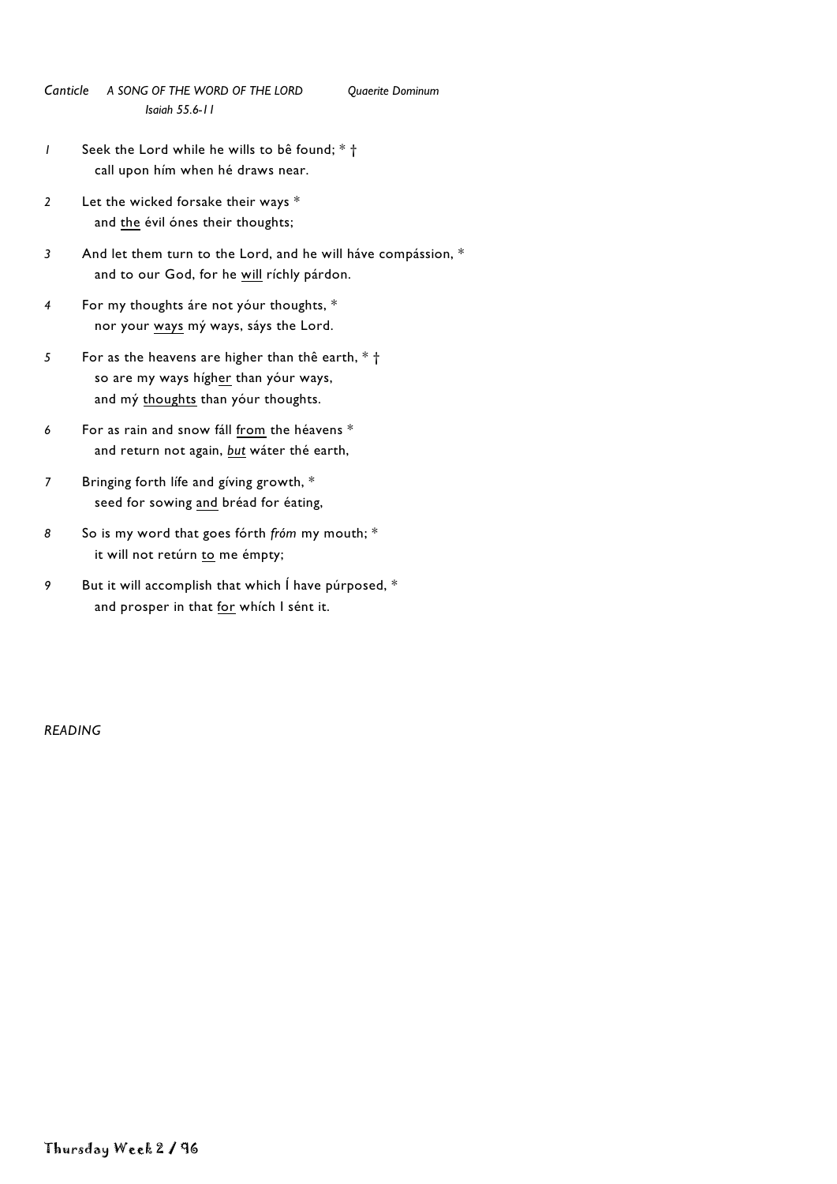*Canticle* *A SONG OF THE WORD OF THE LORD* *Quaerite Dominum*
*Isaiah 55.6-11*

*1* Seek the Lord while he wills to bê found; * †
call upon hím when hé draws near.

*2* Let the wicked forsake their ways *
and <u>the</u> évil ónes their thoughts;

*3* And let them turn to the Lord, and he will háve compássion, *
and to our God, for he <u>will</u> ríchly párdon.

*4* For my thoughts áre not yóur thoughts, *
nor your <u>ways</u> mý ways, sáys the Lord.

*5* For as the heavens are higher than thê earth, * †
so are my ways hígh<u>er</u> than yóur ways,
and mý <u>thoughts</u> than yóur thoughts.

*6* For as rain and snow fáll <u>from</u> the héavens *
and return not again, <u>*but*</u> wáter thé earth,

*7* Bringing forth lífe and gíving growth, *
seed for sowing <u>and</u> bréad for éating,

*8* So is my word that goes fórth *fróm* my mouth; *
it will not retúrn <u>to</u> me émpty;

*9* But it will accomplish that which Í have púrposed, *
and prosper in that <u>for</u> whích I sént it.

*READING*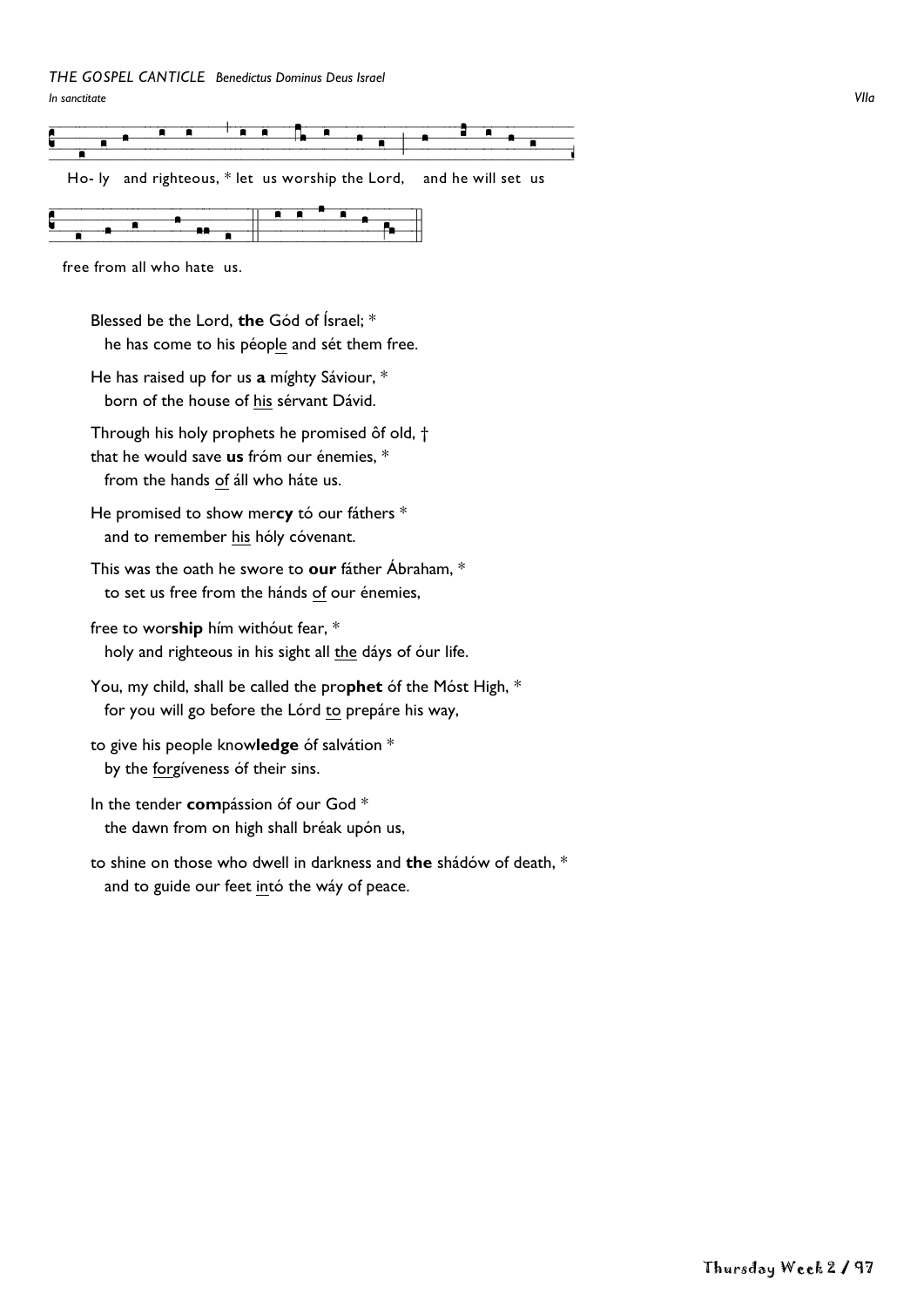*THE GOSPEL CANTICLE   Benedictus Dominus Deus Israel*

*In sanctitate* *VIIa*

Ho- ly  and righteous, * let  us worship the Lord,   and he will set  us

free from all who hate  us.

Blessed be the Lord, **the** Gód of Ísrael; *
he has come to his péop<u>le</u> and sét them free.

He has raised up for us **a** míghty Sáviour, *
born of the house of <u>his</u> sérvant Dávid.

Through his holy prophets he promised ôf old, †
that he would save **us** fróm our énemies, *
from the hands <u>of</u> áll who háte us.

He promised to show mer**cy** tó our fáthers *
and to remember <u>his</u> hóly cóvenant.

This was the oath he swore to **our** fáther Ábraham, *
to set us free from the hánds <u>of</u> our énemies,

free to wor**ship** hím withóut fear, *
holy and righteous in his sight all <u>the</u> dáys of óur life.

You, my child, shall be called the pro**phet** óf the Móst High, *
for you will go before the Lórd <u>to</u> prepáre his way,

to give his people know**ledge** óf salvátion *
by the <u>forg</u>íveness óf their sins.

In the tender **com**pássion óf our God *
the dawn from on high shall bréak upón us,

to shine on those who dwell in darkness and **the** shádów of death, *
and to guide our feet <u>int</u>ó the wáy of peace.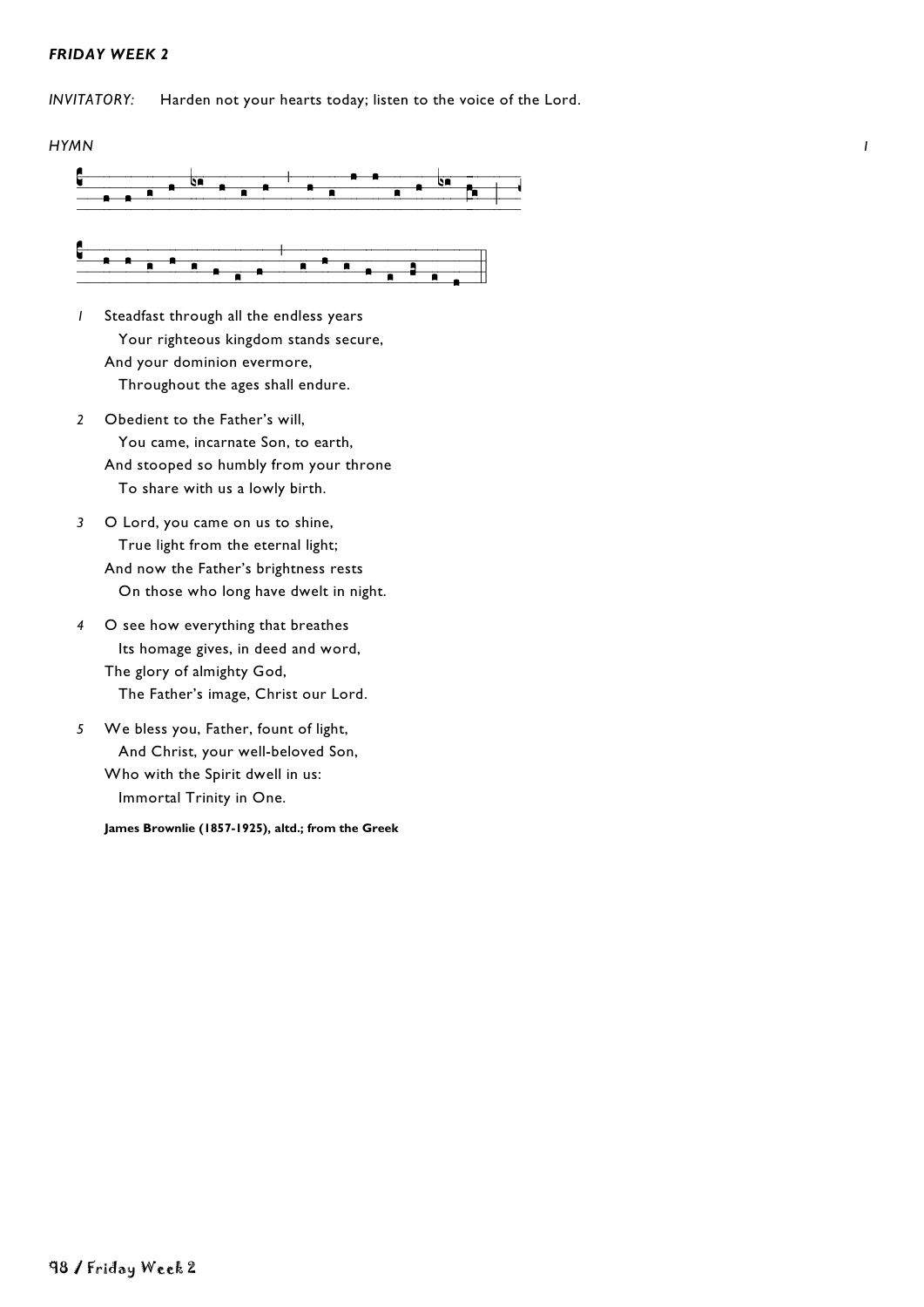***FRIDAY WEEK 2***

*INVITATORY:* Harden not your hearts today; listen to the voice of the Lord.

*HYMN* *I*

*1* Steadfast through all the endless years
  Your righteous kingdom stands secure,
And your dominion evermore,
  Throughout the ages shall endure.

*2* Obedient to the Father's will,
  You came, incarnate Son, to earth,
And stooped so humbly from your throne
  To share with us a lowly birth.

*3* O Lord, you came on us to shine,
  True light from the eternal light;
And now the Father's brightness rests
  On those who long have dwelt in night.

*4* O see how everything that breathes
  Its homage gives, in deed and word,
The glory of almighty God,
  The Father's image, Christ our Lord.

*5* We bless you, Father, fount of light,
  And Christ, your well-beloved Son,
Who with the Spirit dwell in us:
  Immortal Trinity in One.

**James Brownlie (1857-1925), altd.; from the Greek**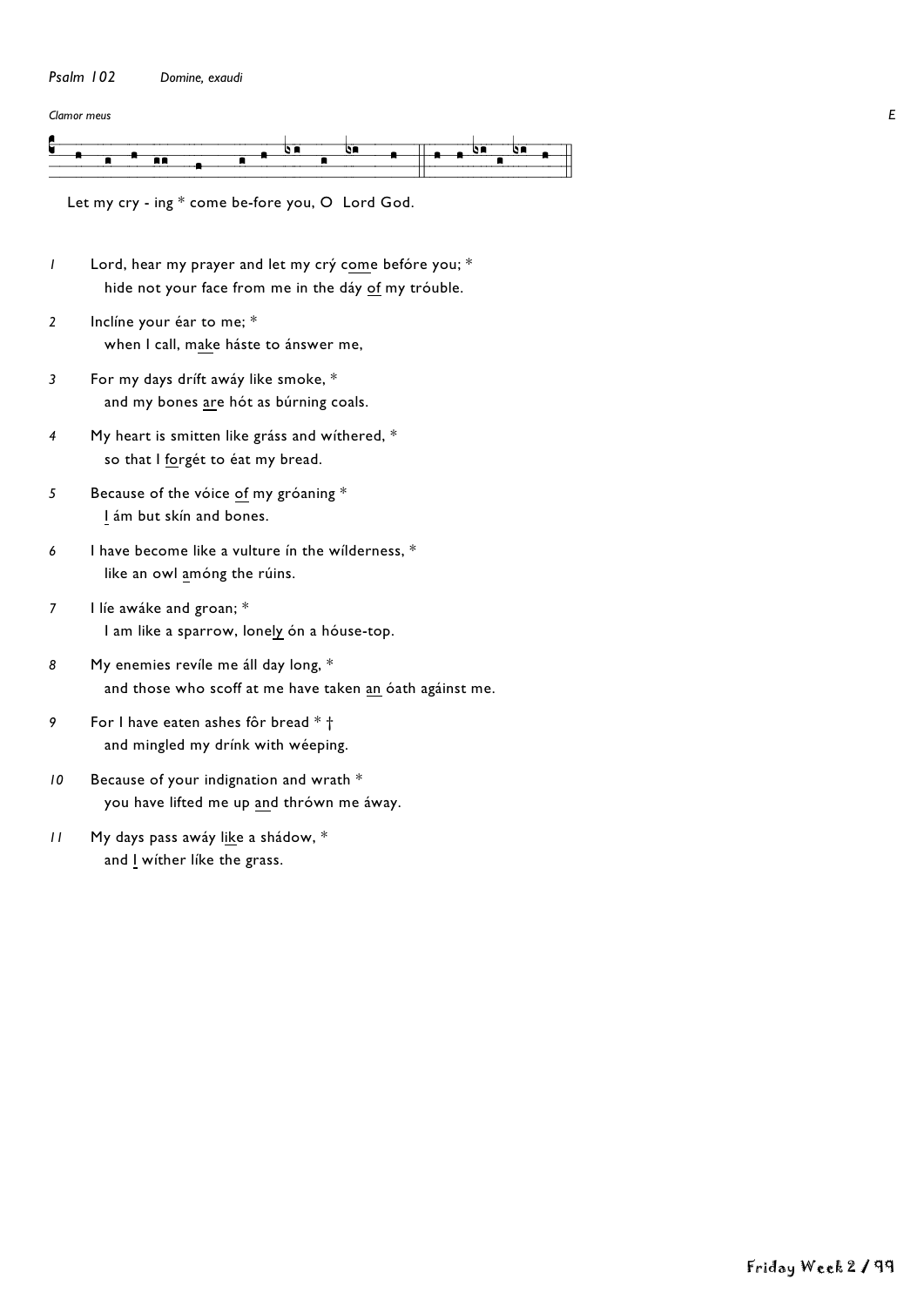*Psalm 102* *Domine, exaudi*

*Clamor meus* *E*

Let my cry - ing * come be-fore you, O Lord God.

*1* Lord, hear my prayer and let my crý <u>com</u>e befóre you; *
hide not your face from me in the dáy <u>of</u> my tróuble.

*2* Inclíne your éar to me; *
when I call, m<u>ak</u>e háste to ánswer me,

*3* For my days dríft awáy like smoke, *
and my bones <u>are</u> hót as búrning coals.

*4* My heart is smitten like gráss and wíthered, *
so that I <u>for</u>gét to éat my bread.

*5* Because of the vóice <u>of</u> my gróaning *
<u>I</u> ám but skín and bones.

*6* I have become like a vulture ín the wílderness, *
like an owl <u>a</u>móng the rúins.

*7* I líe awáke and groan; *
I am like a sparrow, lone<u>ly</u> ón a hóuse-top.

*8* My enemies revíle me áll day long, *
and those who scoff at me have taken <u>an</u> óath agáinst me.

*9* For I have eaten ashes fôr bread * †
and mingled my drínk with wéeping.

*10* Because of your indignation and wrath *
you have lifted me up <u>and</u> thrówn me áway.

*11* My days pass awáy <u>lik</u>e a shádow, *
and <u>I</u> wíther líke the grass.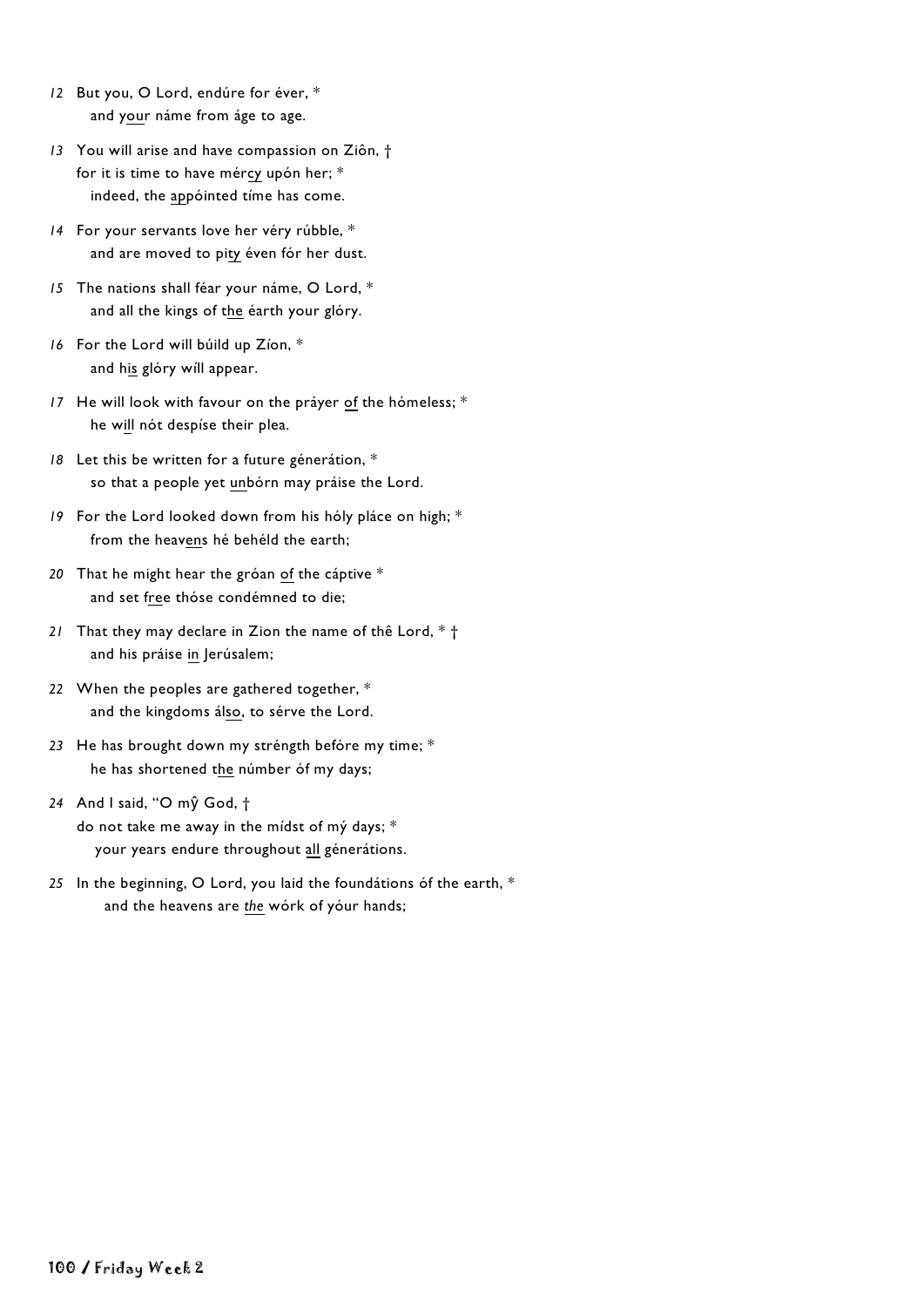*12* But you, O Lord, endúre for éver, *
and <u>your</u> náme from áge to age.

*13* You will arise and have compassion on Ziôn, †
for it is time to have mér<u>cy</u> upón her; *
indeed, the <u>app</u>óinted tíme has come.

*14* For your servants love her véry rúbble, *
and are moved to pi<u>ty</u> éven fór her dust.

*15* The nations shall féar your náme, O Lord, *
and all the kings of t<u>he</u> éarth your glóry.

*16* For the Lord will búild up Zíon, *
and h<u>is</u> glóry wíll appear.

*17* He will look with favour on the práyer <u>of</u> the hómeless; *
he w<u>ill</u> nót despíse their plea.

*18* Let this be written for a future génerátion, *
so that a people yet <u>un</u>bórn may práise the Lord.

*19* For the Lord looked down from his hóly pláce on high; *
from the heav<u>ens</u> hé behéld the earth;

*20* That he might hear the gróan <u>of</u> the cáptive *
and set f<u>ree</u> thóse condémned to die;

*21* That they may declare in Zion the name of thê Lord, * †
and his práise <u>in</u> Jerúsalem;

*22* When the peoples are gathered together, *
and the kingdoms ál<u>so</u>, to sérve the Lord.

*23* He has brought down my stréngth befóre my time; *
he has shortened t<u>he</u> númber óf my days;

*24* And I said, "O mŷ God, †
do not take me away in the mídst of mý days; *
your years endure throughout <u>all</u> générátions.

*25* In the beginning, O Lord, you laid the foundátions óf the earth, *
and the heavens are <u>*the*</u> wórk of yóur hands;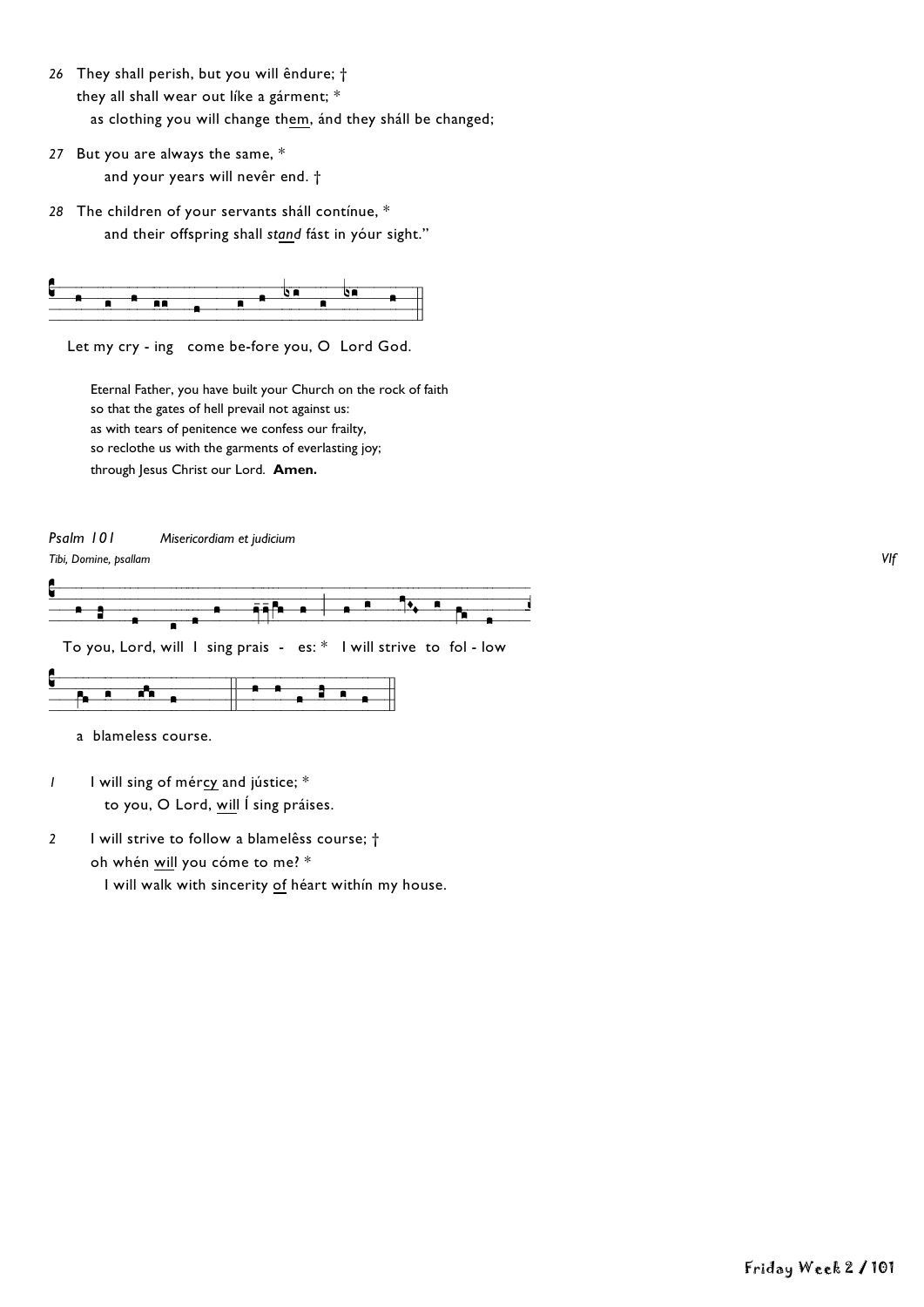26 They shall perish, but you will êndure; †
they all shall wear out líke a gárment; *
as clothing you will change them, ánd they sháll be changed;

27 But you are always the same, *
and your years will nevêr end. †

28 The children of your servants shall contínue, *
and their offspring shall *stand* fást in yóur sight."

Let my cry - ing come be-fore you, O Lord God.

Eternal Father, you have built your Church on the rock of faith
so that the gates of hell prevail not against us:
as with tears of penitence we confess our frailty,
so reclothe us with the garments of everlasting joy;
through Jesus Christ our Lord. **Amen.**

*Psalm 101* *Misericordiam et judicium*

*Tibi, Domine, psallam* *VIf*

To you, Lord, will I sing prais - es: * I will strive to fol - low a blameless course.

1 I will sing of mércy and jústice; *
to you, O Lord, will Í sing práises.

2 I will strive to follow a blamelêss course; †
oh whén will you cóme to me? *
I will walk with sincerity of héart withín my house.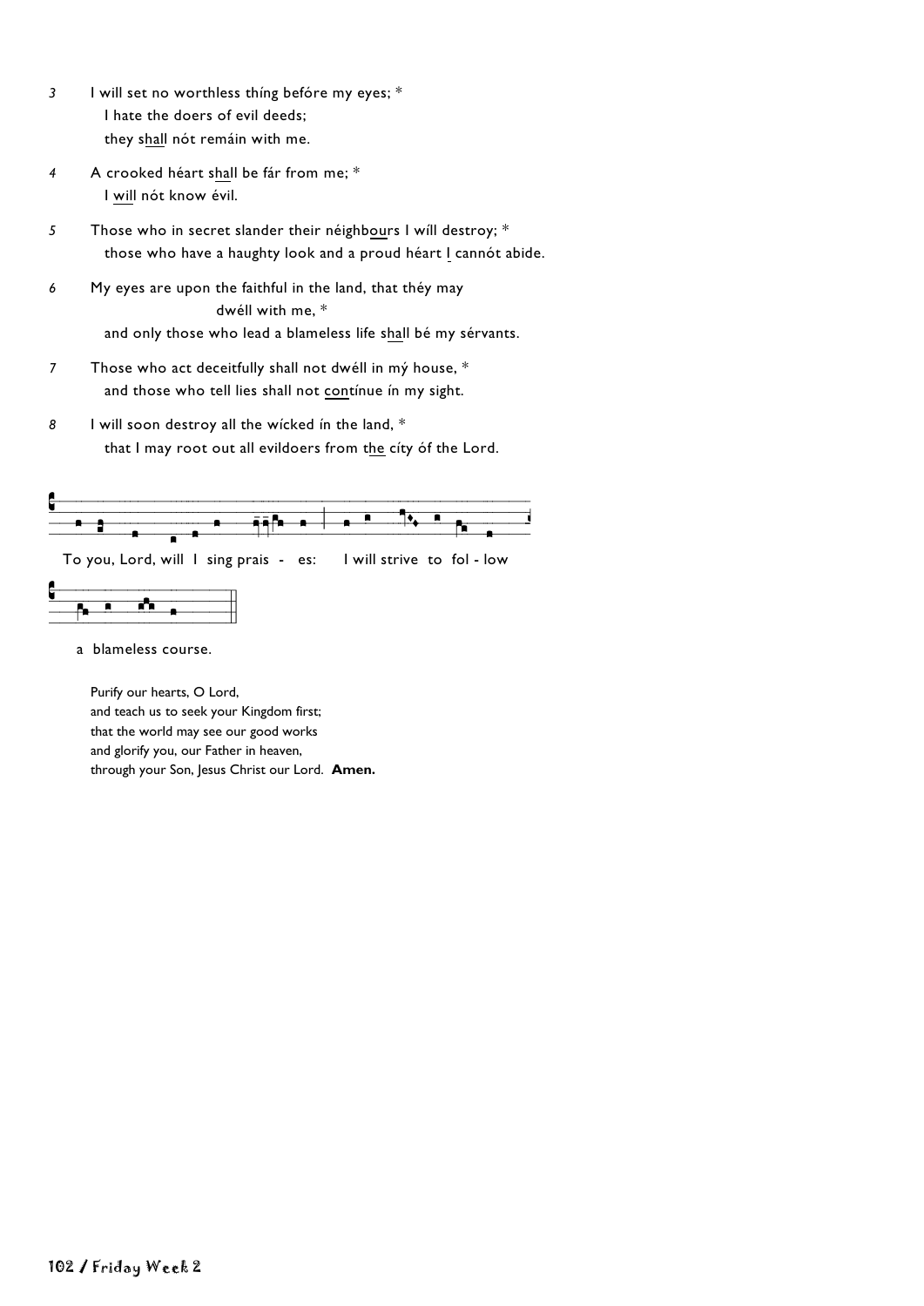3 I will set no worthless thíng befóre my eyes; *
  I hate the doers of evil deeds;
  they shall nót remáin with me.

4 A crooked héart shall be fár from me; *
  I will nót know évil.

5 Those who in secret slander their néighbours I wíll destroy; *
  those who have a haughty look and a proud héart I cannót abide.

6 My eyes are upon the faithful in the land, that théy may dwéll with me, *
  and only those who lead a blameless life shall bé my sérvants.

7 Those who act deceitfully shall not dwéll in mý house, *
  and those who tell lies shall not contínue ín my sight.

8 I will soon destroy all the wícked ín the land, *
  that I may root out all evildoers from the cíty óf the Lord.

To you, Lord, will I sing prais - es: I will strive to fol - low a blameless course.

Purify our hearts, O Lord,
and teach us to seek your Kingdom first;
that the world may see our good works
and glorify you, our Father in heaven,
through your Son, Jesus Christ our Lord. **Amen.**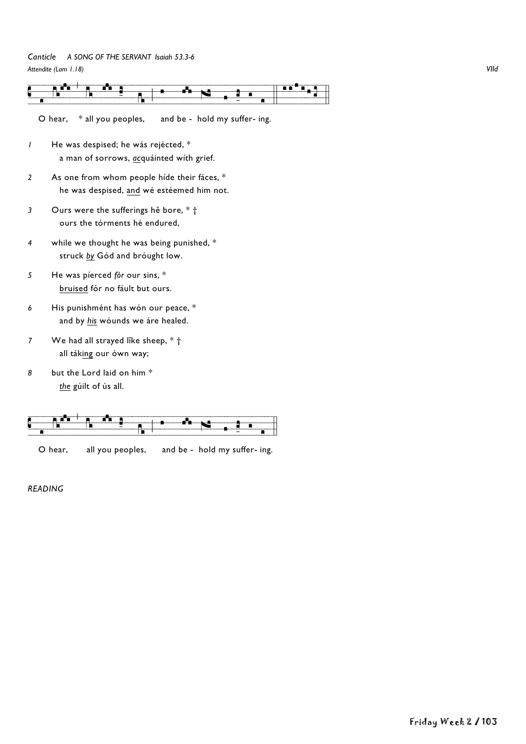*Canticle*  *A SONG OF THE SERVANT  Isaiah 53.3-6*

*Attendite (Lam 1.18)* *VIId*

O hear,  * all you peoples,  and be - hold my suffer- ing.

*1*  He was despised; he wás rejécted, *
  a man of sorrows, <u>*ac*</u>quáinted wíth grief.

*2*  As one from whom people híde their fáces, *
  he was despised, <u>and</u> wé estéemed him not.

*3*  Ours were the sufferings hê bore, * †
  ours the tórments hé endured,

*4*  while we thought he was being punished, *
  struck <u>*by*</u> Gód and brόught low.

*5*  He was píerced *főr* our sins, *
  <u>bruised</u> fór no fáult but ours.

*6*  His punishmént has wón our peace, *
  and by <u>*his*</u> wóunds we áre healed.

*7*  We had all strayed lîke sheep, * †
  all tákin<u>g</u> our ówn way;

*8*  but the Lord laid on him *
  <u>*the*</u> gúilt of ús all.

O hear,  all you peoples,  and be - hold my suffer- ing.

*READING*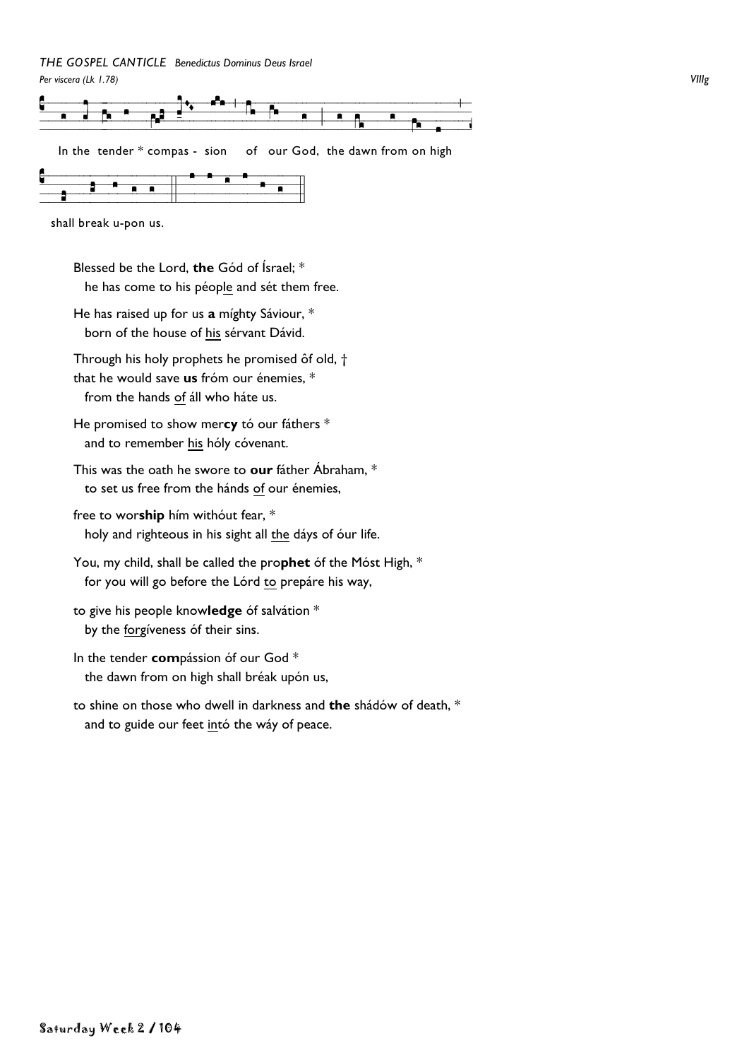*THE GOSPEL CANTICLE  Benedictus Dominus Deus Israel*

*Per viscera (Lk 1.78)* *VIIIg*

In the tender * compas - sion of our God, the dawn from on high

shall break u-pon us.

Blessed be the Lord, **the** Gód of Ísrael; *
he has come to his péop<u>le</u> and sét them free.

He has raised up for us **a** míghty Sáviour, *
born of the house of <u>his</u> sérvant Dávid.

Through his holy prophets he promised ôf old, †
that he would save **us** fróm our énemies, *
from the hands <u>of</u> áll who háte us.

He promised to show mer**cy** tó our fáthers *
and to remember <u>his</u> hóly cóvenant.

This was the oath he swore to **our** fáther Ábraham, *
to set us free from the hánds <u>of</u> our énemies,

free to wor**ship** hím withóut fear, *
holy and righteous in his sight all <u>the</u> dáys of óur life.

You, my child, shall be called the pro**phet** óf the Móst High, *
for you will go before the Lórd <u>to</u> prepáre his way,

to give his people know**ledge** óf salvátion *
by the <u>forg</u>íveness óf their sins.

In the tender **com**pássion óf our God *
the dawn from on high shall bréak upón us,

to shine on those who dwell in darkness and **the** shádów of death, *
and to guide our feet <u>in</u>tó the wáy of peace.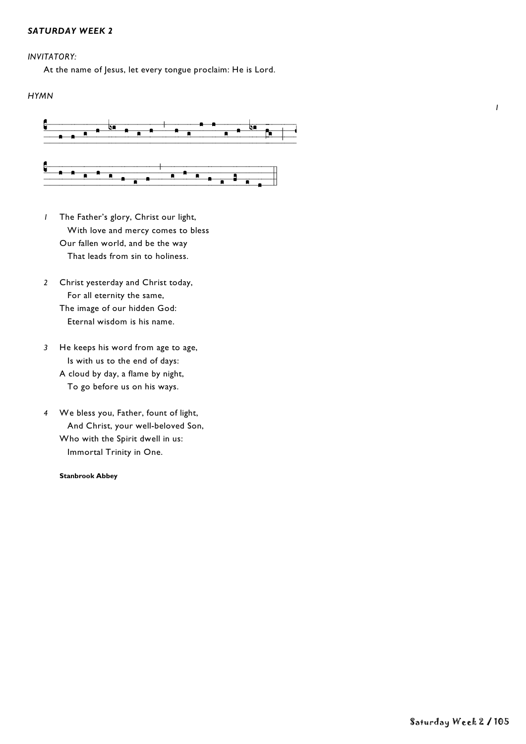***SATURDAY WEEK 2***

*INVITATORY:*

At the name of Jesus, let every tongue proclaim: He is Lord.

*HYMN*

1. The Father's glory, Christ our light,
   With love and mercy comes to bless
   Our fallen world, and be the way
   That leads from sin to holiness.

2. Christ yesterday and Christ today,
   For all eternity the same,
   The image of our hidden God:
   Eternal wisdom is his name.

3. He keeps his word from age to age,
   Is with us to the end of days:
   A cloud by day, a flame by night,
   To go before us on his ways.

4. We bless you, Father, fount of light,
   And Christ, your well-beloved Son,
   Who with the Spirit dwell in us:
   Immortal Trinity in One.

**Stanbrook Abbey**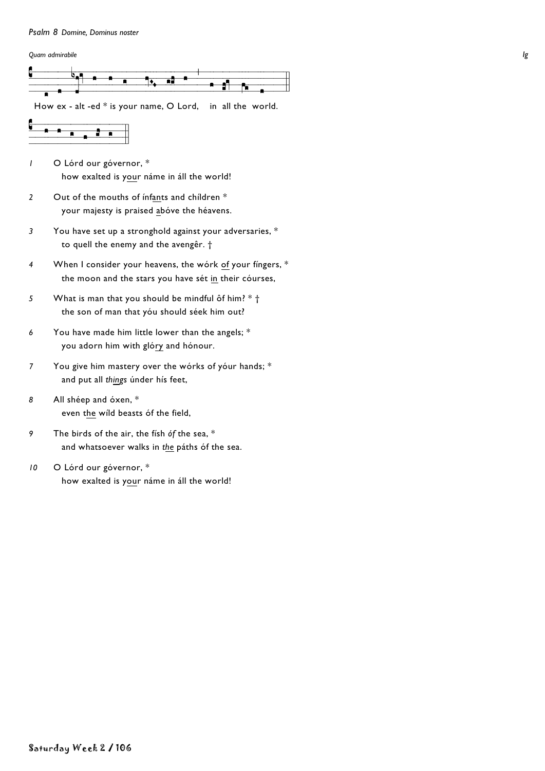*Psalm 8 Domine, Dominus noster*

*Quam admirabile* *Ig*

How ex - alt -ed * is your name, O Lord, in all the world.

*1* O Lórd our góvernor, *
how exalted is your náme in áll the world!

*2* Out of the mouths of ínfants and children *
your majesty is praised abóve the héavens.

*3* You have set up a stronghold against your adversaries, *
to quell the enemy and the avengêr. †

*4* When I consider your heavens, the wórk of your fíngers, *
the moon and the stars you have sét in their cóurses,

*5* What is man that you should be mindful ôf him? * †
the son of man that yóu should séek him out?

*6* You have made him little lower than the angels; *
you adorn him with glóry and hónour.

*7* You give him mastery over the wórks of yóur hands; *
and put all *things* únder hís feet,

*8* All shéep and óxen, *
even the wíld beasts óf the field,

*9* The birds of the air, the físh *óf* the sea, *
and whatsoever walks in *the* páths óf the sea.

*10* O Lórd our góvernor, *
how exalted is your náme in áll the world!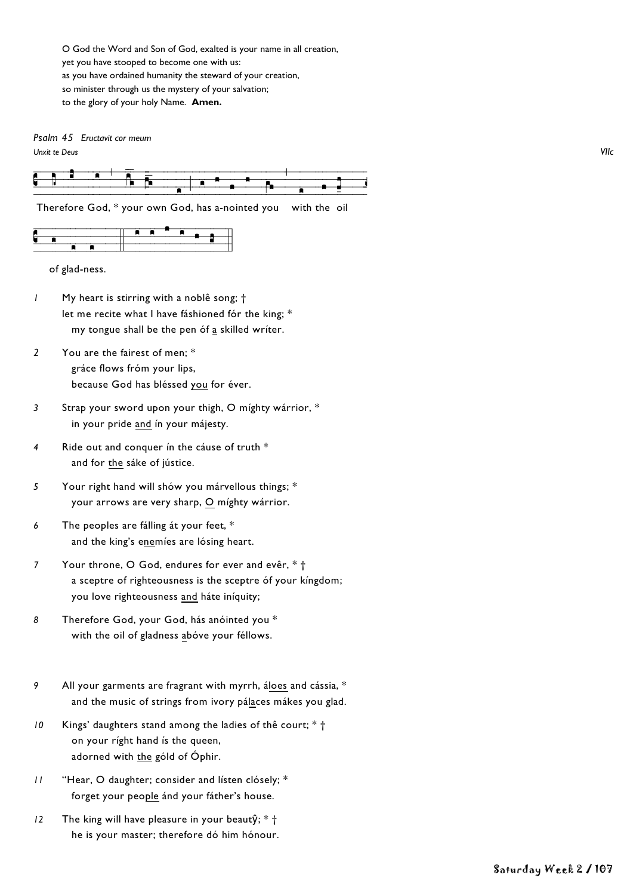O God the Word and Son of God, exalted is your name in all creation,
yet you have stooped to become one with us:
as you have ordained humanity the steward of your creation,
so minister through us the mystery of your salvation;
to the glory of your holy Name. **Amen.**

*Psalm 45* *Eructavit cor meum*

*Unxit te Deus* *VIIc*

Therefore God, * your own God, has a-nointed you with the oil of glad-ness.

1 My heart is stirring with a noblê song; †
let me recite what I have fáshioned fór the king; *
my tongue shall be the pen óf a skilled wríter.

2 You are the fairest of men; *
gráce flows fróm your lips,
because God has bléssed you for éver.

3 Strap your sword upon your thigh, O míghty wárrior, *
in your pride and ín your májesty.

4 Ride out and conquer ín the cáuse of truth *
and for the sáke of jústice.

5 Your right hand will shów you márvellous things; *
your arrows are very sharp, O míghty wárrior.

6 The peoples are fálling át your feet, *
and the king's enemíes are lósing heart.

7 Your throne, O God, endures for ever and evêr, * †
a sceptre of righteousness is the sceptre óf your kíngdom;
you love righteousness and háte iníquity;

8 Therefore God, your God, hás anóinted you *
with the oil of gladness abóve your féllows.

9 All your garments are fragrant with myrrh, áloes and cássia, *
and the music of strings from ivory pálaces mákes you glad.

10 Kings' daughters stand among the ladies of thê court; * †
on your ríght hand ís the queen,
adorned with the góld of Óphir.

11 "Hear, O daughter; consider and lísten clósely; *
forget your people ánd your fáther's house.

12 The king will have pleasure in your beautŷ; * †
he is your master; therefore dó him hónour.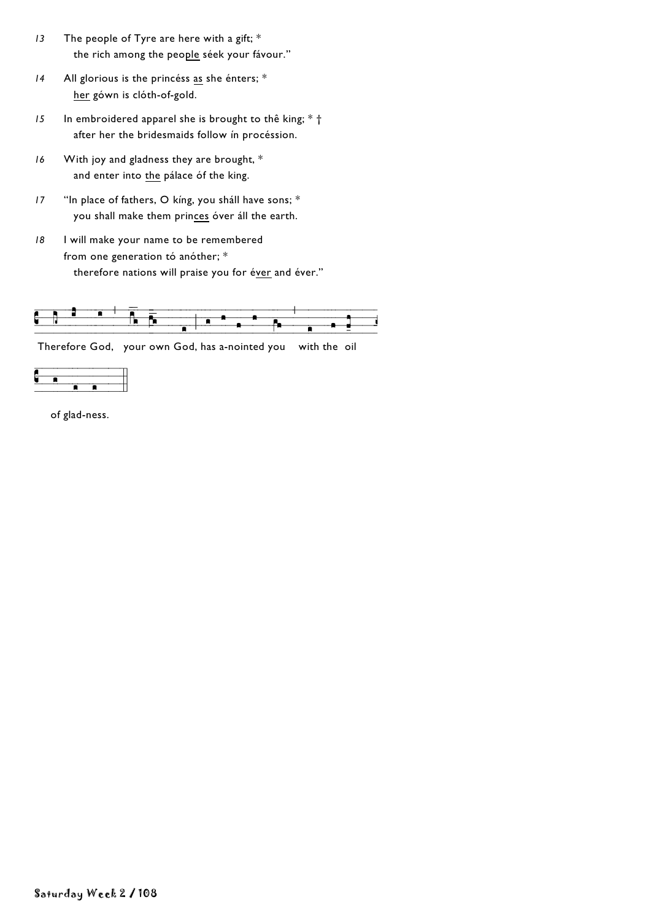*13* The people of Tyre are here with a gift; *
the rich among the people séek your fávour."

*14* All glorious is the princéss as she énters; *
her gówn is clóth-of-gold.

*15* In embroidered apparel she is brought to thê king; * †
after her the bridesmaids follow ín procéssion.

*16* With joy and gladness they are brought, *
and enter into the pálace óf the king.

*17* "In place of fathers, O kíng, you shall have sons; *
you shall make them princes óver áll the earth.

*18* I will make your name to be remembered
from one generation tó anóther; *
therefore nations will praise you for éver and éver."

Therefore God, your own God, has a-nointed you with the oil of glad-ness.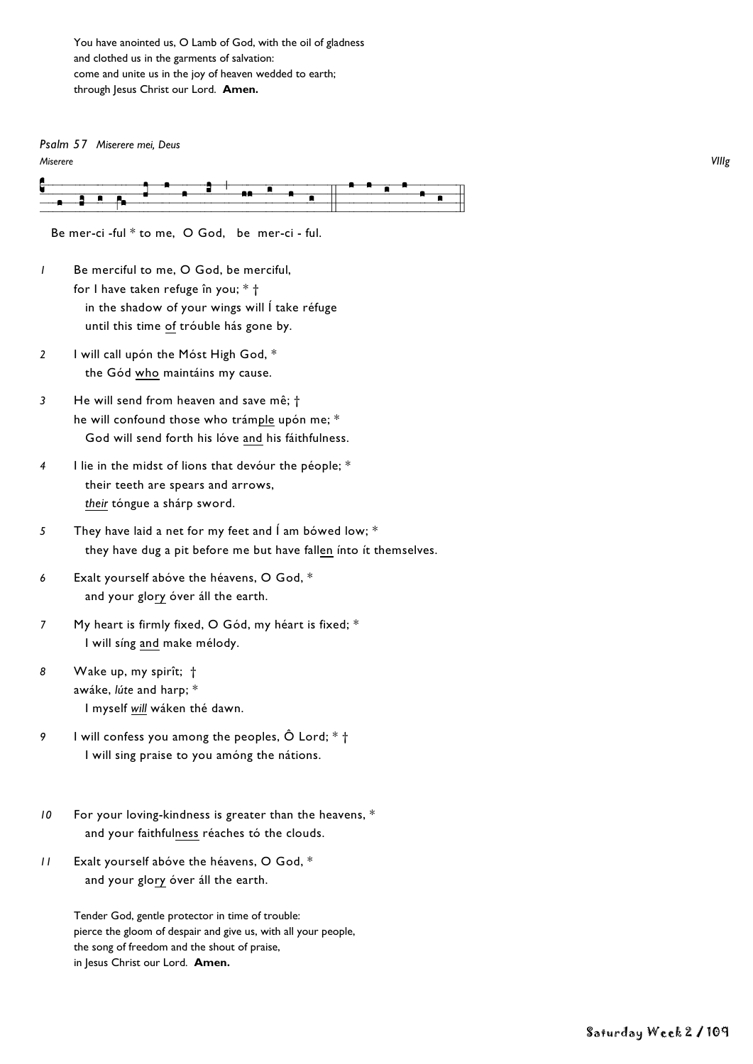You have anointed us, O Lamb of God, with the oil of gladness
and clothed us in the garments of salvation:
come and unite us in the joy of heaven wedded to earth;
through Jesus Christ our Lord. **Amen.**

*Psalm 57 Miserere mei, Deus*

*Miserere* *VIIIg*

Be mer-ci -ful * to me, O God, be mer-ci - ful.

1 Be merciful to me, O God, be merciful,
for I have taken refuge în you; * †
in the shadow of your wings will Í take réfuge
until this time of tróuble hás gone by.

2 I will call upón the Móst High God, *
the Gód who maintáins my cause.

3 He will send from heaven and save mê; †
he will confound those who trámple upón me; *
God will send forth his lóve and his fáithfulness.

4 I lie in the midst of lions that devóur the péople; *
their teeth are spears and arrows,
*their* tóngue a shárp sword.

5 They have laid a net for my feet and Í am bówed low; *
they have dug a pit before me but have fallen ínto ít themselves.

6 Exalt yourself abóve the héavens, O God, *
and your glory óver áll the earth.

7 My heart is firmly fixed, O Gód, my héart is fixed; *
I will síng and make mélody.

8 Wake up, my spirît; †
awáke, *lúte* and harp; *
I myself *will* wáken thé dawn.

9 I will confess you among the peoples, Ô Lord; * †
I will sing praise to you amóng the nátions.

10 For your loving-kindness is greater than the heavens, *
and your faithfulness réaches tó the clouds.

11 Exalt yourself abóve the héavens, O God, *
and your glory óver áll the earth.

Tender God, gentle protector in time of trouble:
pierce the gloom of despair and give us, with all your people,
the song of freedom and the shout of praise,
in Jesus Christ our Lord. **Amen.**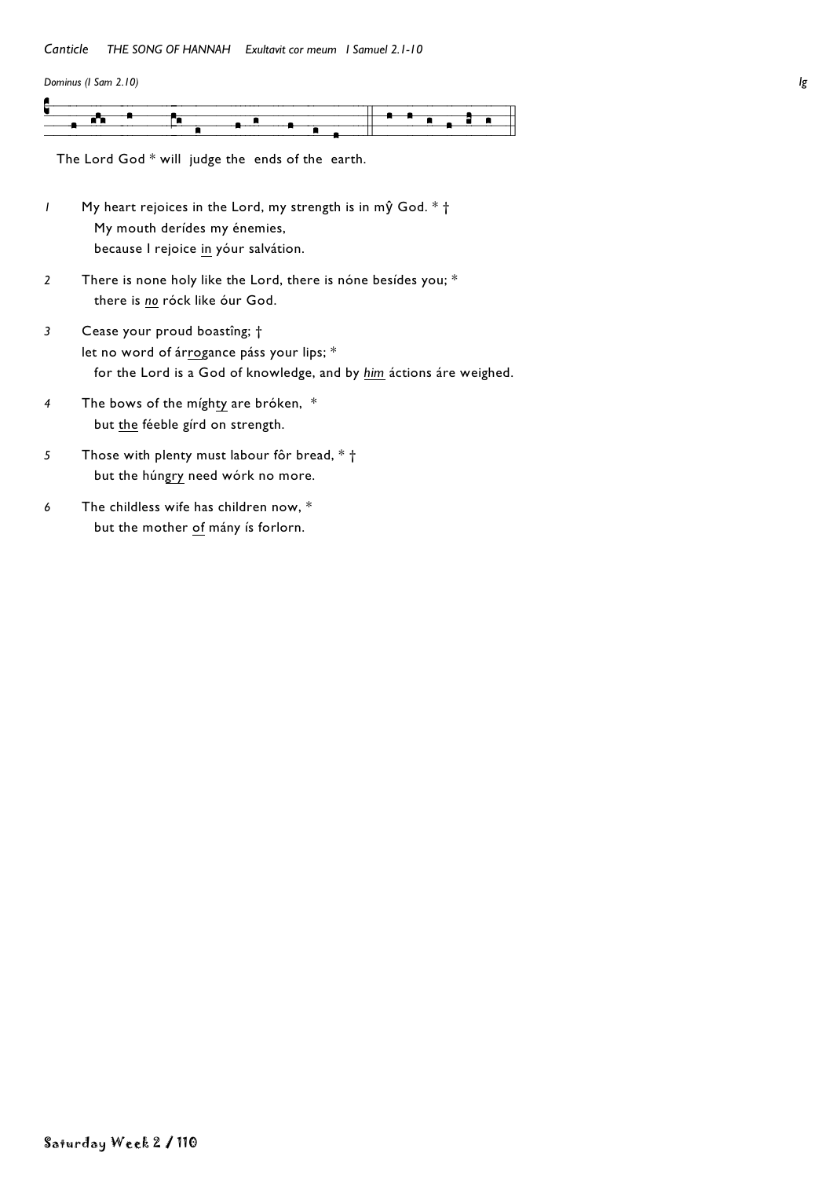*Canticle THE SONG OF HANNAH Exultavit cor meum I Samuel 2.1-10*

*Dominus (I Sam 2.10)* *Ig*

The Lord God * will judge the ends of the earth.

*1* My heart rejoices in the Lord, my strength is in mŷ God. * †
My mouth derídes my énemies,
because I rejoice <u>in</u> yóur salvátion.

*2* There is none holy like the Lord, there is nóne besídes you; *
there is <u>*no*</u> róck like óur God.

*3* Cease your proud boastîng; †
let no word of ár<u>rog</u>ance páss your lips; *
for the Lord is a God of knowledge, and by <u>*him*</u> áctions áre weighed.

*4* The bows of the mígh<u>ty</u> are bróken, *
but <u>the</u> féeble gírd on strength.

*5* Those with plenty must labour fôr bread, * †
but the hún<u>gry</u> need wórk no more.

*6* The childless wife has children now, *
but the mother <u>of</u> mány ís forlorn.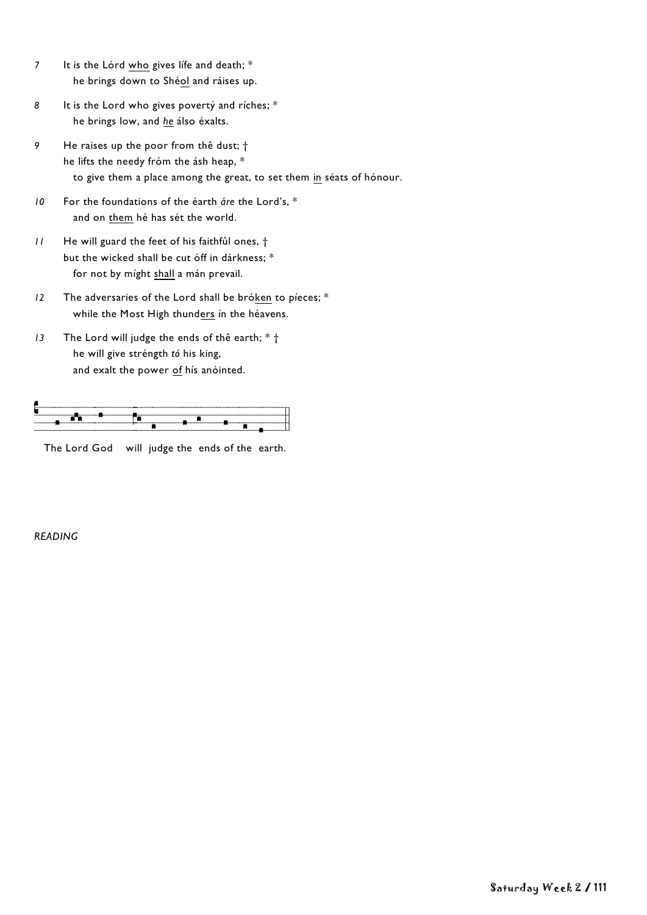7 It is the Lórd <u>who</u> gives lífe and death; *
  he brings down to Shé<u>ol</u> and ráises up.

8 It is the Lord who gives povertý and ríches; *
  he brings low, and *<u>he</u>* álso éxalts.

9 He raises up the poor from thê dust; †
he lifts the needy fróm the ásh heap, *
  to give them a place among the great, to set them <u>in</u> séats of hónour.

10 For the foundations of the éarth *áre* the Lord's, *
  and on <u>them</u> hé has sét the world.

11 He will guard the feet of his faithfûl ones, †
but the wicked shall be cut óff in dárkness; *
  for not by míght <u>shall</u> a mán prevail.

12 The adversaries of the Lord shall be bró<u>ken</u> to píeces; *
  while the Most High thund<u>ers</u> ín the héavens.

13 The Lord will judge the ends of thê earth; * †
  he will give stréngth *tó* his king,
  and exalt the power <u>of</u> hís anóinted.

The Lord God will judge the ends of the earth.

*READING*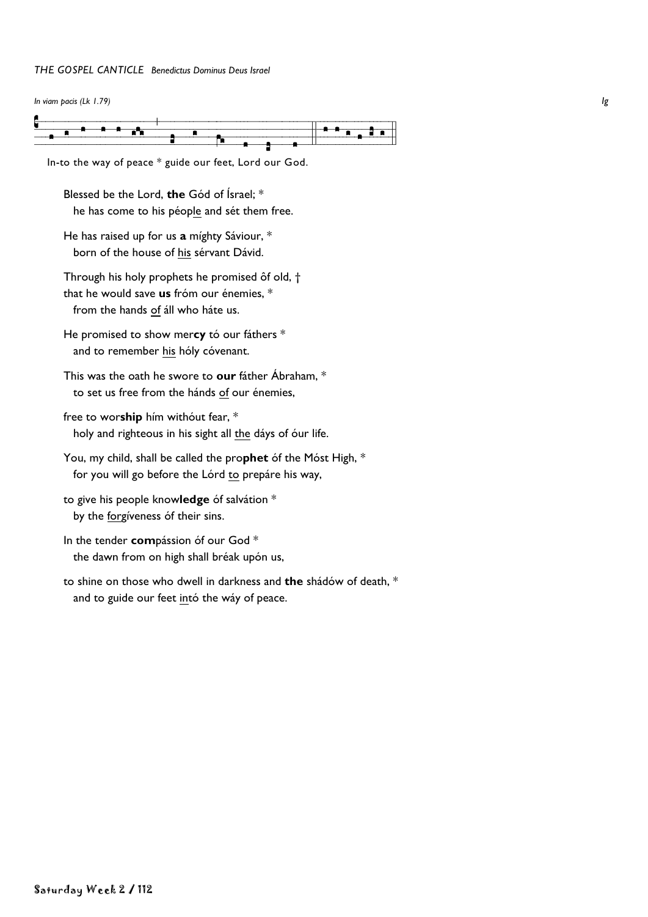*THE GOSPEL CANTICLE Benedictus Dominus Deus Israel*

*In viam pacis (Lk 1.79)* *Ig*

In-to the way of peace * guide our feet, Lord our God.

Blessed be the Lord, **the** Gód of Ísrael; *
he has come to his péop<u>le</u> and sét them free.

He has raised up for us **a** míghty Sáviour, *
born of the house of <u>his</u> sérvant Dávid.

Through his holy prophets he promised ôf old, †
that he would save **us** fróm our énemies, *
from the hands <u>of</u> áll who háte us.

He promised to show mer**cy** tó our fáthers *
and to remember <u>his</u> hóly cóvenant.

This was the oath he swore to **our** fáther Ábraham, *
to set us free from the hánds <u>of</u> our énemies,

free to wor**ship** hím withóut fear, *
holy and righteous in his sight all <u>the</u> dáys of óur life.

You, my child, shall be called the pro**phet** óf the Móst High, *
for you will go before the Lórd <u>to</u> prepáre his way,

to give his people know**ledge** óf salvátion *
by the <u>forg</u>íveness óf their sins.

In the tender **com**pássion óf our God *
the dawn from on high shall bréak upón us,

to shine on those who dwell in darkness and **the** shádów of death, *
and to guide our feet <u>in</u>tó the wáy of peace.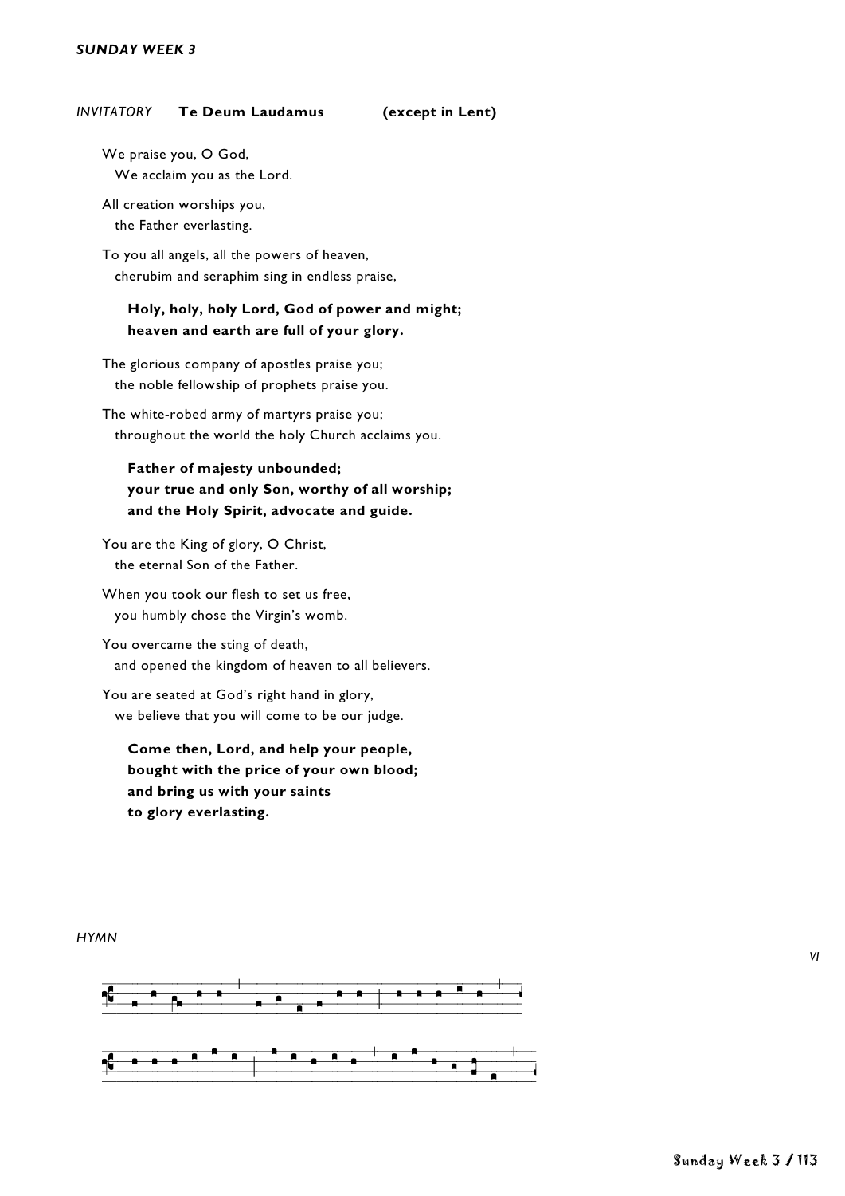*SUNDAY WEEK 3*

*INVITATORY* **Te Deum Laudamus** **(except in Lent)**

We praise you, O God,
We acclaim you as the Lord.

All creation worships you,
the Father everlasting.

To you all angels, all the powers of heaven,
cherubim and seraphim sing in endless praise,

**Holy, holy, holy Lord, God of power and might;**
**heaven and earth are full of your glory.**

The glorious company of apostles praise you;
the noble fellowship of prophets praise you.

The white-robed army of martyrs praise you;
throughout the world the holy Church acclaims you.

**Father of majesty unbounded;**
**your true and only Son, worthy of all worship;**
**and the Holy Spirit, advocate and guide.**

You are the King of glory, O Christ,
the eternal Son of the Father.

When you took our flesh to set us free,
you humbly chose the Virgin's womb.

You overcame the sting of death,
and opened the kingdom of heaven to all believers.

You are seated at God's right hand in glory,
we believe that you will come to be our judge.

**Come then, Lord, and help your people,**
**bought with the price of your own blood;**
**and bring us with your saints**
**to glory everlasting.**

*HYMN*

*VI*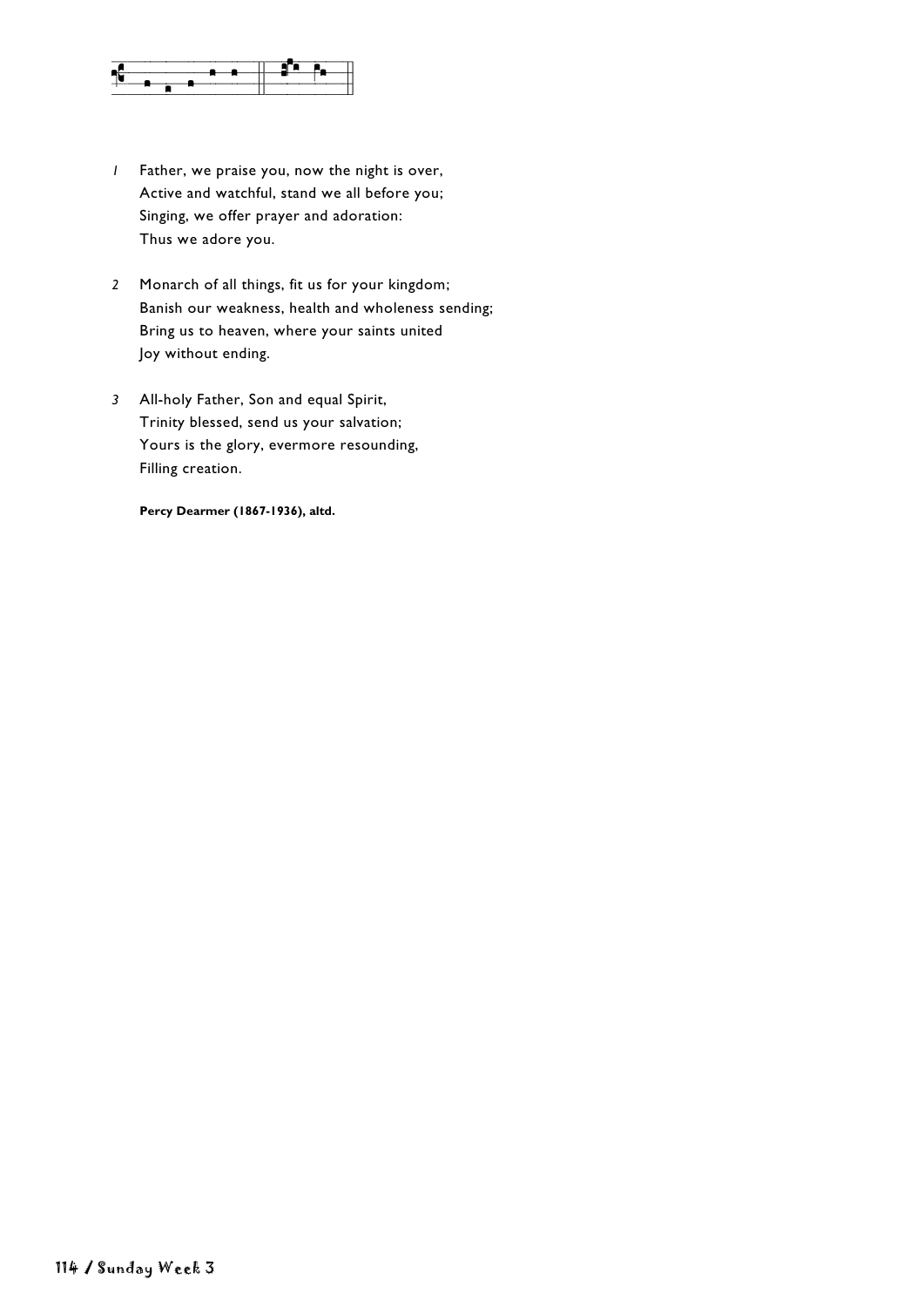1. Father, we praise you, now the night is over,
   Active and watchful, stand we all before you;
   Singing, we offer prayer and adoration:
   Thus we adore you.

2. Monarch of all things, fit us for your kingdom;
   Banish our weakness, health and wholeness sending;
   Bring us to heaven, where your saints united
   Joy without ending.

3. All-holy Father, Son and equal Spirit,
   Trinity blessed, send us your salvation;
   Yours is the glory, evermore resounding,
   Filling creation.

**Percy Dearmer (1867-1936), altd.**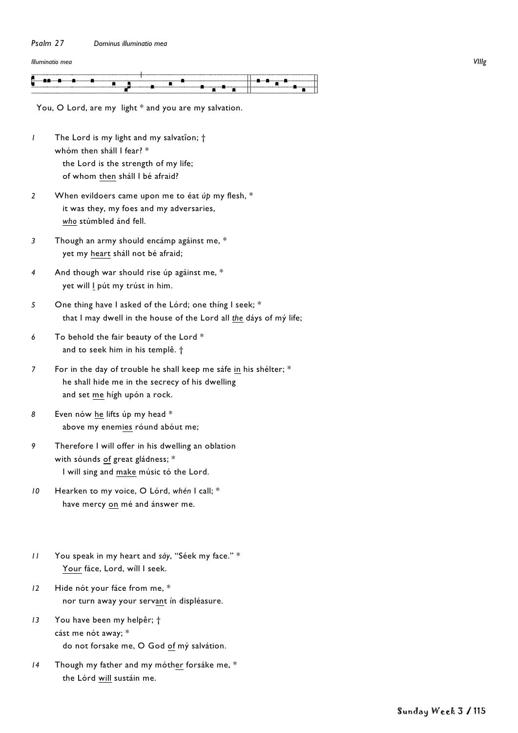*Psalm 27* *Dominus illuminatio mea*

*Illuminatio mea* VIIIg

You, O Lord, are my light * and you are my salvation.

1 The Lord is my light and my salvatîon; †
whóm then sháll I fear? *
the Lord is the strength of my life;
of whom <u>then</u> sháll I bé afraid?

2 When evildoers came upon me to éat *úp* my flesh, *
it was they, my foes and my adversaries,
<u>*who*</u> stúmbled ánd fell.

3 Though an army should encámp agáinst me, *
yet my <u>heart</u> sháll not bé afraid;

4 And though war should rise úp agáinst me, *
yet will <u>I</u> pút my trúst in him.

5 One thing have I asked of the Lórd; one thíng I seek; *
that I may dwell in the house of the Lord all <u>*the*</u> dáys of mý life;

6 To behold the fair beauty of the Lord *
and to seek him in his templê. †

7 For in the day of trouble he shall keep me sáfe <u>in</u> his shélter; *
he shall hide me in the secrecy of his dwelling
and set <u>me</u> hígh upón a rock.

8 Even nów <u>he</u> lifts úp my head *
above my enem<u>ies</u> róund abóut me;

9 Therefore I will offer in his dwelling an oblation
with sóunds <u>of</u> great gládness; *
I will sing and <u>make</u> músic tó the Lord.

10 Hearken to my voice, O Lórd, *whén* I call; *
have mercy <u>on</u> mé and ánswer me.

11 You speak in my heart and *sáy*, "Séek my face." *
<u>Your</u> fáce, Lord, wíll I seek.

12 Hide nót your fáce from me, *
nor turn away your serv<u>ant</u> ín displéasure.

13 You have been my helpêr; †
cást me nót away; *
do not forsake me, O God <u>of</u> mý salvátion.

14 Though my father and my móth<u>er</u> forsáke me, *
the Lórd <u>will</u> sustáin me.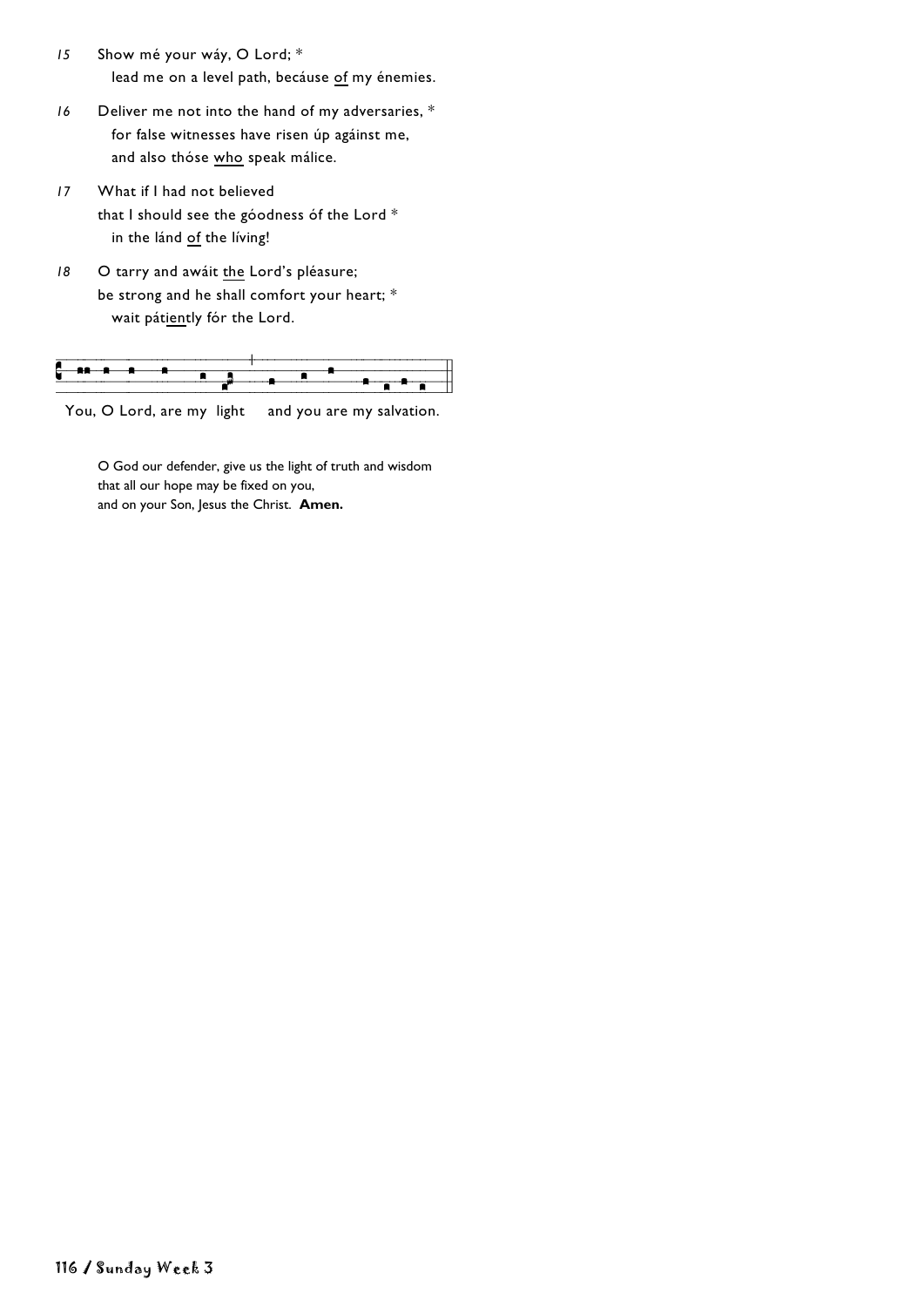*15* Show mé your wáy, O Lord; *
lead me on a level path, becáuse <u>of</u> my énemies.

*16* Deliver me not into the hand of my adversaries, *
for false witnesses have risen úp agáinst me,
and also thóse <u>who</u> speak málice.

*17* What if I had not believed
that I should see the góodness óf the Lord *
in the lánd <u>of</u> the líving!

*18* O tarry and awáit <u>the</u> Lord's pléasure;
be strong and he shall comfort your heart; *
wait pát<u>ient</u>ly fór the Lord.

You, O Lord, are my light and you are my salvation.

O God our defender, give us the light of truth and wisdom
that all our hope may be fixed on you,
and on your Son, Jesus the Christ. **Amen.**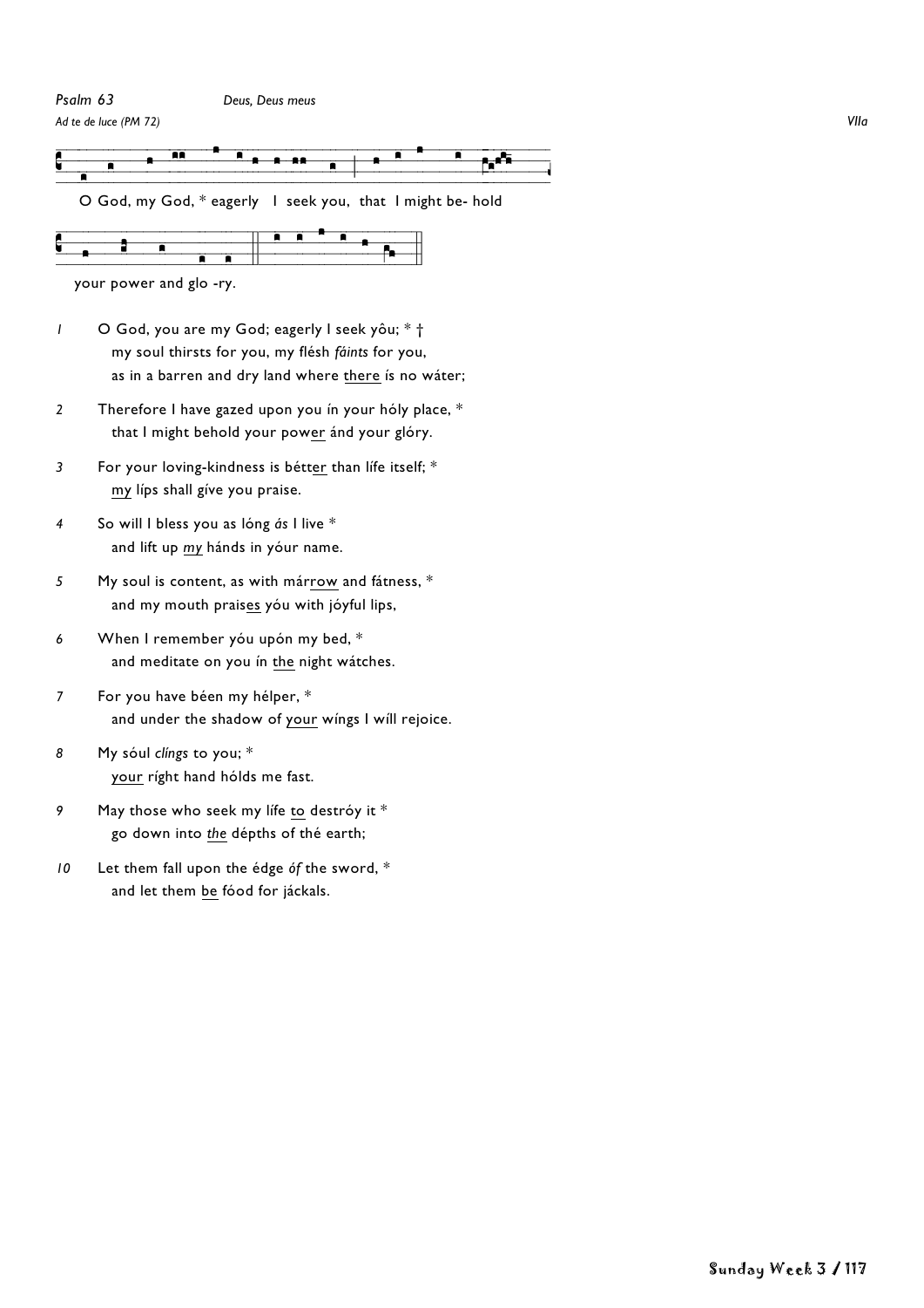*Psalm 63* *Deus, Deus meus*

*Ad te de luce (PM 72)* *VIIa*

O God, my God, * eagerly I seek you, that I might be- hold your power and glo -ry.

*1* O God, you are my God; eagerly I seek yôu; * †
my soul thirsts for you, my flésh *fáints* for you,
as in a barren and dry land where <u>there</u> ís no wáter;

*2* Therefore I have gazed upon you ín your hóly place, *
that I might behold your pow<u>er</u> ánd your glóry.

*3* For your loving-kindness is bétt<u>er</u> than lífe itself; *
<u>my</u> líps shall gíve you praise.

*4* So will I bless you as lóng *ás* I live *
and lift up <u>*my*</u> hánds in yóur name.

*5* My soul is content, as with már<u>row</u> and fátness, *
and my mouth prais<u>es</u> yóu with jóyful lips,

*6* When I remember yóu upón my bed, *
and meditate on you ín <u>the</u> night wátches.

*7* For you have béen my hélper, *
and under the shadow of <u>your</u> wíngs I wíll rejoice.

*8* My sóul *clíngs* to you; *
<u>your</u> ríght hand hólds me fast.

*9* May those who seek my lífe <u>to</u> destróy it *
go down into <u>*the*</u> dépths of thé earth;

*10* Let them fall upon the édge *óf* the sword, *
and let them <u>be</u> fóod for jáckals.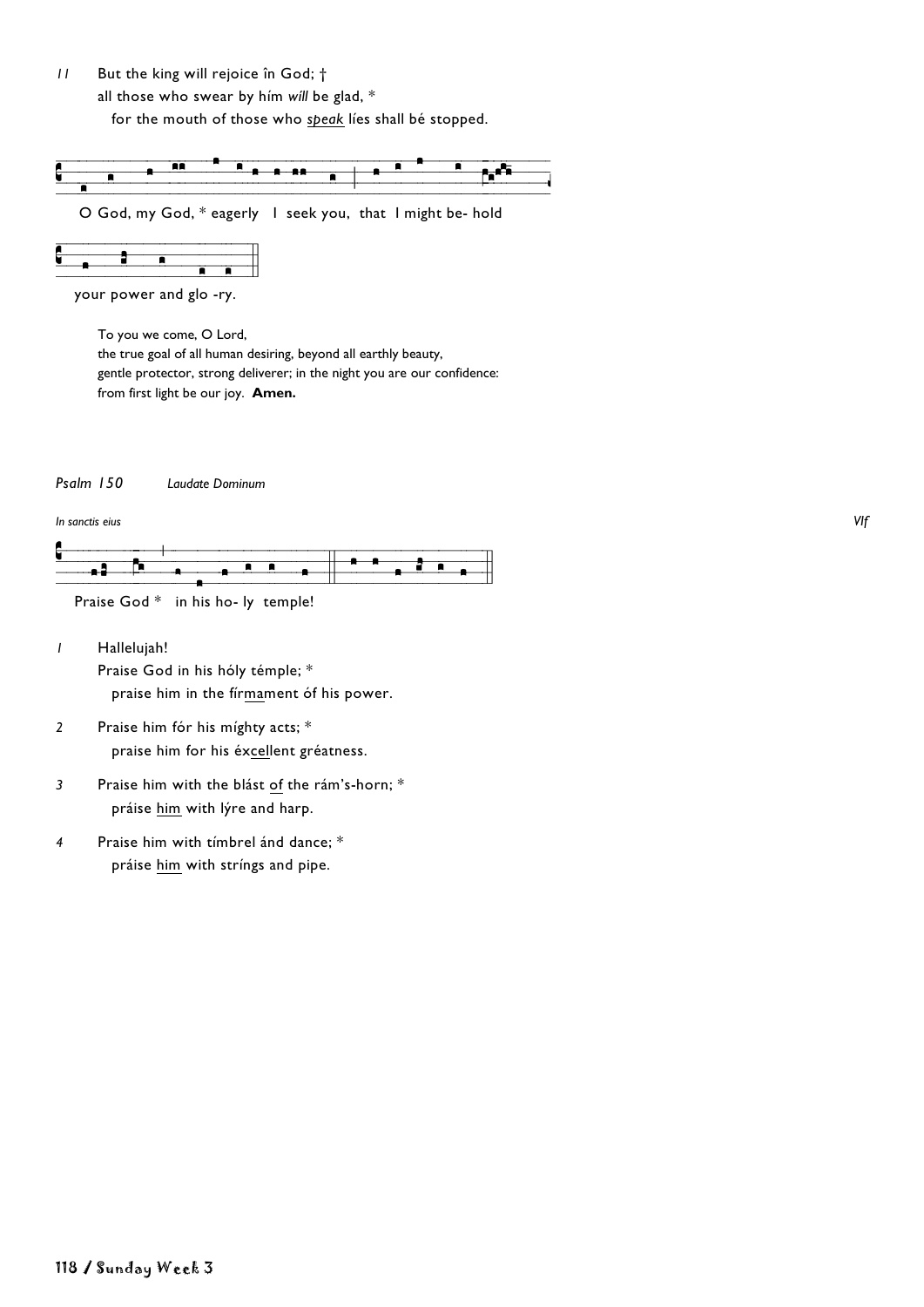*11* But the king will rejoice în God; †
all those who swear by hím *will* be glad, *
for the mouth of those who <u>*speak*</u> líes shall bé stopped.

O God, my God, * eagerly I seek you, that I might be- hold

your power and glo -ry.

To you we come, O Lord,
the true goal of all human desiring, beyond all earthly beauty,
gentle protector, strong deliverer; in the night you are our confidence:
from first light be our joy. **Amen.**

*Psalm 150* *Laudate Dominum*

*In sanctis eius* *VIf*

Praise God * in his ho- ly temple!

*1* Hallelujah!
Praise God in his hóly témple; *
praise him in the fír<u>ma</u>ment óf his power.

*2* Praise him fór his míghty acts; *
praise him for his éx<u>cell</u>ent gréatness.

*3* Praise him with the blást <u>of</u> the rám's-horn; *
práise <u>him</u> with lýre and harp.

*4* Praise him with tímbrel ánd dance; *
práise <u>him</u> with stríngs and pipe.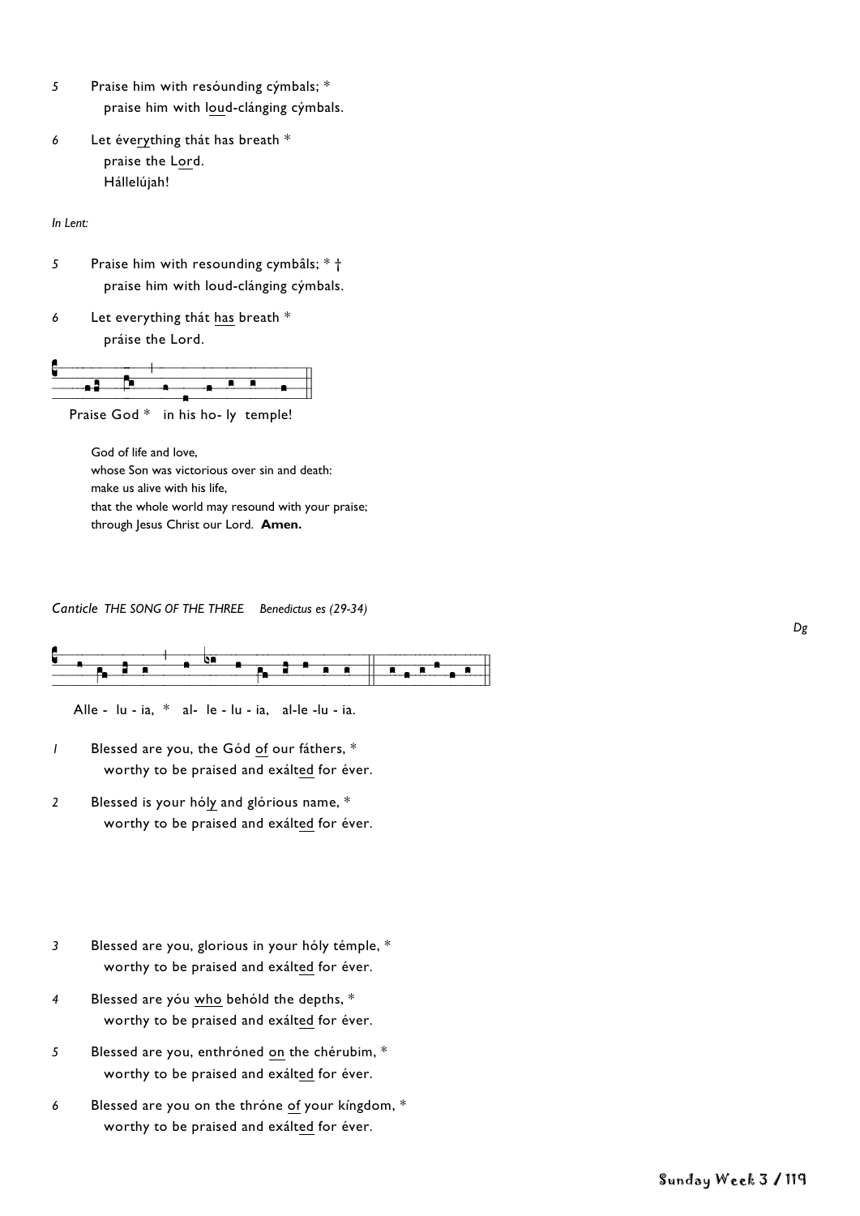5 Praise him with resóunding cýmbals; *
   praise him with loud-clánging cýmbals.

6 Let éverything thát has breath *
   praise the Lord.
   Hállelújah!

*In Lent:*

5 Praise him with resounding cymbâls; * †
   praise him with loud-clánging cýmbals.

6 Let everything thát has breath *
   práise the Lord.

Praise God * in his ho- ly temple!

God of life and love,
whose Son was victorious over sin and death:
make us alive with his life,
that the whole world may resound with your praise;
through Jesus Christ our Lord. **Amen.**

*Canticle THE SONG OF THE THREE Benedictus es (29-34)*

*Dg*

Alle - lu - ia, * al- le - lu - ia, al-le -lu - ia.

1 Blessed are you, the Gód of our fáthers, *
   worthy to be praised and exálted for éver.

2 Blessed is your hóly and glórious name, *
   worthy to be praised and exálted for éver.

3 Blessed are you, glorious in your hóly témple, *
   worthy to be praised and exálted for éver.

4 Blessed are yóu who behóld the depths, *
   worthy to be praised and exálted for éver.

5 Blessed are you, enthróned on the chérubim, *
   worthy to be praised and exálted for éver.

6 Blessed are you on the thróne of your kíngdom, *
   worthy to be praised and exálted for éver.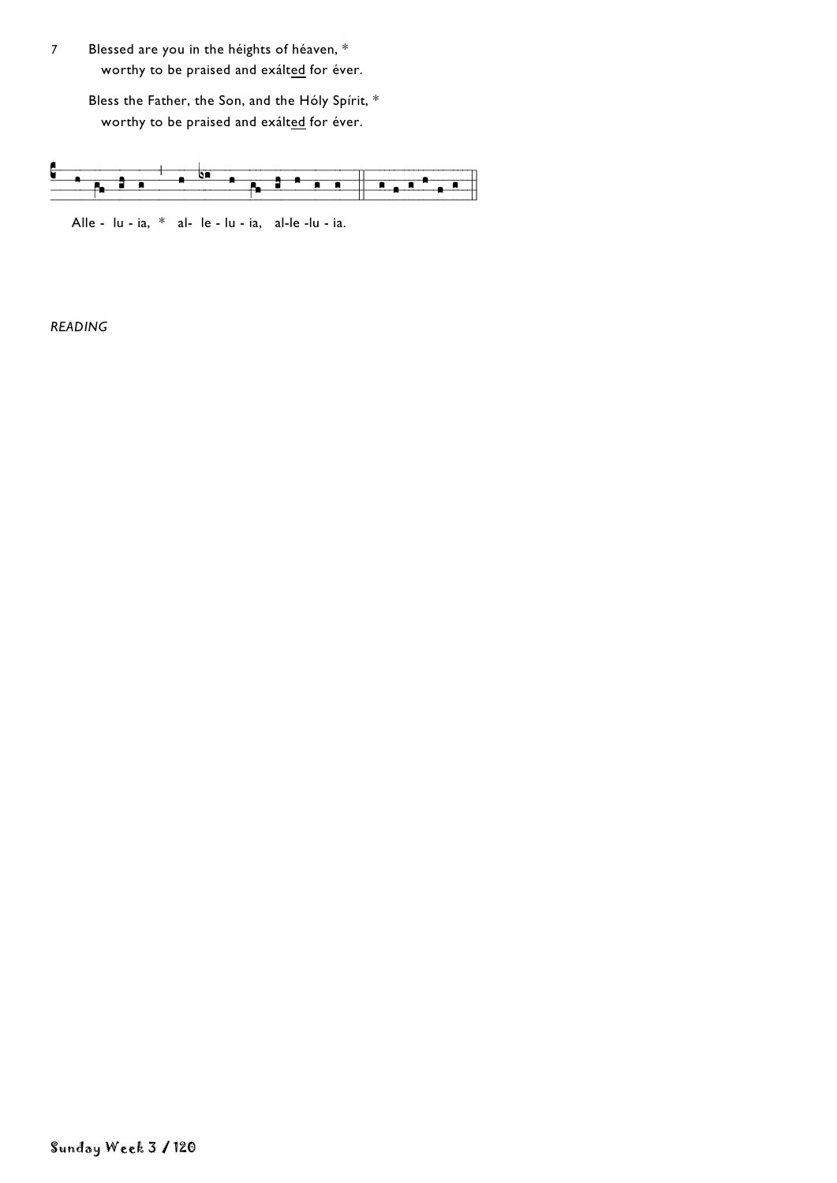7 Blessed are you in the héights of héaven, *
worthy to be praised and exálted for éver.

Bless the Father, the Son, and the Hóly Spírit, *
worthy to be praised and exálted for éver.

Alle - lu - ia, * al- le - lu - ia, al-le -lu - ia.

*READING*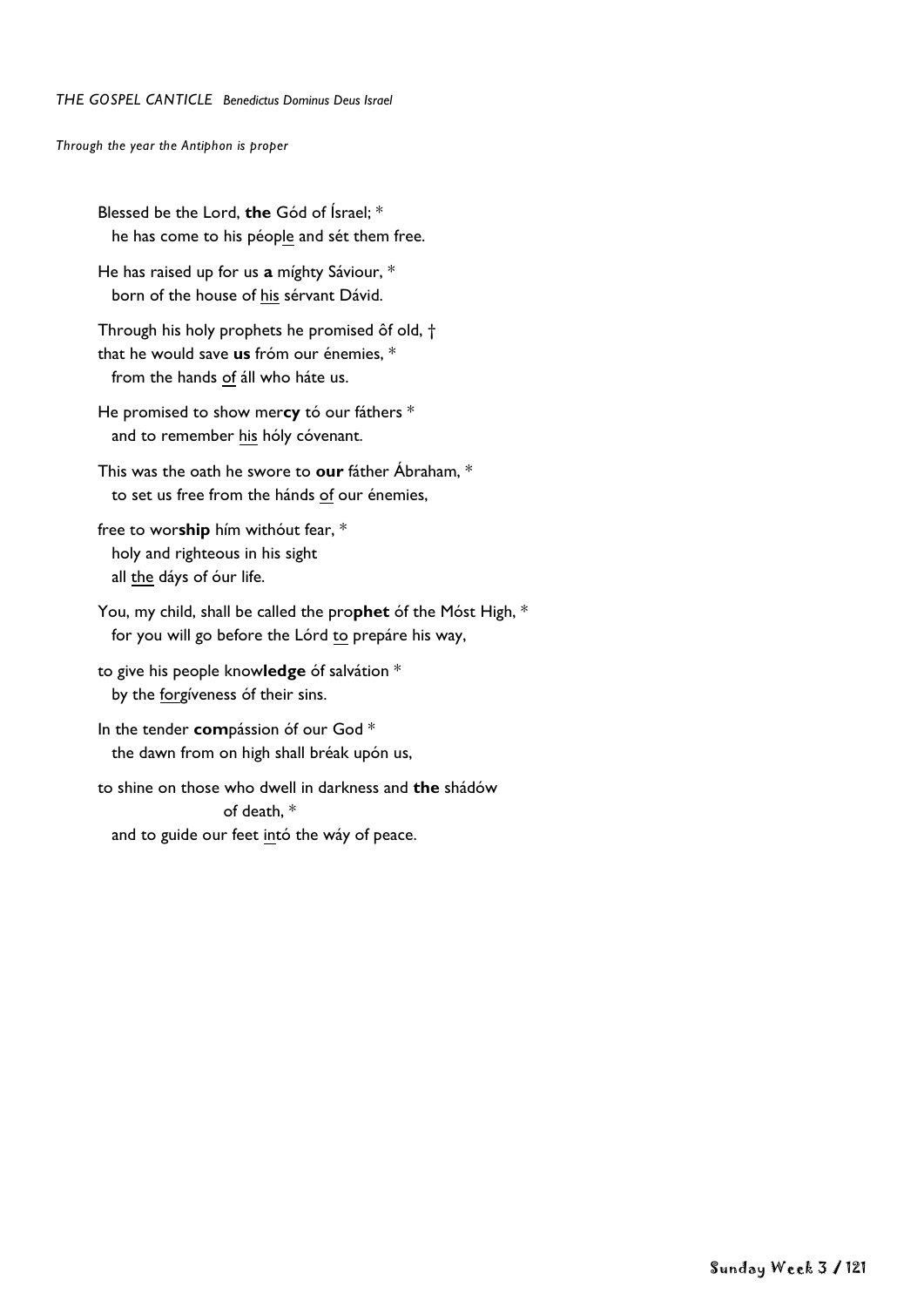*THE GOSPEL CANTICLE Benedictus Dominus Deus Israel*

*Through the year the Antiphon is proper*

Blessed be the Lord, **the** Gód of Ísrael; *
he has come to his péop<u>le</u> and sét them free.

He has raised up for us **a** míghty Sáviour, *
born of the house of <u>his</u> sérvant Dávid.

Through his holy prophets he promised ôf old, †
that he would save **us** fróm our énemies, *
from the hands <u>of</u> áll who háte us.

He promised to show mer**cy** tó our fáthers *
and to remember <u>his</u> hóly cóvenant.

This was the oath he swore to **our** fáther Ábraham, *
to set us free from the hánds <u>of</u> our énemies,

free to wor**ship** hím withóut fear, *
holy and righteous in his sight
all <u>the</u> dáys of óur life.

You, my child, shall be called the pro**phet** óf the Móst High, *
for you will go before the Lórd <u>to</u> prepáre his way,

to give his people know**ledge** óf salvátion *
by the <u>forg</u>íveness óf their sins.

In the tender **com**pássion óf our God *
the dawn from on high shall bréak upón us,

to shine on those who dwell in darkness and **the** shádów of death, *
and to guide our feet <u>int</u>ó the wáy of peace.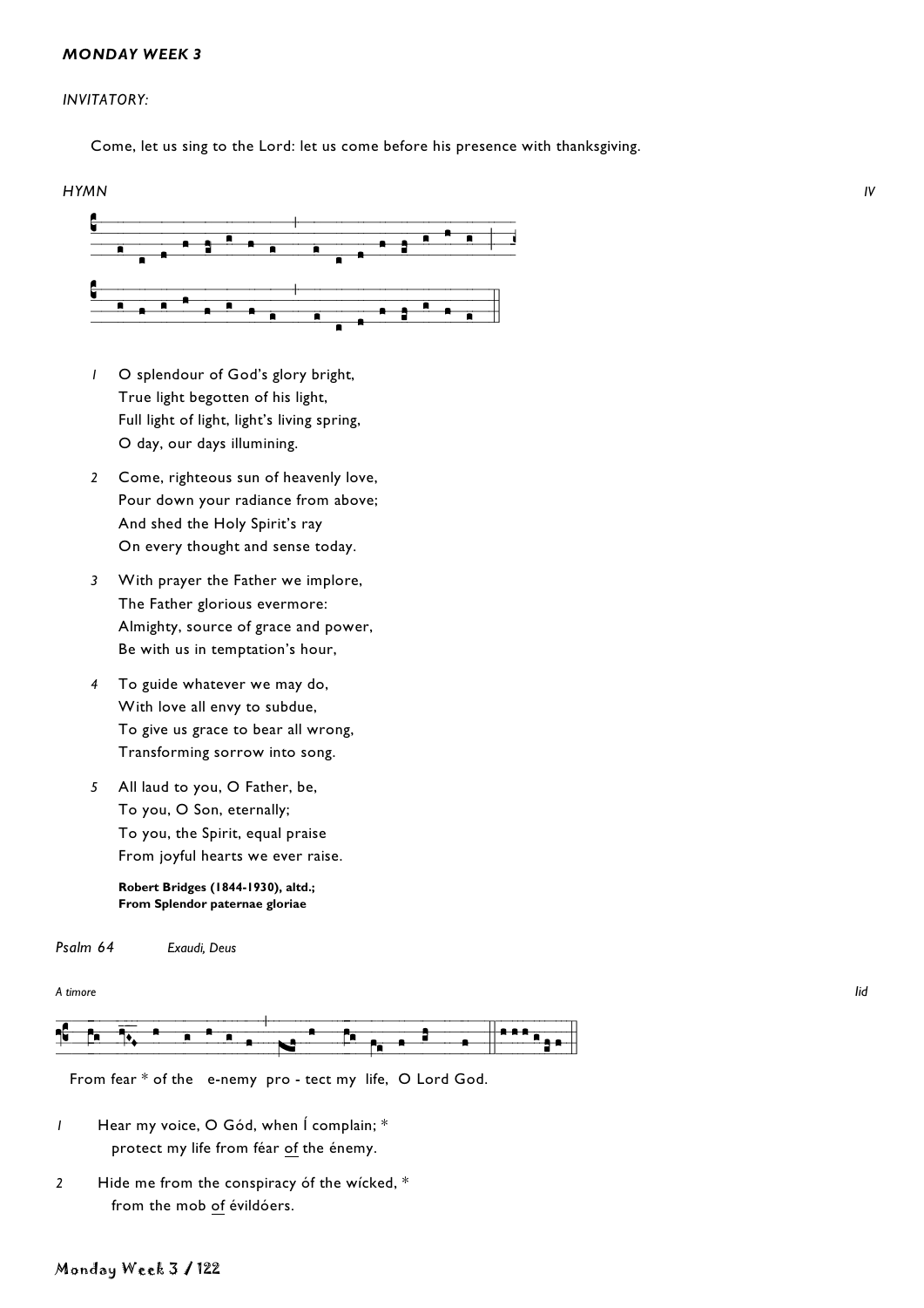***MONDAY WEEK 3***

*INVITATORY:*

Come, let us sing to the Lord: let us come before his presence with thanksgiving.

*HYMN* *IV*

1 O splendour of God's glory bright,
True light begotten of his light,
Full light of light, light's living spring,
O day, our days illumining.

2 Come, righteous sun of heavenly love,
Pour down your radiance from above;
And shed the Holy Spirit's ray
On every thought and sense today.

3 With prayer the Father we implore,
The Father glorious evermore:
Almighty, source of grace and power,
Be with us in temptation's hour,

4 To guide whatever we may do,
With love all envy to subdue,
To give us grace to bear all wrong,
Transforming sorrow into song.

5 All laud to you, O Father, be,
To you, O Son, eternally;
To you, the Spirit, equal praise
From joyful hearts we ever raise.

**Robert Bridges (1844-1930), altd.;**
**From Splendor paternae gloriae**

*Psalm 64* *Exaudi, Deus*

*A timore* *IId*

From fear * of the e-nemy pro - tect my life, O Lord God.

1 Hear my voice, O Gód, when Í complain; *
protect my life from féar of the énemy.

2 Hide me from the conspiracy óf the wícked, *
from the mob of évildóers.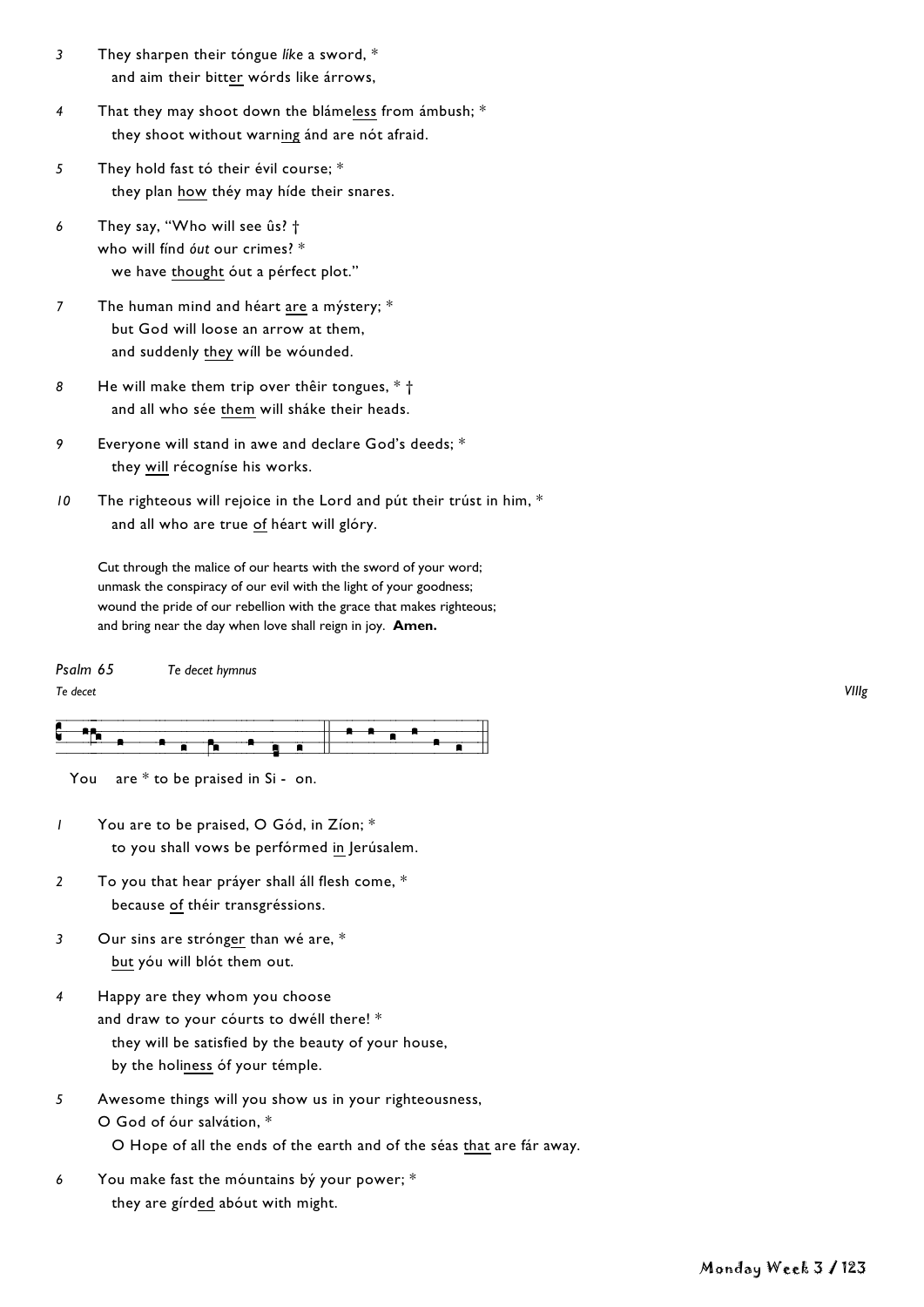3 They sharpen their tóngue *líke* a sword, *
  and aim their bitter wórds like árrows,

4 That they may shoot down the bláme<u>less</u> from ámbush; *
  they shoot without warn<u>ing</u> ánd are nót afraid.

5 They hold fast tó their évil course; *
  they plan <u>how</u> théy may híde their snares.

6 They say, "Who will see ûs? †
  who will fínd *óut* our crimes? *
  we have <u>thought</u> óut a pérfect plot."

7 The human mind and héart <u>are</u> a mýstery; *
  but God will loose an arrow at them,
  and suddenly <u>they</u> wíll be wóunded.

8 He will make them trip over thêir tongues, * †
  and all who sée <u>them</u> will sháke their heads.

9 Everyone will stand in awe and declare God's deeds; *
  they <u>will</u> récogníse his works.

10 The righteous will rejoice in the Lord and pút their trúst in him, *
  and all who are true <u>of</u> héart will glóry.

Cut through the malice of our hearts with the sword of your word;
unmask the conspiracy of our evil with the light of your goodness;
wound the pride of our rebellion with the grace that makes righteous;
and bring near the day when love shall reign in joy. **Amen.**

*Psalm 65* *Te decet hymnus*

*Te decet* *VIIIg*

You are * to be praised in Si - on.

1 You are to be praised, O Gód, in Zíon; *
  to you shall vows be perfórmed <u>in</u> Jerúsalem.

2 To you that hear práyer shall áll flesh come, *
  because <u>of</u> théir transgréssions.

3 Our sins are strón<u>ger</u> than wé are, *
  <u>but</u> yóu will blót them out.

4 Happy are they whom you choose
  and draw to your cóurts to dwéll there! *
  they will be satisfied by the beauty of your house,
  by the holi<u>ness</u> óf your témple.

5 Awesome things will you show us in your righteousness,
  O God of óur salvátion, *
  O Hope of all the ends of the earth and of the séas <u>that</u> are fár away.

6 You make fast the móuntains bý your power; *
  they are gírd<u>ed</u> abóut with might.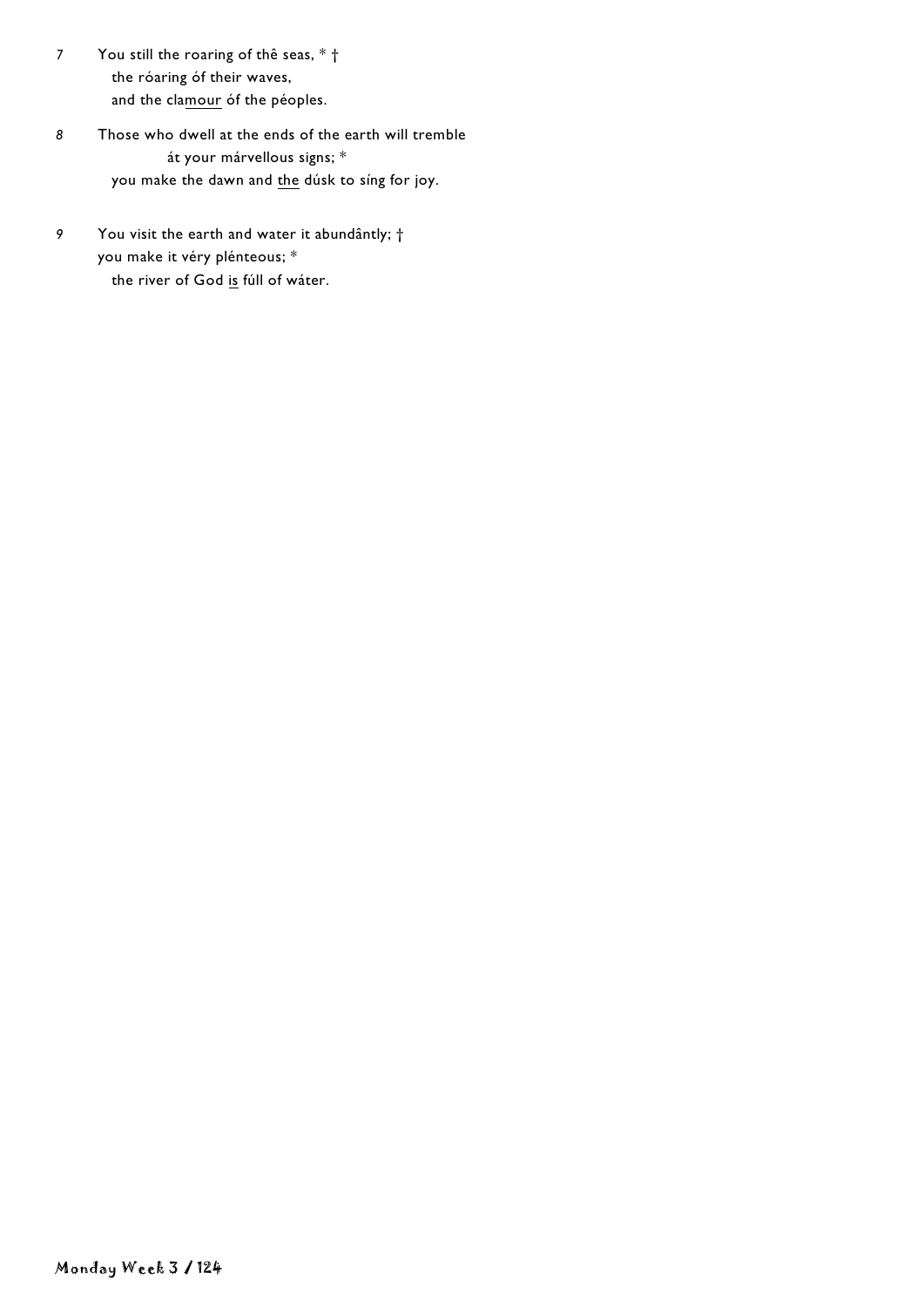7 You still the roaring of thê seas, * †
  the róaring óf their waves,
  and the cla<u>mour</u> óf the péoples.

8 Those who dwell at the ends of the earth will tremble
      át your márvellous signs; *
  you make the dawn and <u>the</u> dúsk to síng for joy.

9 You visit the earth and water it abundântly; †
  you make it véry plénteous; *
  the river of God <u>is</u> fúll of wáter.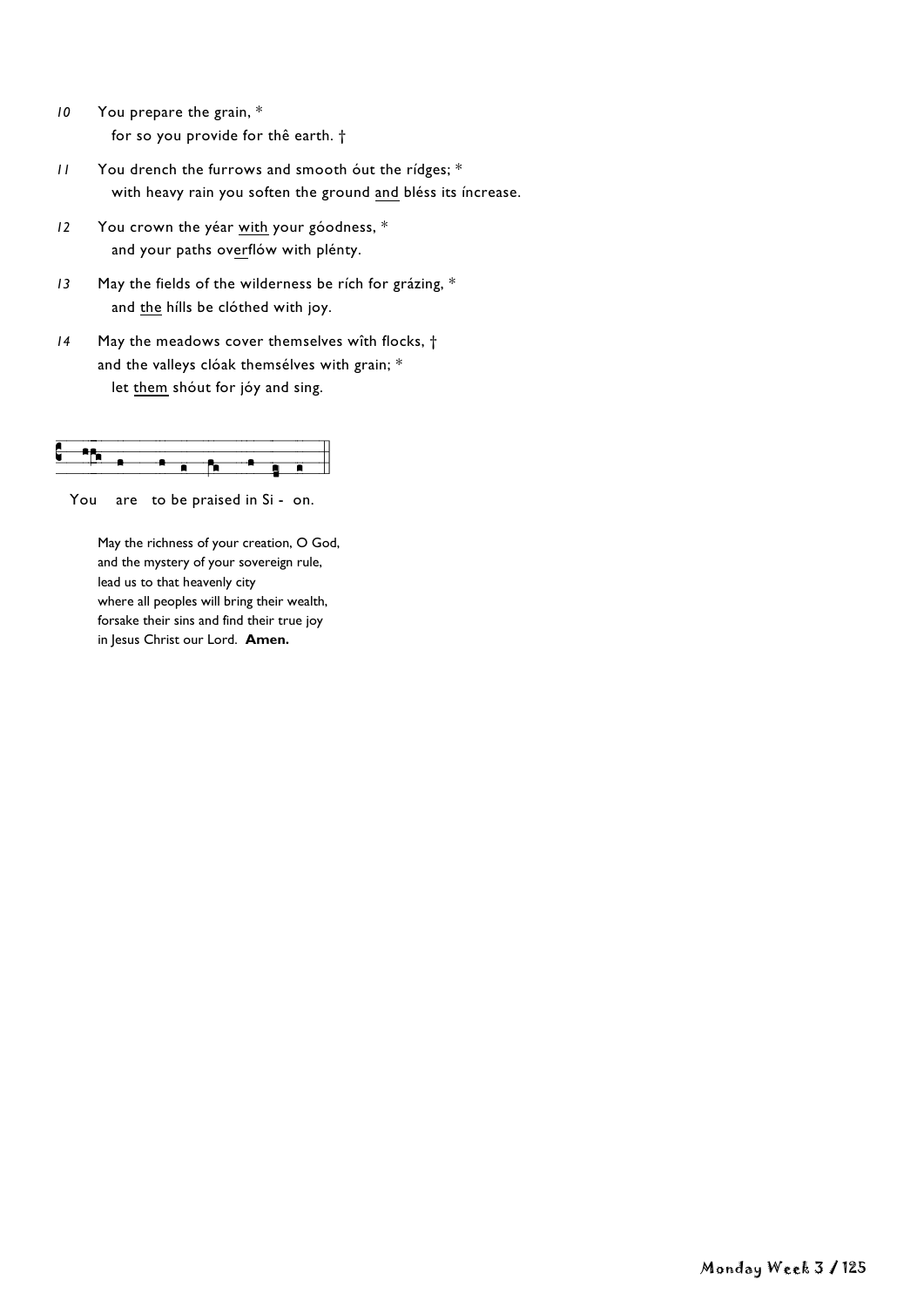*10* You prepare the grain, *
  for so you provide for thê earth. †

*11* You drench the furrows and smooth óut the rídges; *
  with heavy rain you soften the ground <u>and</u> bléss its íncrease.

*12* You crown the yéar <u>with</u> your góodness, *
  and your paths ov<u>er</u>flów with plénty.

*13* May the fields of the wilderness be rích for grázing, *
  and <u>the</u> hílls be clóthed with joy.

*14* May the meadows cover themselves wîth flocks, †
and the valleys clóak themsélves with grain; *
  let <u>them</u> shóut for jóy and sing.

You are to be praised in Si - on.

May the richness of your creation, O God,
and the mystery of your sovereign rule,
lead us to that heavenly city
where all peoples will bring their wealth,
forsake their sins and find their true joy
in Jesus Christ our Lord. **Amen.**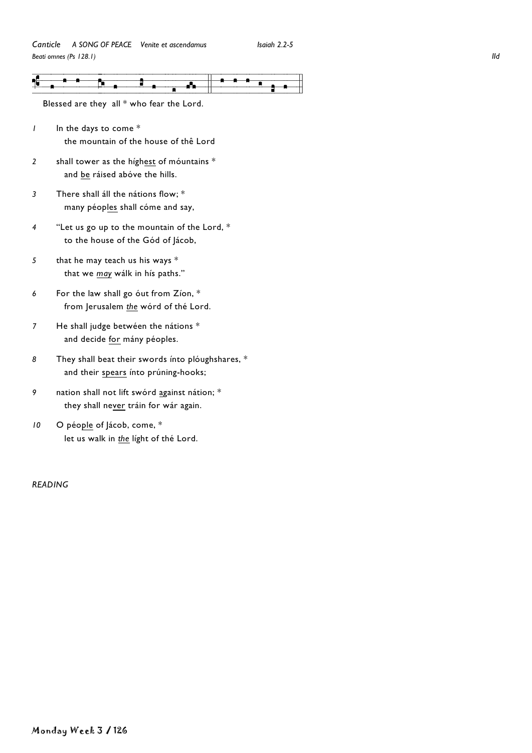*Canticle* *A SONG OF PEACE* *Venite et ascendamus* *Isaiah 2.2-5*

*Beati omnes (Ps 128.1)* *IId*

Blessed are they all * who fear the Lord.

*1* In the days to come *
the mountain of the house of thê Lord

*2* shall tower as the híghest of móuntains *
and be ráised abóve the hills.

*3* There shall áll the nátions flow; *
many péoples shall cóme and say,

*4* “Let us go up to the mountain of the Lord, *
to the house of the Gód of Jácob,

*5* that he may teach us his ways *
that we *may* wálk in hís paths.”

*6* For the law shall go óut from Zíon, *
from Jerusalem *the* wórd of thé Lord.

*7* He shall judge betwéen the nátions *
and decide for mány péoples.

*8* They shall beat their swords ínto plóughshares, *
and their spears ínto prúning-hooks;

*9* nation shall not lift swórd against nátion; *
they shall never tráin for wár again.

*10* O péople of Jácob, come, *
let us walk in *the* líght of thé Lord.

*READING*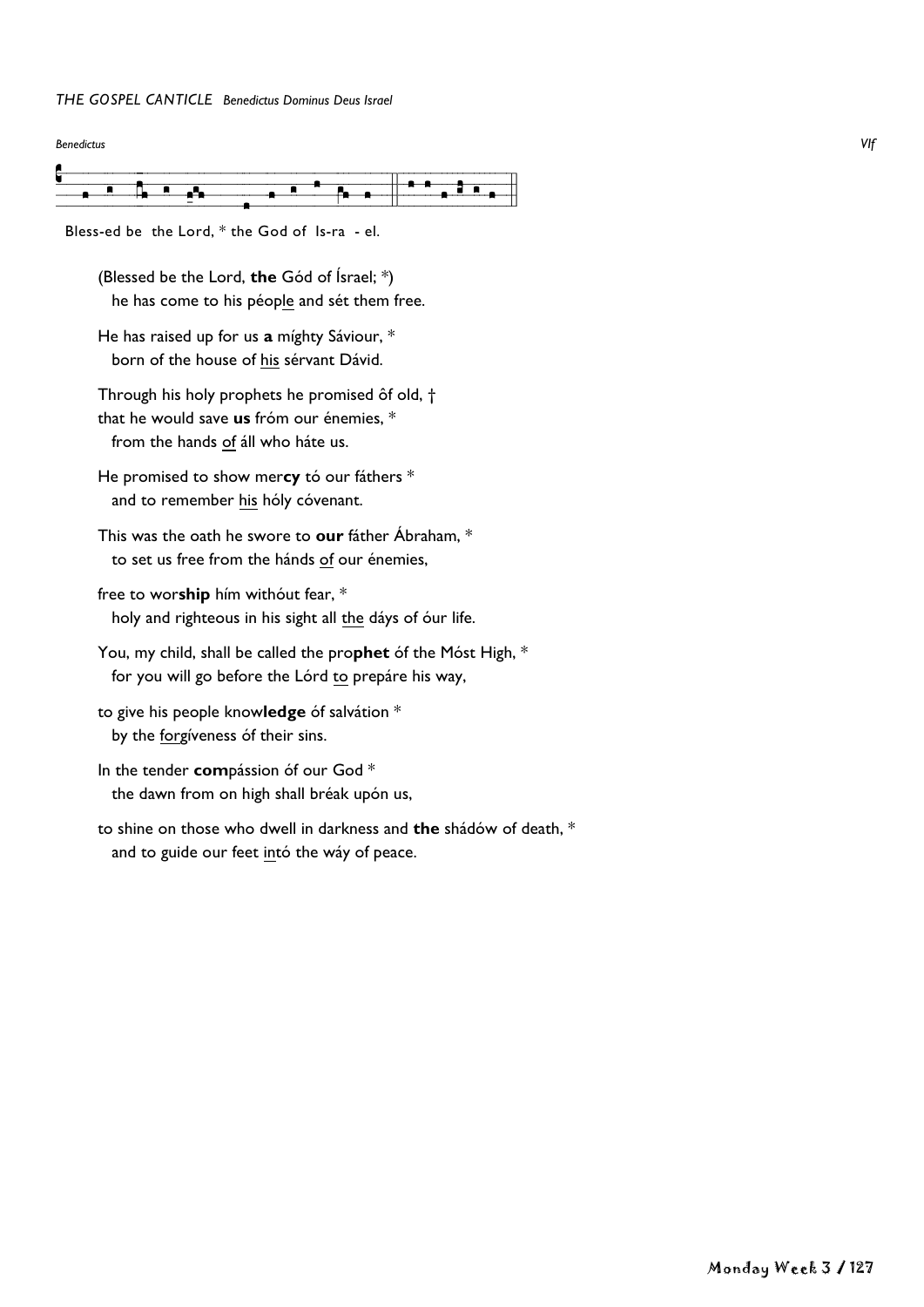*THE GOSPEL CANTICLE Benedictus Dominus Deus Israel*

*Benedictus* *VIf*

Bless-ed be the Lord, * the God of Is-ra - el.

(Blessed be the Lord, **the** Gód of Ísrael; *)
he has come to his péop<u>le</u> and sét them free.

He has raised up for us **a** míghty Sáviour, *
born of the house of <u>his</u> sérvant Dávid.

Through his holy prophets he promised ôf old, †
that he would save **us** fróm our énemies, *
from the hands <u>of</u> áll who háte us.

He promised to show mer**cy** tó our fáthers *
and to remember <u>his</u> hóly cóvenant.

This was the oath he swore to **our** fáther Ábraham, *
to set us free from the hánds <u>of</u> our énemies,

free to wor**ship** hím withóut fear, *
holy and righteous in his sight all <u>the</u> dáys of óur life.

You, my child, shall be called the pro**phet** óf the Móst High, *
for you will go before the Lórd <u>to</u> prepáre his way,

to give his people know**ledge** óf salvátion *
by the <u>forg</u>íveness óf their sins.

In the tender **com**pássion óf our God *
the dawn from on high shall bréak upón us,

to shine on those who dwell in darkness and **the** shádów of death, *
and to guide our feet <u>in</u>tó the wáy of peace.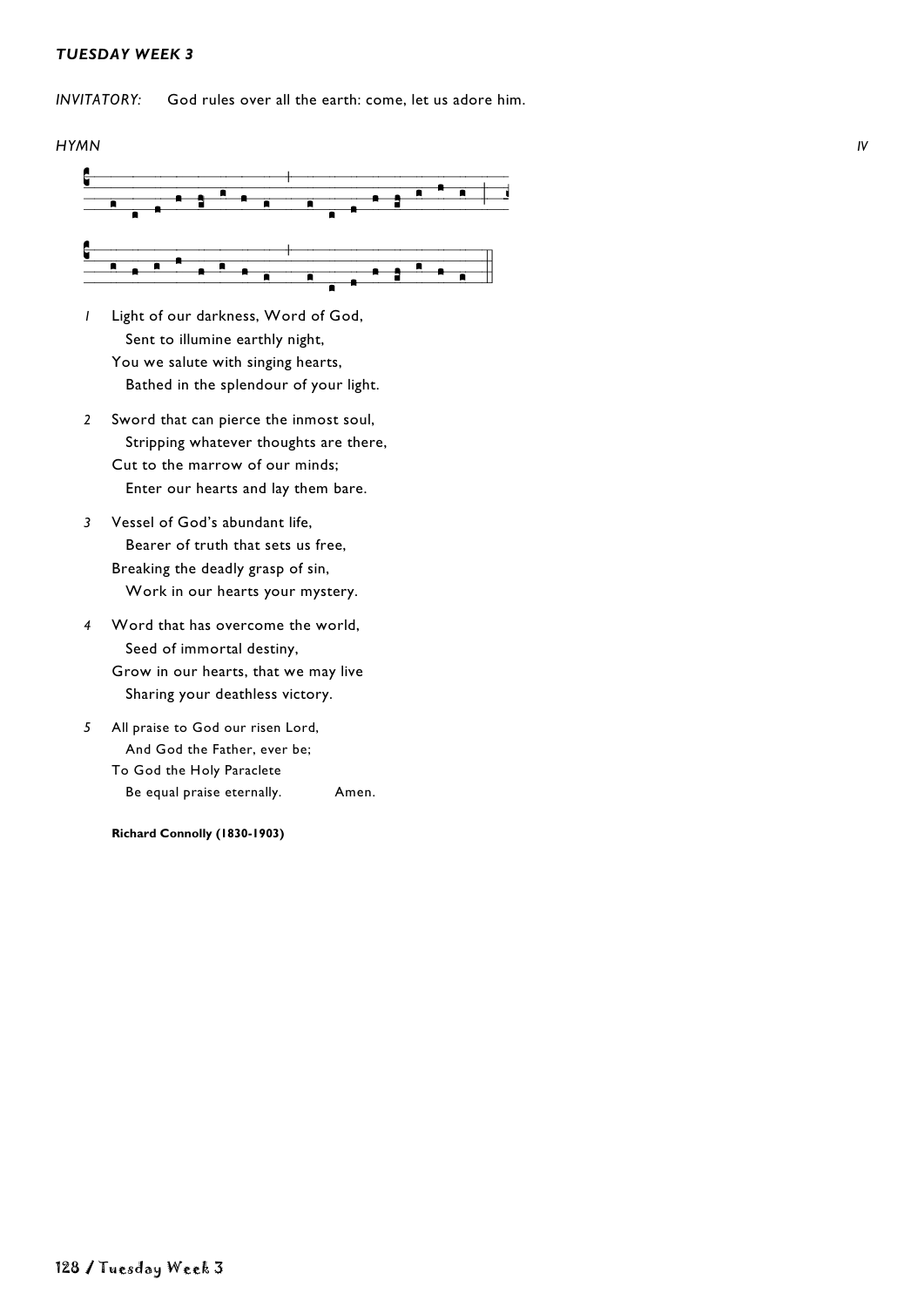## *TUESDAY WEEK 3*

*INVITATORY:* God rules over all the earth: come, let us adore him.

*HYMN* *IV*

*1* Light of our darkness, Word of God,
 Sent to illumine earthly night,
You we salute with singing hearts,
 Bathed in the splendour of your light.

*2* Sword that can pierce the inmost soul,
 Stripping whatever thoughts are there,
Cut to the marrow of our minds;
 Enter our hearts and lay them bare.

*3* Vessel of God's abundant life,
 Bearer of truth that sets us free,
Breaking the deadly grasp of sin,
 Work in our hearts your mystery.

*4* Word that has overcome the world,
 Seed of immortal destiny,
Grow in our hearts, that we may live
 Sharing your deathless victory.

*5* All praise to God our risen Lord,
 And God the Father, ever be;
To God the Holy Paraclete
 Be equal praise eternally. Amen.

**Richard Connolly (1830-1903)**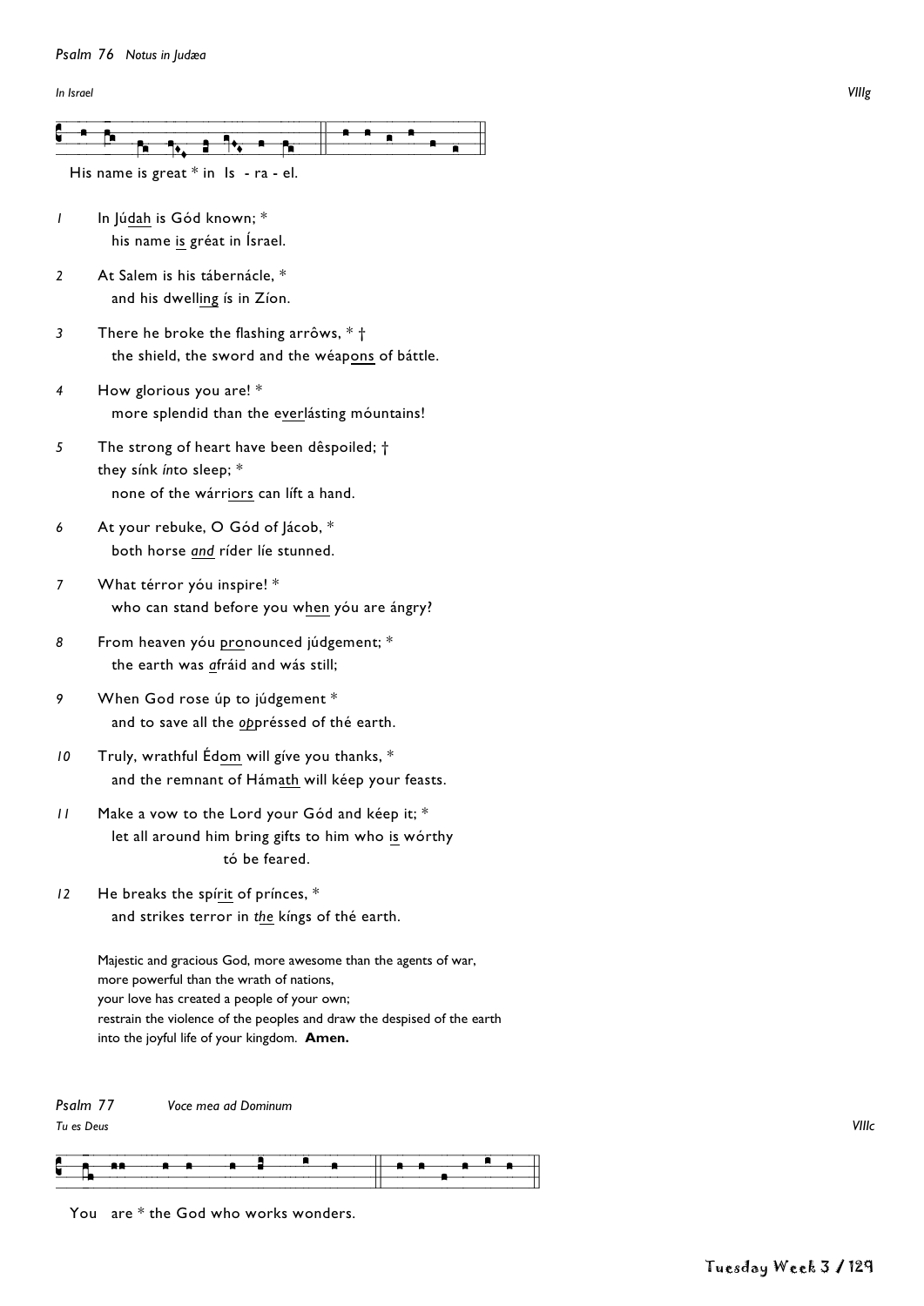*Psalm 76 Notus in Judæa*

*In Israel* VIIIg

His name is great * in Is - ra - el.

1 In Júdah is Gód known; *
his name is gréat in Ísrael.

2 At Salem is his tábernácle, *
and his dwelling ís in Zíon.

3 There he broke the flashing arrôws, * †
the shield, the sword and the wéapons of báttle.

4 How glorious you are! *
more splendid than the everlásting móuntains!

5 The strong of heart have been dêspoiled; †
they sínk *ín*to sleep; *
none of the wárriors can líft a hand.

6 At your rebuke, O Gód of Jácob, *
both horse *and* ríder líe stunned.

7 What térror yóu inspire! *
who can stand before you when yóu are ángry?

8 From heaven yóu pronounced júdgement; *
the earth was *a*fráid and wás still;

9 When God rose úp to júdgement *
and to save all the *op*préssed of thé earth.

10 Truly, wrathful Édom will gíve you thanks, *
and the remnant of Hámath will kéep your feasts.

11 Make a vow to the Lord your Gód and kéep it; *
let all around him bring gifts to him who is wórthy
tó be feared.

12 He breaks the spírit of prínces, *
and strikes terror in *the* kíngs of thé earth.

Majestic and gracious God, more awesome than the agents of war,
more powerful than the wrath of nations,
your love has created a people of your own;
restrain the violence of the peoples and draw the despised of the earth
into the joyful life of your kingdom. **Amen.**

*Psalm 77 Voce mea ad Dominum*

*Tu es Deus* VIIIc

You are * the God who works wonders.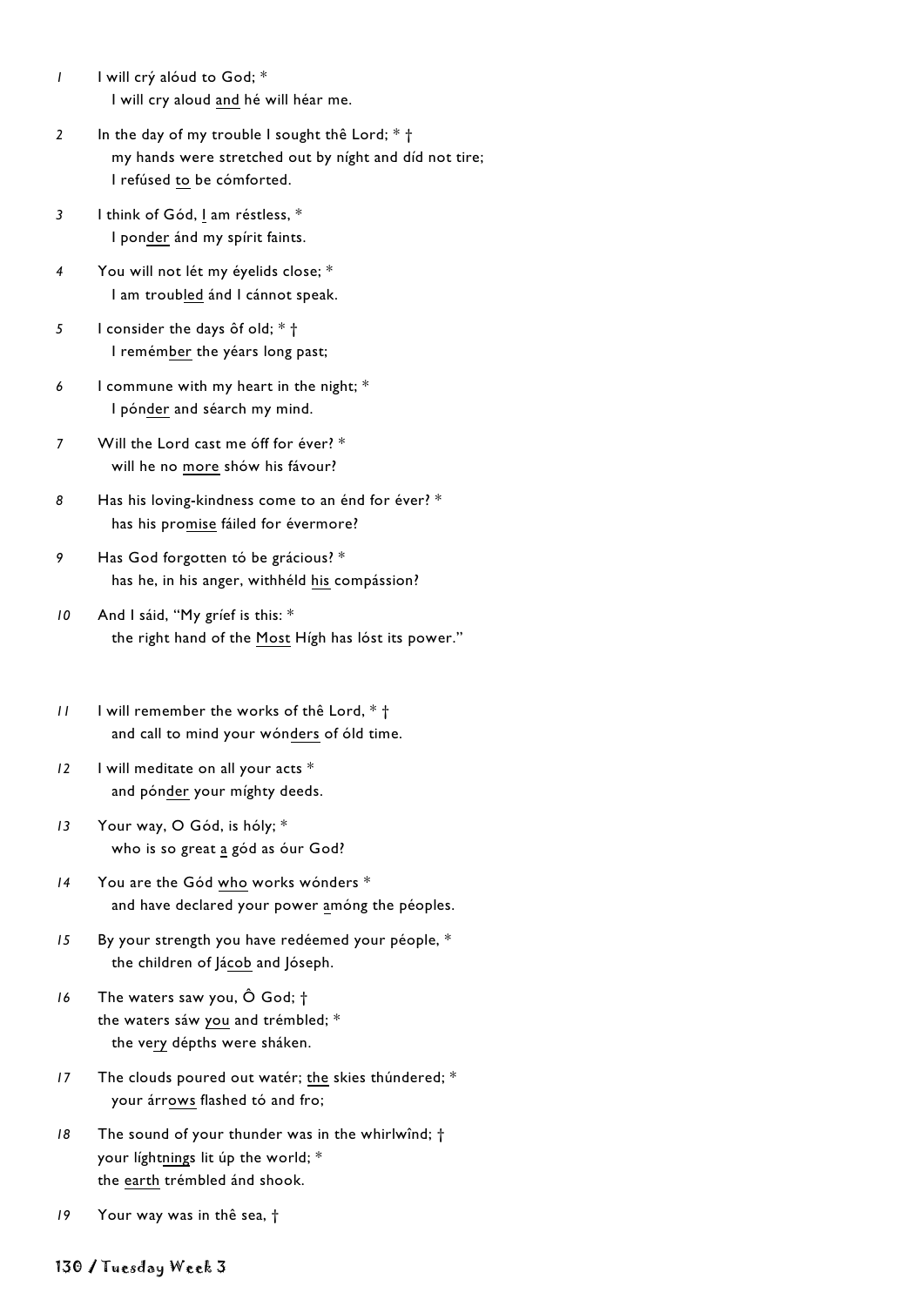1 I will crý alóud to God; *
   I will cry aloud and hé will héar me.

2 In the day of my trouble I sought thê Lord; * †
   my hands were stretched out by níght and díd not tire;
   I refúsed to be cómforted.

3 I think of Gód, I am réstless, *
   I ponder ánd my spírit faints.

4 You will not lét my éyelids close; *
   I am troubled ánd I cánnot speak.

5 I consider the days ôf old; * †
   I remémber the yéars long past;

6 I commune with my heart in the night; *
   I pónder and séarch my mind.

7 Will the Lord cast me óff for éver? *
   will he no more shów his fávour?

8 Has his loving-kindness come to an énd for éver? *
   has his promise fáiled for évermore?

9 Has God forgotten tó be grácious? *
   has he, in his anger, withhéld his compássion?

10 And I sáid, "My gríef is this: *
   the right hand of the Most Hígh has lóst its power."

11 I will remember the works of thê Lord, * †
   and call to mind your wónders of óld time.

12 I will meditate on all your acts *
   and póndér your míghty deeds.

13 Your way, O Gód, is hóly; *
   who is so great a gód as óur God?

14 You are the Gód who works wónders *
   and have declared your power amóng the péoples.

15 By your strength you have redéemed your péople, *
   the children of Jácob and Jóseph.

16 The waters saw you, Ô God; †
   the waters sáw you and trémbled; *
   the very dépths were sháken.

17 The clouds poured out watér; the skies thúndered; *
   your árrows flashed tó and fro;

18 The sound of your thunder was in the whirlwînd; †
   your líghtnings lit úp the world; *
   the earth trémbled ánd shook.

19 Your way was in thê sea, †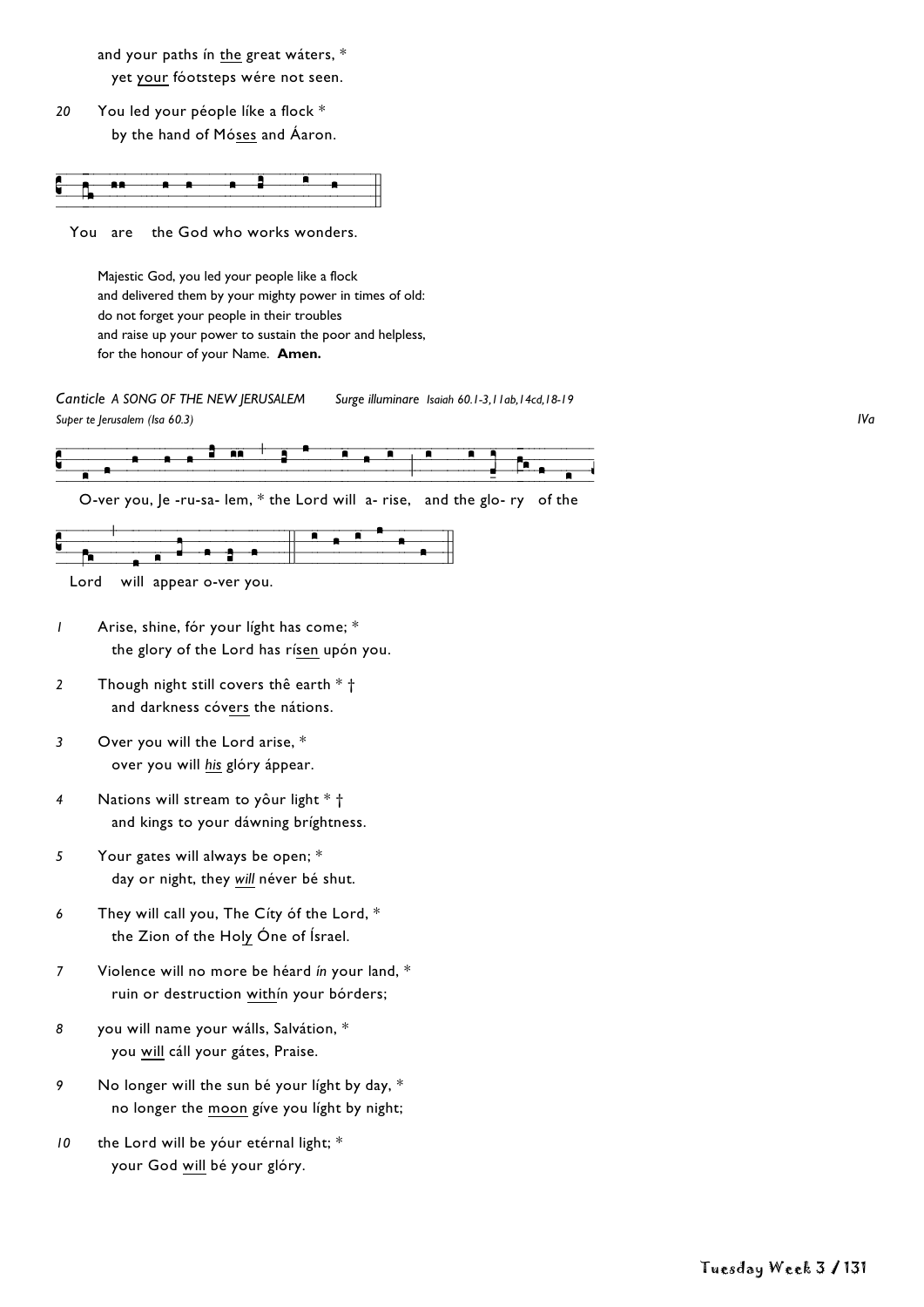and your paths ín <u>the</u> great wáters, *
  yet <u>your</u> fóotsteps wére not seen.

*20* You led your péople líke a flock *
  by the hand of Mó<u>ses</u> and Áaron.

You are the God who works wonders.

Majestic God, you led your people like a flock
and delivered them by your mighty power in times of old:
do not forget your people in their troubles
and raise up your power to sustain the poor and helpless,
for the honour of your Name. **Amen.**

*Canticle A SONG OF THE NEW JERUSALEM* *Surge illuminare Isaiah 60.1-3,11ab,14cd,18-19*

*Super te Jerusalem (Isa 60.3)* *IVa*

O-ver you, Je -ru-sa- lem, * the Lord will a- rise, and the glo- ry of the Lord will appear o-ver you.

*1* Arise, shine, fór your líght has come; *
  the glory of the Lord has rí<u>sen</u> upón you.

*2* Though night still covers thê earth * †
  and darkness cóv<u>ers</u> the nátions.

*3* Over you will the Lord arise, *
  over you will <u>*his*</u> glóry áppear.

*4* Nations will stream to yôur light * †
  and kings to your dáwning bríghtness.

*5* Your gates will always be open; *
  day or night, they <u>*will*</u> néver bé shut.

*6* They will call you, The Cíty óf the Lord, *
  the Zion of the Hol<u>y</u> Óne of Ísrael.

*7* Violence will no more be héard *ín* your land, *
  ruin or destruction <u>withí</u>n your bórders;

*8* you will name your wálls, Salvátion, *
  you <u>will</u> cáll your gátes, Praise.

*9* No longer will the sun bé your líght by day, *
  no longer the <u>moon</u> gíve you líght by night;

*10* the Lord will be yóur etérnal light; *
  your God <u>will</u> bé your glóry.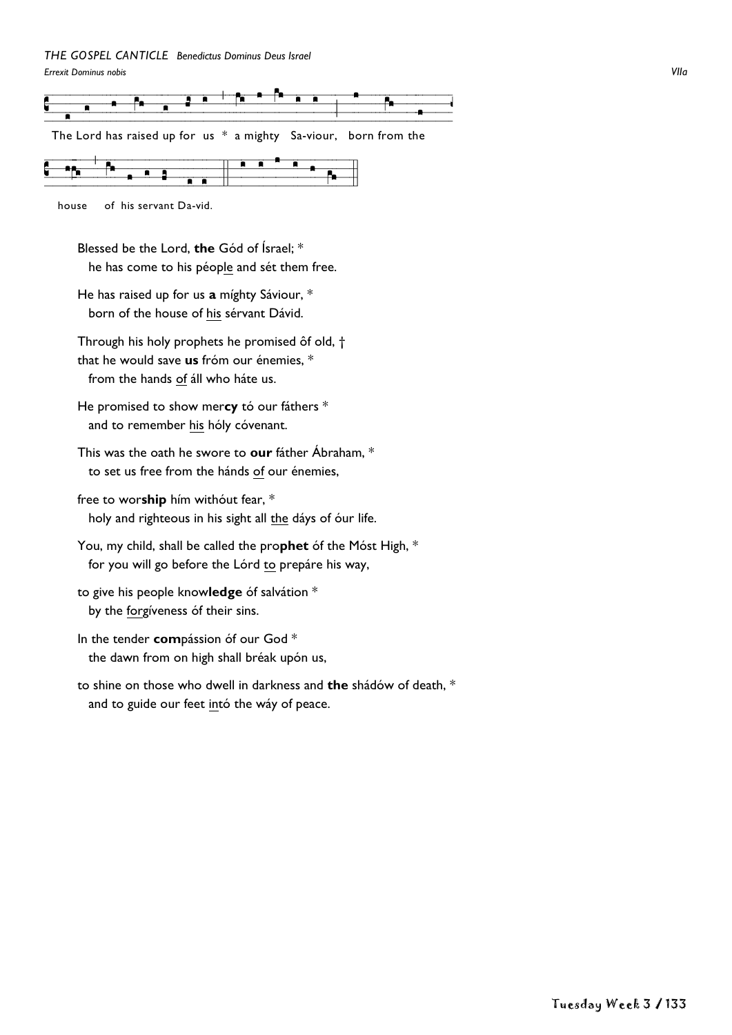*THE GOSPEL CANTICLE Benedictus Dominus Deus Israel*

*Errexit Dominus nobis* *VIIa*

The Lord has raised up for us * a mighty Sa-viour, born from the house of his servant Da-vid.

Blessed be the Lord, **the** Gód of Ísrael; *
he has come to his péop<u>le</u> and sét them free.

He has raised up for us **a** míghty Sáviour, *
born of the house of <u>his</u> sérvant Dávid.

Through his holy prophets he promised ôf old, †
that he would save **us** fróm our énemies, *
from the hands <u>of</u> áll who háte us.

He promised to show mer**cy** tó our fáthers *
and to remember <u>his</u> hóly cóvenant.

This was the oath he swore to **our** fáther Ábraham, *
to set us free from the hánds <u>of</u> our énemies,

free to wor**ship** hím withóut fear, *
holy and righteous in his sight all <u>the</u> dáys of óur life.

You, my child, shall be called the pro**phet** óf the Móst High, *
for you will go before the Lórd <u>to</u> prepáre his way,

to give his people know**ledge** óf salvátion *
by the <u>for</u>gíveness óf their sins.

In the tender **com**pássion óf our God *
the dawn from on high shall bréak upón us,

to shine on those who dwell in darkness and **the** shádów of death, *
and to guide our feet <u>in</u>tó the wáy of peace.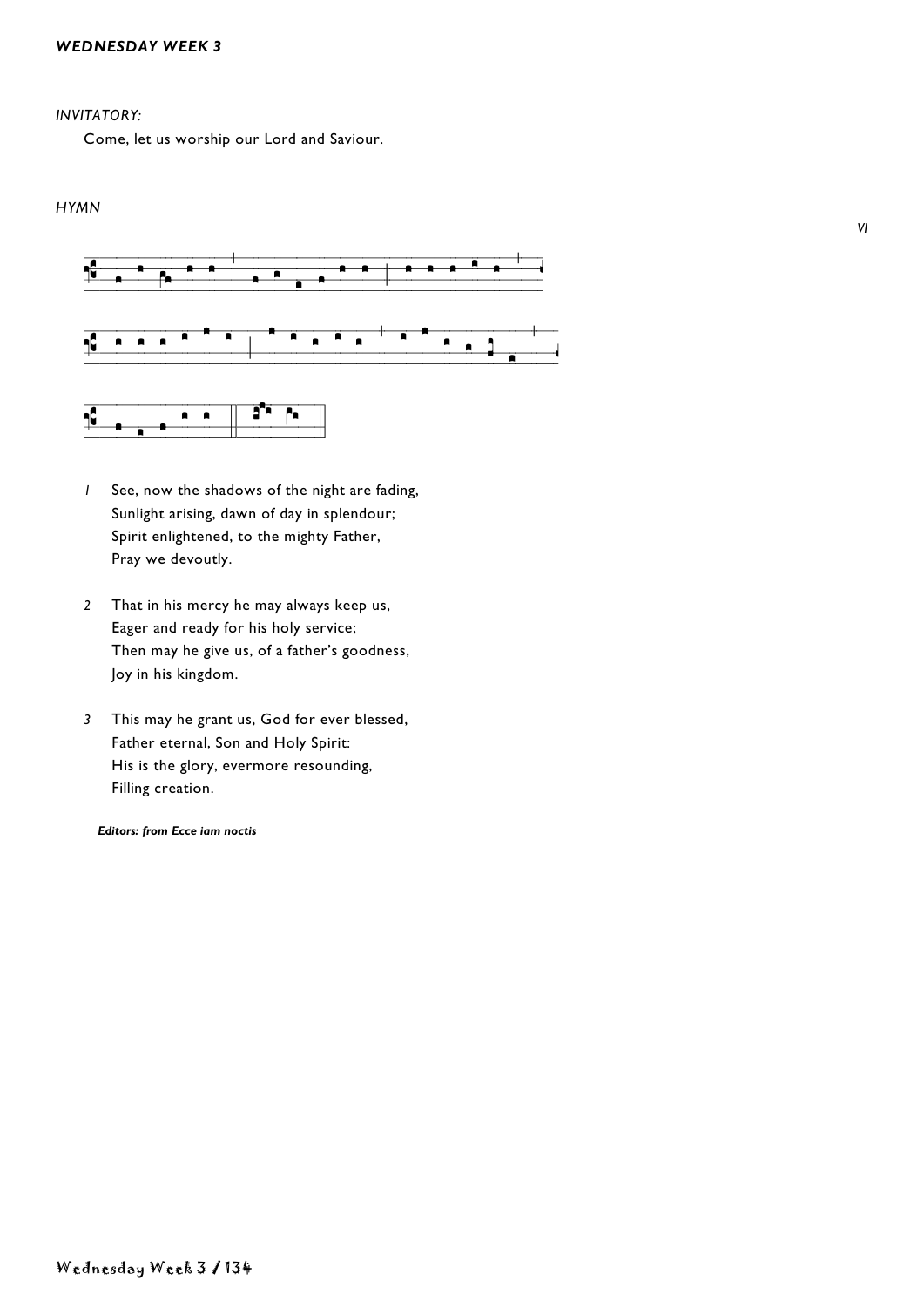*WEDNESDAY WEEK 3*

*INVITATORY:*

Come, let us worship our Lord and Saviour.

*HYMN*

*VI*

1. See, now the shadows of the night are fading,
   Sunlight arising, dawn of day in splendour;
   Spirit enlightened, to the mighty Father,
   Pray we devoutly.

2. That in his mercy he may always keep us,
   Eager and ready for his holy service;
   Then may he give us, of a father's goodness,
   Joy in his kingdom.

3. This may he grant us, God for ever blessed,
   Father eternal, Son and Holy Spirit:
   His is the glory, evermore resounding,
   Filling creation.

***Editors: from Ecce iam noctis***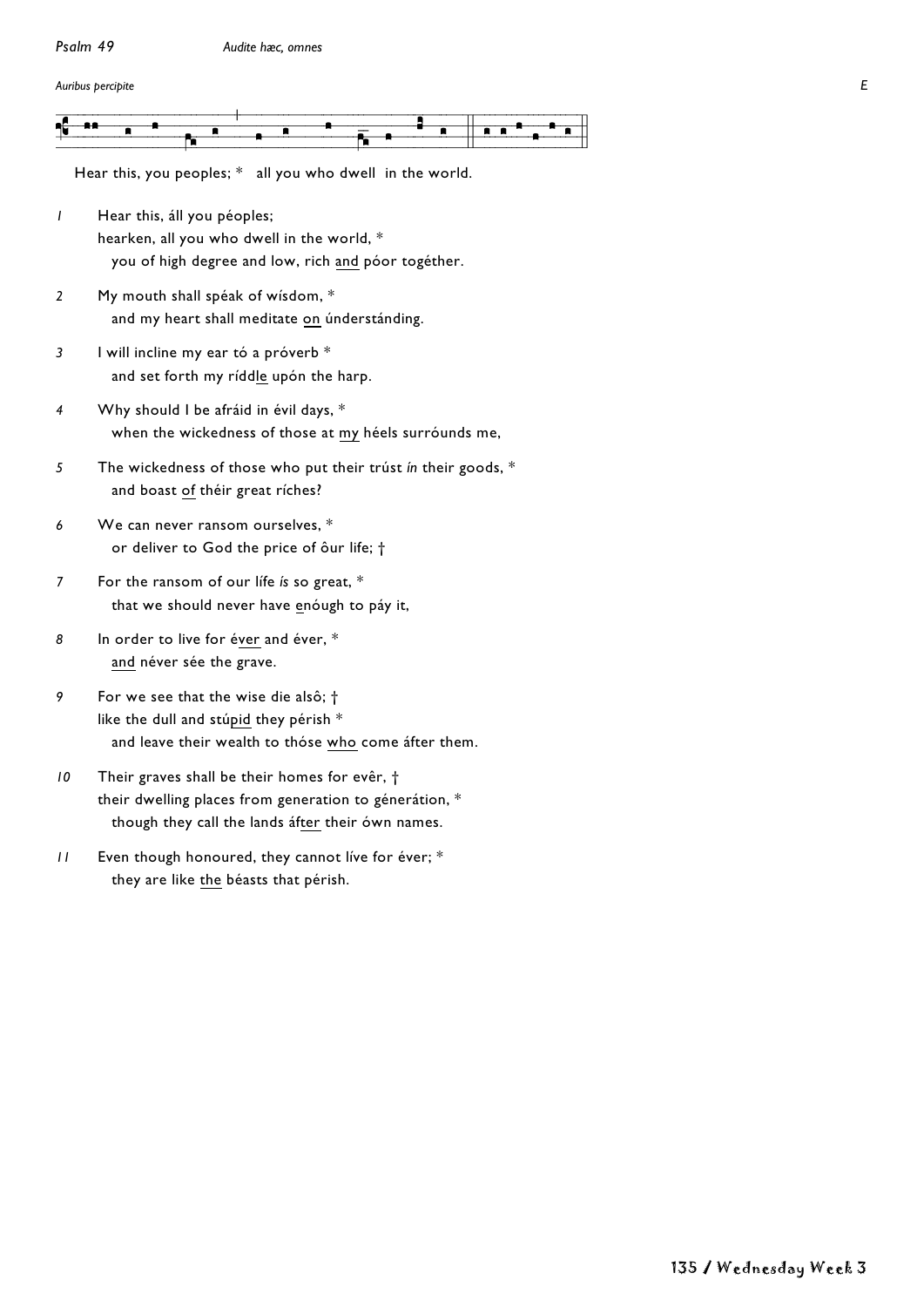*Psalm 49* *Audite hæc, omnes*

*Auribus percipite* *E*

Hear this, you peoples; * all you who dwell in the world.

*1* Hear this, áll you péoples;
hearken, all you who dwell in the world, *
you of high degree and low, rich and póor togéther.

*2* My mouth shall spéak of wísdom, *
and my heart shall meditate on únderstánding.

*3* I will incline my ear tó a próverb *
and set forth my ríddle upón the harp.

*4* Why should I be afráid in évil days, *
when the wickedness of those at my héels surróunds me,

*5* The wickedness of those who put their trúst *ín* their goods, *
and boast of théir great ríches?

*6* We can never ransom ourselves, *
or deliver to God the price of ôur life; †

*7* For the ransom of our lífe *ís* so great, *
that we should never have enóugh to páy it,

*8* In order to live for éver and éver, *
and néver sée the grave.

*9* For we see that the wise die alsô; †
like the dull and stúpid they pérish *
and leave their wealth to thóse who come áfter them.

*10* Their graves shall be their homes for evêr, †
their dwelling places from generation to génerátion, *
though they call the lands áfter their ówn names.

*11* Even though honoured, they cannot líve for éver; *
they are like the béasts that pérish.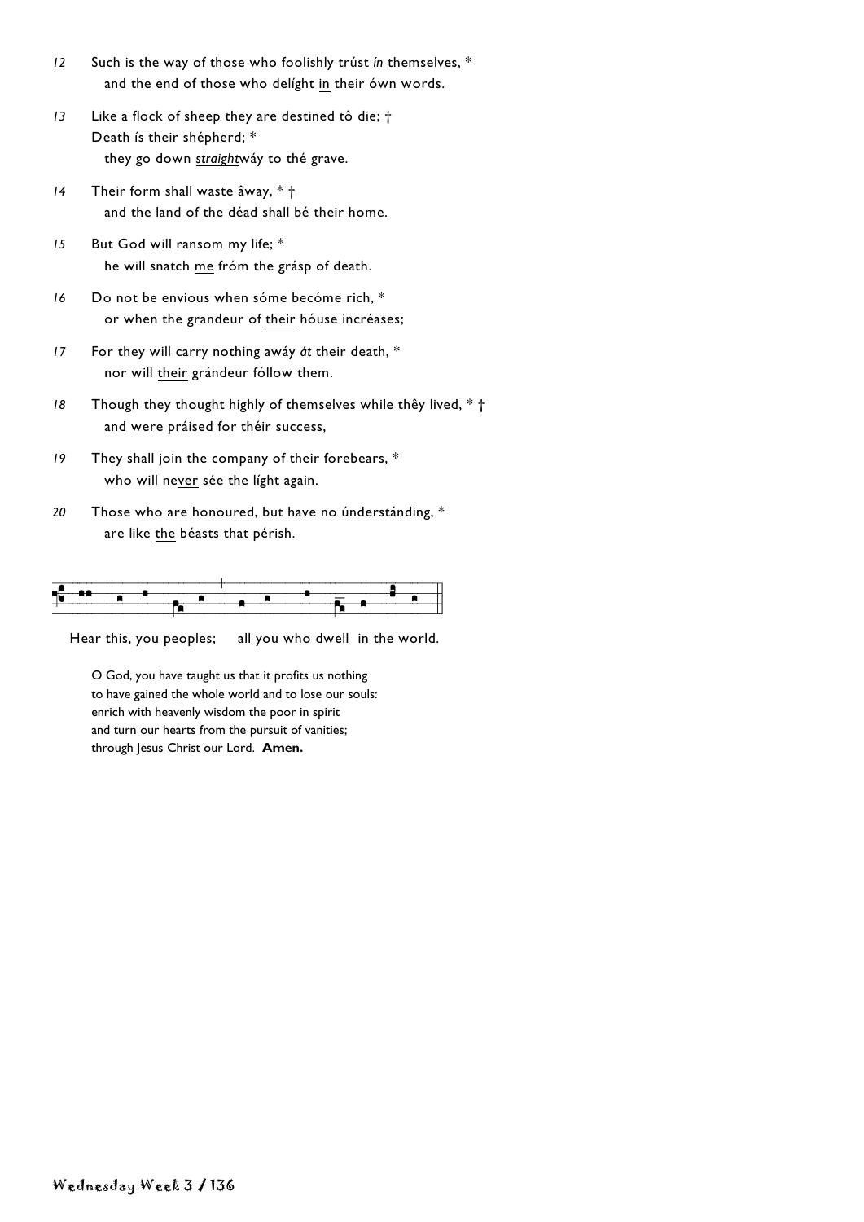*12* Such is the way of those who foolishly trúst *ín* themselves, *
and the end of those who delíght in their ówn words.

*13* Like a flock of sheep they are destined tô die; †
Death ís their shépherd; *
they go down ***straight***wáy to thé grave.

*14* Their form shall waste âway, * †
and the land of the déad shall bé their home.

*15* But God will ransom my life; *
he will snatch me fróm the grásp of death.

*16* Do not be envious when sóme becóme rich, *
or when the grandeur of their hóuse incréases;

*17* For they will carry nothing awáy *át* their death, *
nor will their grándeur fóllow them.

*18* Though they thought highly of themselves while thêy lived, * †
and were práised for théir success,

*19* They shall join the company of their forebears, *
who will never sée the líght again.

*20* Those who are honoured, but have no únderstánding, *
are like the béasts that pérish.

Hear this, you peoples; all you who dwell in the world.

O God, you have taught us that it profits us nothing
to have gained the whole world and to lose our souls:
enrich with heavenly wisdom the poor in spirit
and turn our hearts from the pursuit of vanities;
through Jesus Christ our Lord. **Amen.**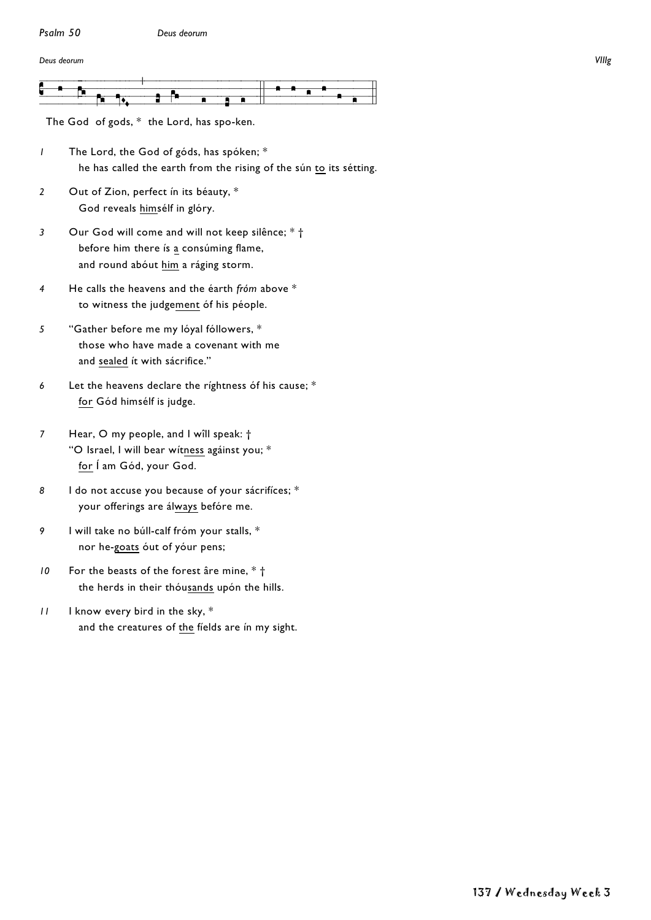*Psalm 50* *Deus deorum*

*Deus deorum* *VIIIg*

The God of gods, * the Lord, has spo-ken.

*1* The Lord, the God of góds, has spóken; *
he has called the earth from the rising of the sún <u>to</u> its sétting.

*2* Out of Zion, perfect ín its béauty, *
God reveals <u>him</u>sélf in glóry.

*3* Our God will come and will not keep silênce; * †
before him there ís <u>a</u> consúming flame,
and round abóut <u>him</u> a ráging storm.

*4* He calls the heavens and the éarth *fróm* above *
to witness the judge<u>ment</u> óf his péople.

*5* "Gather before me my lóyal fóllowers, *
those who have made a covenant with me
and <u>sealed</u> ít with sácrifice."

*6* Let the heavens declare the ríghtness óf his cause; *
<u>for</u> Gód himsélf is judge.

*7* Hear, O my people, and I wîll speak: †
"O Israel, I will bear wít<u>ness</u> agáinst you; *
<u>for</u> Í am Gód, your God.

*8* I do not accuse you because of your sácrifíces; *
your offerings are ál<u>ways</u> befóre me.

*9* I will take no búll-calf fróm your stalls, *
nor he-<u>goats</u> óut of yóur pens;

*10* For the beasts of the forest âre mine, * †
the herds in their thóu<u>sands</u> upón the hills.

*11* I know every bird in the sky, *
and the creatures of <u>the</u> fíelds are ín my sight.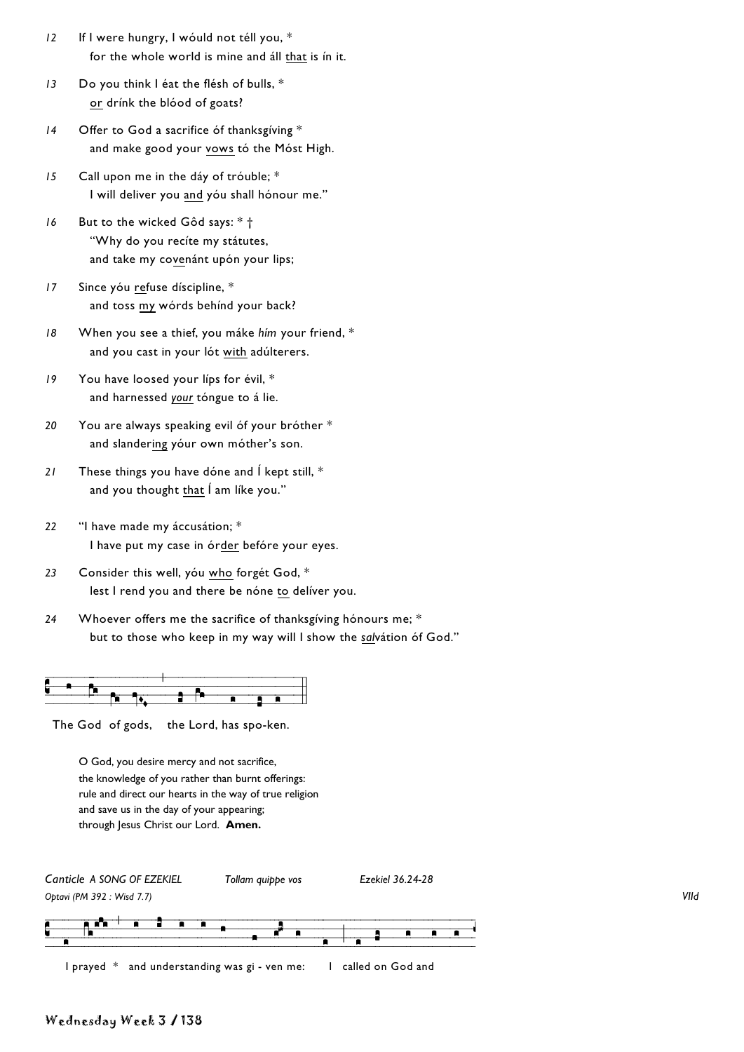12 If I were hungry, I wóuld not téll you, *
  for the whole world is mine and áll <u>that</u> is ín it.

13 Do you think I éat the flésh of bulls, *
  <u>or</u> drínk the blóod of goats?

14 Offer to God a sacrifice óf thanksgíving *
  and make good your <u>vows</u> tó the Móst High.

15 Call upon me in the dáy of tróuble; *
  I will deliver you <u>and</u> yóu shall hónour me."

16 But to the wicked Gôd says: * †
  "Why do you recíte my státutes,
  and take my co<u>ve</u>nánt upón your lips;

17 Since yóu <u>re</u>fuse díscipline, *
  and toss <u>my</u> wórds behínd your back?

18 When you see a thief, you máke *hím* your friend, *
  and you cast in your lót <u>with</u> adúlterers.

19 You have loosed your líps for évil, *
  and harnessed <u>*your*</u> tóngue to á lie.

20 You are always speaking evil óf your bróther *
  and slander<u>ing</u> yóur own móther's son.

21 These things you have dóne and Í kept still, *
  and you thought <u>that</u> Í am líke you."

22 "I have made my áccusátion; *
  I have put my case in ór<u>der</u> befóre your eyes.

23 Consider this well, yóu <u>who</u> forgét God, *
  lest I rend you and there be nóne <u>to</u> delíver you.

24 Whoever offers me the sacrifice of thanksgíving hónours me; *
  but to those who keep in my way will I show the <u>*sal*</u>vátion óf God."

The God of gods, the Lord, has spo-ken.

O God, you desire mercy and not sacrifice,
the knowledge of you rather than burnt offerings:
rule and direct our hearts in the way of true religion
and save us in the day of your appearing;
through Jesus Christ our Lord. **Amen.**

*Canticle A SONG OF EZEKIEL* *Tollam quippe vos* *Ezekiel 36.24-28*

*Optavi (PM 392 : Wisd 7.7)* *VIId*

I prayed * and understanding was gi - ven me: I called on God and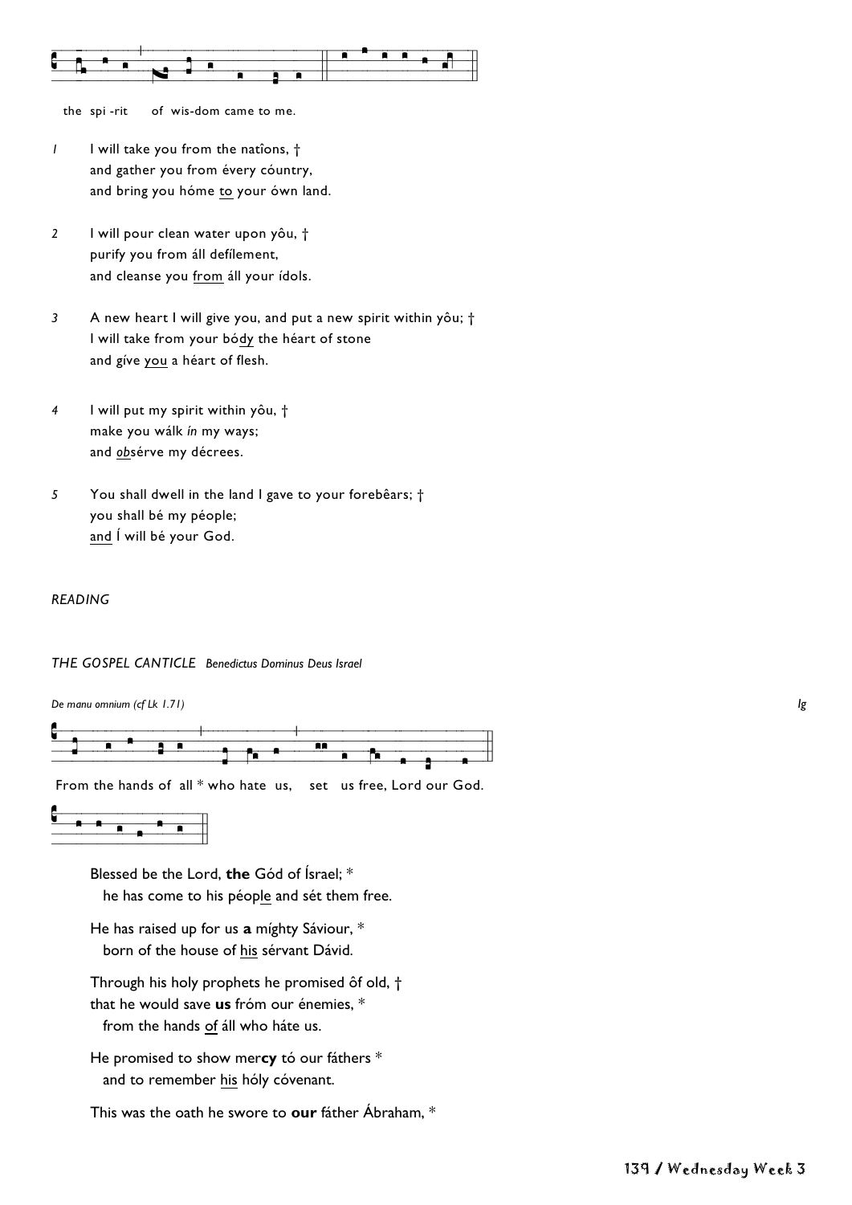the spi -rit of wis-dom came to me.

*1* I will take you from the natîons, †
and gather you from évery cóuntry,
and bring you hóme to your ówn land.

*2* I will pour clean water upon yôu, †
purify you from áll defílement,
and cleanse you from áll your ídols.

*3* A new heart I will give you, and put a new spirit within yôu; †
I will take from your bódy the héart of stone
and gíve you a héart of flesh.

*4* I will put my spirit within yôu, †
make you wálk *ín* my ways;
and *ob*sérve my décrees.

*5* You shall dwell in the land I gave to your forebêars; †
you shall bé my péople;
and Í will bé your God.

*READING*

*THE GOSPEL CANTICLE* *Benedictus Dominus Deus Israel*

*De manu omnium (cf Lk 1.71)* *Ig*

From the hands of all * who hate us, set us free, Lord our God.

Blessed be the Lord, **the** Gód of Ísrael; *
he has come to his péople and sét them free.

He has raised up for us **a** míghty Sáviour, *
born of the house of his sérvant Dávid.

Through his holy prophets he promised ôf old, †
that he would save **us** fróm our énemies, *
from the hands of áll who háte us.

He promised to show mer**cy** tó our fáthers *
and to remember his hóly cóvenant.

This was the oath he swore to **our** fáther Ábraham, *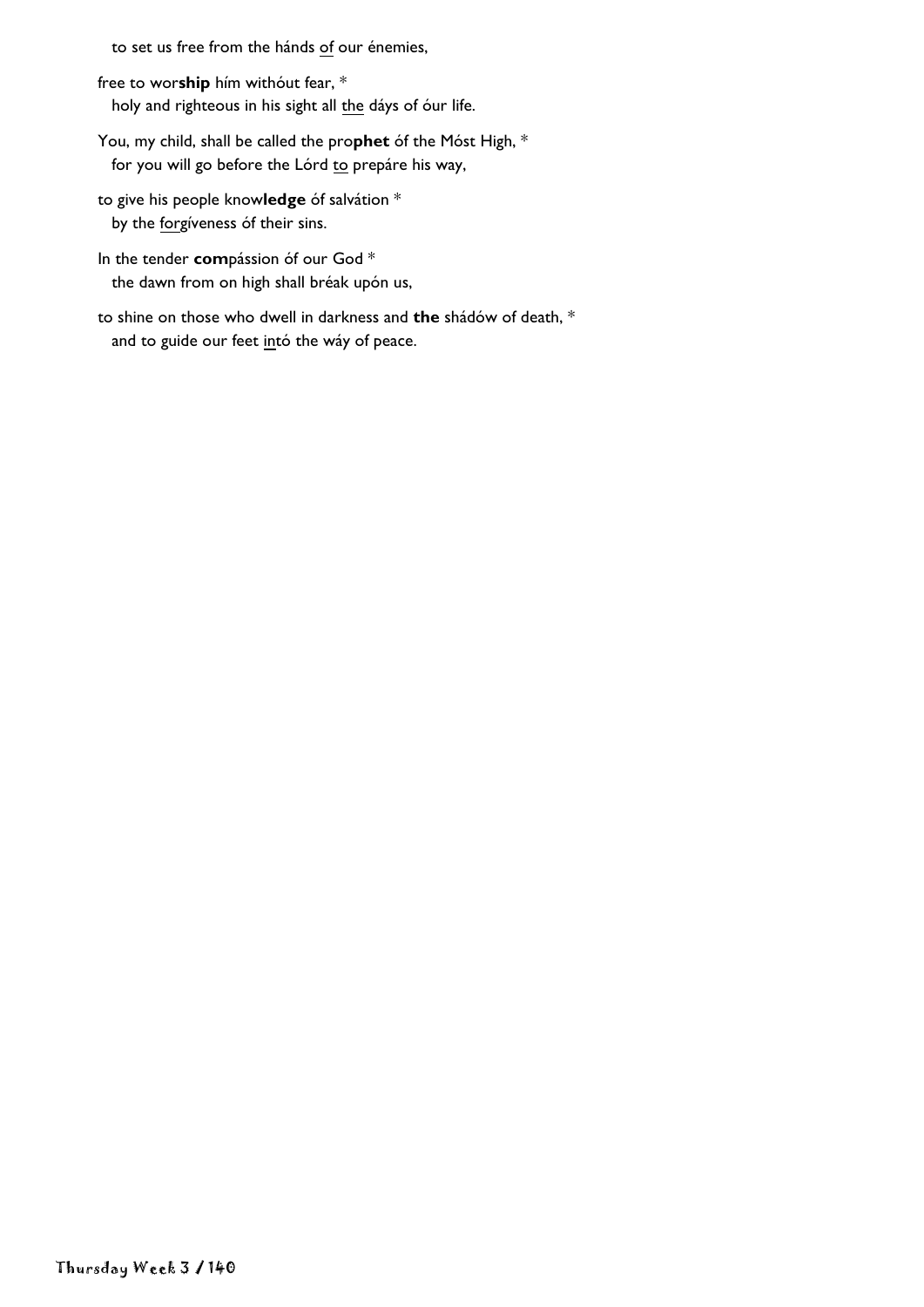to set us free from the hánds <u>of</u> our énemies,

free to wor**ship** hím withóut fear, *
holy and righteous in his sight all <u>the</u> dáys of óur life.

You, my child, shall be called the pro**phet** óf the Móst High, *
for you will go before the Lórd <u>to</u> prepáre his way,

to give his people know**ledge** óf salvátion *
by the <u>for</u>gíveness óf their sins.

In the tender **com**pássion óf our God *
the dawn from on high shall bréak upón us,

to shine on those who dwell in darkness and **the** shádów of death, *
and to guide our feet <u>in</u>tó the wáy of peace.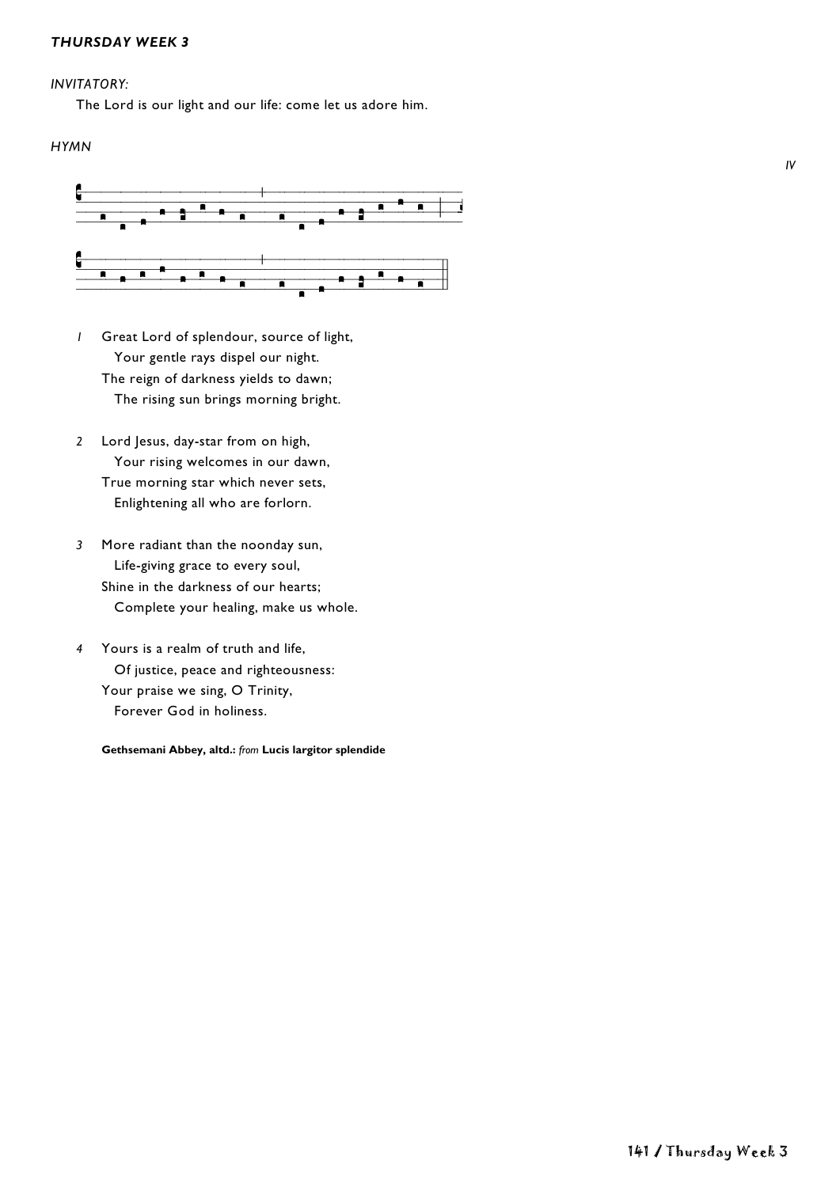***THURSDAY WEEK 3***

*INVITATORY:*

The Lord is our light and our life: come let us adore him.

*HYMN*

*IV*

*1* Great Lord of splendour, source of light,
Your gentle rays dispel our night.
The reign of darkness yields to dawn;
The rising sun brings morning bright.

*2* Lord Jesus, day-star from on high,
Your rising welcomes in our dawn,
True morning star which never sets,
Enlightening all who are forlorn.

*3* More radiant than the noonday sun,
Life-giving grace to every soul,
Shine in the darkness of our hearts;
Complete your healing, make us whole.

*4* Yours is a realm of truth and life,
Of justice, peace and righteousness:
Your praise we sing, O Trinity,
Forever God in holiness.

**Gethsemani Abbey, altd.:** *from* **Lucis largitor splendide**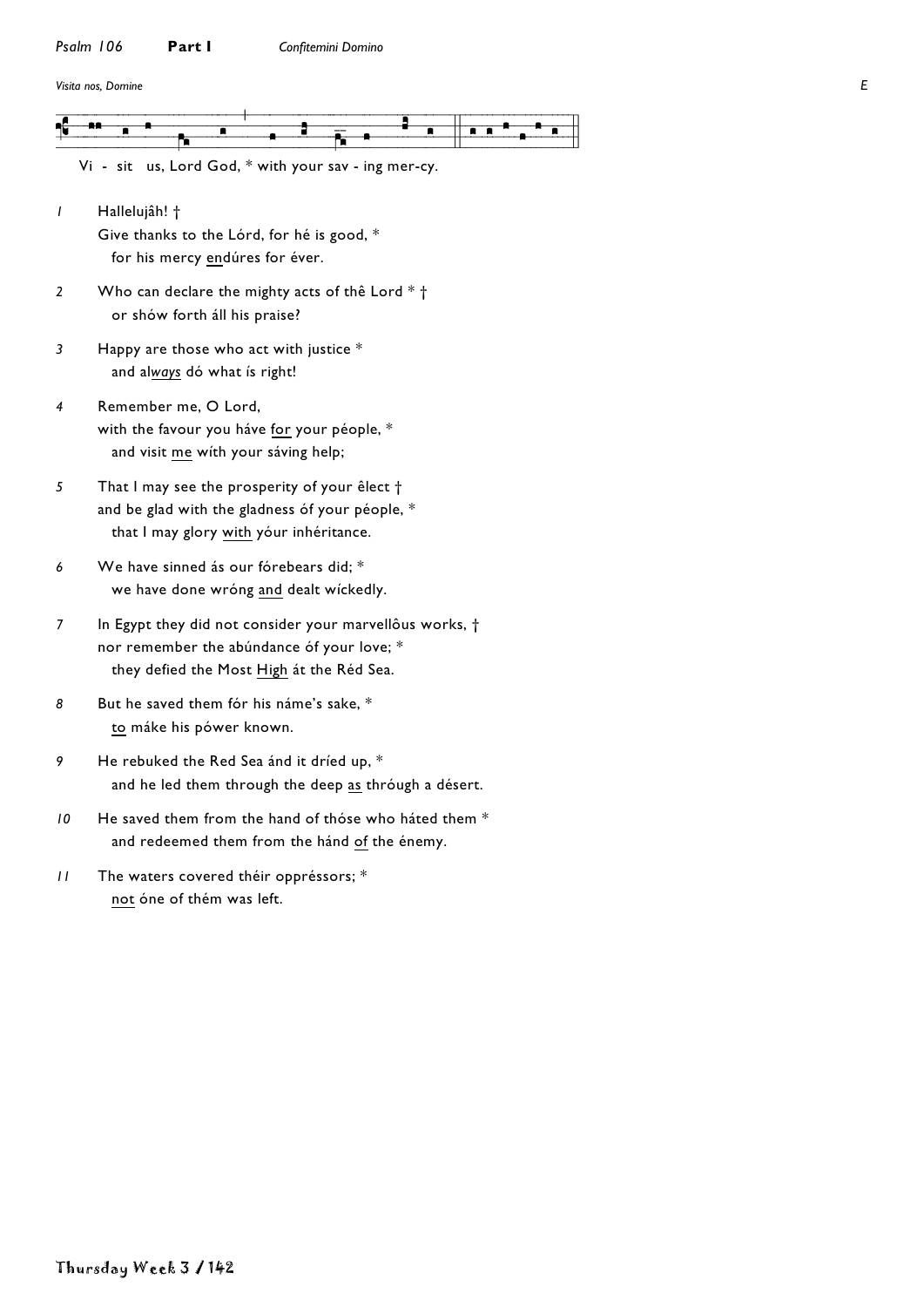*Psalm 106* **Part I** *Confitemini Domino*

*Visita nos, Domine* *E*

Vi - sit us, Lord God, * with your sav - ing mer-cy.

*1* Hallelujâh! †
Give thanks to the Lórd, for hé is good, *
for his mercy <u>en</u>dúres for éver.

*2* Who can declare the mighty acts of thê Lord * †
or shów forth áll his praise?

*3* Happy are those who act with justice *
and al*<u>ways</u>* dó what ís right!

*4* Remember me, O Lord,
with the favour you háve <u>for</u> your péople, *
and visit <u>me</u> wíth your sáving help;

*5* That I may see the prosperity of your êlect †
and be glad with the gladness óf your péople, *
that I may glory <u>with</u> yóur inhéritance.

*6* We have sinned ás our fórebears did; *
we have done wróng <u>and</u> dealt wíckedly.

*7* In Egypt they did not consider your marvellôus works, †
nor remember the abúndance óf your love; *
they defied the Most <u>High</u> át the Réd Sea.

*8* But he saved them fór his náme's sake, *
<u>to</u> máke his pówer known.

*9* He rebuked the Red Sea ánd it dríed up, *
and he led them through the deep <u>as</u> thróugh a désert.

*10* He saved them from the hand of thóse who háted them *
and redeemed them from the hánd <u>of</u> the énemy.

*11* The waters covered théir oppréssors; *
<u>not</u> óne of thém was left.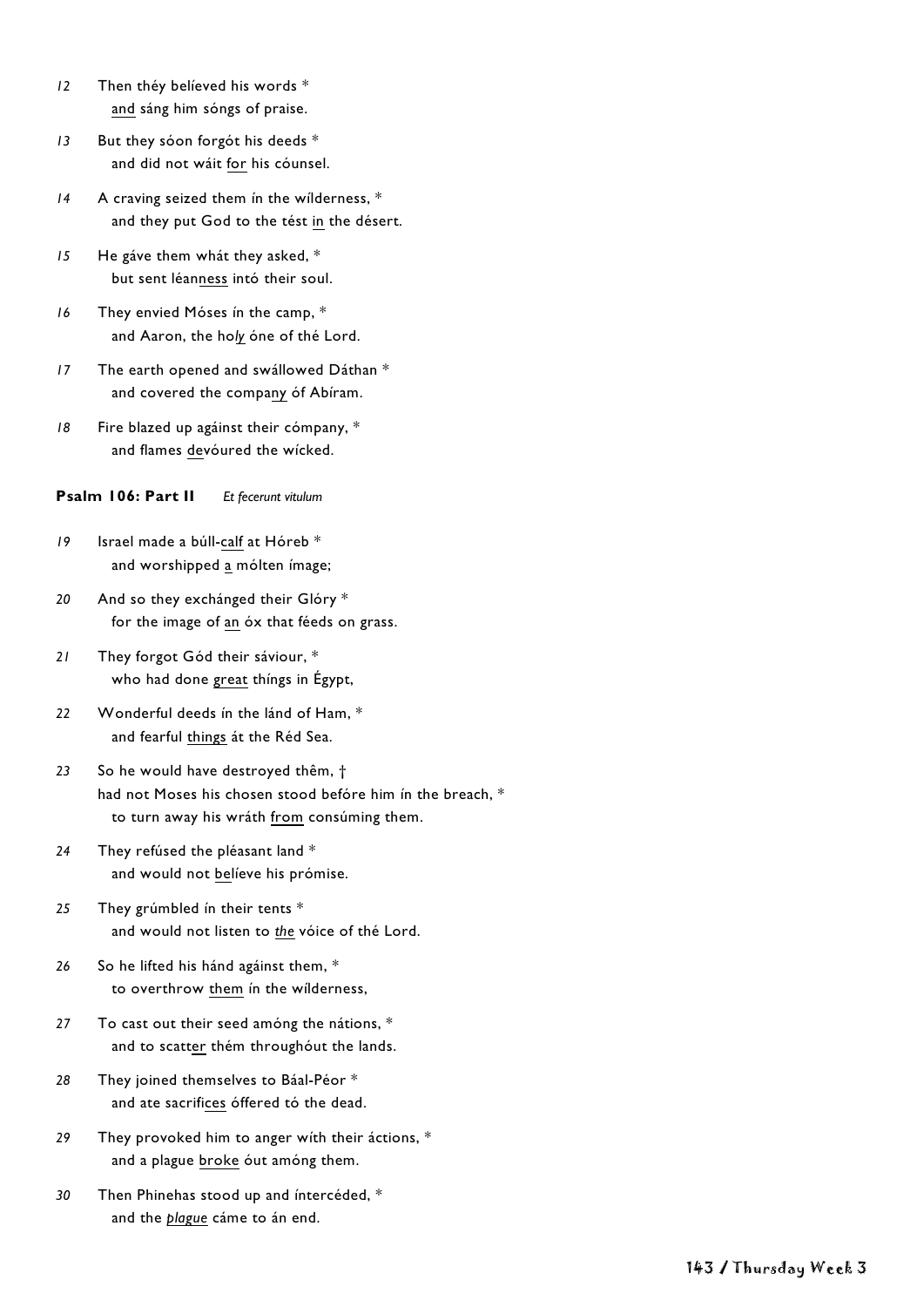12 Then théy belíeved his words *
  and sáng him sóngs of praise.

13 But they sóon forgót his deeds *
  and did not wáit for his cóunsel.

14 A craving seized them ín the wílderness, *
  and they put God to the tést in the désert.

15 He gáve them whát they asked, *
  but sent léanness intó their soul.

16 They envied Móses ín the camp, *
  and Aaron, the holy óne of thé Lord.

17 The earth opened and swállowed Dáthan *
  and covered the company óf Abíram.

18 Fire blazed up agáinst their cómpany, *
  and flames devóured the wícked.

**Psalm 106: Part II** *Et fecerunt vitulum*

19 Israel made a búll-calf at Hóreb *
  and worshipped a mólten ímage;

20 And so they exchánged their Glóry *
  for the image of an óx that féeds on grass.

21 They forgot Gód their sáviour, *
  who had done great thíngs in Égypt,

22 Wonderful deeds ín the lánd of Ham, *
  and fearful things át the Réd Sea.

23 So he would have destroyed thêm, †
had not Moses his chosen stood befóre him ín the breach, *
  to turn away his wráth from consúming them.

24 They refúsed the pléasant land *
  and would not belíeve his prómise.

25 They grúmbled ín their tents *
  and would not listen to *the* vóice of thé Lord.

26 So he lifted his hánd agáinst them, *
  to overthrow them ín the wílderness,

27 To cast out their seed amóng the nátions, *
  and to scatter thém throughóut the lands.

28 They joined themselves to Báal-Péor *
  and ate sacrifices óffered tó the dead.

29 They provoked him to anger wíth their áctions, *
  and a plague broke óut amóng them.

30 Then Phinehas stood up and íntercéded, *
  and the *plague* cáme to án end.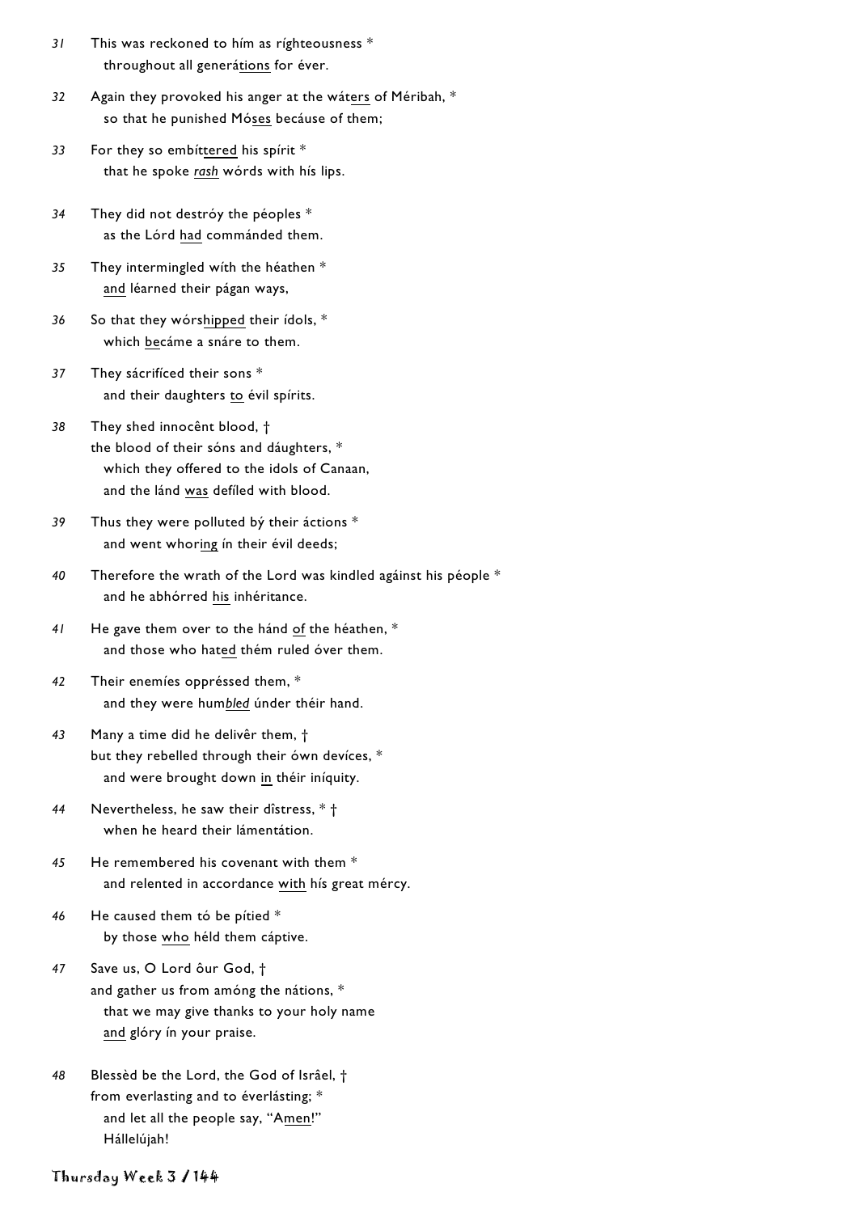31 This was reckoned to hím as ríghteousness *
throughout all generá<u>tions</u> for éver.

32 Again they provoked his anger at the wát<u>ers</u> of Méribah, *
so that he punished Mó<u>ses</u> becáuse of them;

33 For they so embít<u>tered</u> his spírit *
that he spoke <u>*rash*</u> wórds with hís lips.

34 They did not destróy the péoples *
as the Lórd <u>had</u> commánded them.

35 They intermingled wíth the héathen *
<u>and</u> léarned their págan ways,

36 So that they wórs<u>hipped</u> their ídols, *
which <u>be</u>cáme a snáre to them.

37 They sácrifíced their sons *
and their daughters <u>to</u> évil spírits.

38 They shed innocênt blood, †
the blood of their sóns and dáughters, *
which they offered to the idols of Canaan,
and the lánd <u>was</u> defíled with blood.

39 Thus they were polluted bý their áctions *
and went whor<u>ing</u> ín their évil deeds;

40 Therefore the wrath of the Lord was kindled agáinst his péople *
and he abhórred <u>his</u> inhéritance.

41 He gave them over to the hánd <u>of</u> the héathen, *
and those who hat<u>ed</u> thém ruled óver them.

42 Their enemíes oppréssed them, *
and they were hum<u>*bled*</u> únder théir hand.

43 Many a time did he delivêr them, †
but they rebelled through their ówn devíces, *
and were brought down <u>in</u> théir iníquity.

44 Nevertheless, he saw their dîstress, * †
when he heard their lámentátion.

45 He remembered his covenant with them *
and relented in accordance <u>with</u> hís great mércy.

46 He caused them tó be pítied *
by those <u>who</u> héld them cáptive.

47 Save us, O Lord ôur God, †
and gather us from amóng the nátions, *
that we may give thanks to your holy name
<u>and</u> glóry ín your praise.

48 Blessèd be the Lord, the God of Isrâel, †
from everlasting and to éverlásting; *
and let all the people say, "A<u>men</u>!"
Hállelújah!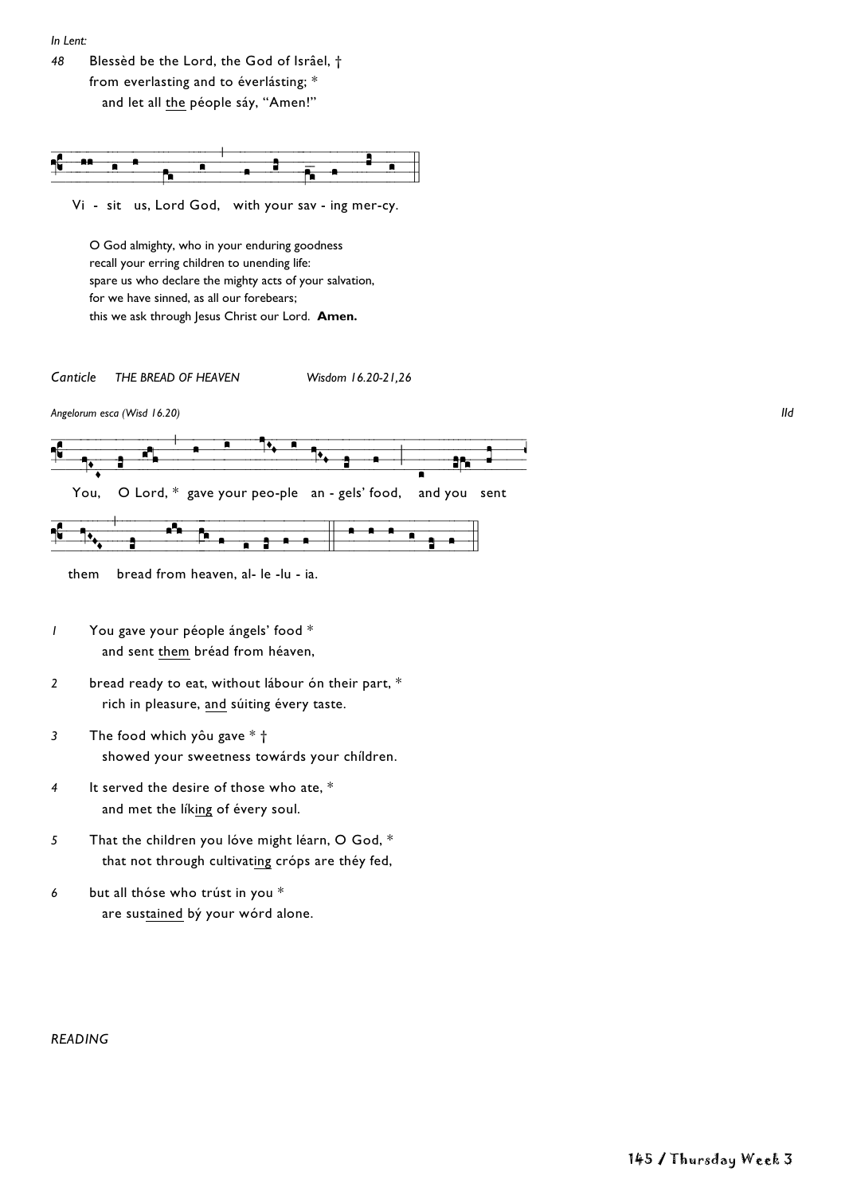*In Lent:*

48 Blessèd be the Lord, the God of Isrâel, †
from everlasting and to éverlásting; *
  and let all <u>the</u> péople sáy, "Amen!"

Vi - sit us, Lord God, with your sav - ing mer-cy.

O God almighty, who in your enduring goodness
recall your erring children to unending life:
spare us who declare the mighty acts of your salvation,
for we have sinned, as all our forebears;
this we ask through Jesus Christ our Lord. **Amen.**

*Canticle* *THE BREAD OF HEAVEN* *Wisdom 16.20-21,26*

*Angelorum esca (Wisd 16.20)* *IId*

You, O Lord, * gave your peo-ple an - gels' food, and you sent them bread from heaven, al- le -lu - ia.

1 You gave your péople ángels' food *
  and sent <u>them</u> bréad from héaven,

2 bread ready to eat, without lábour ón their part, *
  rich in pleasure, <u>and</u> súiting évery taste.

3 The food which yôu gave * †
  showed your sweetness towárds your children.

4 It served the desire of those who ate, *
  and met the lík<u>ing</u> of évery soul.

5 That the children you lóve might léarn, O God, *
  that not through cultivat<u>ing</u> cróps are théy fed,

6 but all thóse who trúst in you *
  are sus<u>tained</u> bý your wórd alone.

*READING*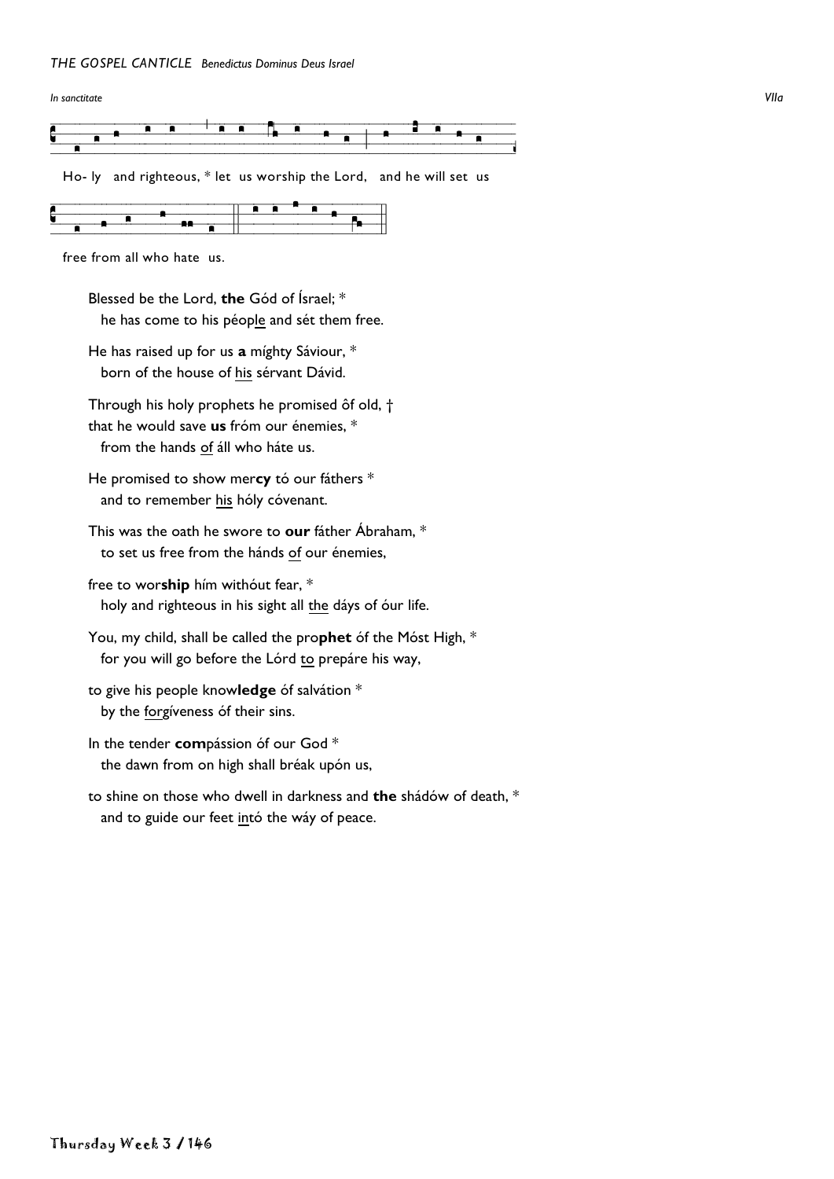*THE GOSPEL CANTICLE Benedictus Dominus Deus Israel*

*In sanctitate* *VIIa*

Ho- ly and righteous, * let us worship the Lord, and he will set us free from all who hate us.

Blessed be the Lord, **the** Gód of Ísrael; *
he has come to his péople and sét them free.

He has raised up for us **a** míghty Sáviour, *
born of the house of his sérvant Dávid.

Through his holy prophets he promised ôf old, †
that he would save **us** fróm our énemies, *
from the hands of áll who háte us.

He promised to show mer**cy** tó our fáthers *
and to remember his hóly cóvenant.

This was the oath he swore to **our** fáther Ábraham, *
to set us free from the hánds of our énemies,

free to wor**ship** hím withóut fear, *
holy and righteous in his sight all the dáys of óur life.

You, my child, shall be called the pro**phet** óf the Móst High, *
for you will go before the Lórd to prepáre his way,

to give his people know**ledge** óf salvátion *
by the forgíveness óf their sins.

In the tender **com**pássion óf our God *
the dawn from on high shall bréak upón us,

to shine on those who dwell in darkness and **the** shádów of death, *
and to guide our feet intó the wáy of peace.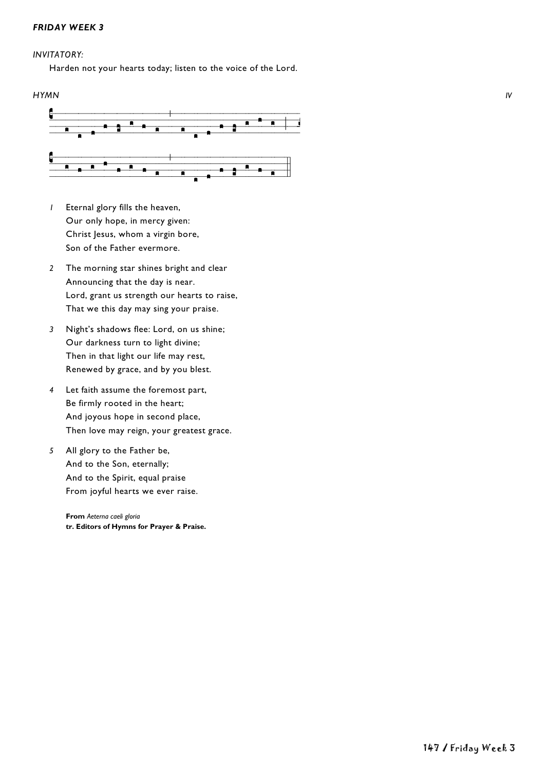***FRIDAY WEEK 3***

*INVITATORY:*

Harden not your hearts today; listen to the voice of the Lord.

*HYMN* *IV*

*1* Eternal glory fills the heaven,
Our only hope, in mercy given:
Christ Jesus, whom a virgin bore,
Son of the Father evermore.

*2* The morning star shines bright and clear
Announcing that the day is near.
Lord, grant us strength our hearts to raise,
That we this day may sing your praise.

*3* Night's shadows flee: Lord, on us shine;
Our darkness turn to light divine;
Then in that light our life may rest,
Renewed by grace, and by you blest.

*4* Let faith assume the foremost part,
Be firmly rooted in the heart;
And joyous hope in second place,
Then love may reign, your greatest grace.

*5* All glory to the Father be,
And to the Son, eternally;
And to the Spirit, equal praise
From joyful hearts we ever raise.

**From** *Aeterna caeli gloria*
**tr. Editors of Hymns for Prayer & Praise.**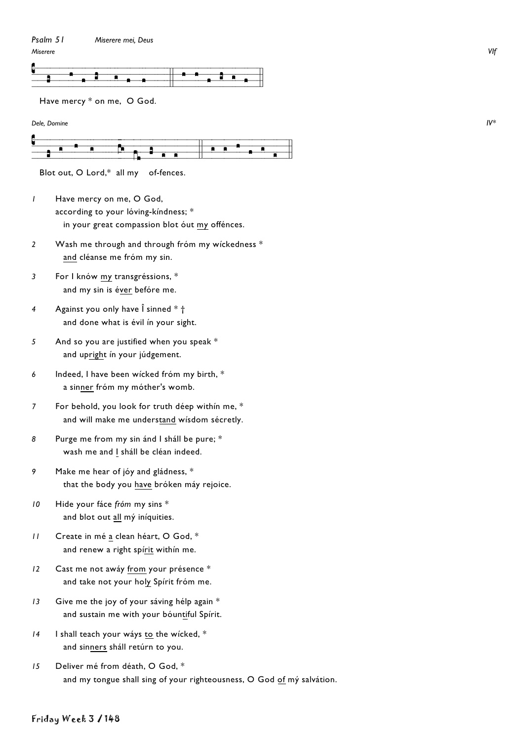*Psalm 51* *Miserere mei, Deus*

*Miserere* *VIf*

Have mercy * on me, O God.

*Dele, Domine* *IV**

Blot out, O Lord,* all my of-fences.

*1* Have mercy on me, O God,
according to your lóving-kíndness; *
in your great compassion blot óut <u>my</u> offénces.

*2* Wash me through and through fróm my wíckedness *
<u>and</u> cléanse me fróm my sin.

*3* For I knów <u>my</u> transgréssions, *
and my sin is é<u>ver</u> befóre me.

*4* Against you only have Î sinned * †
and done what is évil ín your sight.

*5* And so you are justified when you speak *
and up<u>right</u> ín your júdgement.

*6* Indeed, I have been wícked fróm my birth, *
a sin<u>ner</u> fróm my móther's womb.

*7* For behold, you look for truth déep withín me, *
and will make me under<u>stand</u> wísdom sécretly.

*8* Purge me from my sin ánd I sháll be pure; *
wash me and <u>I</u> sháll be cléan indeed.

*9* Make me hear of jóy and gládness, *
that the body you <u>have</u> bróken máy rejoice.

*10* Hide your fáce *fróm* my sins *
and blot out <u>all</u> mý iníquities.

*11* Create in mé <u>a</u> clean héart, O God, *
and renew a right spí<u>rit</u> withín me.

*12* Cast me not awáy <u>from</u> your présence *
and take not your ho<u>ly</u> Spírit fróm me.

*13* Give me the joy of your sáving hélp again *
and sustain me with your bóun<u>ti</u>ful Spírit.

*14* I shall teach your wáys <u>to</u> the wícked, *
and sin<u>ners</u> sháll retúrn to you.

*15* Deliver mé from déath, O God, *
and my tongue shall sing of your righteousness, O God <u>of</u> mý salvátion.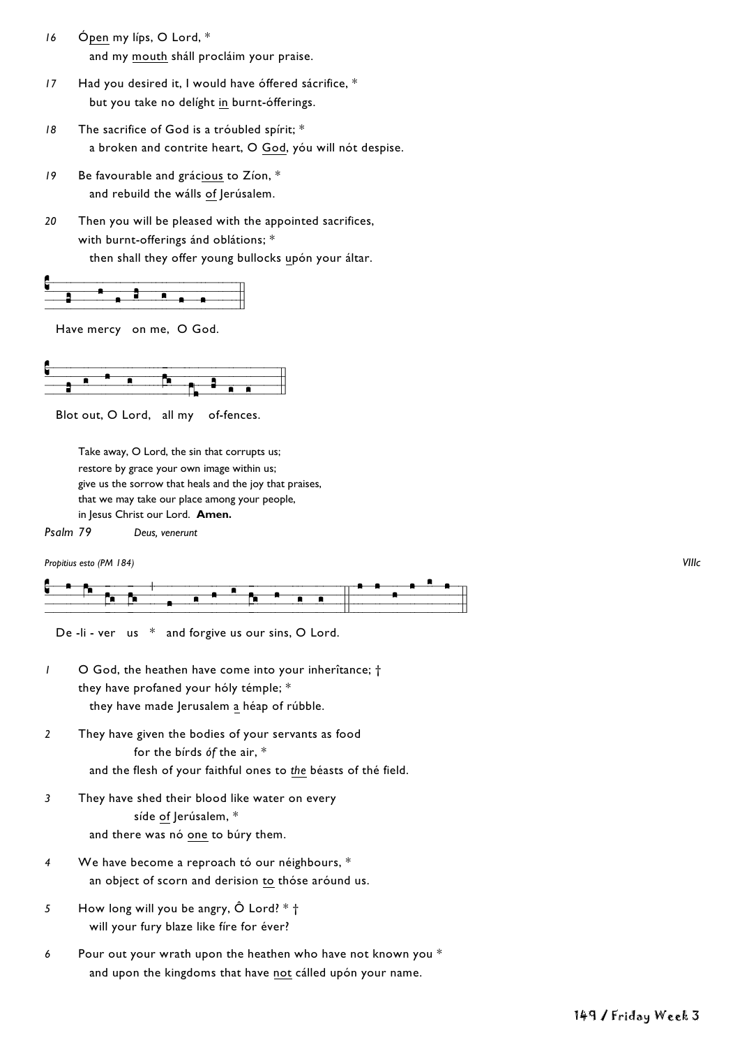16 Ópen my líps, O Lord, *
  and my mouth sháll procláim your praise.

17 Had you desired it, I would have óffered sácrifice, *
  but you take no delíght in burnt-ófferings.

18 The sacrifice of God is a tróubled spírit; *
  a broken and contrite heart, O God, yóu will nót despise.

19 Be favourable and grácious to Zíon, *
  and rebuild the wálls of Jerúsalem.

20 Then you will be pleased with the appointed sacrifices,
with burnt-offerings ánd oblátions; *
  then shall they offer young bullocks upón your áltar.

Have mercy on me, O God.

Blot out, O Lord, all my of-fences.

Take away, O Lord, the sin that corrupts us;
restore by grace your own image within us;
give us the sorrow that heals and the joy that praises,
that we may take our place among your people,
in Jesus Christ our Lord. **Amen.**

*Psalm 79* *Deus, venerunt*

*Propitius esto (PM 184)* *VIIIc*

De -li - ver us * and forgive us our sins, O Lord.

1 O God, the heathen have come into your inherîtance; †
they have profaned your hóly témple; *
  they have made Jerusalem a héap of rúbble.

2 They have given the bodies of your servants as food
    for the bírds *óf* the air, *
  and the flesh of your faithful ones to *the* béasts of thé field.

3 They have shed their blood like water on every
    síde of Jerúsalem, *
  and there was nó one to búry them.

4 We have become a reproach tó our néighbours, *
  an object of scorn and derision to thóse aróund us.

5 How long will you be angry, Ô Lord? * †
  will your fury blaze like fíre for éver?

6 Pour out your wrath upon the heathen who have not known you *
  and upon the kingdoms that have not cálled upón your name.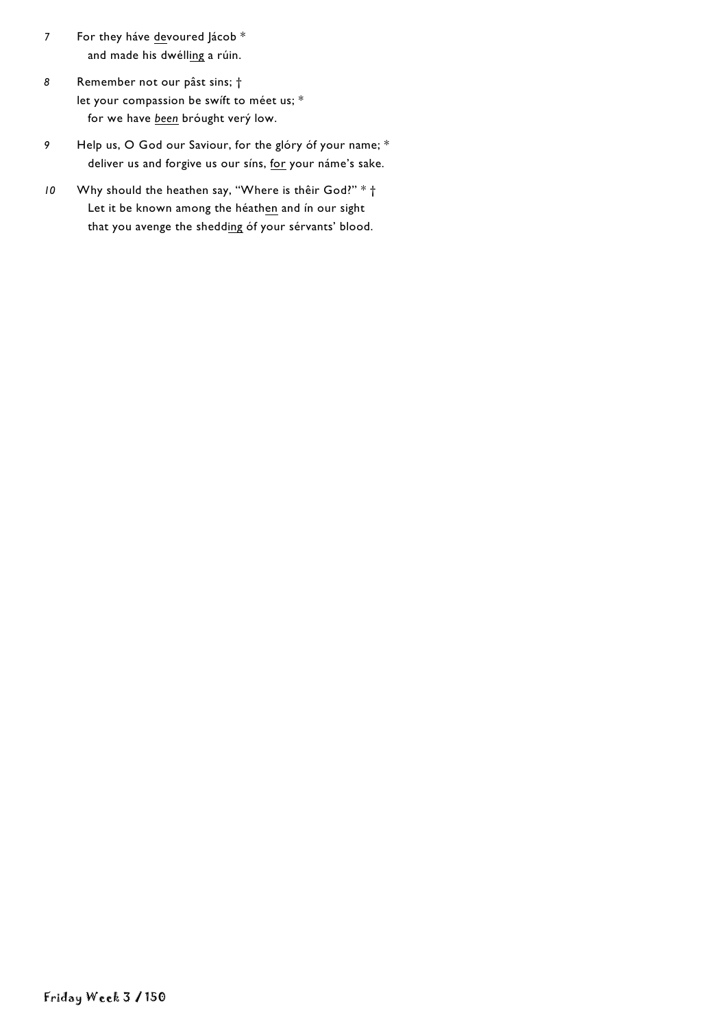7 For they háve <u>de</u>voured Jácob *
   and made his dwéll<u>ing</u> a rúin.

8 Remember not our pâst sins; †
let your compassion be swíft to méet us; *
   for we have *<u>been</u>* brought verý low.

9 Help us, O God our Saviour, for the glóry óf your name; *
   deliver us and forgive us our síns, <u>for</u> your náme's sake.

10 Why should the heathen say, "Where is thêir God?" * †
   Let it be known among the héath<u>en</u> and ín our sight
   that you avenge the shedd<u>ing</u> óf your sérvants' blood.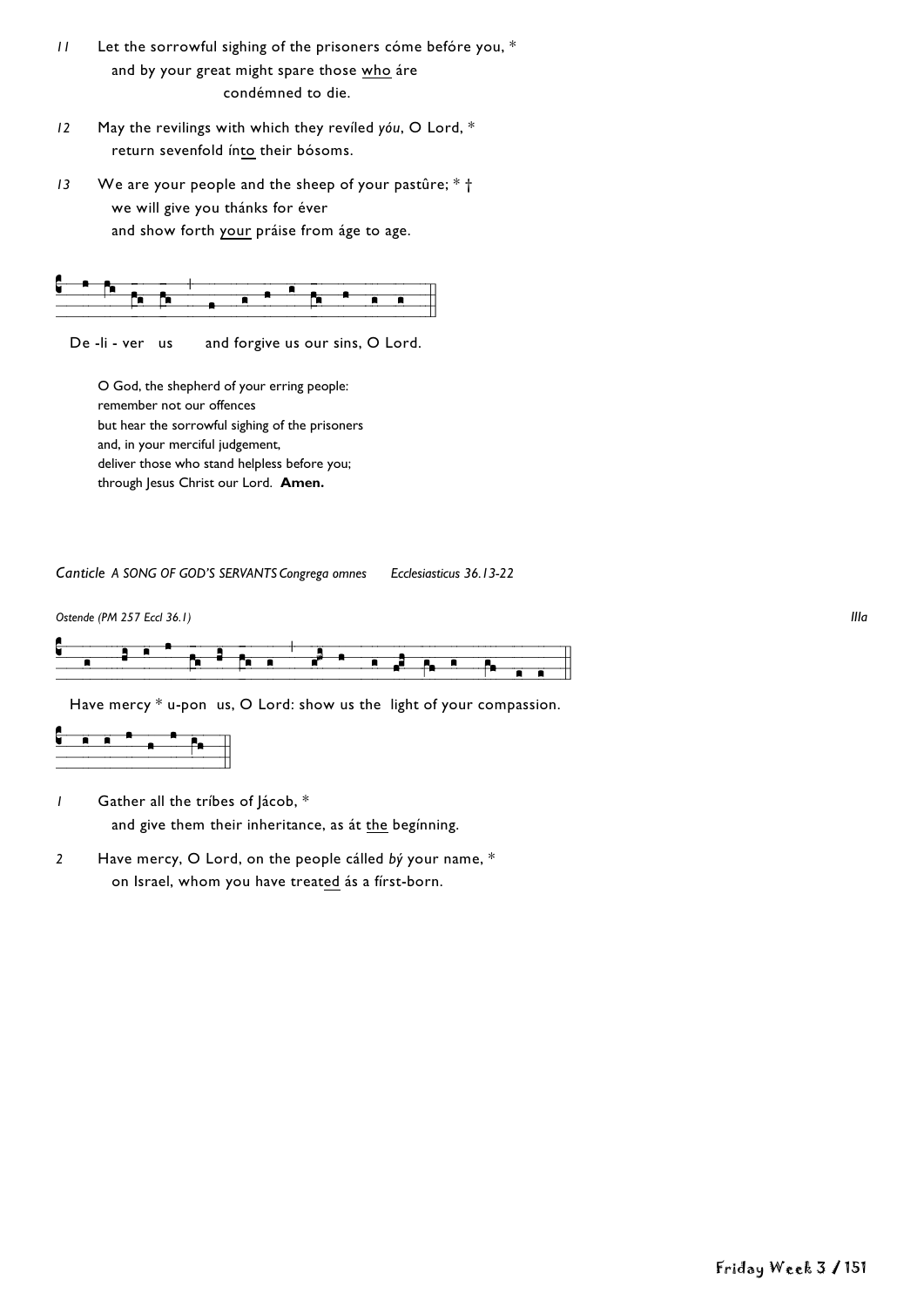*11* Let the sorrowful sighing of the prisoners cóme befóre you, *
and by your great might spare those <u>who</u> áre
condémned to die.

*12* May the revilings with which they revíled *yóu*, O Lord, *
return sevenfold ín<u>to</u> their bósoms.

*13* We are your people and the sheep of your pastûre; * †
we will give you thánks for éver
and show forth <u>your</u> práise from áge to age.

De -li - ver us and forgive us our sins, O Lord.

O God, the shepherd of your erring people:
remember not our offences
but hear the sorrowful sighing of the prisoners
and, in your merciful judgement,
deliver those who stand helpless before you;
through Jesus Christ our Lord. **Amen.**

*Canticle A SONG OF GOD'S SERVANTS Congrega omnes Ecclesiasticus 36.13-22*

*Ostende (PM 257 Eccl 36.1)* *IIIa*

Have mercy * u-pon us, O Lord: show us the light of your compassion.

*1* Gather all the tríbes of Jácob, *
and give them their inheritance, as át <u>the</u> begínning.

*2* Have mercy, O Lord, on the people cálled *bý* your name, *
on Israel, whom you have trea<u>ted</u> ás a fírst-born.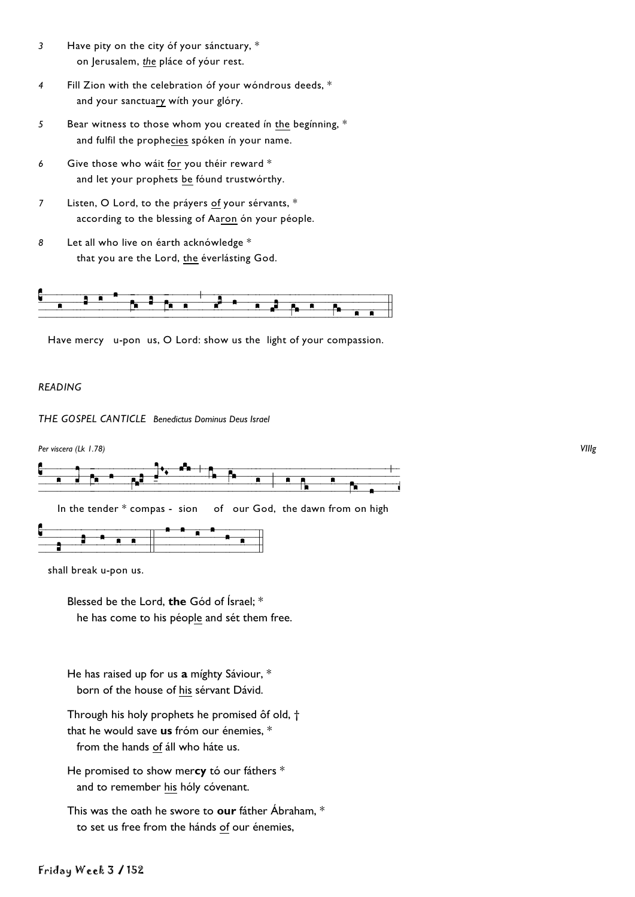3 Have pity on the city óf your sánctuary, *
 on Jerusalem, *the* pláce of yóur rest.

4 Fill Zion with the celebration óf your wóndrous deeds, *
 and your sanctuary wíth your glóry.

5 Bear witness to those whom you created ín the begínning, *
 and fulfil the prophecies spóken ín your name.

6 Give those who wáit for you théir reward *
 and let your prophets be fóund trustwórthy.

7 Listen, O Lord, to the práyers of your sérvants, *
 according to the blessing of Aaron ón your péople.

8 Let all who live on éarth acknówledge *
 that you are the Lord, the éverlásting God.

Have mercy u-pon us, O Lord: show us the light of your compassion.

*READING*

*THE GOSPEL CANTICLE Benedictus Dominus Deus Israel*

*Per viscera (Lk 1.78)* *VIIIg*

In the tender * compas - sion of our God, the dawn from on high shall break u-pon us.

Blessed be the Lord, **the** Gód of Ísrael; *
 he has come to his péople and sét them free.

He has raised up for us **a** míghty Sáviour, *
 born of the house of his sérvant Dávid.

Through his holy prophets he promised ôf old, †
that he would save **us** fróm our énemies, *
 from the hands of áll who háte us.

He promised to show mer**cy** tó our fáthers *
 and to remember his hóly cóvenant.

This was the oath he swore to **our** fáther Ábraham, *
 to set us free from the hánds of our énemies,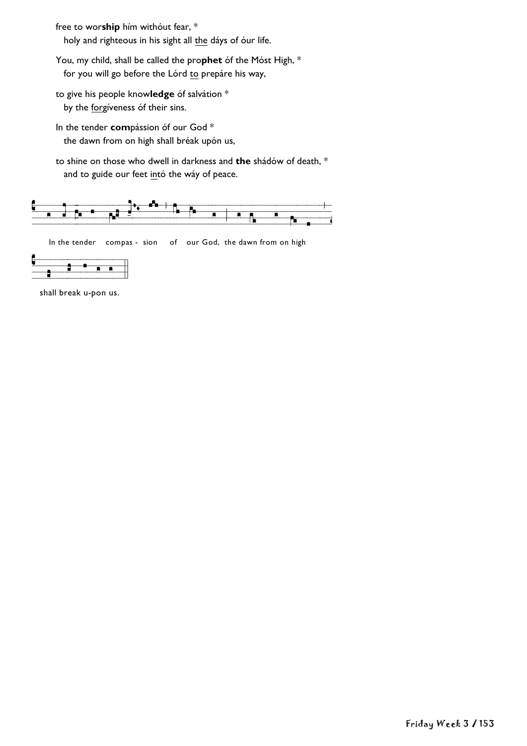free to wor**ship** hím withóut fear, *
holy and righteous in his sight all <u>the</u> dáys of óur life.

You, my child, shall be called the pro**phet** óf the Móst High, *
for you will go before the Lórd <u>to</u> prepáre his way,

to give his people know**ledge** óf salvátion *
by the <u>forg</u>íveness óf their sins.

In the tender **com**pássion óf our God *
the dawn from on high shall bréak upón us,

to shine on those who dwell in darkness and **the** shádów of death, *
and to guide our feet <u>in</u>tó the wáy of peace.

In the tender compas - sion of our God, the dawn from on high

shall break u-pon us.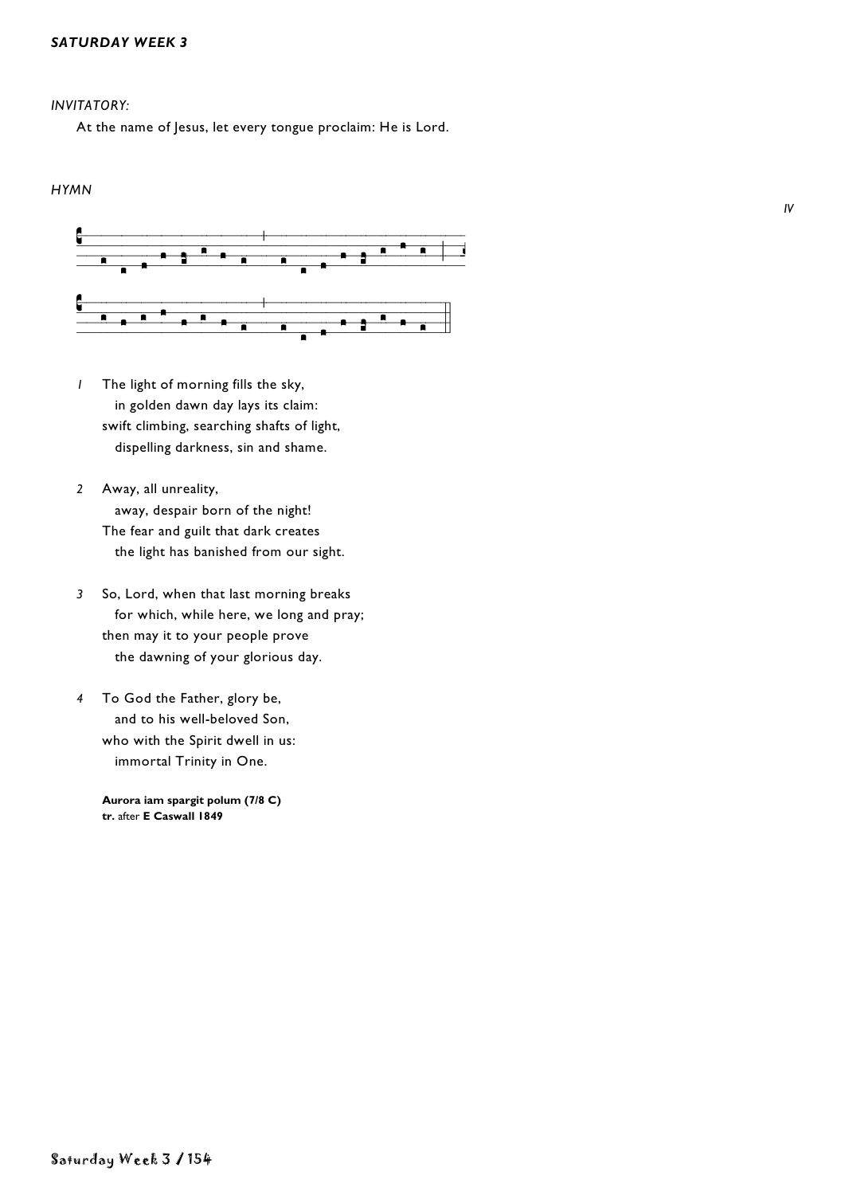*SATURDAY WEEK 3*

*INVITATORY:*

At the name of Jesus, let every tongue proclaim: He is Lord.

*HYMN*

*IV*

*1* The light of morning fills the sky,
in golden dawn day lays its claim:
swift climbing, searching shafts of light,
dispelling darkness, sin and shame.

*2* Away, all unreality,
away, despair born of the night!
The fear and guilt that dark creates
the light has banished from our sight.

*3* So, Lord, when that last morning breaks
for which, while here, we long and pray;
then may it to your people prove
the dawning of your glorious day.

*4* To God the Father, glory be,
and to his well-beloved Son,
who with the Spirit dwell in us:
immortal Trinity in One.

**Aurora iam spargit polum (7/8 C)**
**tr.** after **E Caswall 1849**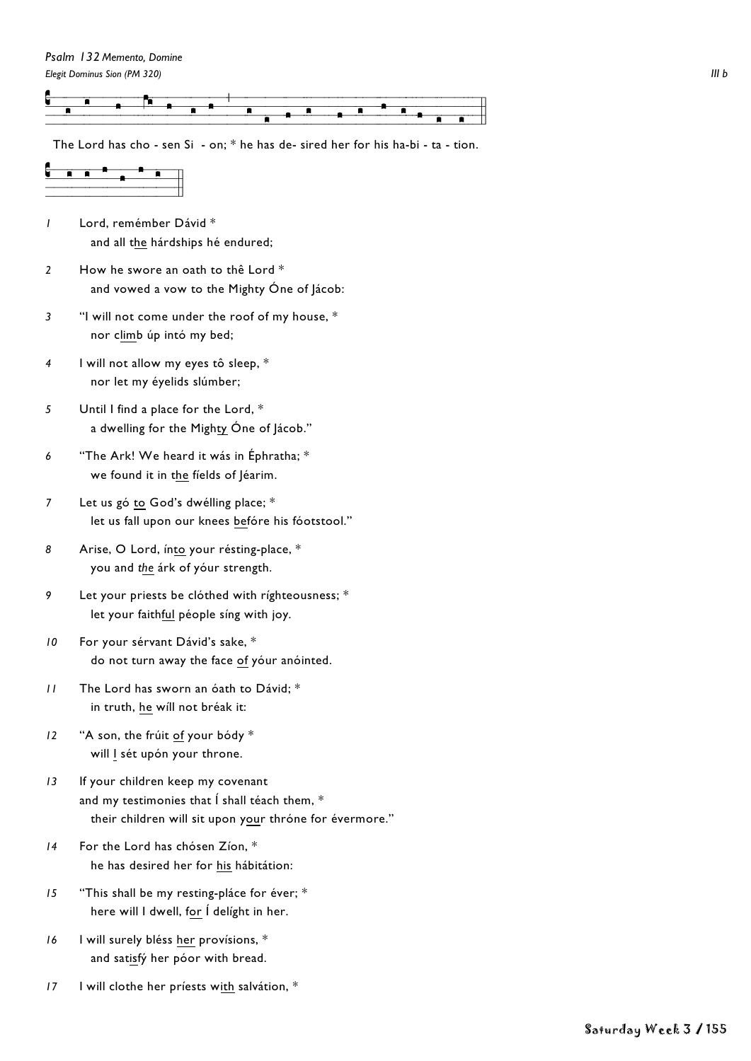*Psalm 132 Memento, Domine*

*Elegit Dominus Sion (PM 320)* *III b*

The Lord has cho - sen Si - on; * he has de- sired her for his ha-bi - ta - tion.

*1* Lord, remémber Dávid *
and all the hárdships hé endured;

*2* How he swore an oath to thê Lord *
and vowed a vow to the Mighty Óne of Jácob:

*3* "I will not come under the roof of my house, *
nor climb úp intó my bed;

*4* I will not allow my eyes tô sleep, *
nor let my éyelids slúmber;

*5* Until I find a place for the Lord, *
a dwelling for the Mighty Óne of Jácob."

*6* "The Ark! We heard it wás in Éphratha; *
we found it in the fíelds of Jéarim.

*7* Let us gó to God's dwélling place; *
let us fall upon our knees befóre his fóotstool."

*8* Arise, O Lord, ínto your résting-place, *
you and *the* árk of yóur strength.

*9* Let your priests be clóthed with ríghteousness; *
let your faithful péople síng with joy.

*10* For your sérvant Dávid's sake, *
do not turn away the face of yóur anóinted.

*11* The Lord has sworn an óath to Dávid; *
in truth, he wíll not bréak it:

*12* "A son, the frúit of your bódy *
will I sét upón your throne.

*13* If your children keep my covenant
and my testimonies that Í shall téach them, *
their children will sit upon your thróne for évermore."

*14* For the Lord has chósen Zíon, *
he has desired her for his hábitátion:

*15* "This shall be my resting-pláce for éver; *
here will I dwell, for Í delíght in her.

*16* I will surely bléss her provísions, *
and satisfý her póor with bread.

*17* I will clothe her príests with salvátion, *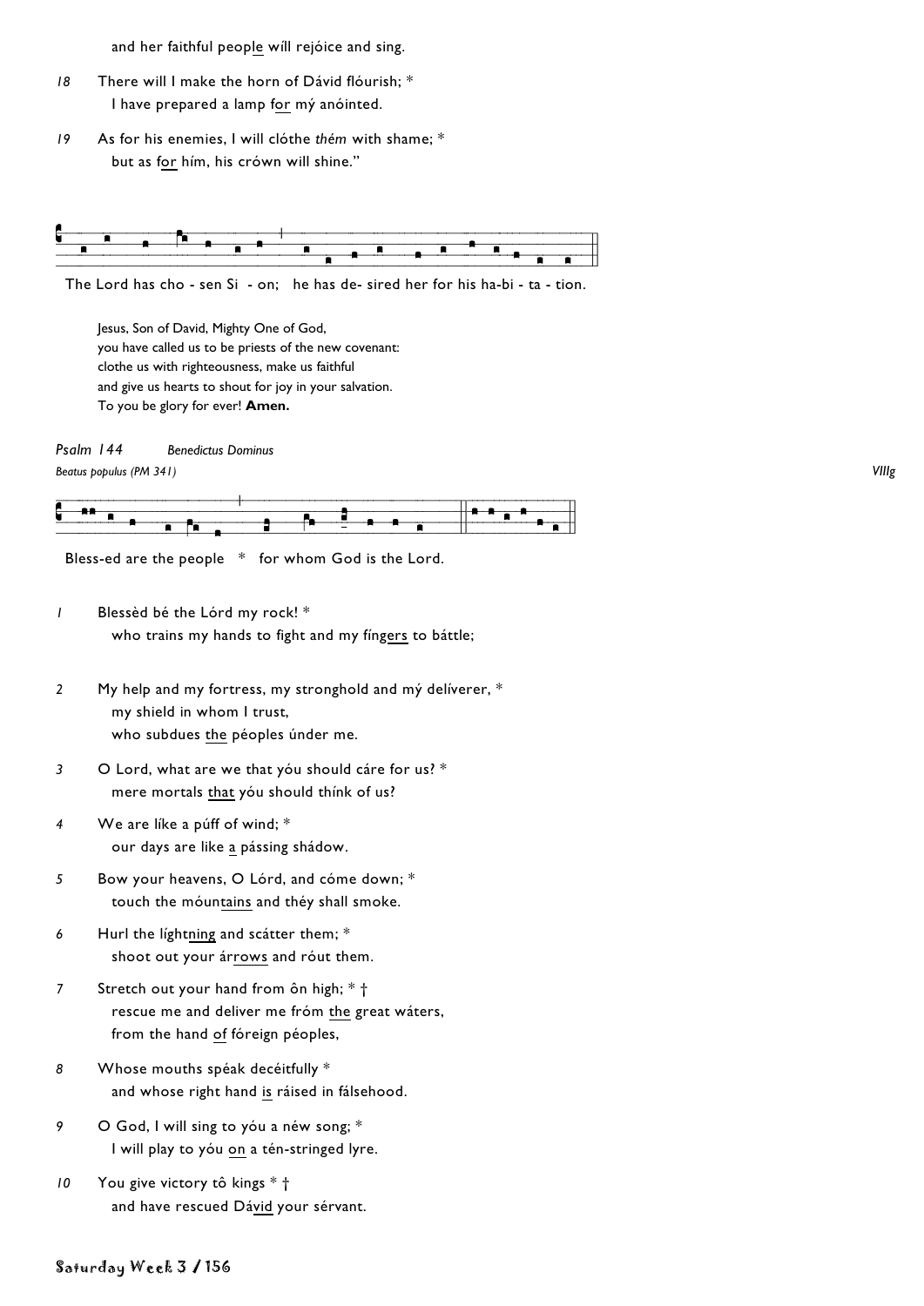and her faithful peop<u>le</u> wíll rejóice and sing.

*18* There will I make the horn of Dávid flóurish; *
I have prepared a lamp <u>for</u> mý anóinted.

*19* As for his enemies, I will clóthe *thém* with shame; *
but as <u>for</u> hím, his crówn will shine."

The Lord has cho - sen Si - on; he has de- sired her for his ha-bi - ta - tion.

Jesus, Son of David, Mighty One of God,
you have called us to be priests of the new covenant:
clothe us with righteousness, make us faithful
and give us hearts to shout for joy in your salvation.
To you be glory for ever! **Amen.**

*Psalm 144* *Benedictus Dominus*

*Beatus populus (PM 341)* *VIIIg*

Bless-ed are the people * for whom God is the Lord.

*1* Blessèd bé the Lórd my rock! *
who trains my hands to fight and my fín<u>gers</u> to báttle;

*2* My help and my fortress, my stronghold and mý delíverer, *
my shield in whom I trust,
who subdues <u>the</u> péoples únder me.

*3* O Lord, what are we that yóu should cáre for us? *
mere mortals <u>that</u> yóu should thínk of us?

*4* We are líke a púff of wind; *
our days are like <u>a</u> pássing shádow.

*5* Bow your heavens, O Lórd, and cóme down; *
touch the móun<u>tains</u> and théy shall smoke.

*6* Hurl the líght<u>ning</u> and scátter them; *
shoot out your ár<u>rows</u> and róut them.

*7* Stretch out your hand from ôn high; * †
rescue me and deliver me fróm <u>the</u> great wáters,
from the hand <u>of</u> fóreign péoples,

*8* Whose mouths spéak decéitfully *
and whose right hand <u>is</u> ráised in fálsehood.

*9* O God, I will sing to yóu a néw song; *
I will play to yóu <u>on</u> a tén-stringed lyre.

*10* You give victory tô kings * †
and have rescued Dá<u>vid</u> your sérvant.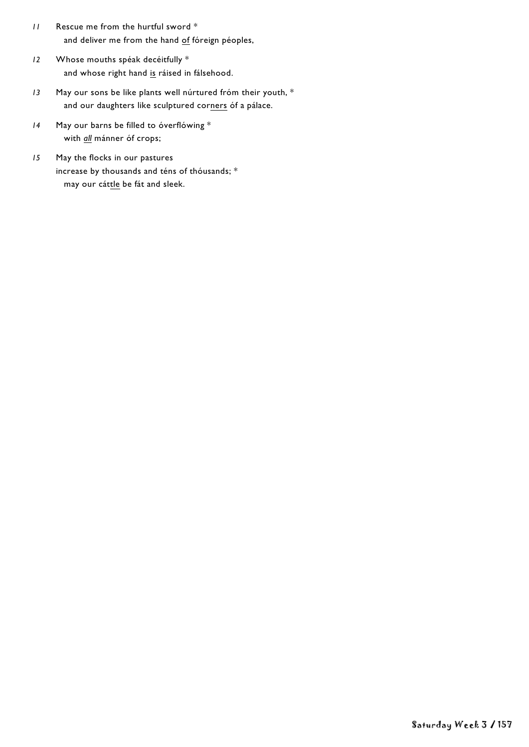*11* Rescue me from the hurtful sword *
  and deliver me from the hand <u>of</u> fóreign péoples,

*12* Whose mouths spéak decéitfully *
  and whose right hand <u>is</u> ráised in fálsehood.

*13* May our sons be like plants well núrtured fróm their youth, *
  and our daughters like sculptured cor<u>ners</u> óf a pálace.

*14* May our barns be filled to óverflówing *
  with <u>*all*</u> mánner óf crops;

*15* May the flocks in our pastures
increase by thousands and téns of thóusands; *
  may our cá<u>ttle</u> be fát and sleek.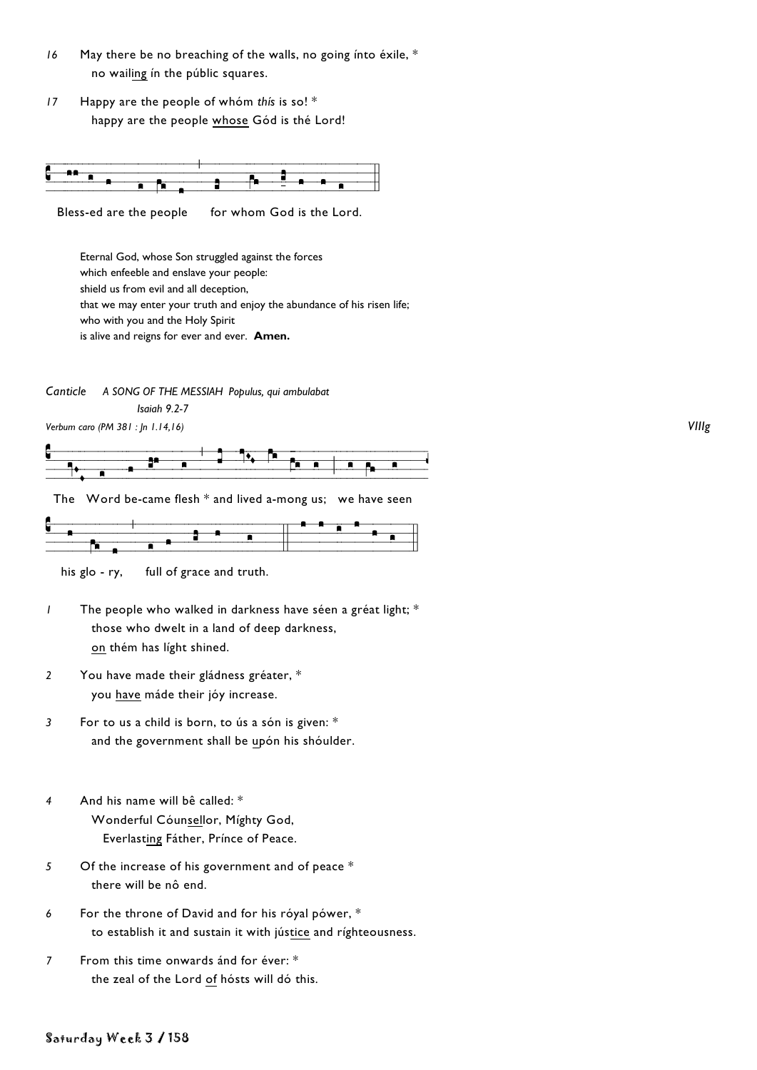*16* May there be no breaching of the walls, no going ínto éxile, *
no wailing ín the públic squares.

*17* Happy are the people of whóm *thís* is so! *
happy are the people whose Gód is thé Lord!

Bless-ed are the people for whom God is the Lord.

Eternal God, whose Son struggled against the forces
which enfeeble and enslave your people:
shield us from evil and all deception,
that we may enter your truth and enjoy the abundance of his risen life;
who with you and the Holy Spirit
is alive and reigns for ever and ever. **Amen.**

*Canticle A SONG OF THE MESSIAH Populus, qui ambulabat*
*Isaiah 9.2-7*

*Verbum caro (PM 381 : Jn 1.14,16)* *VIIIg*

The Word be-came flesh * and lived a-mong us; we have seen

his glo - ry, full of grace and truth.

*1* The people who walked in darkness have séen a gréat light; *
those who dwelt in a land of deep darkness,
on thém has líght shined.

*2* You have made their gládness gréater, *
you have máde their jóy increase.

*3* For to us a child is born, to ús a són is given: *
and the government shall be upón his shóulder.

*4* And his name will bê called: *
Wonderful Cóunsellor, Míghty God,
Everlasting Fáther, Prínce of Peace.

*5* Of the increase of his government and of peace *
there will be nô end.

*6* For the throne of David and for his róyal pówer, *
to establish it and sustain it with jústice and ríghteousness.

*7* From this time onwards ánd for éver: *
the zeal of the Lord of hósts will dó this.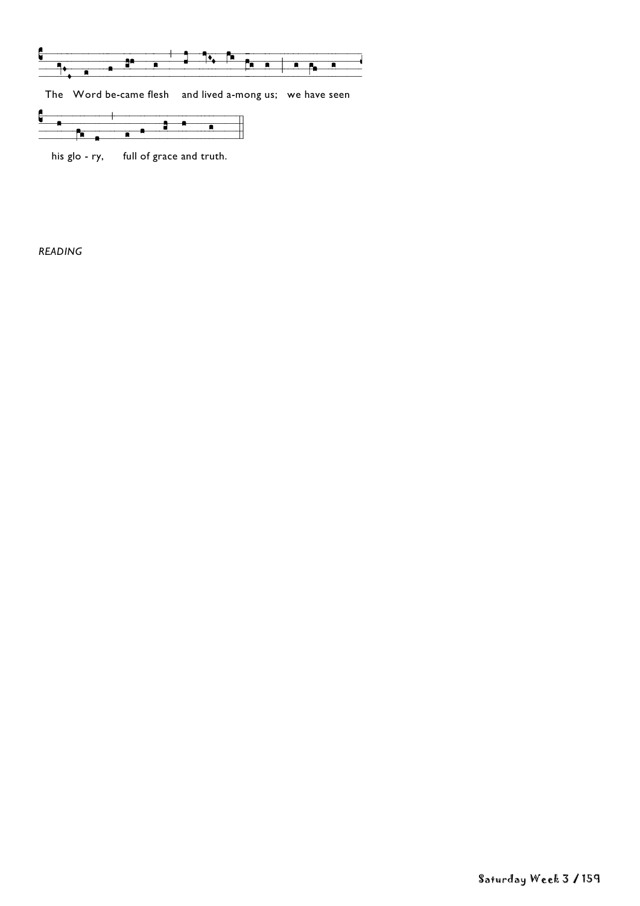The Word be-came flesh and lived a-mong us; we have seen

his glo - ry, full of grace and truth.

*READING*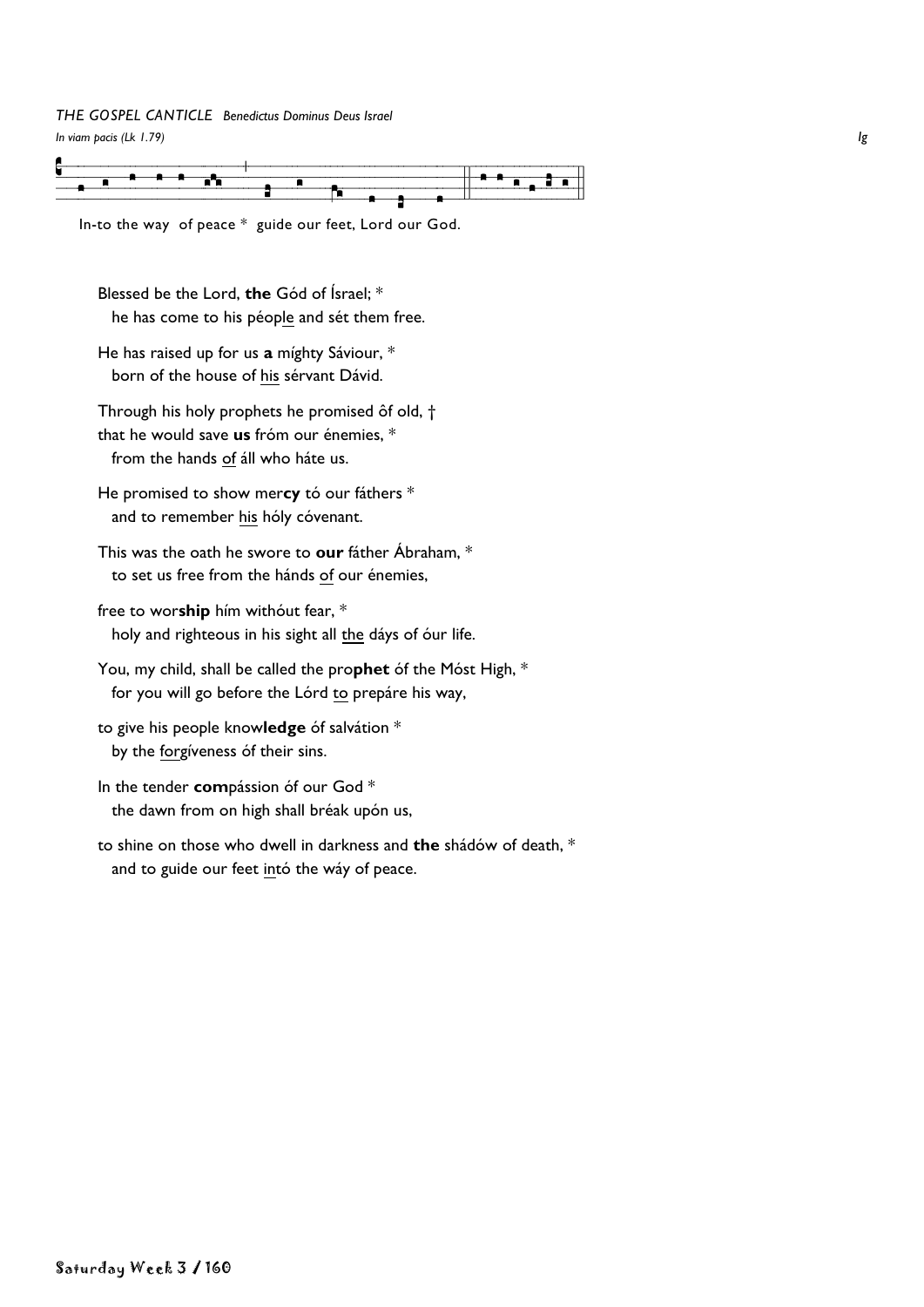*THE GOSPEL CANTICLE* *Benedictus Dominus Deus Israel*

*In viam pacis (Lk 1.79)* *Ig*

In-to the way of peace * guide our feet, Lord our God.

Blessed be the Lord, **the** Gód of Ísrael; *
he has come to his péople and sét them free.

He has raised up for us **a** míghty Sáviour, *
born of the house of his sérvant Dávid.

Through his holy prophets he promised ôf old, †
that he would save **us** fróm our énemies, *
from the hands of áll who háte us.

He promised to show mer**cy** tó our fáthers *
and to remember his hóly cóvenant.

This was the oath he swore to **our** fáther Ábraham, *
to set us free from the hánds of our énemies,

free to wor**ship** hím withóut fear, *
holy and righteous in his sight all the dáys of óur life.

You, my child, shall be called the pro**phet** óf the Móst High, *
for you will go before the Lórd to prepáre his way,

to give his people know**ledge** óf salvátion *
by the forgíveness óf their sins.

In the tender **com**pássion óf our God *
the dawn from on high shall bréak upón us,

to shine on those who dwell in darkness and **the** shádów of death, *
and to guide our feet intó the wáy of peace.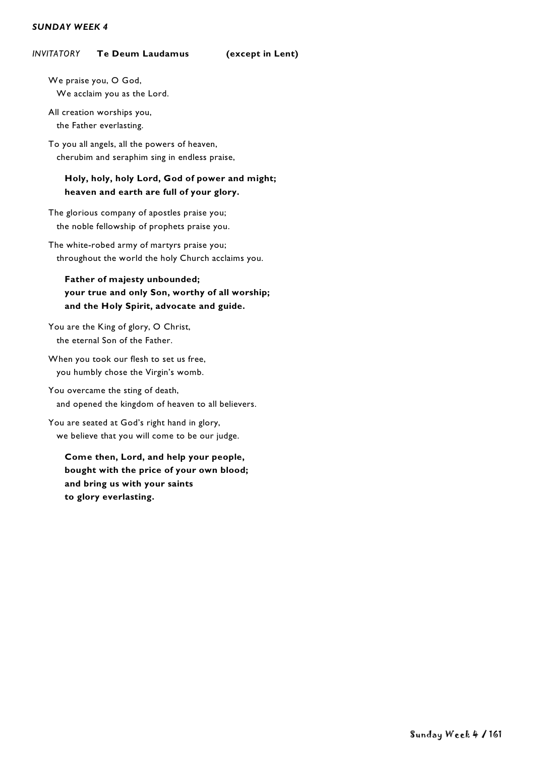*SUNDAY WEEK 4*

*INVITATORY* **Te Deum Laudamus** **(except in Lent)**

We praise you, O God,
We acclaim you as the Lord.

All creation worships you,
the Father everlasting.

To you all angels, all the powers of heaven,
cherubim and seraphim sing in endless praise,

**Holy, holy, holy Lord, God of power and might;**
**heaven and earth are full of your glory.**

The glorious company of apostles praise you;
the noble fellowship of prophets praise you.

The white-robed army of martyrs praise you;
throughout the world the holy Church acclaims you.

**Father of majesty unbounded;**
**your true and only Son, worthy of all worship;**
**and the Holy Spirit, advocate and guide.**

You are the King of glory, O Christ,
the eternal Son of the Father.

When you took our flesh to set us free,
you humbly chose the Virgin's womb.

You overcame the sting of death,
and opened the kingdom of heaven to all believers.

You are seated at God's right hand in glory,
we believe that you will come to be our judge.

**Come then, Lord, and help your people,**
**bought with the price of your own blood;**
**and bring us with your saints**
**to glory everlasting.**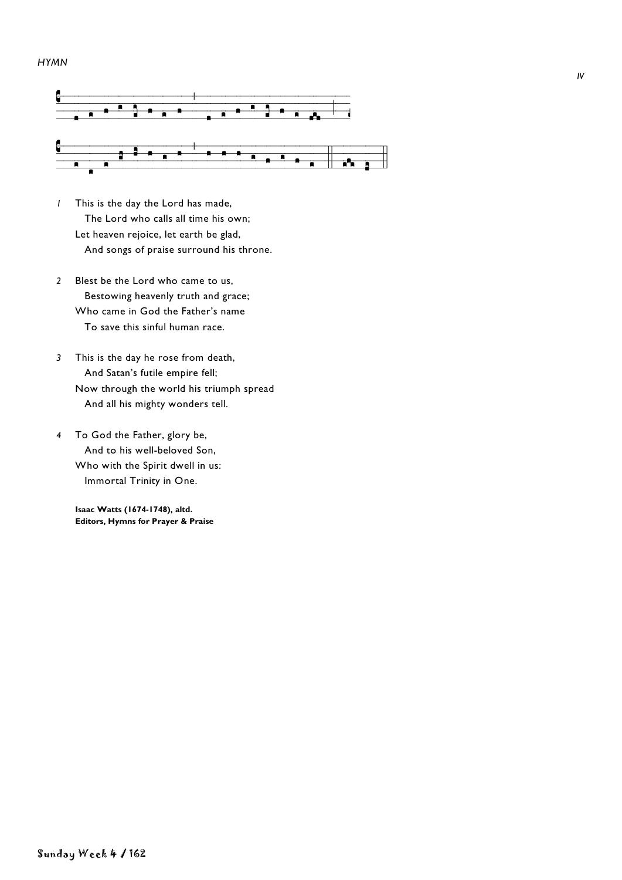*HYMN*

*IV*

1. This is the day the Lord has made,
   The Lord who calls all time his own;
   Let heaven rejoice, let earth be glad,
   And songs of praise surround his throne.

2. Blest be the Lord who came to us,
   Bestowing heavenly truth and grace;
   Who came in God the Father's name
   To save this sinful human race.

3. This is the day he rose from death,
   And Satan's futile empire fell;
   Now through the world his triumph spread
   And all his mighty wonders tell.

4. To God the Father, glory be,
   And to his well-beloved Son,
   Who with the Spirit dwell in us:
   Immortal Trinity in One.

**Isaac Watts (1674-1748), altd.**
**Editors, Hymns for Prayer & Praise**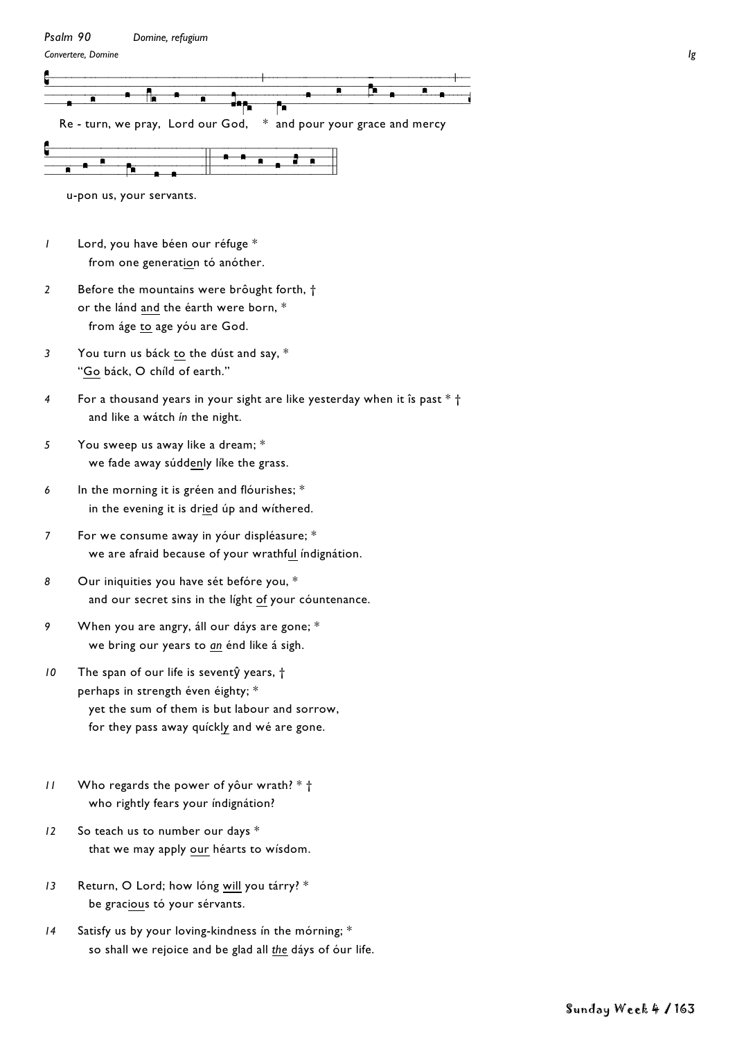*Psalm 90* *Domine, refugium*

*Convertere, Domine* *Ig*

Re - turn, we pray, Lord our God, * and pour your grace and mercy

u-pon us, your servants.

*1* Lord, you have béen our réfuge *
from one generat<u>ion</u> tó anóther.

*2* Before the mountains were brôught forth, †
or the lánd <u>and</u> the éarth were born, *
from áge <u>to</u> age yóu are God.

*3* You turn us báck <u>to</u> the dúst and say, *
"<u>Go</u> báck, O chíld of earth."

*4* For a thousand years in your sight are like yesterday when it îs past * †
and like a wátch *ín* the night.

*5* You sweep us away like a dream; *
we fade away súdd<u>en</u>ly líke the grass.

*6* In the morning it is gréen and flóurishes; *
in the evening it is dr<u>ied</u> úp and wíthered.

*7* For we consume away in yóur displéasure; *
we are afraid because of your wrathf<u>ul</u> índignátion.

*8* Our iniquities you have sét befóre you, *
and our secret sins in the líght <u>of</u> your cóuntenance.

*9* When you are angry, áll our dáys are gone; *
we bring our years to <u>*an*</u> énd like á sigh.

*10* The span of our life is seventŷ years, †
perhaps in strength éven éighty; *
yet the sum of them is but labour and sorrow,
for they pass away quíckl<u>y</u> and wé are gone.

*11* Who regards the power of yôur wrath? * †
who rightly fears your índignátion?

*12* So teach us to number our days *
that we may apply <u>our</u> héarts to wísdom.

*13* Return, O Lord; how lóng <u>will</u> you tárry? *
be grac<u>ious</u> tó your sérvants.

*14* Satisfy us by your loving-kindness ín the mórning; *
so shall we rejoice and be glad all <u>*the*</u> dáys of óur life.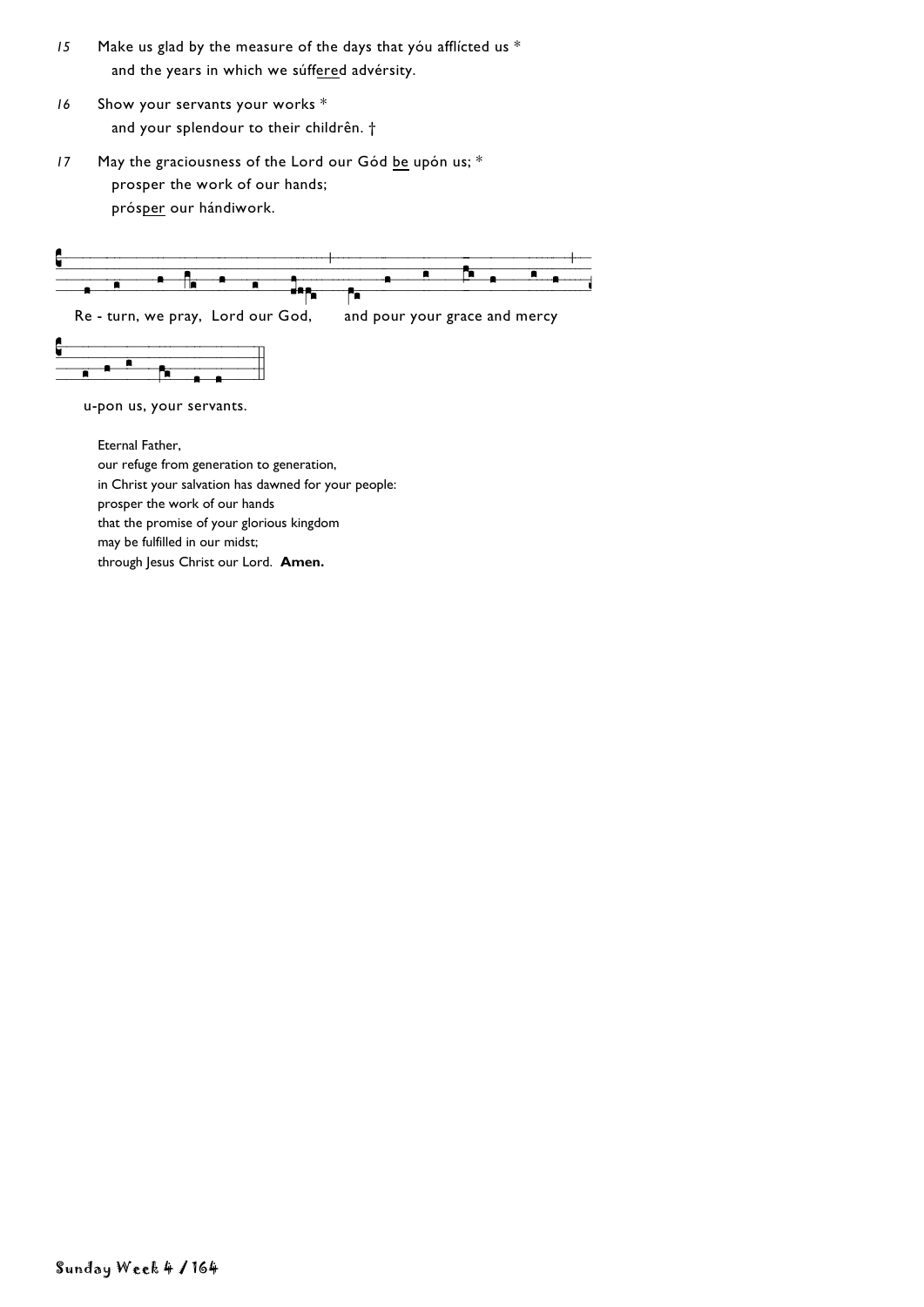*15* Make us glad by the measure of the days that yóu afflícted us *
  and the years in which we súff<u>ere</u>d advérsity.

*16* Show your servants your works *
  and your splendour to their childrên. †

*17* May the graciousness of the Lord our Gód <u>be</u> upón us; *
  prosper the work of our hands;
  prós<u>per</u> our hándiwork.

Re - turn, we pray, Lord our God, and pour your grace and mercy

u-pon us, your servants.

Eternal Father,
our refuge from generation to generation,
in Christ your salvation has dawned for your people:
prosper the work of our hands
that the promise of your glorious kingdom
may be fulfilled in our midst;
through Jesus Christ our Lord. **Amen.**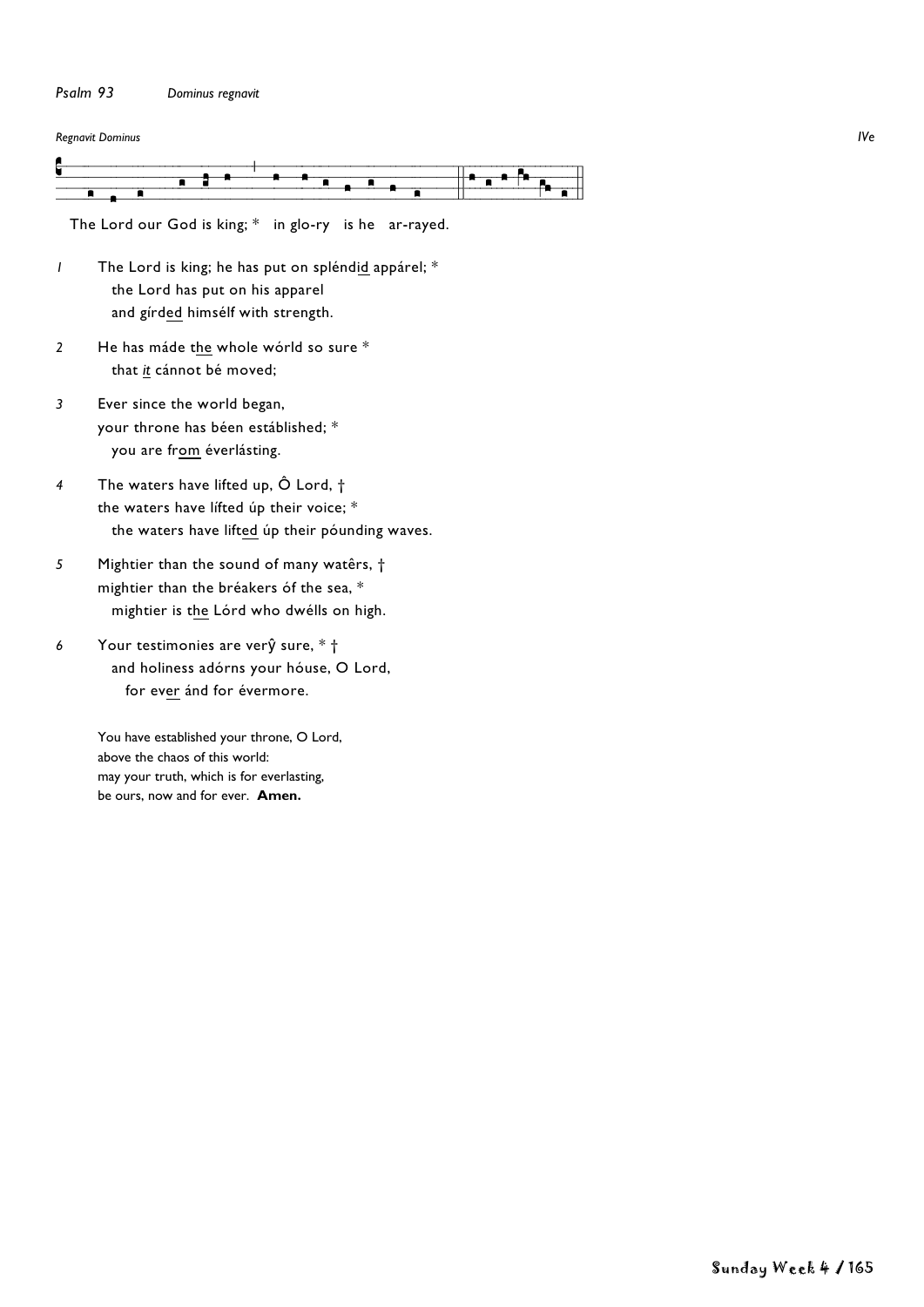*Psalm 93* *Dominus regnavit*

*Regnavit Dominus* *IVe*

The Lord our God is king; * in glo-ry is he ar-rayed.

*1* The Lord is king; he has put on spléndid appárel; *
the Lord has put on his apparel
and gírded himsélf with strength.

*2* He has máde the whole wórld so sure *
that *it* cánnot bé moved;

*3* Ever since the world began,
your throne has béen estáblished; *
you are from éverlásting.

*4* The waters have lifted up, Ô Lord, †
the waters have lífted úp their voice; *
the waters have lifted úp their póunding waves.

*5* Mightier than the sound of many watêrs, †
mightier than the bréakers óf the sea, *
mightier is the Lórd who dwélls on high.

*6* Your testimonies are verŷ sure, * †
and holiness adórns your hóuse, O Lord,
for ever ánd for évermore.

You have established your throne, O Lord,
above the chaos of this world:
may your truth, which is for everlasting,
be ours, now and for ever. **Amen.**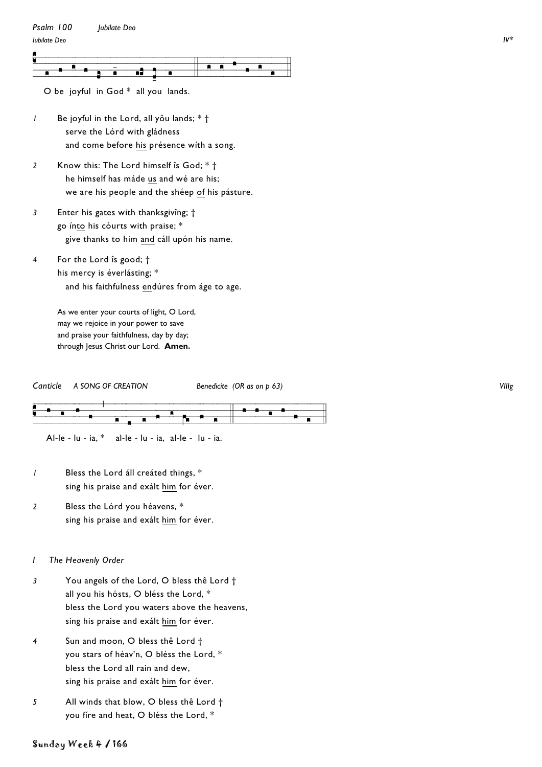*Psalm 100* *Jubilate Deo*

*Iubilate Deo* *IV**

O be joyful in God * all you lands.

*1* Be joyful in the Lord, all yôu lands; * †
serve the Lórd with gládness
and come before <u>his</u> présence wíth a song.

*2* Know this: The Lord himself îs God; * †
he himself has máde <u>us</u> and wé are his;
we are his people and the shéep <u>of</u> his pásture.

*3* Enter his gates with thanksgivîng; †
go ín<u>to</u> his cóurts with praise; *
give thanks to him <u>and</u> cáll upón his name.

*4* For the Lord îs good; †
his mercy is éverlásting; *
and his faithfulness <u>en</u>dúres from áge to age.

As we enter your courts of light, O Lord,
may we rejoice in your power to save
and praise your faithfulness, day by day;
through Jesus Christ our Lord. **Amen.**

*Canticle* *A SONG OF CREATION* *Benedicite (OR as on p 63)* *VIIIg*

Al-le - lu - ia, * al-le - lu - ia, al-le - lu - ia.

*1* Bless the Lord áll creáted things, *
sing his praise and exált <u>him</u> for éver.

*2* Bless the Lórd you héavens, *
sing his praise and exált <u>him</u> for éver.

*I* *The Heavenly Order*

*3* You angels of the Lord, O bless thê Lord †
all you his hósts, O bléss the Lord, *
bless the Lord you waters above the heavens,
sing his praise and exált <u>him</u> for éver.

*4* Sun and moon, O bless thê Lord †
you stars of héav'n, O bléss the Lord, *
bless the Lord all rain and dew,
sing his praise and exált <u>him</u> for éver.

*5* All winds that blow, O bless thê Lord †
you fíre and heat, O bléss the Lord, *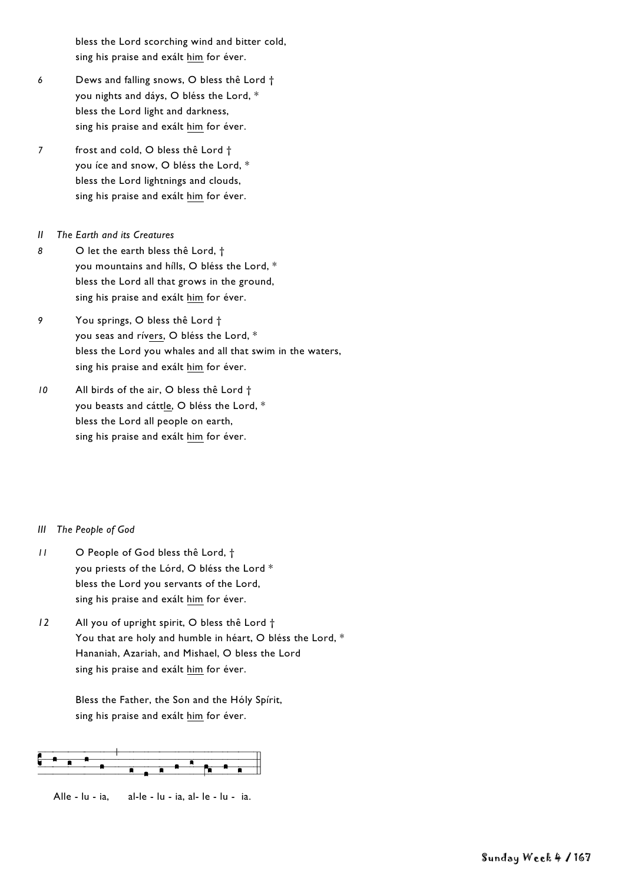bless the Lord scorching wind and bitter cold,
sing his praise and exált <u>him</u> for éver.

*6* Dews and falling snows, O bless thê Lord †
you nights and dáys, O bléss the Lord, *
bless the Lord light and darkness,
sing his praise and exált <u>him</u> for éver.

*7* frost and cold, O bless thê Lord †
you íce and snow, O bléss the Lord, *
bless the Lord lightnings and clouds,
sing his praise and exált <u>him</u> for éver.

*II The Earth and its Creatures*

*8* O let the earth bless thê Lord, †
you mountains and hílls, O bléss the Lord, *
bless the Lord all that grows in the ground,
sing his praise and exált <u>him</u> for éver.

*9* You springs, O bless thê Lord †
you seas and rív<u>ers</u>, O bléss the Lord, *
bless the Lord you whales and all that swim in the waters,
sing his praise and exált <u>him</u> for éver.

*10* All birds of the air, O bless thê Lord †
you beasts and cátt<u>le</u>, O bléss the Lord, *
bless the Lord all people on earth,
sing his praise and exált <u>him</u> for éver.

*III The People of God*

*11* O People of God bless thê Lord, †
you priests of the Lórd, O bléss the Lord *
bless the Lord you servants of the Lord,
sing his praise and exált <u>him</u> for éver.

*12* All you of upright spirit, O bless thê Lord †
You that are holy and humble in héart, O bléss the Lord, *
Hananiah, Azariah, and Mishael, O bless the Lord
sing his praise and exált <u>him</u> for éver.

Bless the Father, the Son and the Hóly Spírit,
sing his praise and exált <u>him</u> for éver.

Alle - lu - ia, al-le - lu - ia, al- le - lu - ia.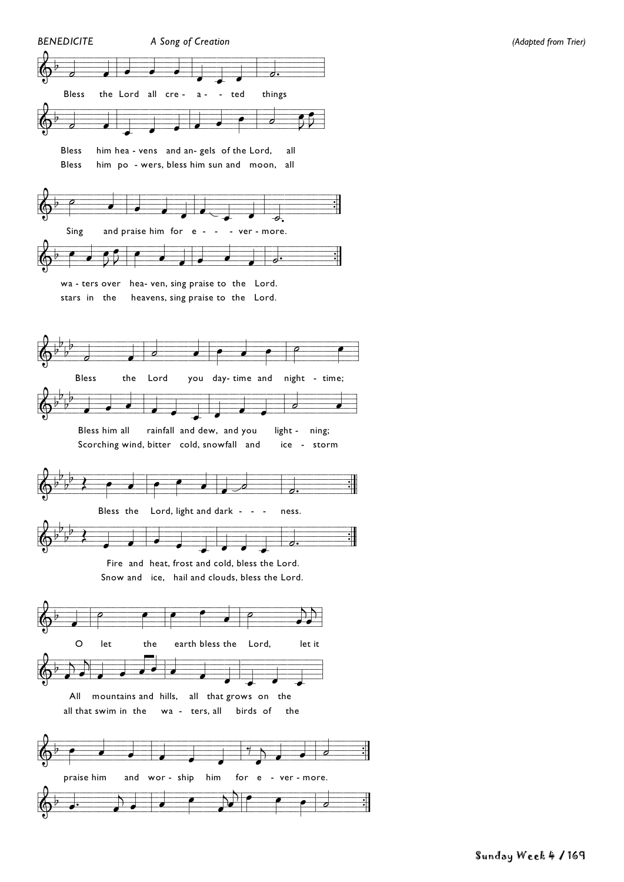*BENEDICITE* *A Song of Creation* *(Adapted from Trier)*

Bless the Lord all cre - a - - ted things

Bless him hea - vens and an- gels of the Lord, all
Bless him po - wers, bless him sun and moon, all

Sing and praise him for e - - - - ver - more.

wa - ters over hea- ven, sing praise to the Lord.
stars in the heavens, sing praise to the Lord.

Bless the Lord you day- time and night - time;

Bless him all rainfall and dew, and you light - ning;
Scorching wind, bitter cold, snowfall and ice - storm

Bless the Lord, light and dark - - - ness.

Fire and heat, frost and cold, bless the Lord.
Snow and ice, hail and clouds, bless the Lord.

O let the earth bless the Lord, let it

All mountains and hills, all that grows on the
all that swim in the wa - ters, all birds of the

praise him and wor - ship him for e - ver - more.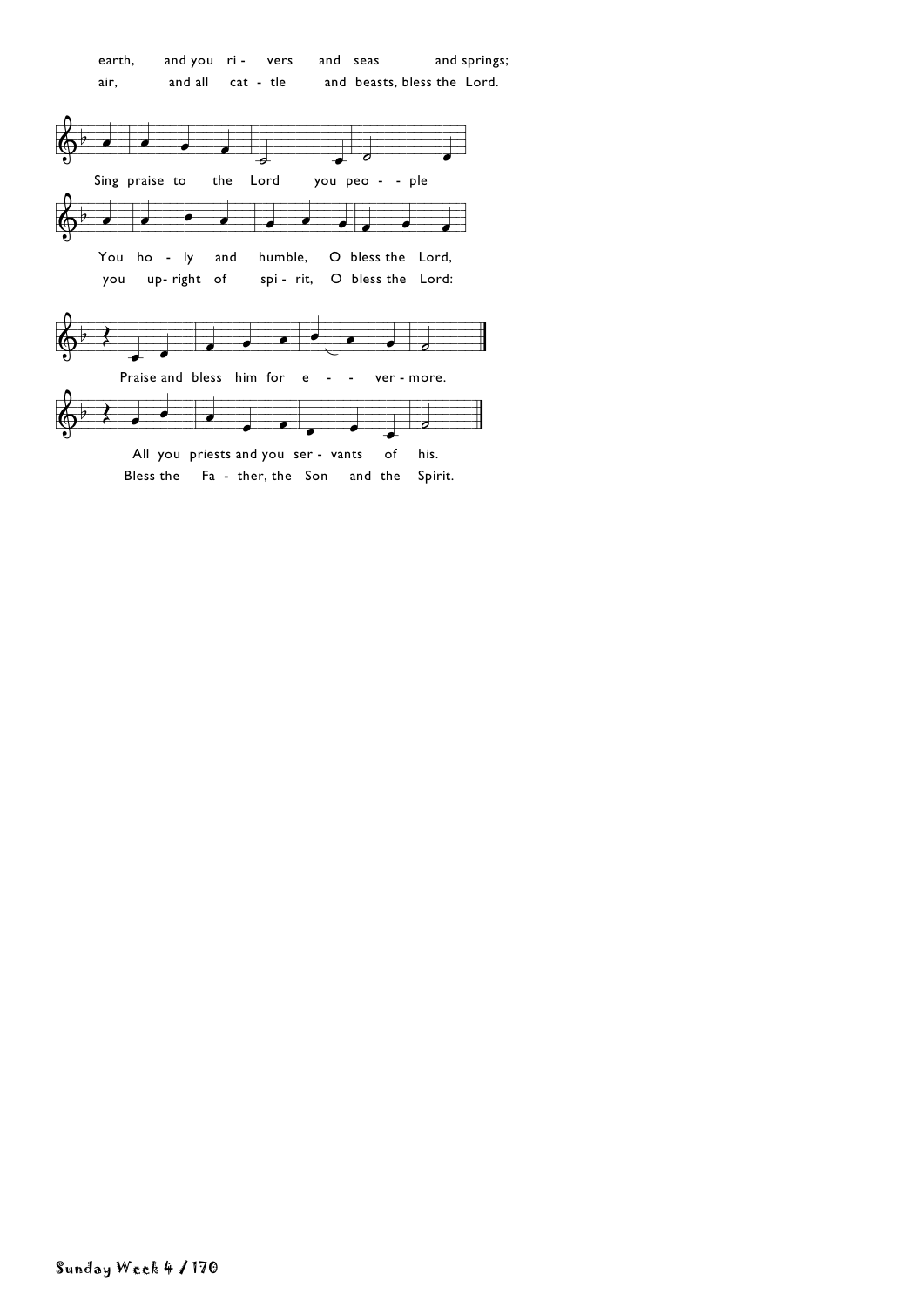earth, and you ri - vers and seas and springs;

air, and all cat - tle and beasts, bless the Lord.

Sing praise to the Lord you peo - - ple

You ho - ly and humble, O bless the Lord,

you up- right of spi - rit, O bless the Lord:

Praise and bless him for e - - ver - more.

All you priests and you ser - vants of his.

Bless the Fa - ther, the Son and the Spirit.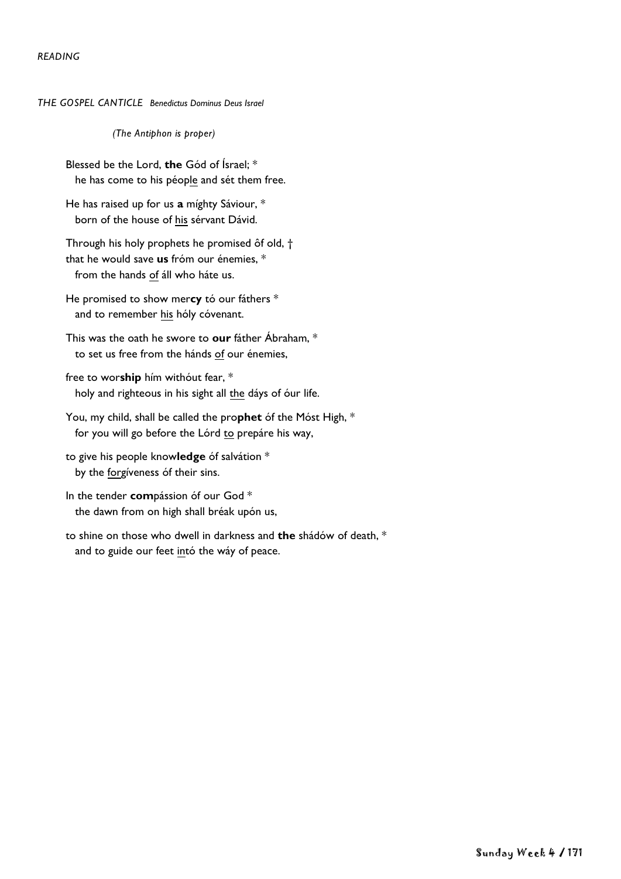*READING*

*THE GOSPEL CANTICLE   Benedictus Dominus Deus Israel*

*(The Antiphon is proper)*

Blessed be the Lord, **the** Gód of Ísrael; *
  he has come to his péop<u>le</u> and sét them free.

He has raised up for us **a** míghty Sáviour, *
  born of the house of <u>his</u> sérvant Dávid.

Through his holy prophets he promised ôf old, †
that he would save **us** fróm our énemies, *
  from the hands <u>of</u> áll who háte us.

He promised to show mer**cy** tó our fáthers *
  and to remember <u>his</u> hóly cóvenant.

This was the oath he swore to **our** fáther Ábraham, *
  to set us free from the hánds <u>of</u> our énemies,

free to wor**ship** hím withóut fear, *
  holy and righteous in his sight all <u>the</u> dáys of óur life.

You, my child, shall be called the pro**phet** óf the Móst High, *
  for you will go before the Lórd <u>to</u> prepáre his way,

to give his people know**ledge** óf salvátion *
  by the <u>forg</u>íveness óf their sins.

In the tender **com**pássion óf our God *
  the dawn from on high shall bréak upón us,

to shine on those who dwell in darkness and **the** shádów of death, *
  and to guide our feet <u>in</u>tó the wáy of peace.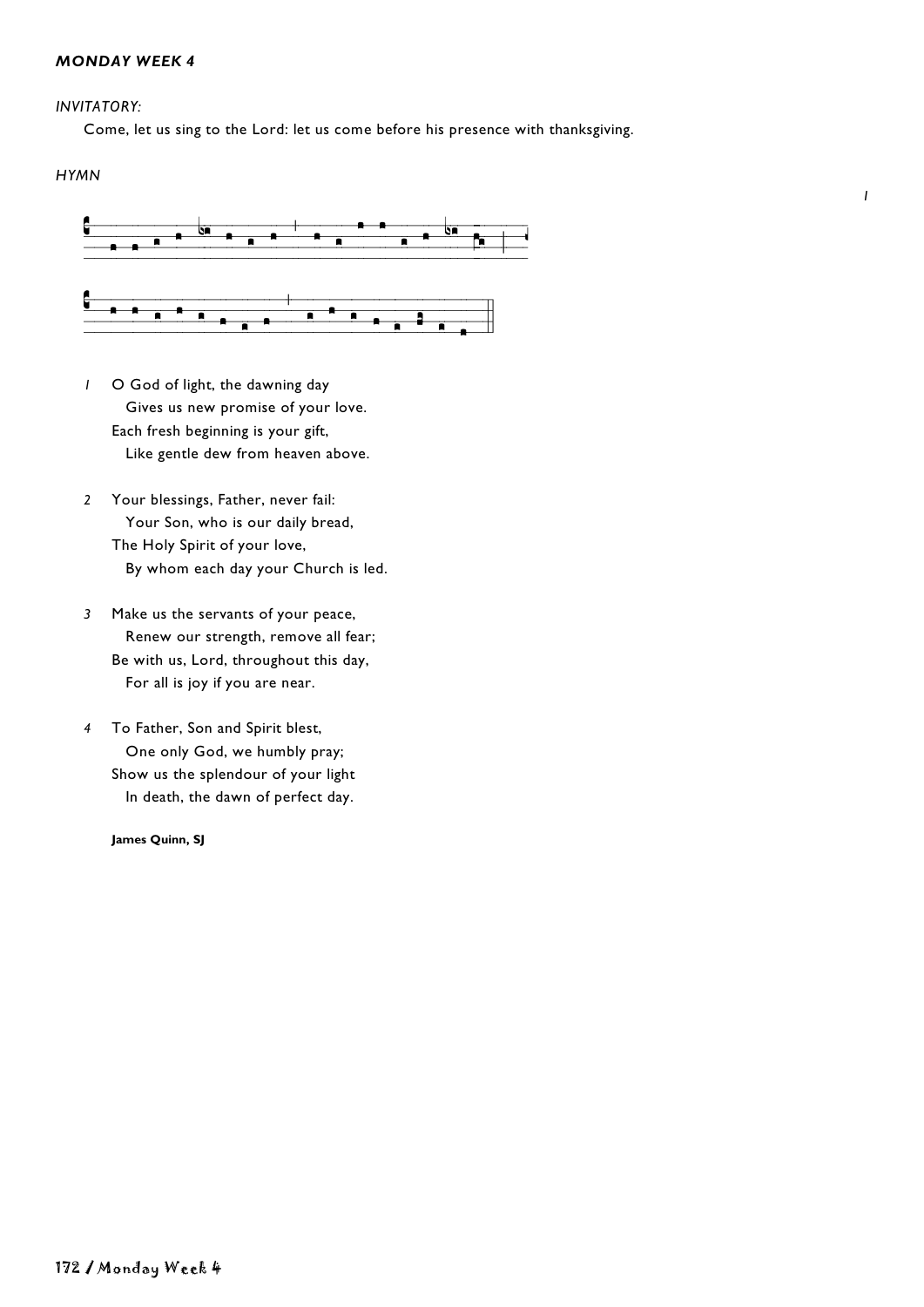### *MONDAY WEEK 4*

*INVITATORY:*

Come, let us sing to the Lord: let us come before his presence with thanksgiving.

*HYMN*

*I*

*1* O God of light, the dawning day
  Gives us new promise of your love.
Each fresh beginning is your gift,
  Like gentle dew from heaven above.

*2* Your blessings, Father, never fail:
  Your Son, who is our daily bread,
The Holy Spirit of your love,
  By whom each day your Church is led.

*3* Make us the servants of your peace,
  Renew our strength, remove all fear;
Be with us, Lord, throughout this day,
  For all is joy if you are near.

*4* To Father, Son and Spirit blest,
  One only God, we humbly pray;
Show us the splendour of your light
  In death, the dawn of perfect day.

**James Quinn, SJ**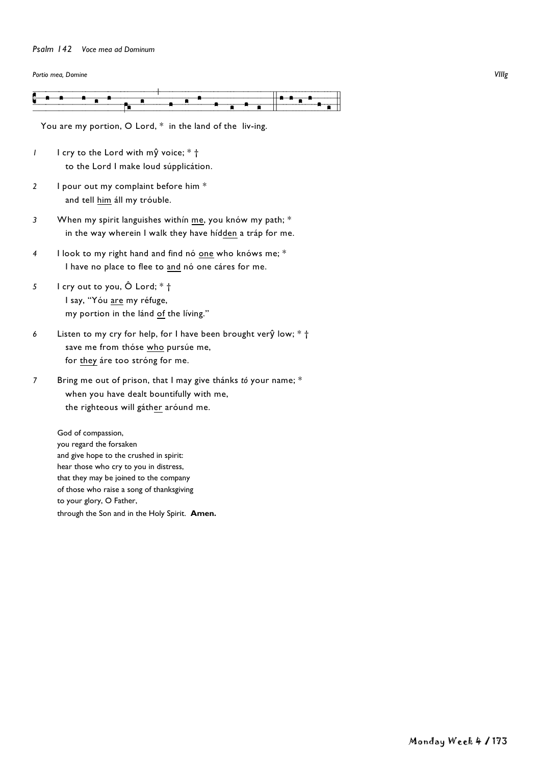*Psalm 142 Voce mea ad Dominum*

*Portio mea, Domine* *VIIIg*

You are my portion, O Lord, * in the land of the liv-ing.

1 I cry to the Lord with mŷ voice; * †
to the Lord I make loud súpplicátion.

2 I pour out my complaint before him *
and tell <u>him</u> áll my tróuble.

3 When my spirit languishes withín <u>me</u>, you knów my path; *
in the way wherein I walk they have híd<u>den</u> a tráp for me.

4 I look to my right hand and find nó <u>one</u> who knóws me; *
I have no place to flee to <u>and</u> nó one cáres for me.

5 I cry out to you, Ô Lord; * †
I say, "Yóu <u>are</u> my réfuge,
my portion in the lánd <u>of</u> the líving."

6 Listen to my cry for help, for I have been brought verŷ low; * †
save me from thóse <u>who</u> pursúe me,
for <u>they</u> áre too stróng for me.

7 Bring me out of prison, that I may give thánks *tó* your name; *
when you have dealt bountifully with me,
the righteous will gáth<u>er</u> aróund me.

God of compassion,
you regard the forsaken
and give hope to the crushed in spirit:
hear those who cry to you in distress,
that they may be joined to the company
of those who raise a song of thanksgiving
to your glory, O Father,
through the Son and in the Holy Spirit. **Amen.**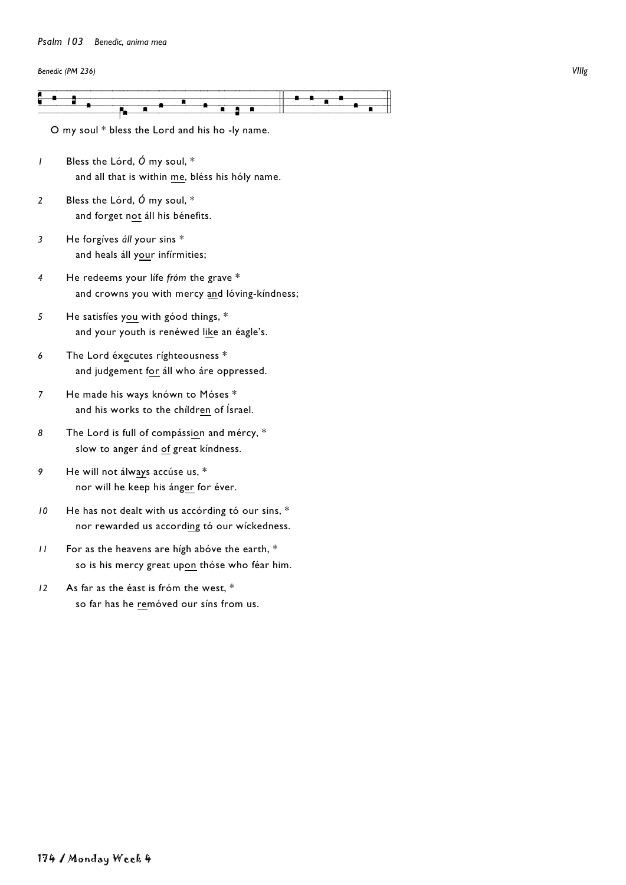*Psalm 103   Benedic, anima mea*

*Benedic (PM 236)* *VIIIg*

O my soul * bless the Lord and his ho -ly name.

*1* Bless the Lórd, *Ó* my soul, *
  and all that is within me, bléss his hóly name.

*2* Bless the Lórd, *Ó* my soul, *
  and forget not áll his bénefits.

*3* He forgíves *áll* your sins *
  and heals áll your infírmities;

*4* He redeems your lífe *fróm* the grave *
  and crowns you with mercy and lóving-kíndness;

*5* He satisfíes you with góod things, *
  and your youth is renéwed like an éagle's.

*6* The Lord éxecutes ríghteousness *
  and judgement for áll who áre oppressed.

*7* He made his ways knówn to Móses *
  and his works to the chíldren of Ísrael.

*8* The Lord is full of compássion and mércy, *
  slow to anger ánd of great kíndness.

*9* He will not álways accúse us, *
  nor will he keep his ánger for éver.

*10* He has not dealt with us accórding tó our sins, *
  nor rewarded us according tó our wíckedness.

*11* For as the heavens are hígh abóve the earth, *
  so is his mercy great upon thóse who féar him.

*12* As far as the éast is fróm the west, *
  so far has he remóved our síns from us.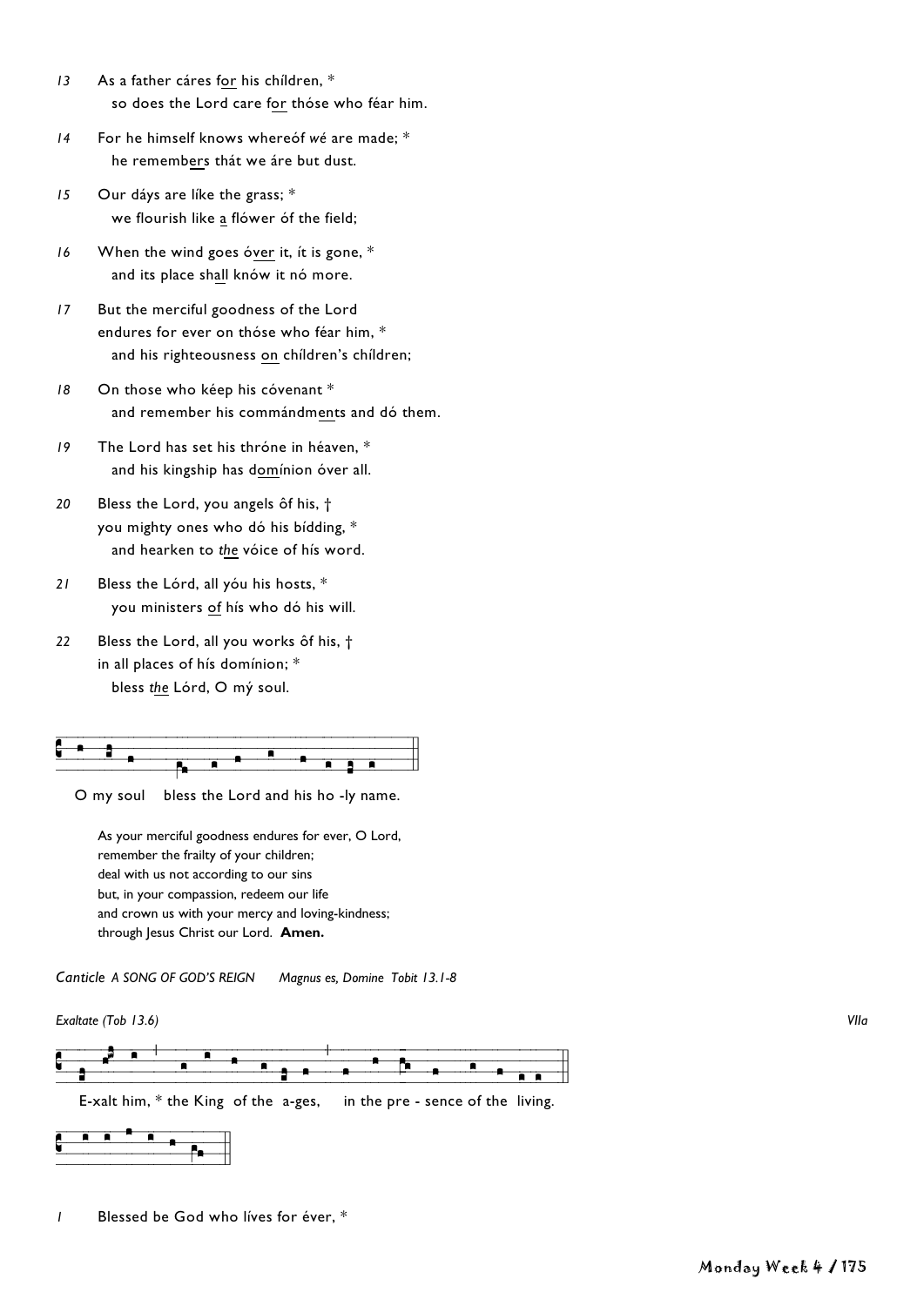13 As a father cáres f<u>or</u> his chíldren, *
so does the Lord care f<u>or</u> thóse who féar him.

14 For he himself knows whereóf *wé* are made; *
he rememb<u>ers</u> thát we áre but dust.

15 Our dáys are líke the grass; *
we flourish like <u>a</u> flówer óf the field;

16 When the wind goes ó<u>ver</u> it, ít is gone, *
and its place sh<u>all</u> knów it nó more.

17 But the merciful goodness of the Lord
endures for ever on thóse who féar him, *
and his righteousness <u>on</u> chíldren's chíldren;

18 On those who kéep his cóvenant *
and remember his commándm<u>ents</u> and dó them.

19 The Lord has set his thróne in héaven, *
and his kingship has d<u>om</u>ínion óver all.

20 Bless the Lord, you angels ôf his, †
you mighty ones who dó his bídding, *
and hearken to *<u>the</u>* vóice of hís word.

21 Bless the Lórd, all yóu his hosts, *
you ministers <u>of</u> hís who dó his will.

22 Bless the Lord, all you works ôf his, †
in all places of hís domínion; *
bless *<u>the</u>* Lórd, O mý soul.

O my soul bless the Lord and his ho -ly name.

As your merciful goodness endures for ever, O Lord,
remember the frailty of your children;
deal with us not according to our sins
but, in your compassion, redeem our life
and crown us with your mercy and loving-kindness;
through Jesus Christ our Lord. **Amen.**

*Canticle A SONG OF GOD'S REIGN* *Magnus es, Domine Tobit 13.1-8*

*Exaltate (Tob 13.6)* *VIIa*

E-xalt him, * the King of the a-ges, in the pre - sence of the living.

1 Blessed be God who líves for éver, *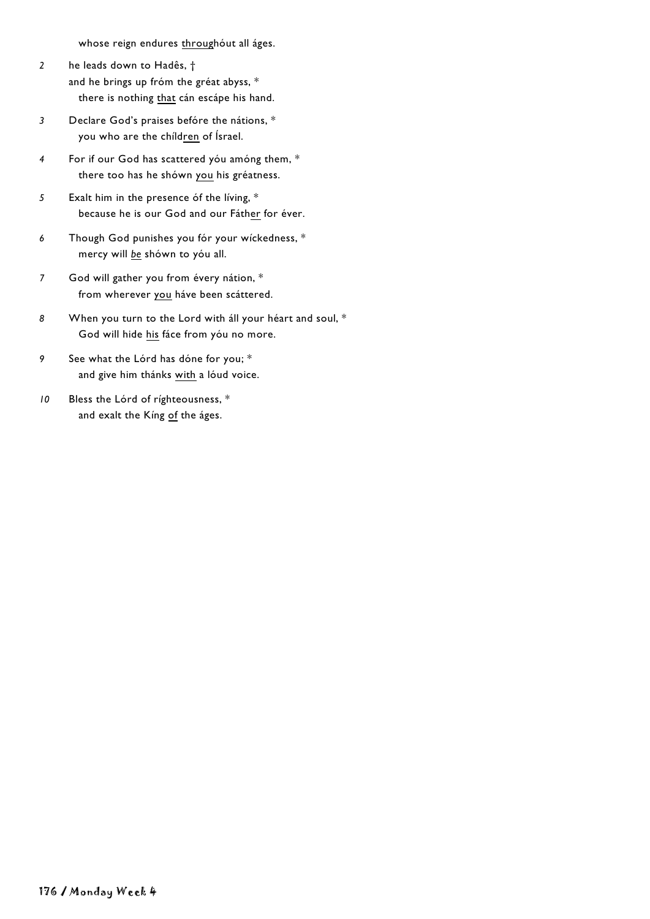whose reign endures <u>throug</u>hóut all áges.

2 he leads down to Hadês, †
and he brings up fróm the gréat abyss, *
there is nothing <u>that</u> cán escápe his hand.

3 Declare God's praises befóre the nátions, *
you who are the chíl<u>dren</u> of Ísrael.

4 For if our God has scattered yóu amóng them, *
there too has he shówn <u>you</u> his gréatness.

5 Exalt him in the presence óf the líving, *
because he is our God and our Fáth<u>er</u> for éver.

6 Though God punishes you fór your wíckedness, *
mercy will <u>*be*</u> shówn to yóu all.

7 God will gather you from évery nátion, *
from wherever <u>you</u> háve been scáttered.

8 When you turn to the Lord with áll your héart and soul, *
God will hide <u>his</u> fáce from yóu no more.

9 See what the Lórd has dóne for you; *
and give him thánks <u>with</u> a lóud voice.

10 Bless the Lórd of ríghteousness, *
and exalt the Kíng <u>of</u> the áges.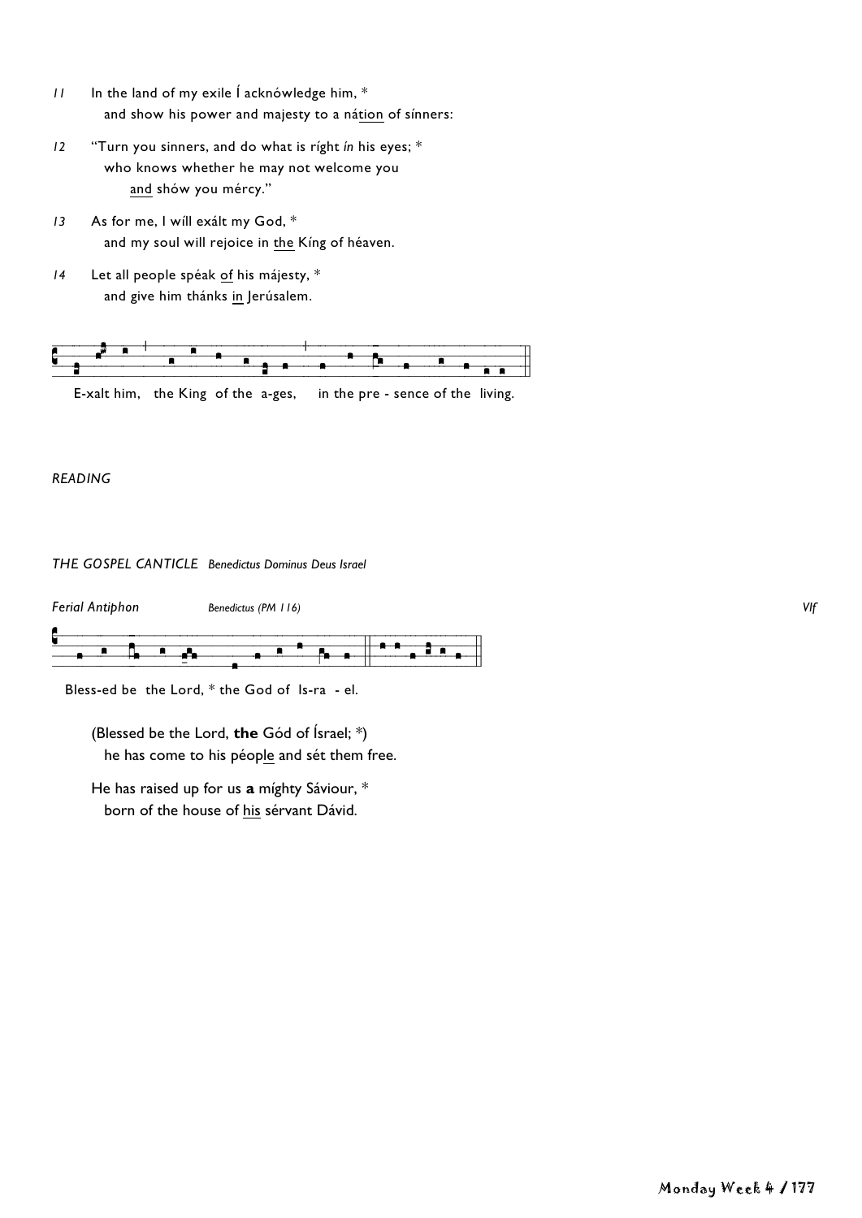*11* In the land of my exile Í acknówledge him, *
  and show his power and majesty to a nát<u>ion</u> of sínners:

*12* "Turn you sinners, and do what is ríght *ín* his eyes; *
  who knows whether he may not welcome you
    <u>and</u> shów you mércy."

*13* As for me, I wíll exált my God, *
  and my soul will rejoice in <u>the</u> Kíng of héaven.

*14* Let all people spéak <u>of</u> his májesty, *
  and give him thánks <u>in</u> Jerúsalem.

E-xalt him, the King of the a-ges, in the pre - sence of the living.

*READING*

*THE GOSPEL CANTICLE Benedictus Dominus Deus Israel*

*Ferial Antiphon* *Benedictus (PM 116)* *VIf*

Bless-ed be the Lord, * the God of Is-ra - el.

(Blessed be the Lord, **the** Gód of Ísrael; *)
  he has come to his péop<u>le</u> and sét them free.

He has raised up for us **a** míghty Sáviour, *
  born of the house of <u>his</u> sérvant Dávid.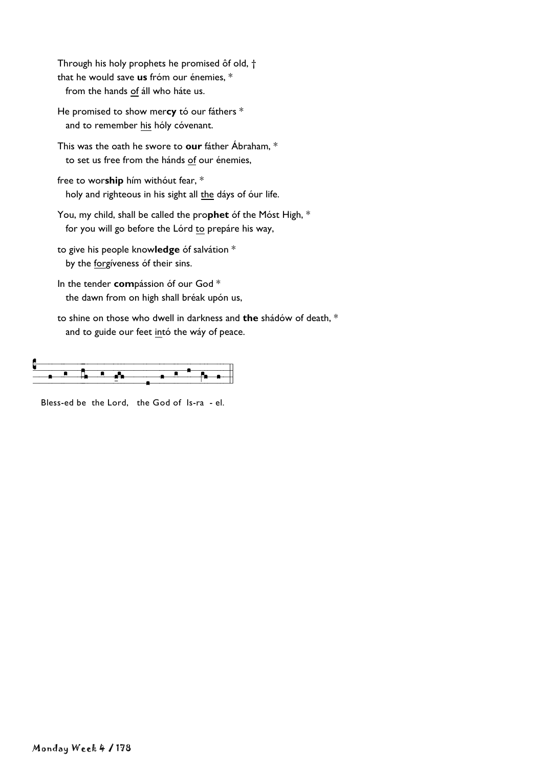Through his holy prophets he promised ôf old, †
that he would save **us** fróm our énemies, *
  from the hands <u>of</u> áll who háte us.

He promised to show mer**cy** tó our fáthers *
  and to remember <u>his</u> hóly cóvenant.

This was the oath he swore to **our** fáther Ábraham, *
  to set us free from the hánds <u>of</u> our énemies,

free to wor**ship** hím withóut fear, *
  holy and righteous in his sight all <u>the</u> dáys of óur life.

You, my child, shall be called the pro**phet** óf the Móst High, *
  for you will go before the Lórd <u>to</u> prepáre his way,

to give his people know**ledge** óf salvátion *
  by the <u>forg</u>íveness óf their sins.

In the tender **com**pássion óf our God *
  the dawn from on high shall bréak upón us,

to shine on those who dwell in darkness and **the** shádów of death, *
  and to guide our feet <u>in</u>tó the wáy of peace.

Bless-ed be the Lord, the God of Is-ra - el.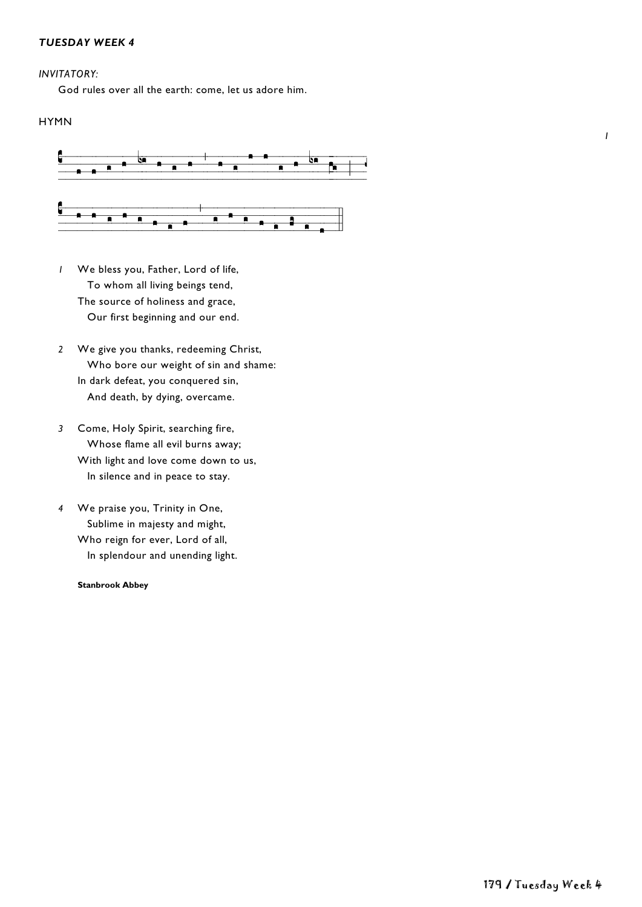***TUESDAY WEEK 4***

*INVITATORY:*

God rules over all the earth: come, let us adore him.

HYMN

*1* We bless you, Father, Lord of life,
To whom all living beings tend,
The source of holiness and grace,
Our first beginning and our end.

*2* We give you thanks, redeeming Christ,
Who bore our weight of sin and shame:
In dark defeat, you conquered sin,
And death, by dying, overcame.

*3* Come, Holy Spirit, searching fire,
Whose flame all evil burns away;
With light and love come down to us,
In silence and in peace to stay.

*4* We praise you, Trinity in One,
Sublime in majesty and might,
Who reign for ever, Lord of all,
In splendour and unending light.

**Stanbrook Abbey**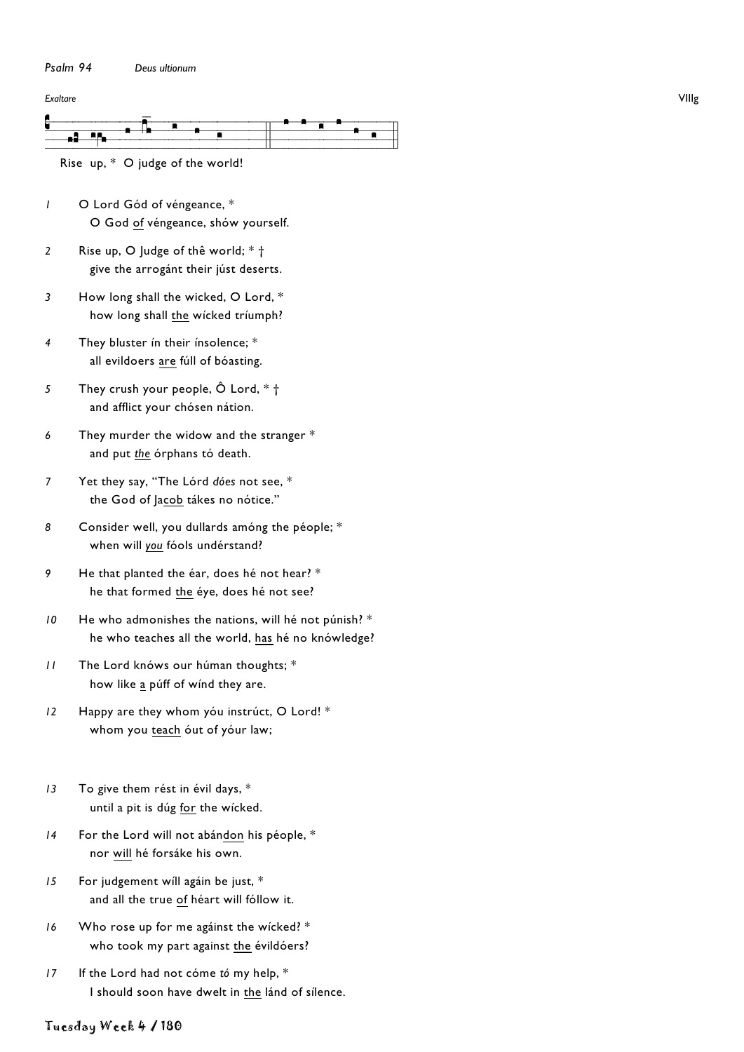*Psalm 94* *Deus ultionum*

*Exaltare* VIIIg

Rise up, * O judge of the world!

*1* O Lord Gód of véngeance, *
O God <u>of</u> véngeance, shów yourself.

*2* Rise up, O Judge of thê world; * †
give the arrogánt their júst deserts.

*3* How long shall the wicked, O Lord, *
how long shall <u>the</u> wícked tríumph?

*4* They bluster ín their ínsolence; *
all evildoers <u>are</u> fúll of bóasting.

*5* They crush your people, Ô Lord, * †
and afflict your chósen nátion.

*6* They murder the widow and the stranger *
and put <u>*the*</u> órphans tó death.

*7* Yet they say, "The Lórd *dóes* not see, *
the God of <u>Jacob</u> tákes no nótice."

*8* Consider well, you dullards amóng the péople; *
when will <u>*you*</u> fóols undérstand?

*9* He that planted the éar, does hé not hear? *
he that formed <u>the</u> éye, does hé not see?

*10* He who admonishes the nations, will hé not púnish? *
he who teaches all the world, <u>has</u> hé no knówledge?

*11* The Lord knóws our húman thoughts; *
how like <u>a</u> púff of wínd they are.

*12* Happy are they whom yóu instrúct, O Lord! *
whom you <u>teach</u> óut of yóur law;

*13* To give them rést in évil days, *
until a pit is dúg <u>for</u> the wícked.

*14* For the Lord will not abán<u>don</u> his péople, *
nor <u>will</u> hé forsáke his own.

*15* For judgement wíll agáin be just, *
and all the true <u>of</u> héart will fóllow it.

*16* Who rose up for me agáinst the wícked? *
who took my part against <u>the</u> évildóers?

*17* If the Lord had not cóme *tó* my help, *
I should soon have dwelt in <u>the</u> lánd of sílence.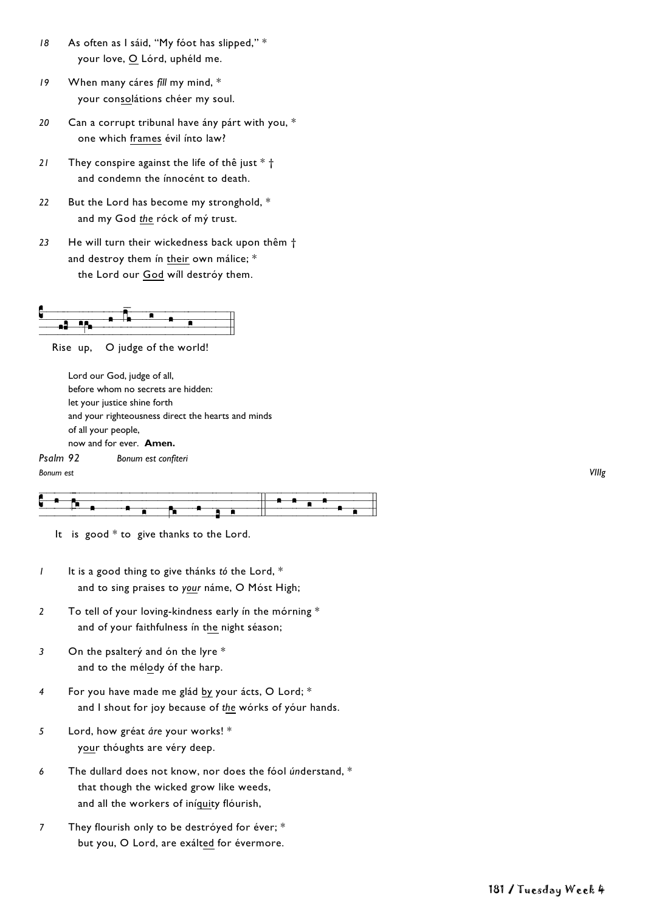18 As often as I sáid, "My fóot has slipped," *
 your love, O Lórd, upphéld me.

19 When many cáres *fill* my mind, *
 your consolátions chéer my soul.

20 Can a corrupt tribunal have ány párt with you, *
 one which frames évil ínto law?

21 They conspire against the life of thê just * †
 and condemn the ínnocént to death.

22 But the Lord has become my stronghold, *
 and my God *the* róck of mý trust.

23 He will turn their wickedness back upon thêm †
 and destroy them ín their own málice; *
 the Lord our God wíll destróy them.

Rise up, O judge of the world!

Lord our God, judge of all,
before whom no secrets are hidden:
let your justice shine forth
and your righteousness direct the hearts and minds
of all your people,
now and for ever. **Amen.**

*Psalm 92* *Bonum est confiteri*

*Bonum est* *VIIIg*

It is good * to give thanks to the Lord.

1 It is a good thing to give thánks *tó* the Lord, *
 and to sing praises to *your* náme, O Móst High;

2 To tell of your loving-kindness early ín the mórning *
 and of your faithfulness ín the night séason;

3 On the psalterý and ón the lyre *
 and to the mélody óf the harp.

4 For you have made me glád by your ácts, O Lord; *
 and I shout for joy because of *the* wórks of yóur hands.

5 Lord, how gréat *áre* your works! *
 your thóughts are véry deep.

6 The dullard does not know, nor does the fóol *ú*nderstand, *
 that though the wicked grow like weeds,
 and all the workers of iníquity flóurish,

7 They flourish only to be destróyed for éver; *
 but you, O Lord, are exálted for évermore.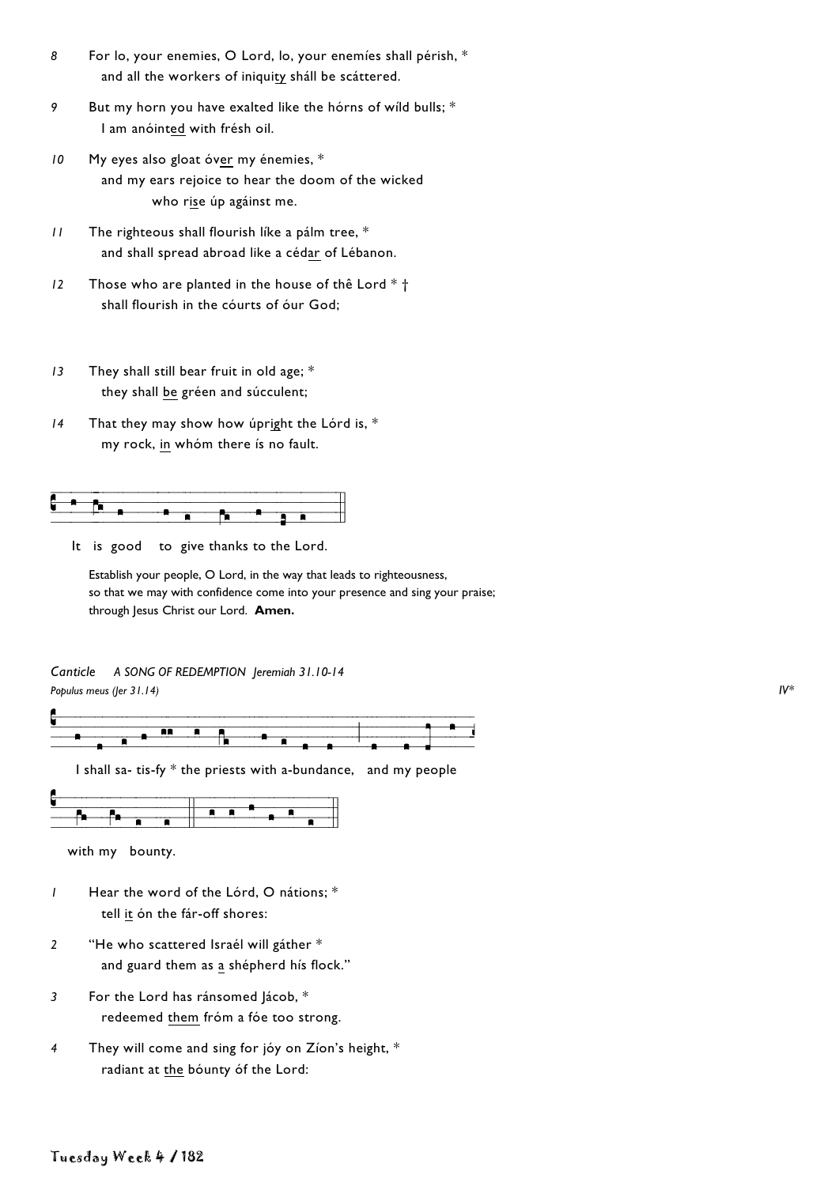*8* For lo, your enemies, O Lord, lo, your enemíes shall pérish, *
   and all the workers of iniquity sháll be scáttered.

*9* But my horn you have exalted like the hórns of wíld bulls; *
   I am anóinted with frésh oil.

*10* My eyes also gloat óver my énemies, *
   and my ears rejoice to hear the doom of the wicked
      who rise úp agáinst me.

*11* The righteous shall flourish líke a pálm tree, *
   and shall spread abroad like a cédar of Lébanon.

*12* Those who are planted in the house of thê Lord * †
   shall flourish in the cóurts of óur God;

*13* They shall still bear fruit in old age; *
   they shall be gréen and súcculent;

*14* That they may show how úpright the Lórd is, *
   my rock, in whóm there ís no fault.

It is good to give thanks to the Lord.

Establish your people, O Lord, in the way that leads to righteousness,
so that we may with confidence come into your presence and sing your praise;
through Jesus Christ our Lord. **Amen.**

*Canticle* *A SONG OF REDEMPTION Jeremiah 31.10-14*

*Populus meus (Jer 31.14)* *IV**

I shall sa- tis-fy * the priests with a-bundance, and my people with my bounty.

*1* Hear the word of the Lórd, O nátions; *
   tell it ón the fár-off shores:

*2* "He who scattered Israél will gáther *
   and guard them as a shépherd hís flock."

*3* For the Lord has ránsomed Jácob, *
   redeemed them fróm a fóe too strong.

*4* They will come and sing for jóy on Zíon's height, *
   radiant at the bóunty óf the Lord: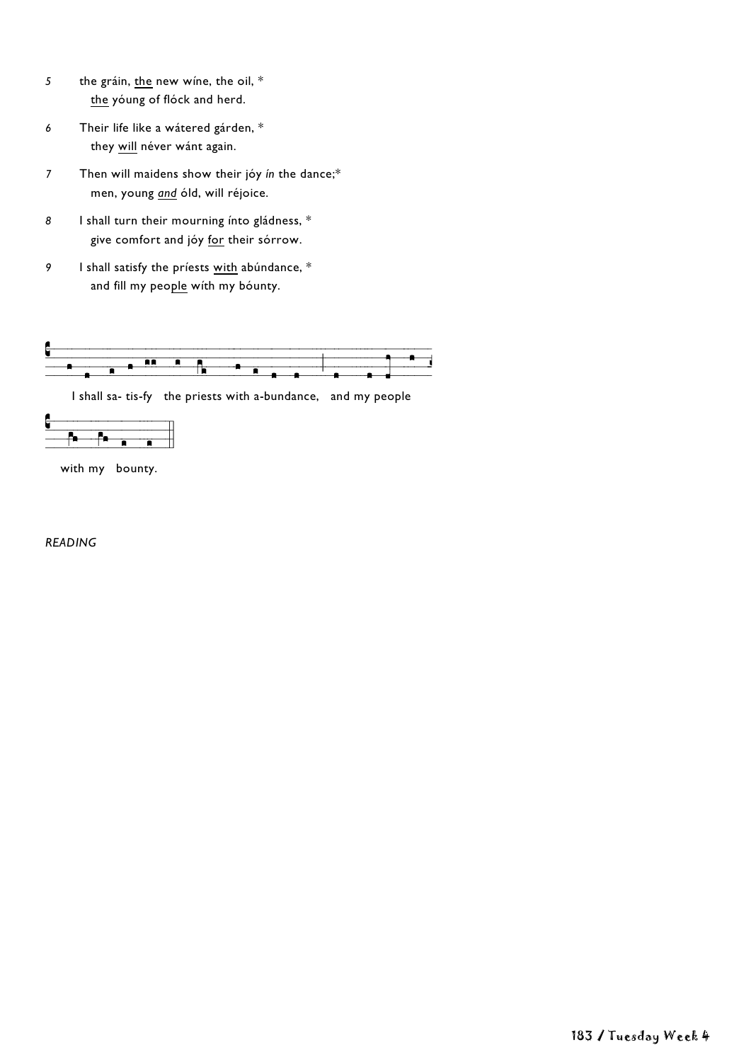5 the gráin, <u>the</u> new wíne, the oil, *
   <u>the</u> yóung of flóck and herd.

6 Their life like a wátered gárden, *
   they <u>will</u> néver wánt again.

7 Then will maidens show their jóy *ín* the dance;*
   men, young <u>*and*</u> óld, will réjoice.

8 I shall turn their mourning ínto gládness, *
   give comfort and jóy <u>for</u> their sórrow.

9 I shall satisfy the príests <u>with</u> abúndance, *
   and fill my peo<u>ple</u> wíth my bóunty.

I shall sa- tis-fy the priests with a-bundance, and my people

with my bounty.

*READING*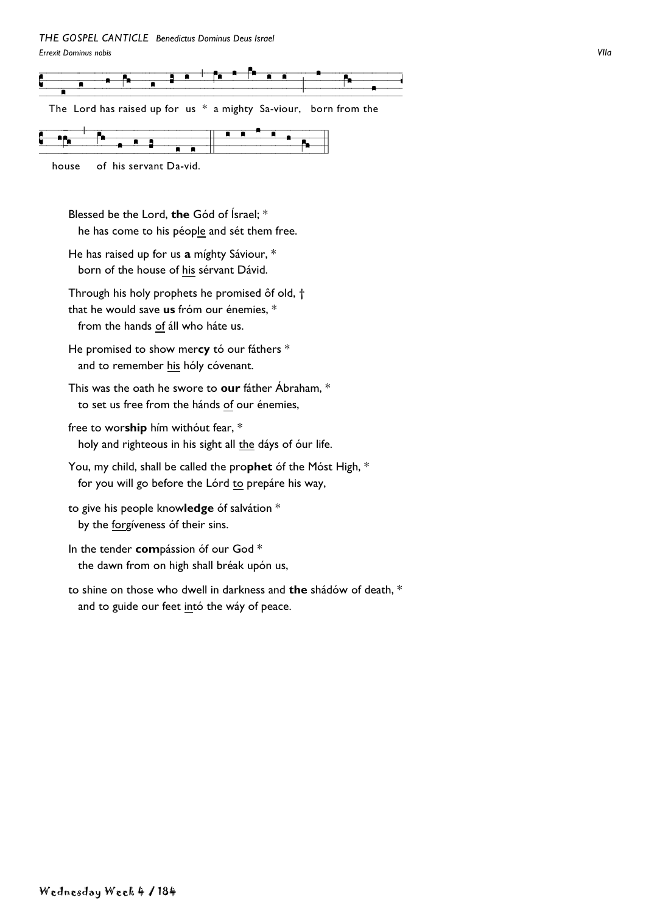*THE GOSPEL CANTICLE Benedictus Dominus Deus Israel*

*Errexit Dominus nobis* *VIIa*

The Lord has raised up for us * a mighty Sa-viour, born from the

house of his servant Da-vid.

Blessed be the Lord, **the** Gód of Ísrael; *
  he has come to his péople and sét them free.

He has raised up for us **a** míghty Sáviour, *
  born of the house of his sérvant Dávid.

Through his holy prophets he promised ôf old, †
that he would save **us** fróm our énemies, *
  from the hands of áll who háte us.

He promised to show mer**cy** tó our fáthers *
  and to remember his hóly cóvenant.

This was the oath he swore to **our** fáther Ábraham, *
  to set us free from the hánds of our énemies,

free to wor**ship** hím withóut fear, *
  holy and righteous in his sight all the dáys of óur life.

You, my child, shall be called the pro**phet** óf the Móst High, *
  for you will go before the Lórd to prepáre his way,

to give his people know**ledge** óf salvátion *
  by the forgíveness óf their sins.

In the tender **com**pássion óf our God *
  the dawn from on high shall bréak upón us,

to shine on those who dwell in darkness and **the** shádów of death, *
  and to guide our feet intó the wáy of peace.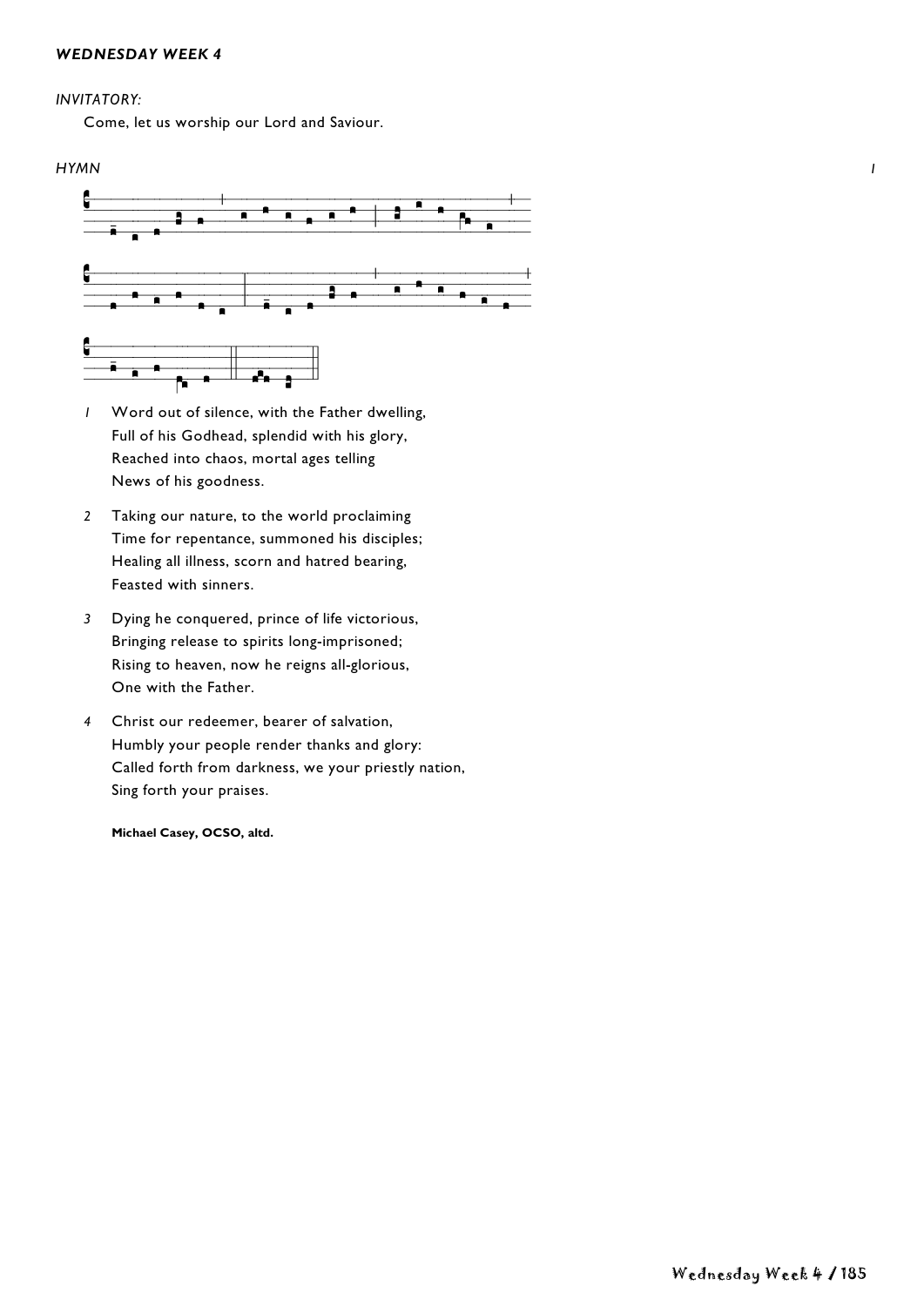### *WEDNESDAY WEEK 4*

*INVITATORY:*

Come, let us worship our Lord and Saviour.

*HYMN* *I*

*1* Word out of silence, with the Father dwelling,
Full of his Godhead, splendid with his glory,
Reached into chaos, mortal ages telling
News of his goodness.

*2* Taking our nature, to the world proclaiming
Time for repentance, summoned his disciples;
Healing all illness, scorn and hatred bearing,
Feasted with sinners.

*3* Dying he conquered, prince of life victorious,
Bringing release to spirits long-imprisoned;
Rising to heaven, now he reigns all-glorious,
One with the Father.

*4* Christ our redeemer, bearer of salvation,
Humbly your people render thanks and glory:
Called forth from darkness, we your priestly nation,
Sing forth your praises.

**Michael Casey, OCSO, altd.**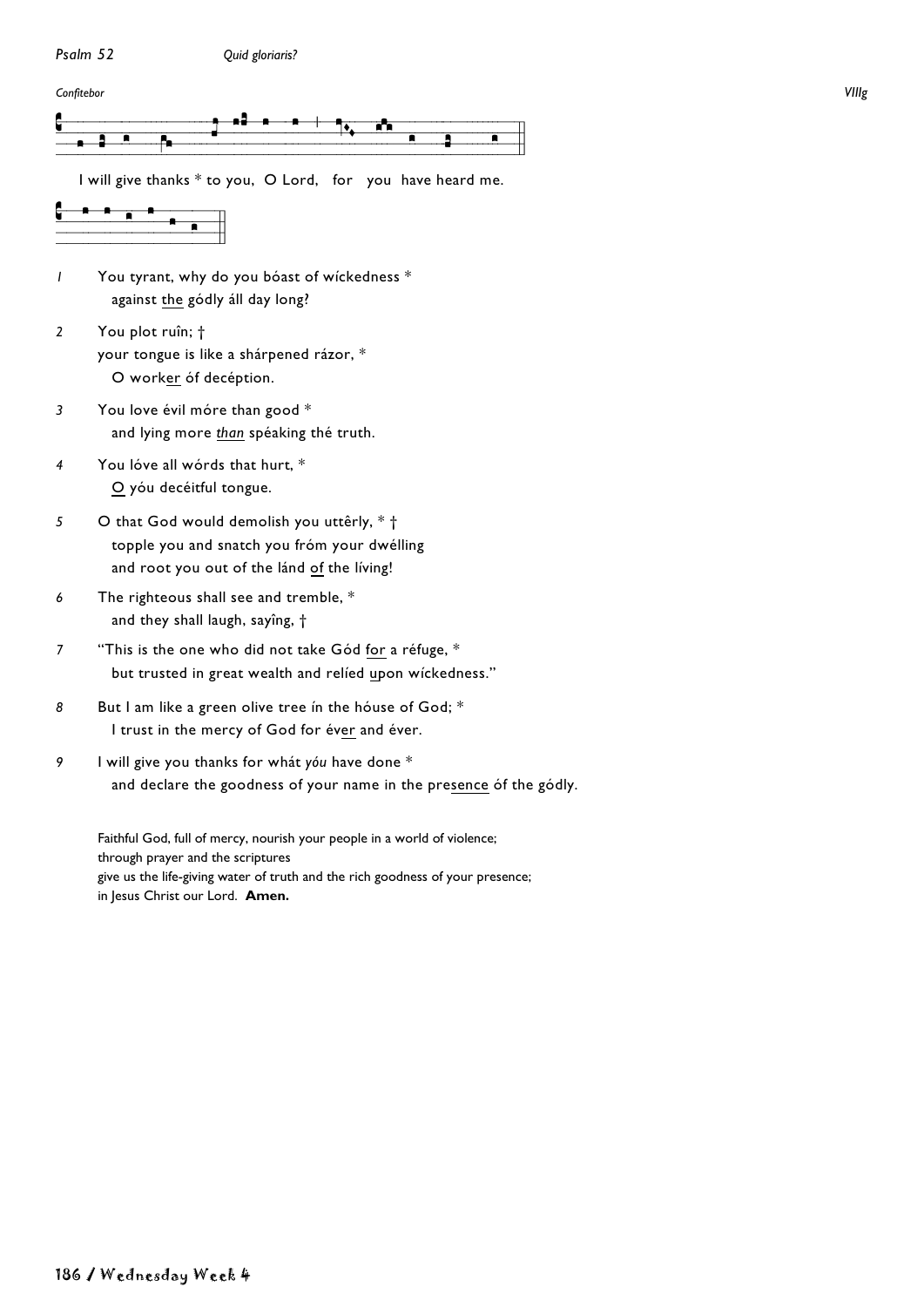*Psalm 52* *Quid gloriaris?*

*Confitebor* *VIIIg*

I will give thanks * to you, O Lord, for you have heard me.

*1* You tyrant, why do you bóast of wíckedness *
against <u>the</u> gódly áll day long?

*2* You plot ruîn; †
your tongue is like a shárpened rázor, *
O work<u>er</u> óf decéption.

*3* You love évil móre than good *
and lying more <u>*than*</u> spéaking thé truth.

*4* You lóve all wórds that hurt, *
<u>O</u> yóu decéitful tongue.

*5* O that God would demolish you uttêrly, * †
topple you and snatch you fróm your dwélling
and root you out of the lánd <u>of</u> the líving!

*6* The righteous shall see and tremble, *
and they shall laugh, sayîng, †

*7* "This is the one who did not take Gód <u>for</u> a réfuge, *
but trusted in great wealth and relíed <u>up</u>on wíckedness."

*8* But I am like a green olive tree ín the hóuse of God; *
I trust in the mercy of God for év<u>er</u> and éver.

*9* I will give you thanks for whát *yóu* have done *
and declare the goodness of your name in the pre<u>sence</u> óf the gódly.

Faithful God, full of mercy, nourish your people in a world of violence;
through prayer and the scriptures
give us the life-giving water of truth and the rich goodness of your presence;
in Jesus Christ our Lord. **Amen.**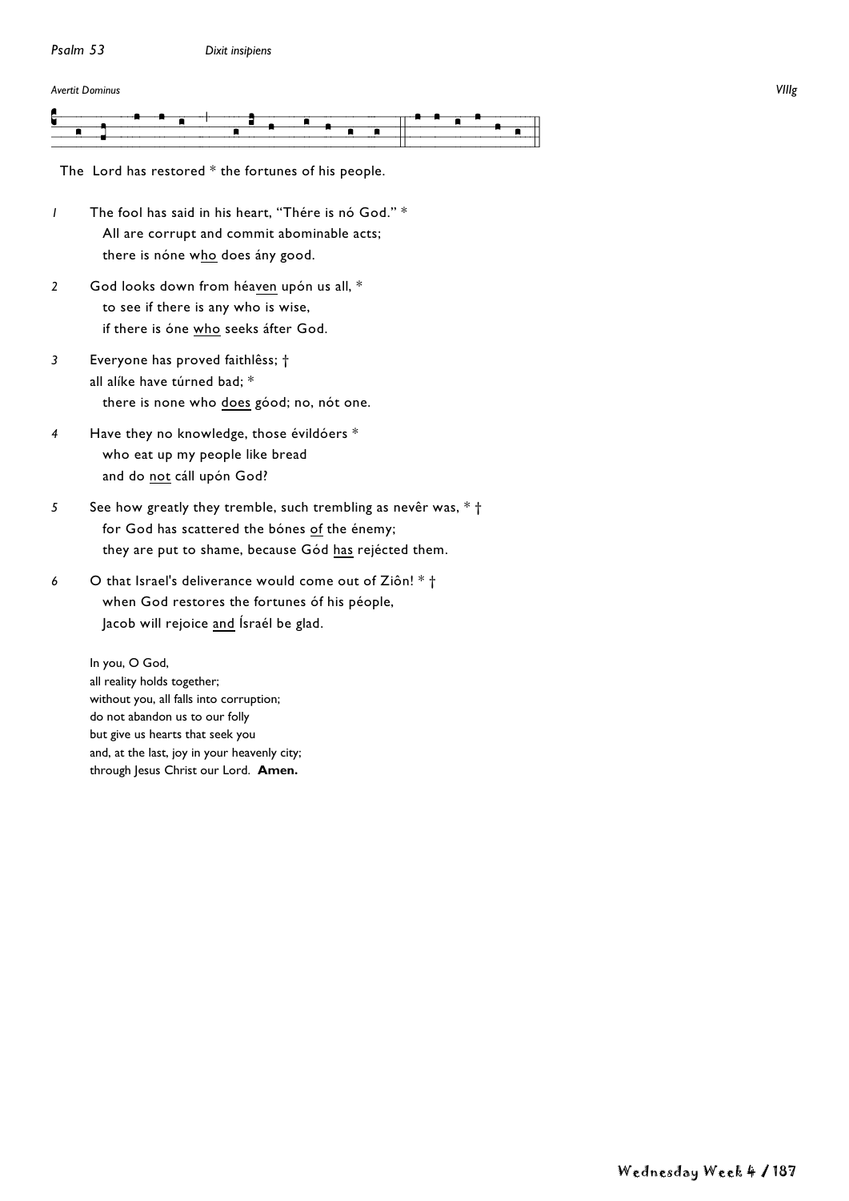*Psalm 53* *Dixit insipiens*

*Avertit Dominus* *VIIIg*

The Lord has restored * the fortunes of his people.

*1* The fool has said in his heart, "Thére is nó God." *
  All are corrupt and commit abominable acts;
  there is nóne <u>who</u> does ány good.

*2* God looks down from héa<u>ven</u> upón us all, *
  to see if there is any who is wise,
  if there is óne <u>who</u> seeks áfter God.

*3* Everyone has proved faithlêss; †
all alíke have túrned bad; *
  there is none who <u>does</u> góod; no, nót one.

*4* Have they no knowledge, those évildóers *
  who eat up my people like bread
  and do <u>not</u> cáll upón God?

*5* See how greatly they tremble, such trembling as nevêr was, * †
  for God has scattered the bónes <u>of</u> the énemy;
  they are put to shame, because Gód <u>has</u> rejécted them.

*6* O that Israel's deliverance would come out of Ziôn! * †
  when God restores the fortunes óf his péople,
  Jacob will rejoice <u>and</u> Ísraél be glad.

In you, O God,
all reality holds together;
without you, all falls into corruption;
do not abandon us to our folly
but give us hearts that seek you
and, at the last, joy in your heavenly city;
through Jesus Christ our Lord. **Amen.**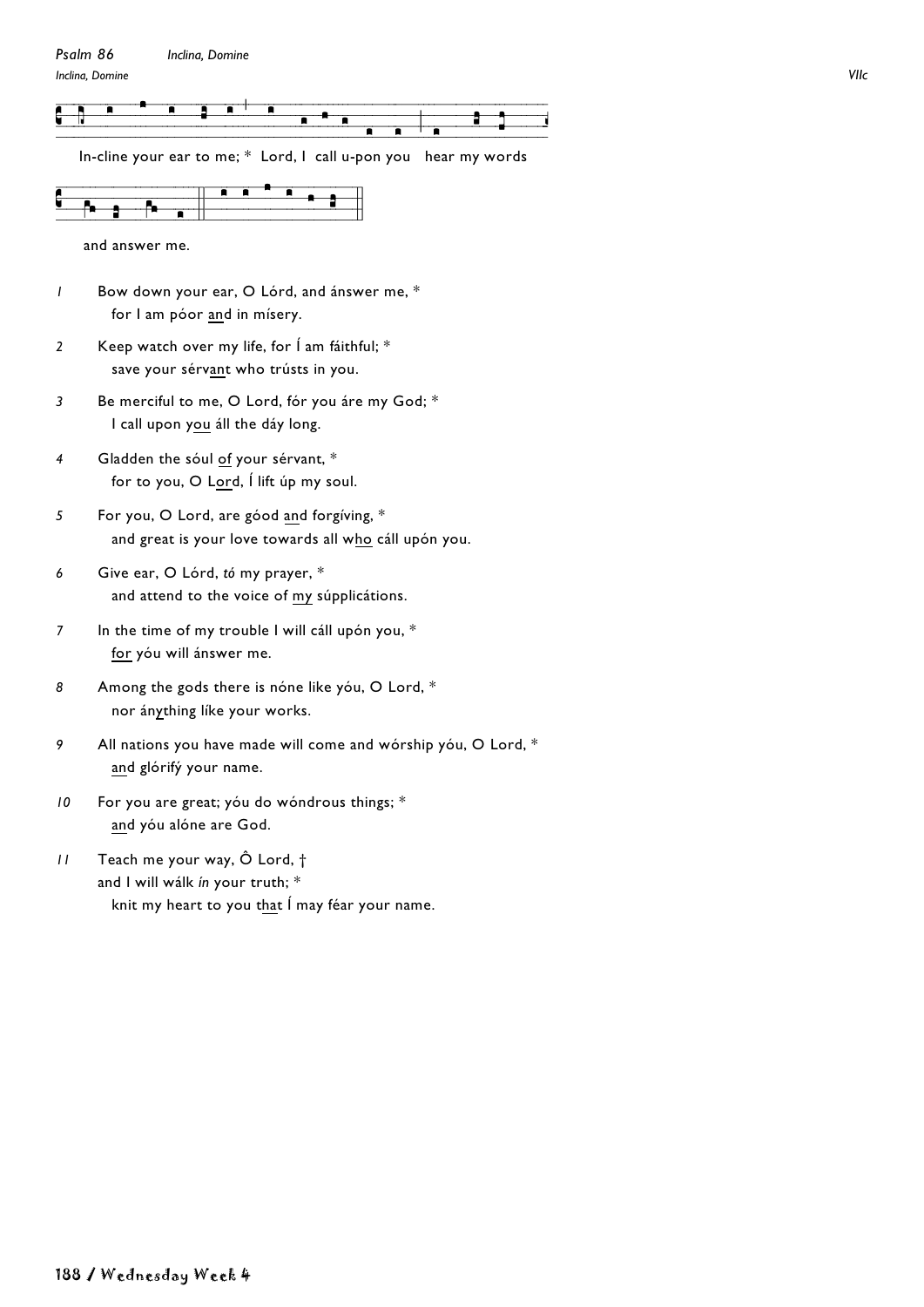*Psalm 86* *Inclina, Domine*

*Inclina, Domine* VIIc

In-cline your ear to me; * Lord, I call u-pon you hear my words

and answer me.

*1* Bow down your ear, O Lórd, and ánswer me, *
for I am póor and in mísery.

*2* Keep watch over my life, for Í am fáithful; *
save your sérvant who trústs in you.

*3* Be merciful to me, O Lord, fór you áre my God; *
I call upon you áll the dáy long.

*4* Gladden the sóul of your sérvant, *
for to you, O Lord, Í lift úp my soul.

*5* For you, O Lord, are góod and forgíving, *
and great is your love towards all who cáll upón you.

*6* Give ear, O Lórd, *tó* my prayer, *
and attend to the voice of my súpplicátions.

*7* In the time of my trouble I will cáll upón you, *
for yóu will ánswer me.

*8* Among the gods there is nóne like yóu, O Lord, *
nor ánything líke your works.

*9* All nations you have made will come and wórship yóu, O Lord, *
and glórifý your name.

*10* For you are great; yóu do wóndrous things; *
and yóu alóne are God.

*11* Teach me your way, Ô Lord, †
and I will wálk *ín* your truth; *
knit my heart to you that Í may féar your name.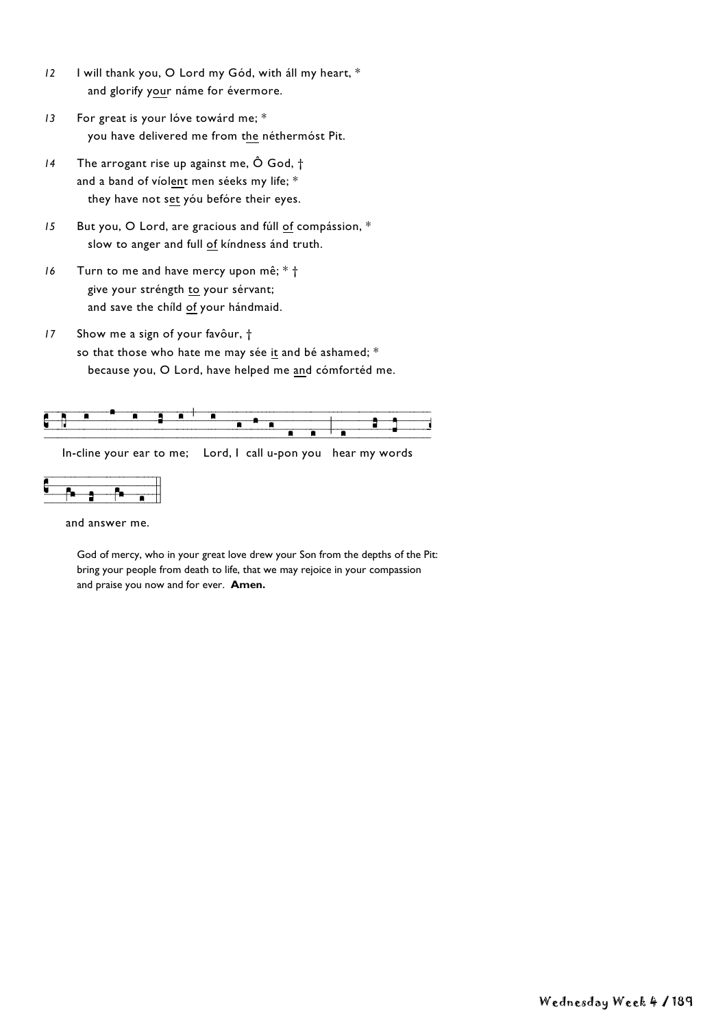*12* I will thank you, O Lord my Gód, with áll my heart, *
  and glorify your náme for évermore.

*13* For great is your lóve towárd me; *
  you have delivered me from the néthermóst Pit.

*14* The arrogant rise up against me, Ô God, †
 and a band of víolent men séeks my life; *
  they have not set yóu befóre their eyes.

*15* But you, O Lord, are gracious and fúll of compássion, *
  slow to anger and full of kíndness ánd truth.

*16* Turn to me and have mercy upon mê; * †
  give your stréngth to your sérvant;
  and save the chíld of your hándmaid.

*17* Show me a sign of your favôur, †
 so that those who hate me may sée it and bé ashamed; *
  because you, O Lord, have helped me and cómforted me.

In-cline your ear to me; Lord, I call u-pon you hear my words and answer me.

God of mercy, who in your great love drew your Son from the depths of the Pit: bring your people from death to life, that we may rejoice in your compassion and praise you now and for ever. **Amen.**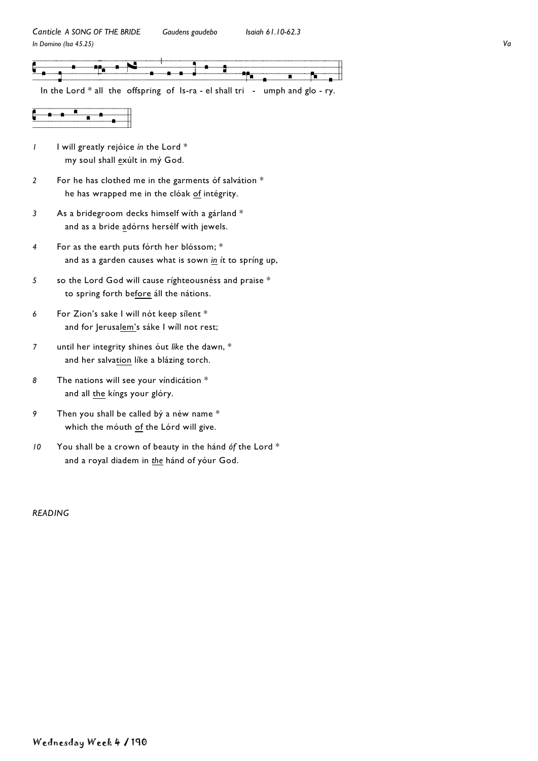*Canticle* *A SONG OF THE BRIDE* *Gaudens gaudebo* *Isaiah 61.10-62.3*

*In Domino (Isa 45.25)* *Va*

In the Lord * all the offspring of Is-ra - el shall tri - umph and glo - ry.

*1* I will greatly rejóice *ín* the Lord *
my soul shall exúlt in mý God.

*2* For he has clothed me in the garments óf salvátion *
he has wrapped me in the clóak of intégrity.

*3* As a bridegroom decks himself wíth a gárland *
and as a bride adórns hersélf with jewels.

*4* For as the earth puts fórth her blóssom; *
and as a garden causes what is sown *in* ít to spríng up,

*5* so the Lord God will cause ríghteousnéss and praise *
to spring forth before áll the nátions.

*6* For Zion's sake I will nót keep sílent *
and for Jerusalem's sáke I wíll not rest;

*7* until her integrity shines óut *líke* the dawn, *
and her salvation líke a blázing torch.

*8* The nations will see your víndicátion *
and all the kíngs your glóry.

*9* Then you shall be called bý a néw name *
which the móuth of the Lórd will give.

*10* You shall be a crown of beauty in the hánd *óf* the Lord *
and a royal diadem in *the* hánd of yóur God.

*READING*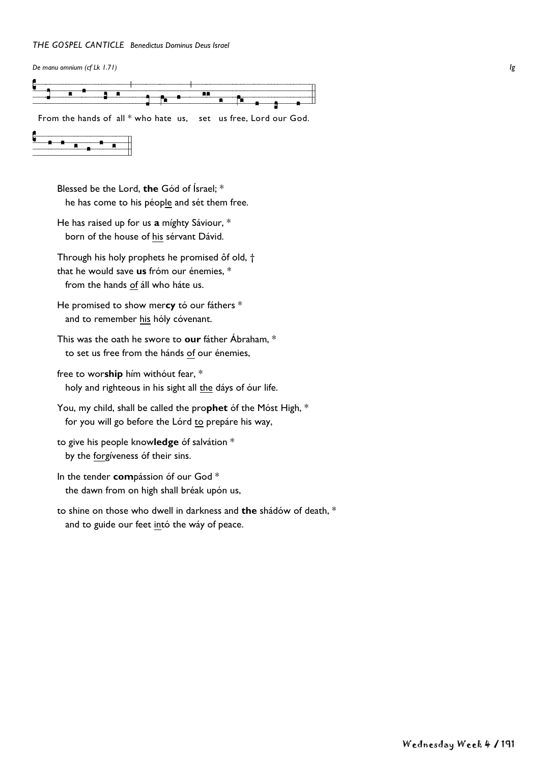*THE GOSPEL CANTICLE* *Benedictus Dominus Deus Israel*

*De manu omnium (cf Lk 1.71)* *Ig*

From the hands of all * who hate us, set us free, Lord our God.

Blessed be the Lord, **the** Gód of Ísrael; *
he has come to his péo<u>ple</u> and sét them free.

He has raised up for us **a** míghty Sáviour, *
born of the house of <u>his</u> sérvant Dávid.

Through his holy prophets he promised ôf old, †
that he would save **us** fróm our énemies, *
from the hands <u>of</u> áll who háte us.

He promised to show mer**cy** tó our fáthers *
and to remember <u>his</u> hóly cóvenant.

This was the oath he swore to **our** fáther Ábraham, *
to set us free from the hánds <u>of</u> our énemies,

free to wor**ship** hím withóut fear, *
holy and righteous in his sight all <u>the</u> dáys of óur life.

You, my child, shall be called the pro**phet** óf the Móst High, *
for you will go before the Lórd <u>to</u> prepáre his way,

to give his people know**ledge** óf salvátion *
by the <u>for</u>gíveness óf their sins.

In the tender **com**pássion óf our God *
the dawn from on high shall bréak upón us,

to shine on those who dwell in darkness and **the** shádów of death, *
and to guide our feet <u>in</u>tó the wáy of peace.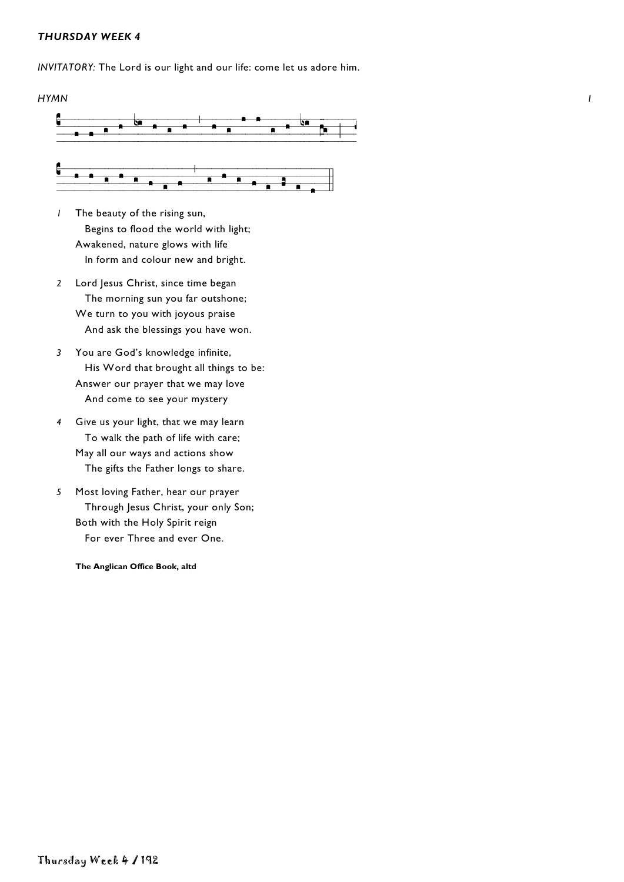***THURSDAY WEEK 4***

*INVITATORY:* The Lord is our light and our life: come let us adore him.

*HYMN* *I*

*1* The beauty of the rising sun,
  Begins to flood the world with light;
Awakened, nature glows with life
  In form and colour new and bright.

*2* Lord Jesus Christ, since time began
  The morning sun you far outshone;
We turn to you with joyous praise
  And ask the blessings you have won.

*3* You are God's knowledge infinite,
  His Word that brought all things to be:
Answer our prayer that we may love
  And come to see your mystery

*4* Give us your light, that we may learn
  To walk the path of life with care;
May all our ways and actions show
  The gifts the Father longs to share.

*5* Most loving Father, hear our prayer
  Through Jesus Christ, your only Son;
Both with the Holy Spirit reign
  For ever Three and ever One.

**The Anglican Office Book, altd**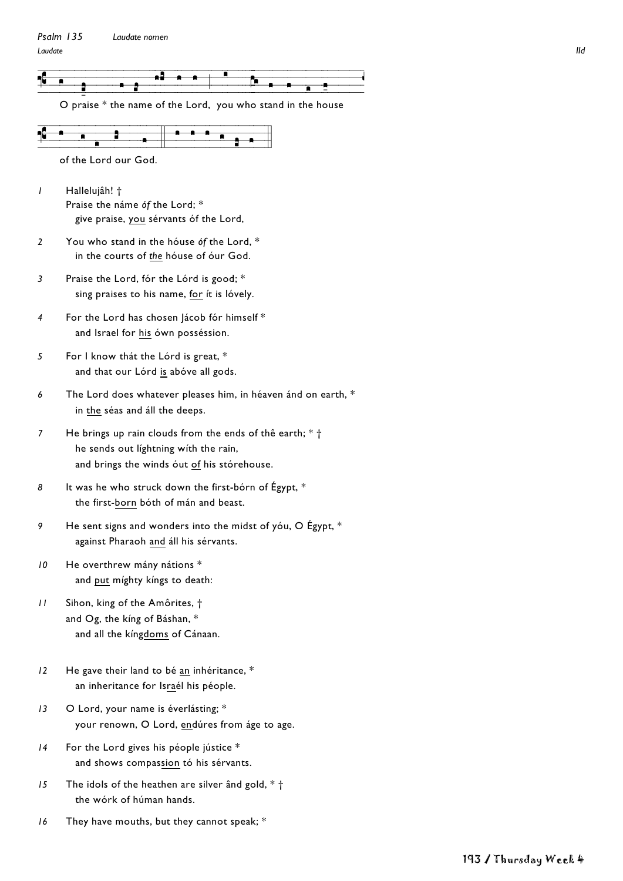*Psalm 135* *Laudate nomen*

*Laudate* *IId*

O praise * the name of the Lord, you who stand in the house

of the Lord our God.

*1* Hallelujâh! †
Praise the náme *óf* the Lord; *
give praise, <u>you</u> sérvants óf the Lord,

*2* You who stand in the hóuse *óf* the Lord, *
in the courts of *<u>the</u>* hóuse of óur God.

*3* Praise the Lord, fór the Lórd is good; *
sing praises to his name, <u>for</u> ít is lóvely.

*4* For the Lord has chosen Jácob fór himself *
and Israel for <u>his</u> ówn posséssion.

*5* For I know thát the Lórd is great, *
and that our Lórd <u>is</u> abóve all gods.

*6* The Lord does whatever pleases him, in héaven ánd on earth, *
in <u>the</u> séas and áll the deeps.

*7* He brings up rain clouds from the ends of thê earth; * †
he sends out líghtning wíth the rain,
and brings the winds óut <u>of</u> his stórehouse.

*8* It was he who struck down the first-bórn of Égypt, *
the first-<u>born</u> bóth of mán and beast.

*9* He sent signs and wonders into the midst of yóu, O Égypt, *
against Pharaoh <u>and</u> áll his sérvants.

*10* He overthrew mány nátions *
and <u>put</u> míghty kíngs to death:

*11* Sihon, king of the Amôrites, †
and Og, the kíng of Báshan, *
and all the kíng<u>doms</u> of Cánaan.

*12* He gave their land to bé <u>an</u> inhéritance, *
an inheritance for Is<u>ra</u>él his péople.

*13* O Lord, your name is éverlásting; *
your renown, O Lord, <u>en</u>dúres from áge to age.

*14* For the Lord gives his péople jústice *
and shows compas<u>sion</u> tó his sérvants.

*15* The idols of the heathen are silver ând gold, * †
the wórk of húman hands.

*16* They have mouths, but they cannot speak; *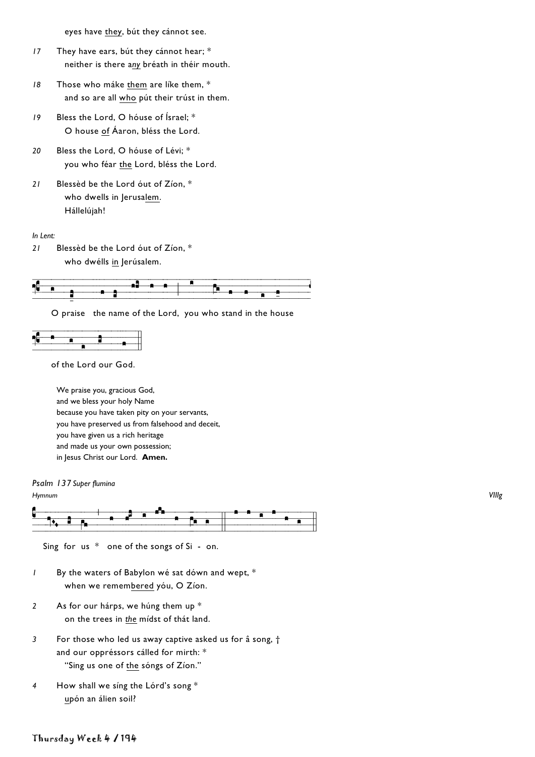eyes have they, bút they cánnot see.

*17* They have ears, bút they cánnot hear; *
neither is there a*ny* bréath in théir mouth.

*18* Those who máke them are líke them, *
and so are all who pút their trúst in them.

*19* Bless the Lord, O hóuse of Ísrael; *
O house of Áaron, bléss the Lord.

*20* Bless the Lord, O hóuse of Lévi; *
you who féar the Lord, bléss the Lord.

*21* Blessèd be the Lord óut of Zíon, *
who dwells in Jerusalem.
Hállelújah!

*In Lent:*

*21* Blessèd be the Lord óut of Zíon, *
who dwélls in Jerúsalem.

O praise the name of the Lord, you who stand in the house of the Lord our God.

We praise you, gracious God,
and we bless your holy Name
because you have taken pity on your servants,
you have preserved us from falsehood and deceit,
you have given us a rich heritage
and made us your own possession;
in Jesus Christ our Lord. **Amen.**

*Psalm 137 Super flumina*

*Hymnum* *VIIIg*

Sing for us * one of the songs of Si - on.

*1* By the waters of Babylon wé sat dówn and wept, *
when we remembered yóu, O Zíon.

*2* As for our hárps, we húng them up *
on the trees in *the* mídst of thát land.

*3* For those who led us away captive asked us for â song, †
and our oppréssors cálled for mirth: *
"Sing us one of the sóngs of Zíon."

*4* How shall we síng the Lórd's song *
upón an álien soil?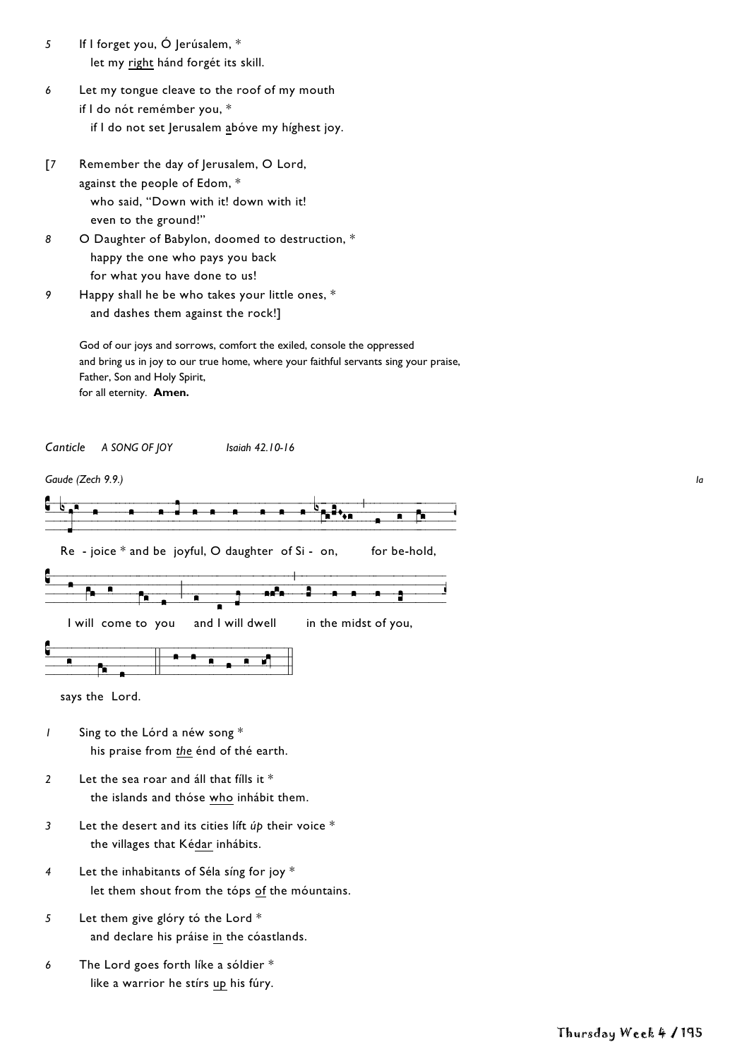5 If I forget you, Ó Jerúsalem, *
   let my right hánd forgét its skill.

6 Let my tongue cleave to the roof of my mouth
   if I do nót remémber you, *
   if I do not set Jerusalem abóve my híghest joy.

[7 Remember the day of Jerusalem, O Lord,
   against the people of Edom, *
   who said, "Down with it! down with it!
   even to the ground!"

8 O Daughter of Babylon, doomed to destruction, *
   happy the one who pays you back
   for what you have done to us!

9 Happy shall he be who takes your little ones, *
   and dashes them against the rock!]

God of our joys and sorrows, comfort the exiled, console the oppressed
and bring us in joy to our true home, where your faithful servants sing your praise,
Father, Son and Holy Spirit,
for all eternity. **Amen.**

*Canticle* *A SONG OF JOY* *Isaiah 42.10-16*

*Gaude (Zech 9.9.)* *Ia*

Re - joice * and be joyful, O daughter of Si - on, for be-hold,

I will come to you and I will dwell in the midst of you,

says the Lord.

1 Sing to the Lórd a néw song *
   his praise from *the* énd of thé earth.

2 Let the sea roar and áll that flls it *
   the islands and thóse who inhábit them.

3 Let the desert and its cities líft *úp* their voice *
   the villages that Kédar inhábits.

4 Let the inhabitants of Séla síng for joy *
   let them shout from the tóps of the móuntains.

5 Let them give glóry tó the Lord *
   and declare his práise in the cóastlands.

6 The Lord goes forth líke a sóldier *
   like a warrior he stírs up his fúry.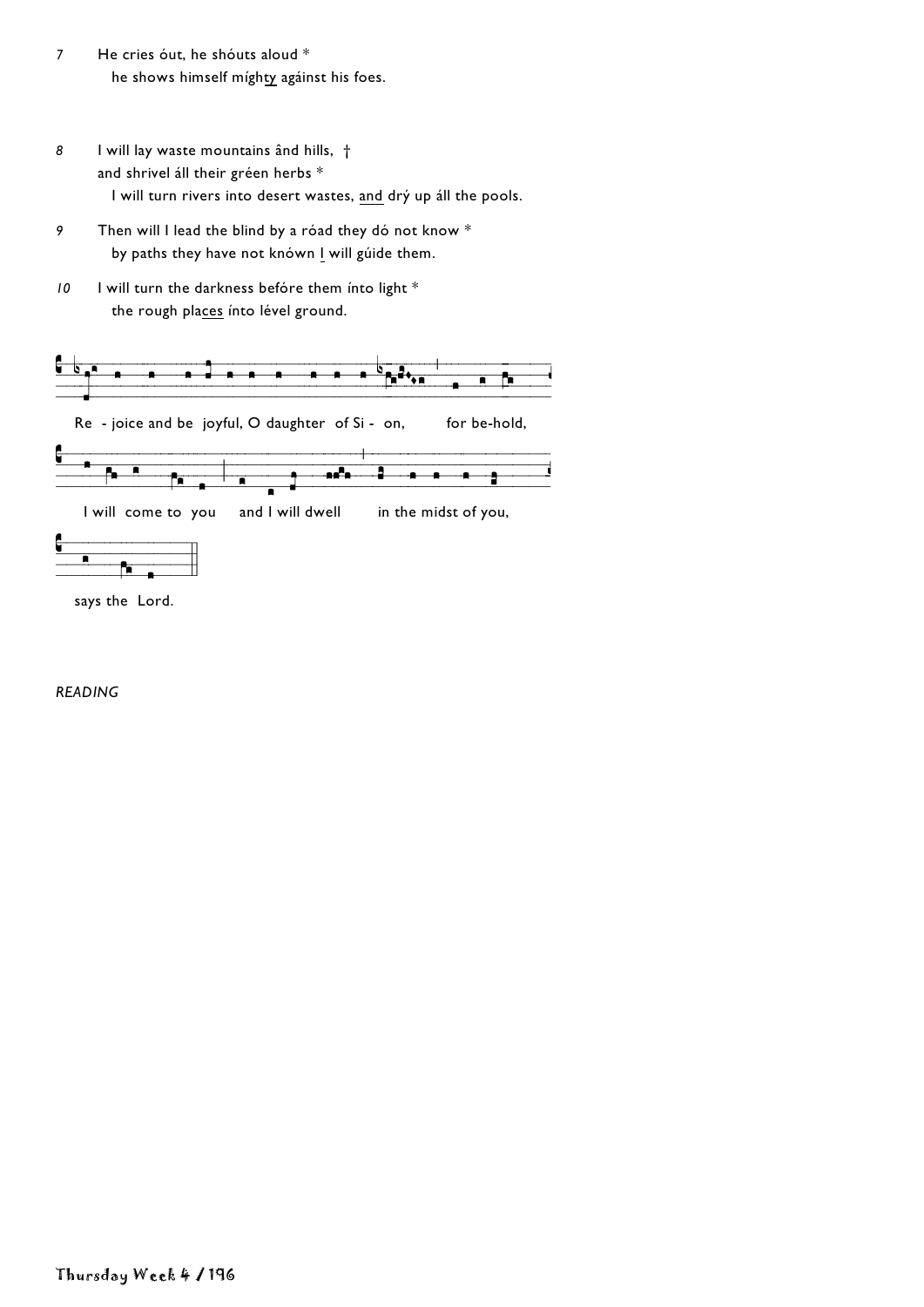7 He cries óut, he shóuts aloud *
 he shows himself míghty agáinst his foes.

8 I will lay waste mountains ând hills, †
 and shrivel áll their gréen herbs *
 I will turn rivers into desert wastes, and drý up áll the pools.

9 Then will I lead the blind by a róad they dó not know *
 by paths they have not knówn I will gúide them.

10 I will turn the darkness befóre them ínto light *
 the rough places ínto lével ground.

Re - joice and be joyful, O daughter of Si - on, for be-hold,

I will come to you and I will dwell in the midst of you,

says the Lord.

*READING*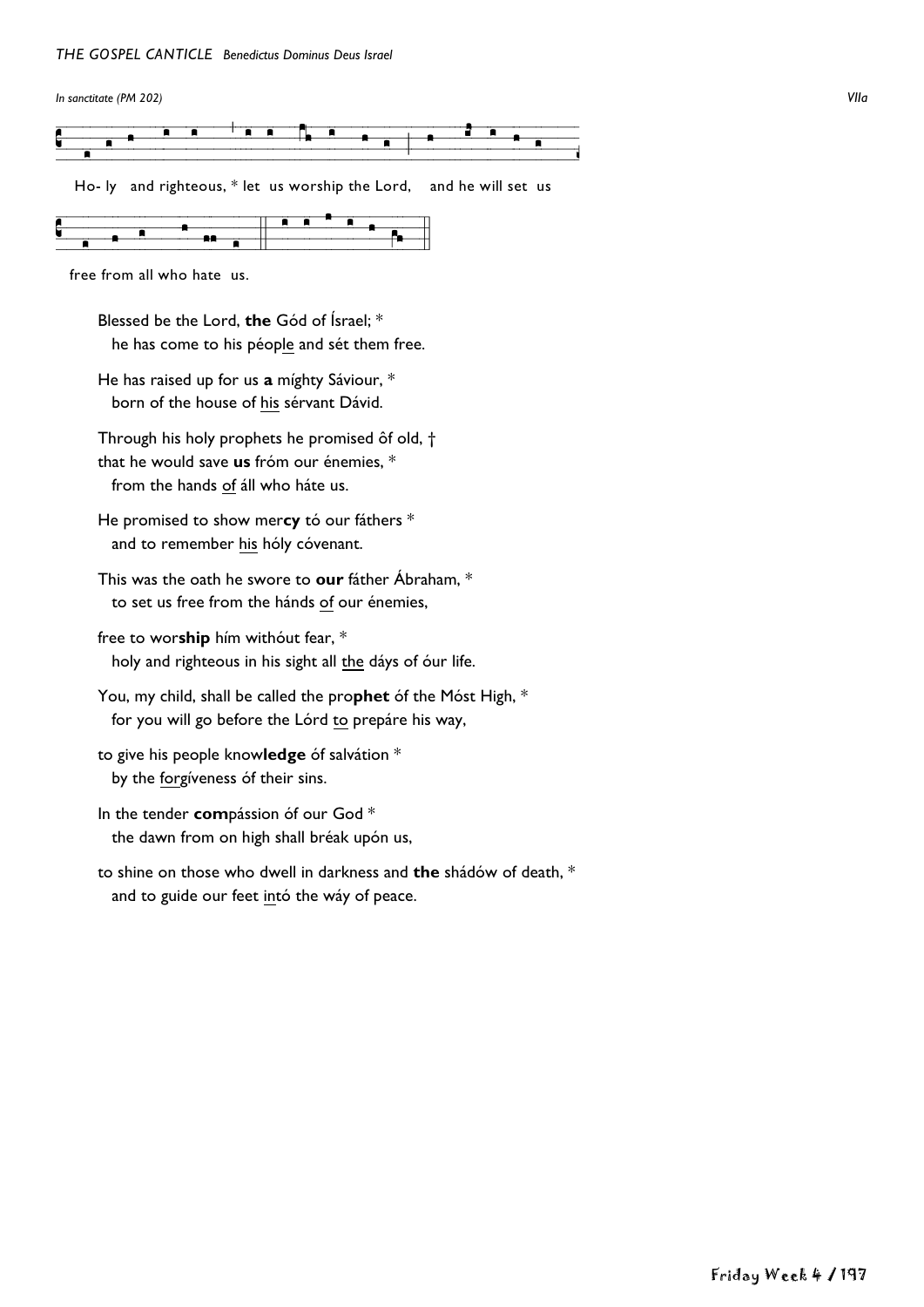*THE GOSPEL CANTICLE   Benedictus Dominus Deus Israel*

*In sanctitate (PM 202)* *VIIa*

Ho- ly and righteous, * let us worship the Lord, and he will set us free from all who hate us.

Blessed be the Lord, **the** Gód of Ísrael; *
he has come to his péop<u>le</u> and sét them free.

He has raised up for us **a** míghty Sáviour, *
born of the house of <u>his</u> sérvant Dávid.

Through his holy prophets he promised ôf old, †
that he would save **us** fróm our énemies, *
from the hands <u>of</u> áll who háte us.

He promised to show mer**cy** tó our fáthers *
and to remember <u>his</u> hóly cóvenant.

This was the oath he swore to **our** fáther Ábraham, *
to set us free from the hánds <u>of</u> our énemies,

free to wor**ship** hím withóut fear, *
holy and righteous in his sight all <u>the</u> dáys of óur life.

You, my child, shall be called the pro**phet** óf the Móst High, *
for you will go before the Lórd <u>to</u> prepáre his way,

to give his people know**ledge** óf salvátion *
by the <u>for</u>gíveness óf their sins.

In the tender **com**pássion óf our God *
the dawn from on high shall bréak upón us,

to shine on those who dwell in darkness and **the** shádów of death, *
and to guide our feet <u>in</u>tó the wáy of peace.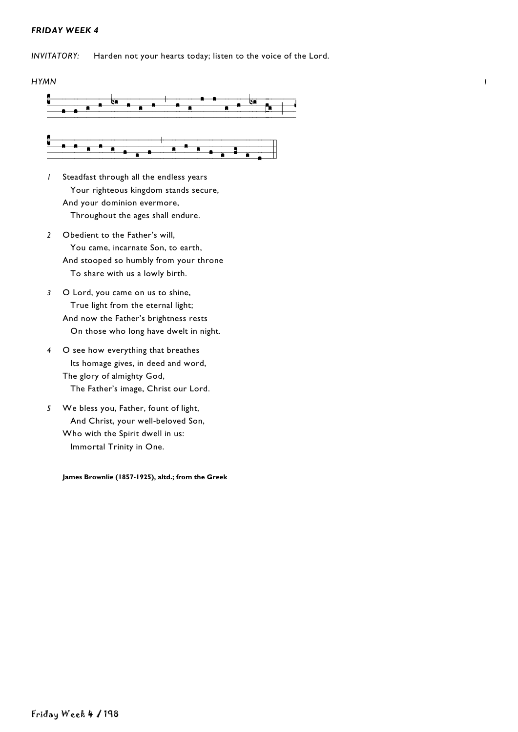***FRIDAY WEEK 4***

*INVITATORY:* Harden not your hearts today; listen to the voice of the Lord.

*HYMN* *I*

1. Steadfast through all the endless years
   Your righteous kingdom stands secure,
   And your dominion evermore,
   Throughout the ages shall endure.

2. Obedient to the Father's will,
   You came, incarnate Son, to earth,
   And stooped so humbly from your throne
   To share with us a lowly birth.

3. O Lord, you came on us to shine,
   True light from the eternal light;
   And now the Father's brightness rests
   On those who long have dwelt in night.

4. O see how everything that breathes
   Its homage gives, in deed and word,
   The glory of almighty God,
   The Father's image, Christ our Lord.

5. We bless you, Father, fount of light,
   And Christ, your well-beloved Son,
   Who with the Spirit dwell in us:
   Immortal Trinity in One.

**James Brownlie (1857-1925), altd.; from the Greek**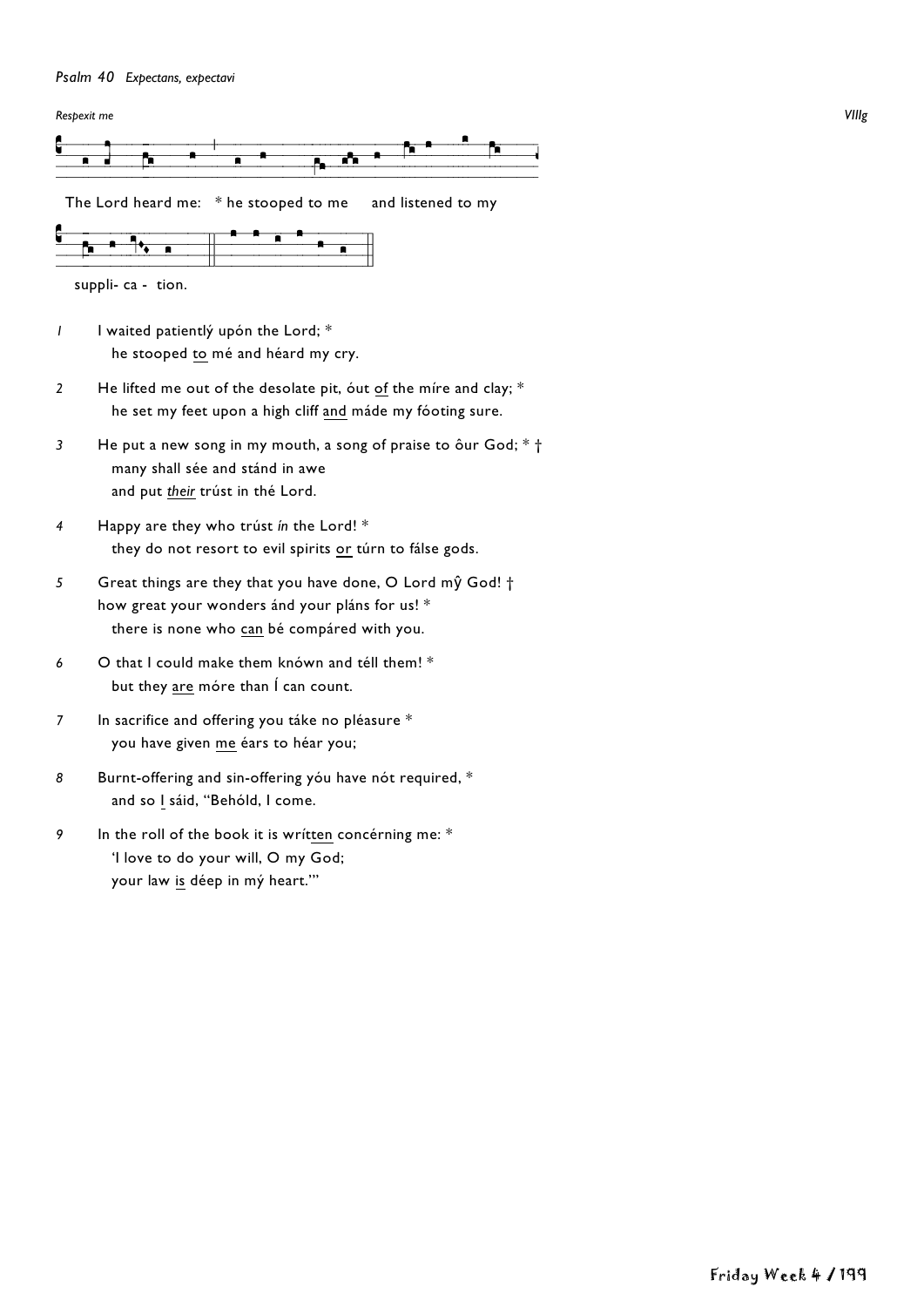*Psalm 40 Expectans, expectavi*

*Respexit me* *VIIIg*

The Lord heard me: * he stooped to me and listened to my

suppli- ca - tion.

*1* I waited patientlý upón the Lord; *
he stooped to mé and héard my cry.

*2* He lifted me out of the desolate pit, óut of the míre and clay; *
he set my feet upon a high cliff and máde my fóoting sure.

*3* He put a new song in my mouth, a song of praise to ôur God; * †
many shall sée and stánd in awe
and put *their* trúst in thé Lord.

*4* Happy are they who trúst *ín* the Lord! *
they do not resort to evil spirits or túrn to fálse gods.

*5* Great things are they that you have done, O Lord mŷ God! †
how great your wonders ánd your pláns for us! *
there is none who can bé compáred with you.

*6* O that I could make them knówn and téll them! *
but they are móre than Í can count.

*7* In sacrifice and offering you táke no pléasure *
you have given me éars to héar you;

*8* Burnt-offering and sin-offering yóu have nót required, *
and so I sáid, "Behóld, I come.

*9* In the roll of the book it is wrítten concérning me: *
'I love to do your will, O my God;
your law is déep in mý heart.'"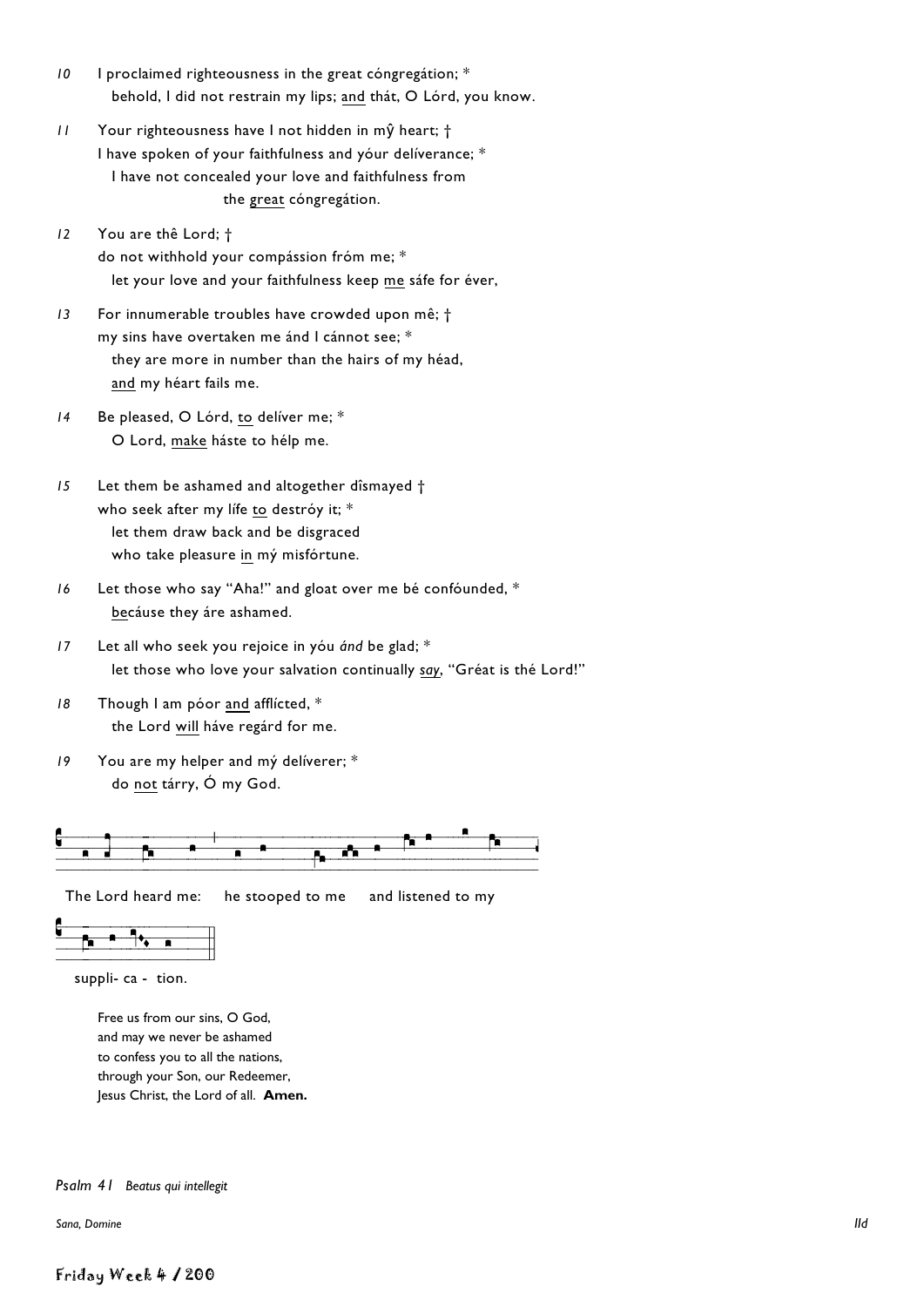10 I proclaimed righteousness in the great cóngregátion; *
  behold, I did not restrain my lips; <u>and</u> thát, O Lórd, you know.

11 Your righteousness have I not hidden in mŷ heart; †
I have spoken of your faithfulness and yóur delíverance; *
  I have not concealed your love and faithfulness from
      the <u>great</u> cóngregátion.

12 You are thê Lord; †
do not withhold your compássion fróm me; *
  let your love and your faithfulness keep <u>me</u> sáfe for éver,

13 For innumerable troubles have crowded upon mê; †
my sins have overtaken me ánd I cánnot see; *
  they are more in number than the hairs of my héad,
  <u>and</u> my héart fails me.

14 Be pleased, O Lórd, <u>to</u> delíver me; *
  O Lord, <u>make</u> háste to hélp me.

15 Let them be ashamed and altogether dîsmayed †
who seek after my lífe <u>to</u> destróy it; *
  let them draw back and be disgraced
  who take pleasure <u>in</u> mý misfórtune.

16 Let those who say "Aha!" and gloat over me bé confóunded, *
  <u>be</u>cáuse they áre ashamed.

17 Let all who seek you rejoice in yóu *ánd* be glad; *
  let those who love your salvation continually *<u>say</u>*, "Gréat is thé Lord!"

18 Though I am póor <u>and</u> afflícted, *
  the Lord <u>will</u> háve regárd for me.

19 You are my helper and mý delíverer; *
  do <u>not</u> tárry, Ó my God.

The Lord heard me: he stooped to me and listened to my suppli- ca - tion.

Free us from our sins, O God,
and may we never be ashamed
to confess you to all the nations,
through your Son, our Redeemer,
Jesus Christ, the Lord of all. **Amen.**

*Psalm 41 Beatus qui intellegit*

*Sana, Domine* IId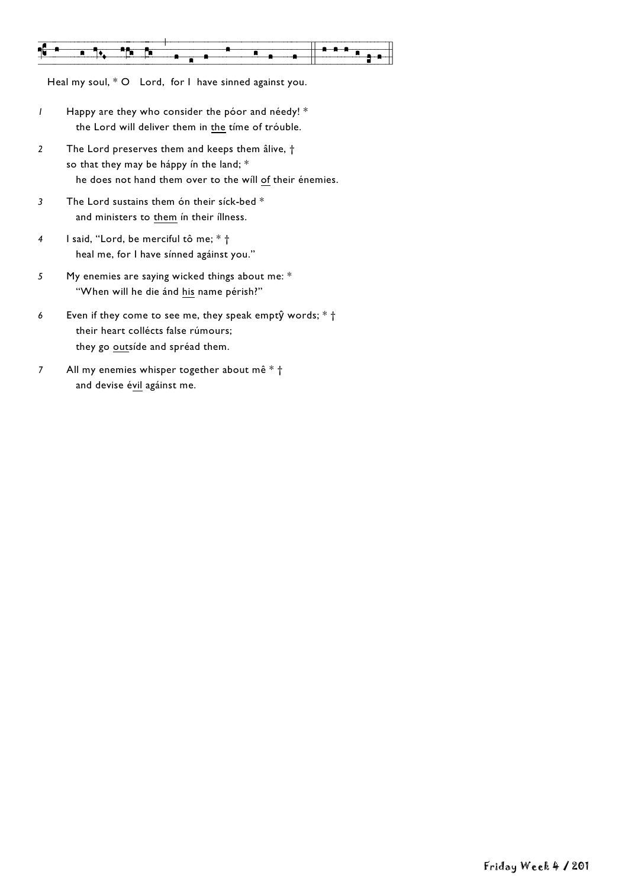Heal my soul, * O Lord, for I have sinned against you.

*1* Happy are they who consider the póor and néedy! *
the Lord will deliver them in the tíme of tróuble.

*2* The Lord preserves them and keeps them âlive, †
so that they may be háppy ín the land; *
he does not hand them over to the wíll of their énemies.

*3* The Lord sustains them ón their síck-bed *
and ministers to them ín their íllness.

*4* I said, "Lord, be merciful tô me; * †
heal me, for I have sínned agáinst you."

*5* My enemies are saying wicked things about me: *
"When will he die ánd his name pérish?"

*6* Even if they come to see me, they speak emptŷ words; * †
their heart colléćts false rúmours;
they go outsíde and spréad them.

*7* All my enemies whisper together about mê * †
and devise évil agáinst me.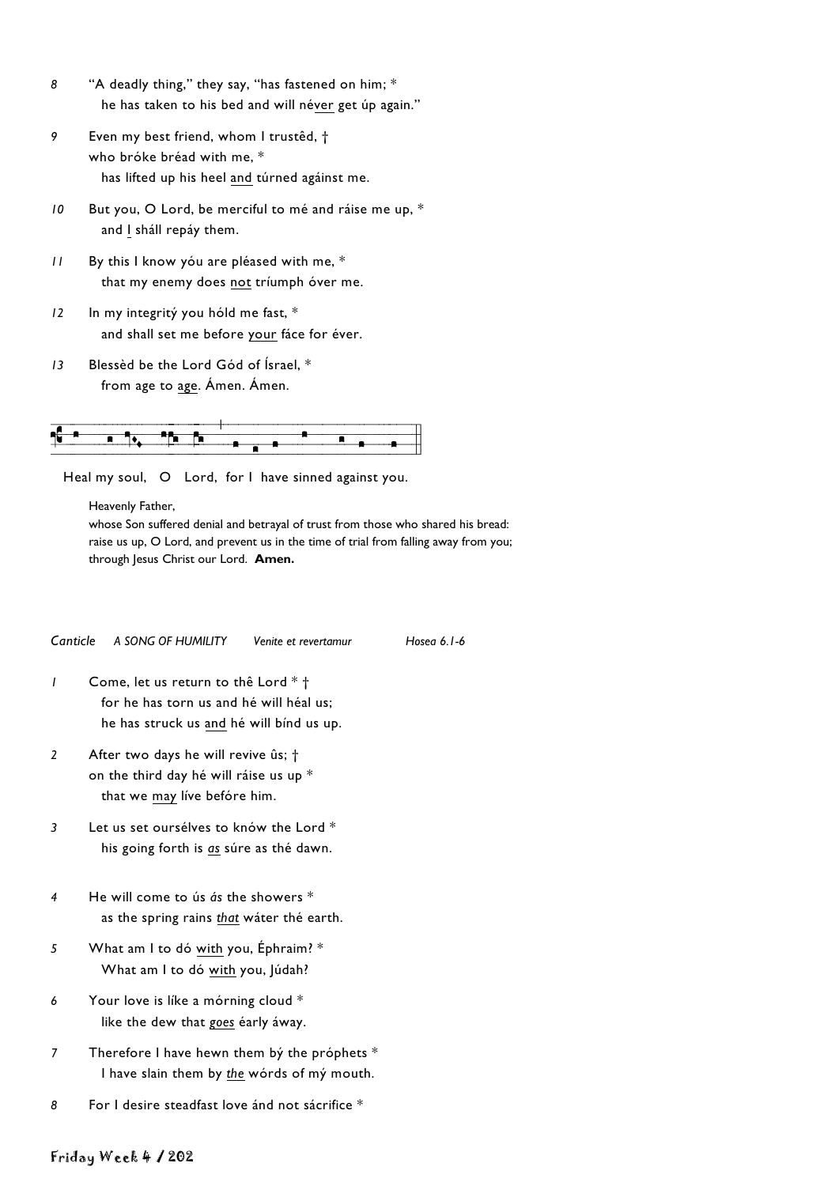8 “A deadly thing,” they say, “has fastened on him; *
   he has taken to his bed and will név<u>er</u> get úp again.”

9 Even my best friend, whom I trustêd, †
who bróke bréad with me, *
   has lifted up his heel <u>and</u> túrned agáinst me.

10 But you, O Lord, be merciful to mé and ráise me up, *
   and <u>I</u> sháll repáy them.

11 By this I know yóu are pléased with me, *
   that my enemy does <u>not</u> tríumph óver me.

12 In my integritý you hóld me fast, *
   and shall set me before <u>your</u> fáce for éver.

13 Blessèd be the Lord Gód of Ísrael, *
   from age to <u>age</u>. Ámen. Ámen.

Heal my soul, O Lord, for I have sinned against you.

Heavenly Father,
whose Son suffered denial and betrayal of trust from those who shared his bread:
raise us up, O Lord, and prevent us in the time of trial from falling away from you;
through Jesus Christ our Lord. **Amen.**

*Canticle* *A SONG OF HUMILITY* *Venite et revertamur* *Hosea 6.1-6*

1 Come, let us return to thê Lord * †
   for he has torn us and hé will héal us;
   he has struck us <u>and</u> hé will bínd us up.

2 After two days he will revive ûs; †
on the third day hé will ráise us up *
   that we <u>may</u> líve befóre him.

3 Let us set oursélves to knów the Lord *
   his going forth is <u>*as*</u> súre as thé dawn.

4 He will come to ús *ás* the showers *
   as the spring rains <u>*that*</u> wáter thé earth.

5 What am I to dó <u>with</u> you, Éphraim? *
   What am I to dó <u>with</u> you, Júdah?

6 Your love is líke a mórning cloud *
   like the dew that <u>*goes*</u> éarly áway.

7 Therefore I have hewn them bý the próphets *
   I have slain them by <u>*the*</u> wórds of mý mouth.

8 For I desire steadfast love ánd not sácrifice *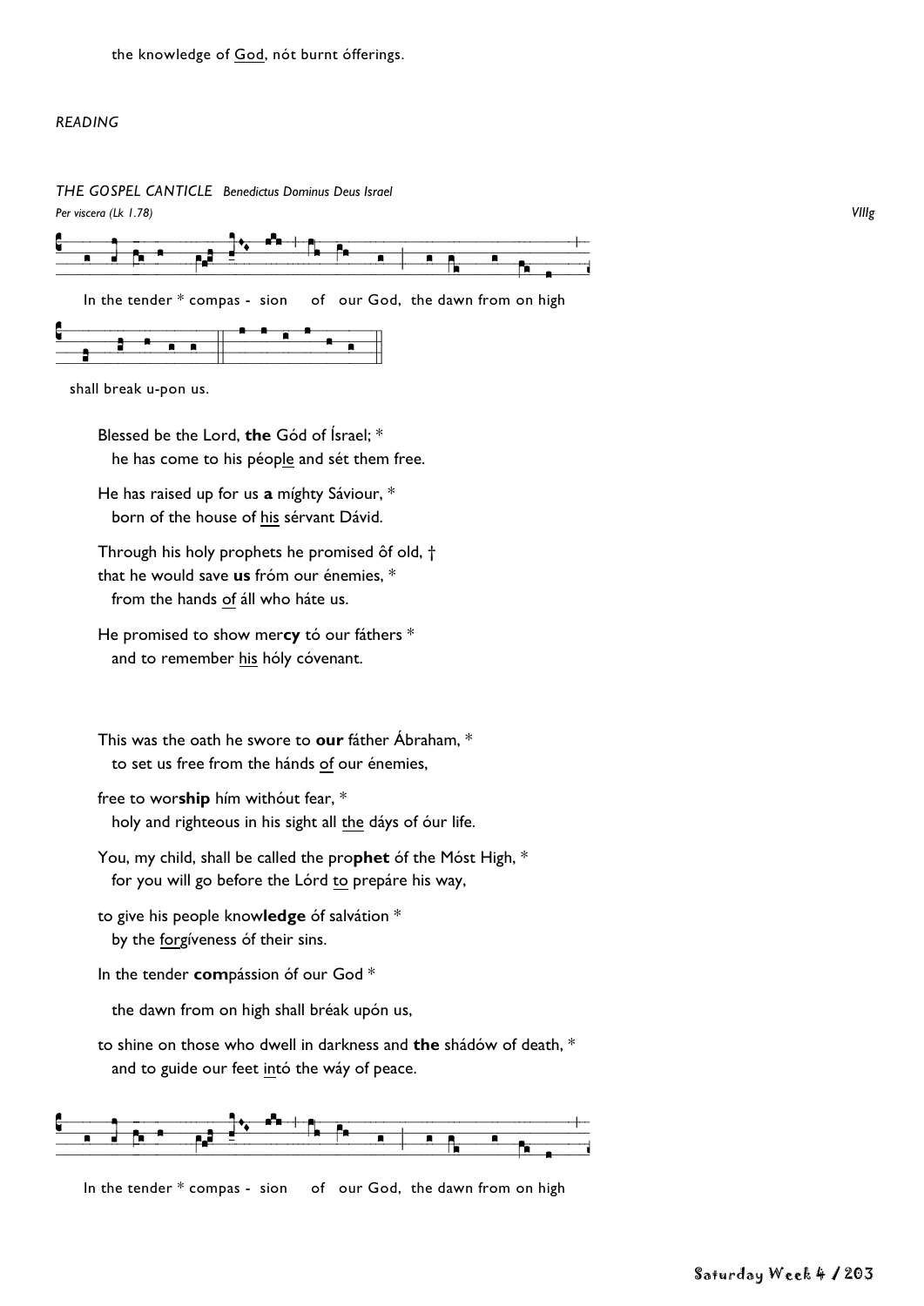the knowledge of <u>God</u>, nót burnt ófferings.

*READING*

*THE GOSPEL CANTICLE* *Benedictus Dominus Deus Israel*

*Per viscera (Lk 1.78)* *VIIIg*

In the tender * compas - sion of our God, the dawn from on high

shall break u-pon us.

Blessed be the Lord, **the** Gód of Ísrael; *
he has come to his péop<u>le</u> and sét them free.

He has raised up for us **a** míghty Sáviour, *
born of the house of <u>his</u> sérvant Dávid.

Through his holy prophets he promised ôf old, †
that he would save **us** fróm our énemies, *
from the hands <u>of</u> áll who háte us.

He promised to show mer**cy** tó our fáthers *
and to remember <u>his</u> hóly cóvenant.

This was the oath he swore to **our** fáther Ábraham, *
to set us free from the hánds <u>of</u> our énemies,

free to wor**ship** hím withóut fear, *
holy and righteous in his sight all <u>the</u> dáys of óur life.

You, my child, shall be called the pro**phet** óf the Móst High, *
for you will go before the Lórd <u>to</u> prepáre his way,

to give his people know**ledge** óf salvátion *
by the <u>forg</u>íveness óf their sins.

In the tender **com**pássion óf our God *

the dawn from on high shall bréak upón us,

to shine on those who dwell in darkness and **the** shádów of death, *
and to guide our feet <u>in</u>tó the wáy of peace.

In the tender * compas - sion of our God, the dawn from on high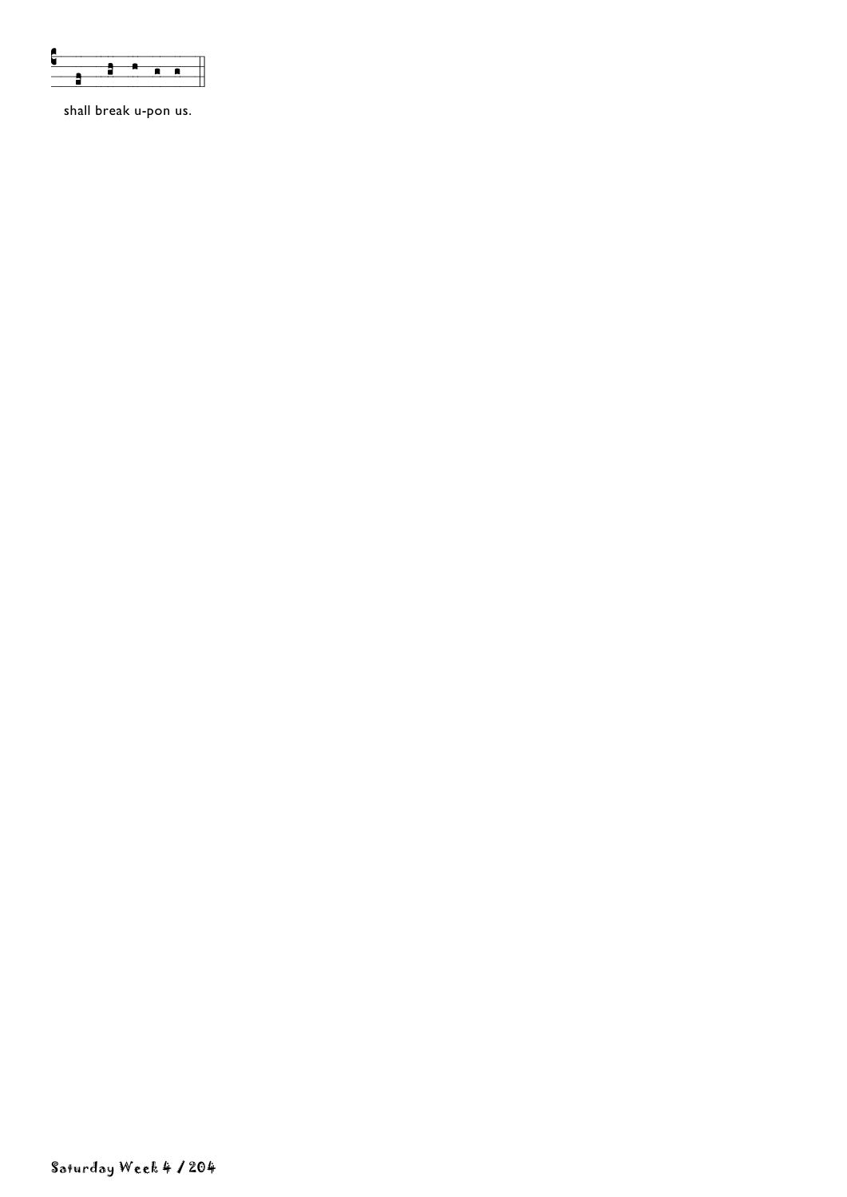shall break u-pon us.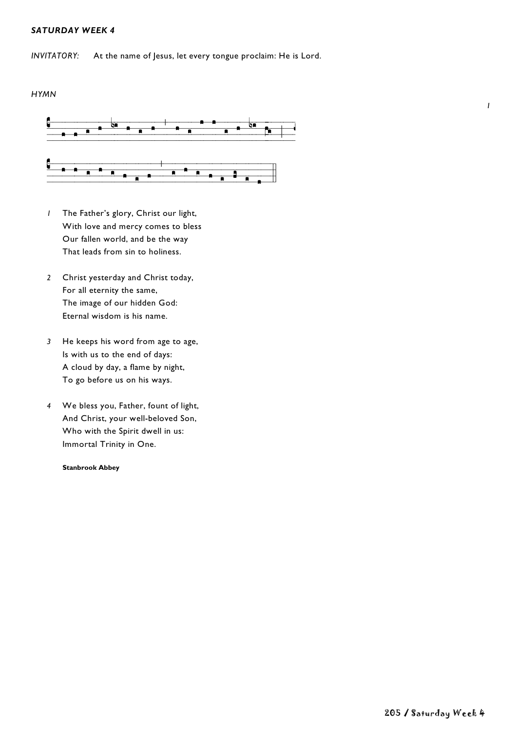***SATURDAY WEEK 4***

*INVITATORY:* At the name of Jesus, let every tongue proclaim: He is Lord.

*HYMN*

*I*

*1* The Father's glory, Christ our light,
With love and mercy comes to bless
Our fallen world, and be the way
That leads from sin to holiness.

*2* Christ yesterday and Christ today,
For all eternity the same,
The image of our hidden God:
Eternal wisdom is his name.

*3* He keeps his word from age to age,
Is with us to the end of days:
A cloud by day, a flame by night,
To go before us on his ways.

*4* We bless you, Father, fount of light,
And Christ, your well-beloved Son,
Who with the Spirit dwell in us:
Immortal Trinity in One.

**Stanbrook Abbey**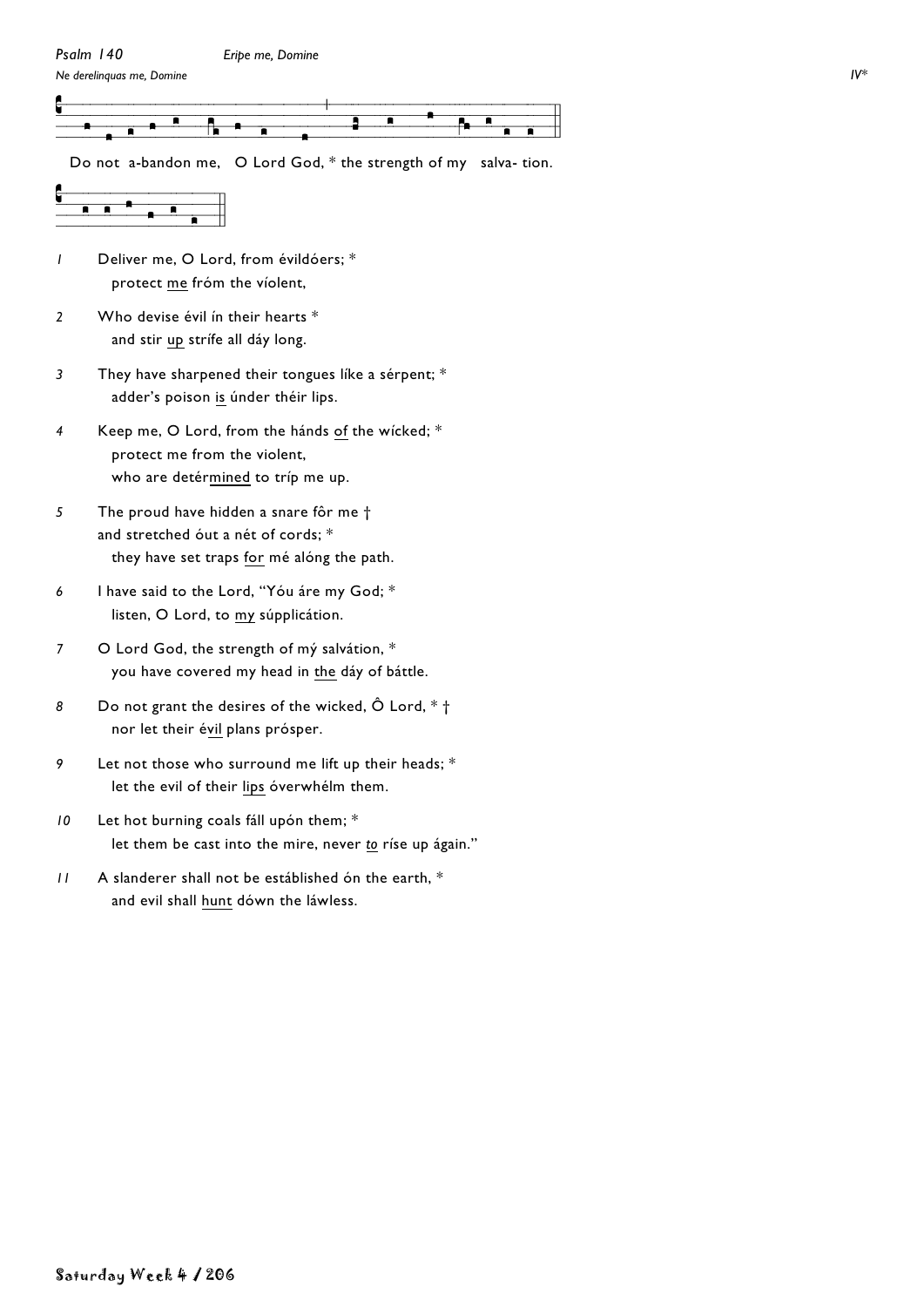*Psalm 140* *Eripe me, Domine*

*Ne derelinquas me, Domine* *IV**

Do not a-bandon me, O Lord God, * the strength of my salva- tion.

*1* Deliver me, O Lord, from évildóers; *
protect me fróm the víolent,

*2* Who devise évil ín their hearts *
and stir up strífe all dáy long.

*3* They have sharpened their tongues líke a sérpent; *
adder's poison is únder théir lips.

*4* Keep me, O Lord, from the hánds of the wícked; *
protect me from the violent,
who are detérmined to tríp me up.

*5* The proud have hidden a snare fôr me †
and stretched óut a nét of cords; *
they have set traps for mé alóng the path.

*6* I have said to the Lord, "Yóu áre my God; *
listen, O Lord, to my súpplicátion.

*7* O Lord God, the strength of mý salvátion, *
you have covered my head in the dáy of báttle.

*8* Do not grant the desires of the wicked, Ô Lord, * †
nor let their évil plans prósper.

*9* Let not those who surround me lift up their heads; *
let the evil of their lips óverwhélm them.

*10* Let hot burning coals fáll upón them; *
let them be cast into the mire, never *to* ríse up ágain."

*11* A slanderer shall not be estáblished ón the earth, *
and evil shall hunt dówn the láwless.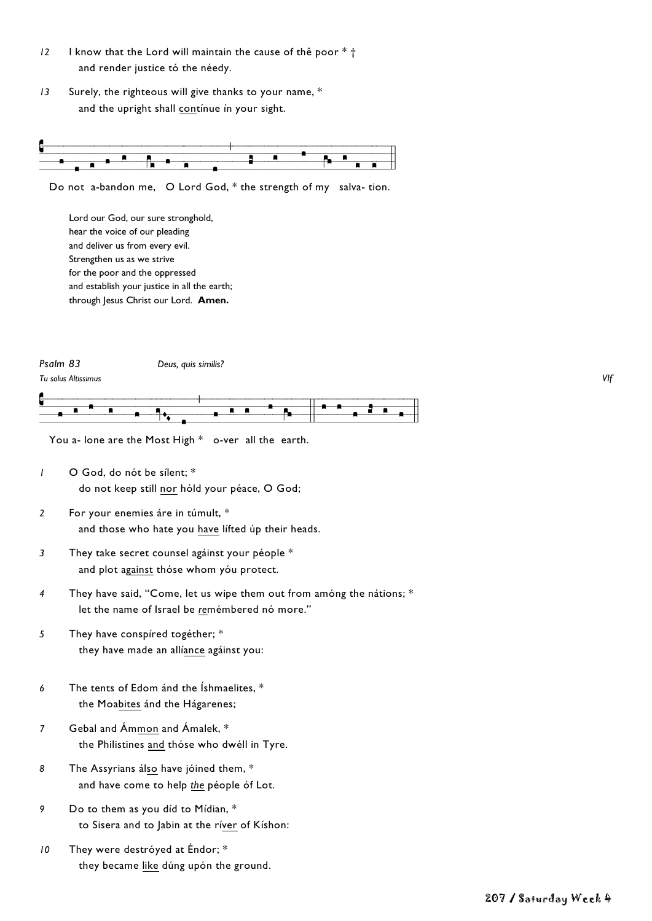*12* I know that the Lord will maintain the cause of thê poor * †
  and render justice tó the néedy.

*13* Surely, the righteous will give thanks to your name, *
  and the upright shall <u>con</u>tínue ín your sight.

Do not a-bandon me, O Lord God, * the strength of my salva- tion.

Lord our God, our sure stronghold,
hear the voice of our pleading
and deliver us from every evil.
Strengthen us as we strive
for the poor and the oppressed
and establish your justice in all the earth;
through Jesus Christ our Lord. **Amen.**

*Psalm 83* *Deus, quis similis?*

*Tu solus Altissimus* *VIf*

You a- lone are the Most High * o-ver all the earth.

*1* O God, do nót be sílent; *
  do not keep still <u>nor</u> hóld your péace, O God;

*2* For your enemies áre in túmult, *
  and those who hate you <u>have</u> lífted úp their heads.

*3* They take secret counsel agáinst your péople *
  and plot a<u>gainst</u> thóse whom yóu protect.

*4* They have said, "Come, let us wipe them out from amóng the nátions; *
  let the name of Israel be <u>*re*</u>mémbered nó more."

*5* They have conspíred togéther; *
  they have made an all<u>íance</u> agáinst you:

*6* The tents of Edom ánd the Íshmaelites, *
  the Moa<u>bites</u> ánd the Hágarenes;

*7* Gebal and Ám<u>mon</u> and Ámalek, *
  the Philistines <u>and</u> thóse who dwéll in Tyre.

*8* The Assyrians ál<u>so</u> have jóined them, *
  and have come to help <u>*the*</u> péople óf Lot.

*9* Do to them as you díd to Mídian, *
  to Sisera and to Jabin at the r<u>íver</u> of Kíshon:

*10* They were destróyed at Éndor; *
  they became <u>like</u> dúng upón the ground.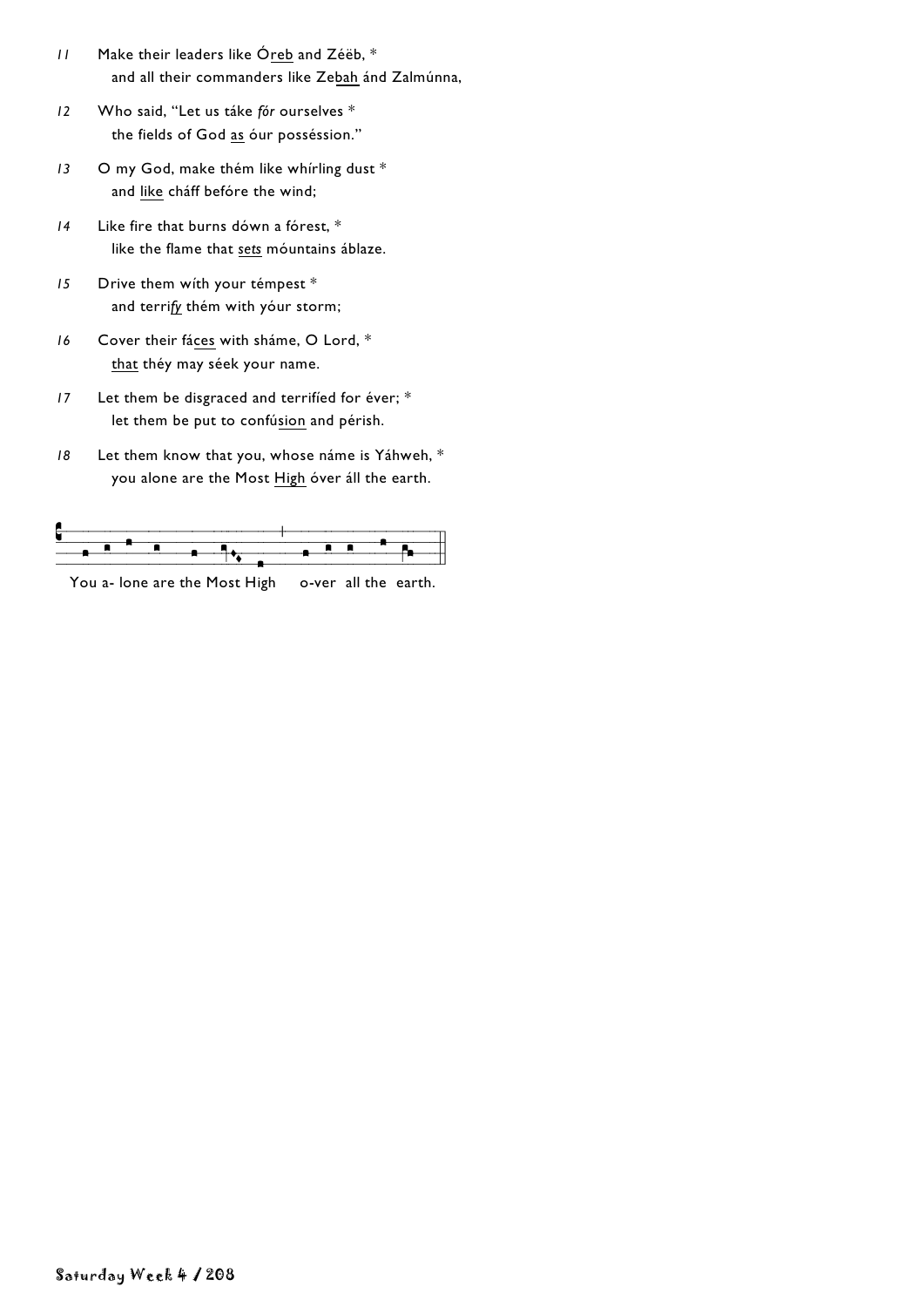*11* Make their leaders like Ó<u>reb</u> and Zéëb, *
and all their commanders like Ze<u>bah</u> ánd Zalmúnna,

*12* Who said, "Let us táke *fór* ourselves *
the fields of God <u>as</u> óur posséssion."

*13* O my God, make thém like whírling dust *
and <u>like</u> cháff befóre the wind;

*14* Like fire that burns dówn a fórest, *
like the flame that <u>*sets*</u> móuntains áblaze.

*15* Drive them wíth your témpest *
and terri<u>*fy*</u> thém with yóur storm;

*16* Cover their fá<u>ces</u> with sháme, O Lord, *
<u>that</u> théy may séek your name.

*17* Let them be disgraced and terrifíed for éver; *
let them be put to confú<u>sion</u> and pérish.

*18* Let them know that you, whose náme is Yáhweh, *
you alone are the Most <u>High</u> óver áll the earth.

You a- lone are the Most High o-ver all the earth.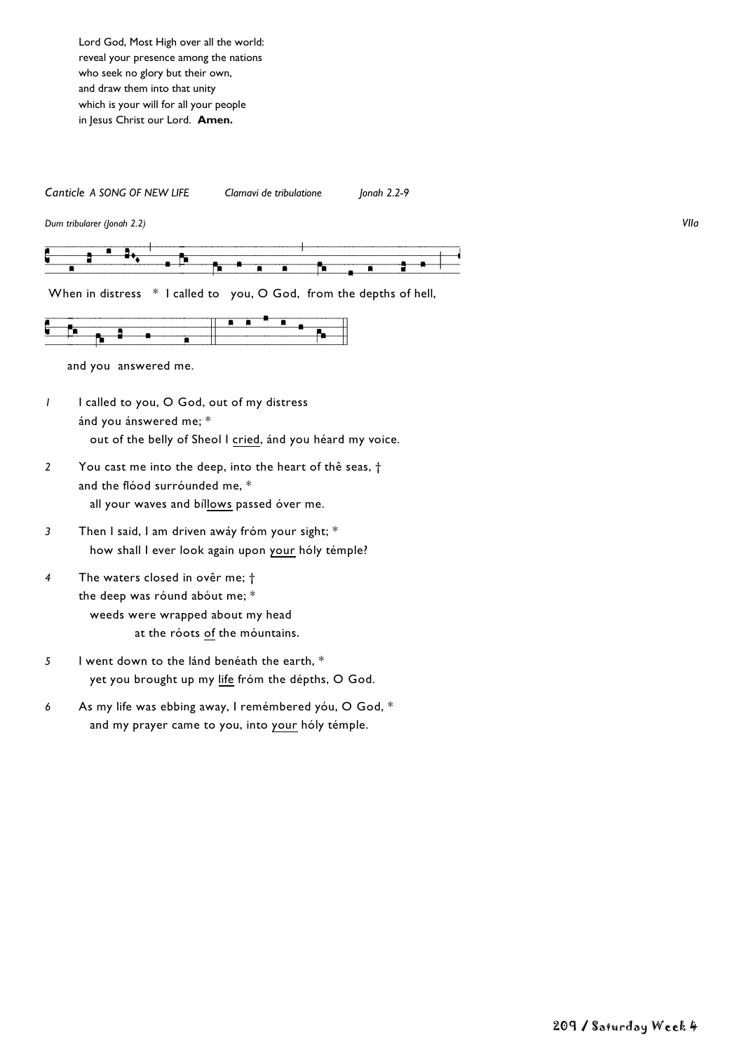Lord God, Most High over all the world:
reveal your presence among the nations
who seek no glory but their own,
and draw them into that unity
which is your will for all your people
in Jesus Christ our Lord. **Amen.**

*Canticle A SONG OF NEW LIFE* *Clamavi de tribulatione* *Jonah 2.2-9*

*Dum tribularer (Jonah 2.2)* *VIIa*

When in distress * I called to you, O God, from the depths of hell,

and you answered me.

*1* I called to you, O God, out of my distress
ánd you ánswered me; *
out of the belly of Sheol I cried, ánd you héard my voice.

*2* You cast me into the deep, into the heart of thê seas, †
and the flóod surróunded me, *
all your waves and bíllows passed óver me.

*3* Then I said, I am driven awáy fróm your sight; *
how shall I ever look again upon your hóly témple?

*4* The waters closed in ovêr me; †
the deep was róund abóut me; *
weeds were wrapped about my head
at the róots of the móuntains.

*5* I went down to the lánd benéath the earth, *
yet you brought up my life fróm the dépths, O God.

*6* As my life was ebbing away, I remémbered yóu, O God, *
and my prayer came to you, into your hóly témple.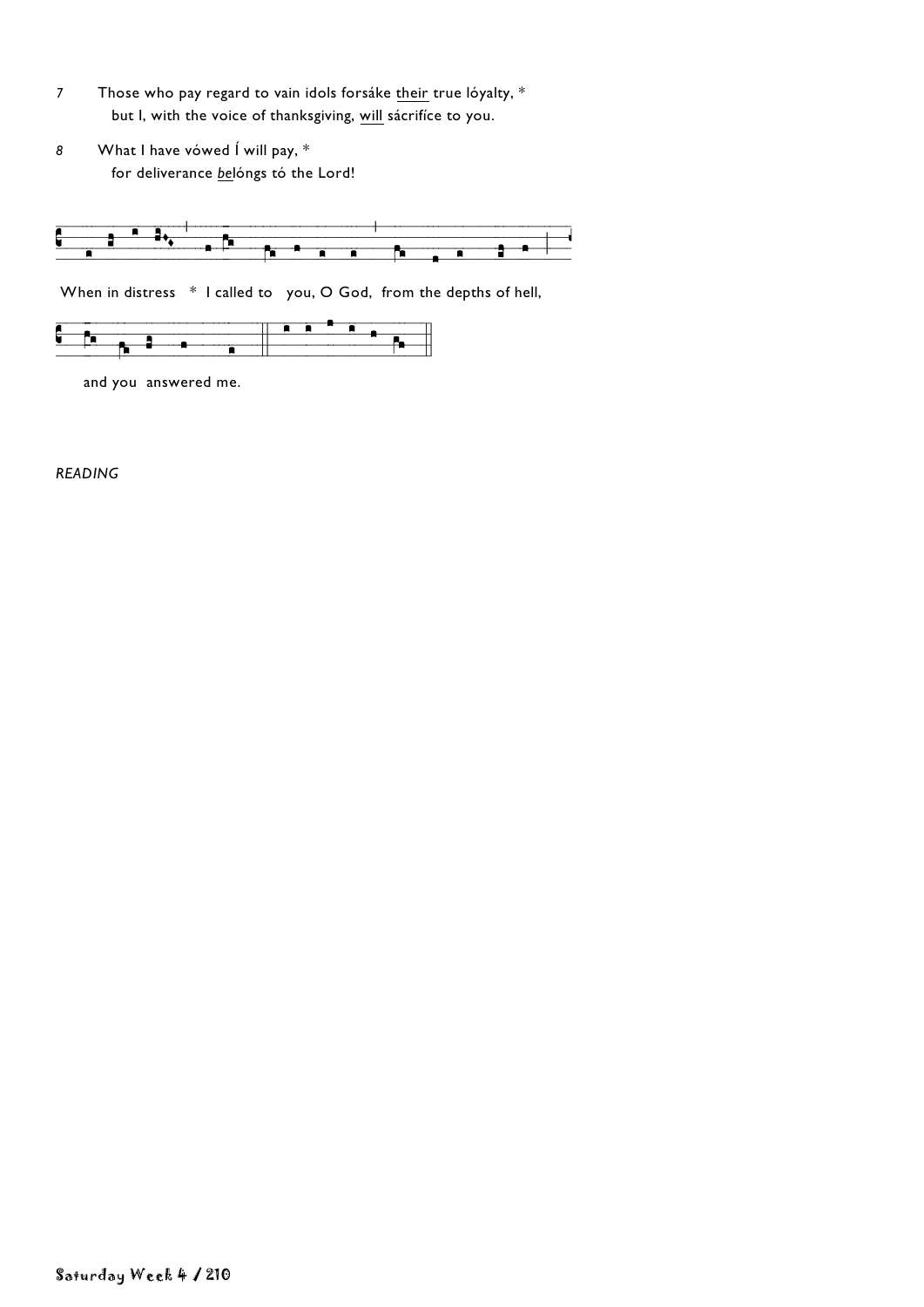7 Those who pay regard to vain idols forsáke <u>their</u> true lóyalty, *
  but I, with the voice of thanksgiving, <u>will</u> sácrifíce to you.

*8* What I have vówed Í will pay, *
  for deliverance <u>*be*</u>lóngs tó the Lord!

When in distress * I called to you, O God, from the depths of hell,

and you answered me.

*READING*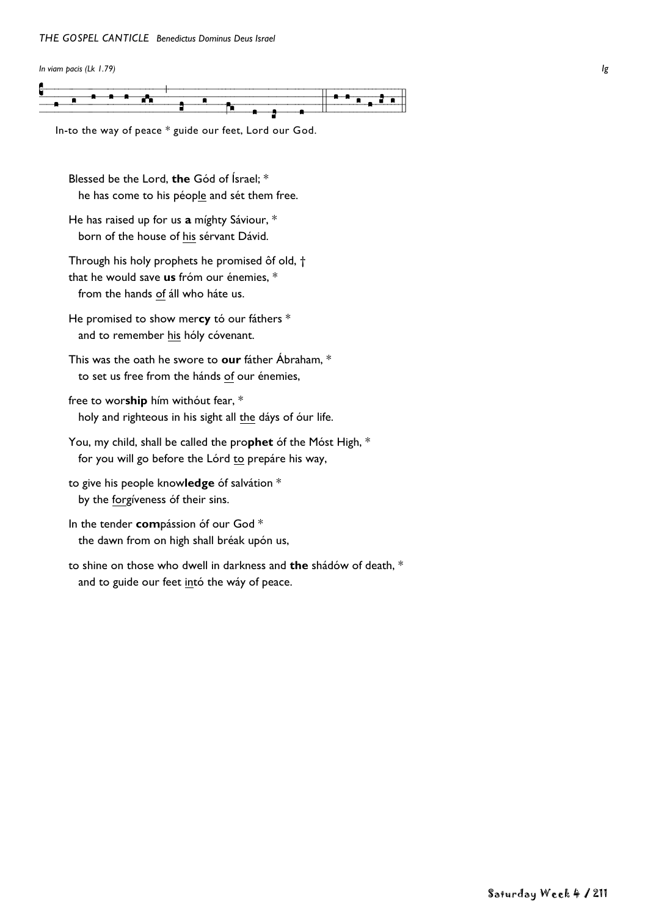*THE GOSPEL CANTICLE Benedictus Dominus Deus Israel*

*In viam pacis (Lk 1.79)* *Ig*

In-to the way of peace * guide our feet, Lord our God.

Blessed be the Lord, **the** Gód of Ísrael; *
  he has come to his péop<u>le</u> and sét them free.

He has raised up for us **a** míghty Sáviour, *
  born of the house of <u>his</u> sérvant Dávid.

Through his holy prophets he promised ôf old, †
that he would save **us** fróm our énemies, *
  from the hands <u>of</u> áll who háte us.

He promised to show mer**cy** tó our fáthers *
  and to remember <u>his</u> hóly cóvenant.

This was the oath he swore to **our** fáther Ábraham, *
  to set us free from the hánds <u>of</u> our énemies,

free to wor**ship** hím withóut fear, *
  holy and righteous in his sight all <u>the</u> dáys of óur life.

You, my child, shall be called the pro**phet** óf the Móst High, *
  for you will go before the Lórd <u>to</u> prepáre his way,

to give his people know**ledge** óf salvátion *
  by the <u>for</u>gíveness óf their sins.

In the tender **com**pássion óf our God *
  the dawn from on high shall bréak upón us,

to shine on those who dwell in darkness and **the** shádów of death, *
  and to guide our feet <u>in</u>tó the wáy of peace.